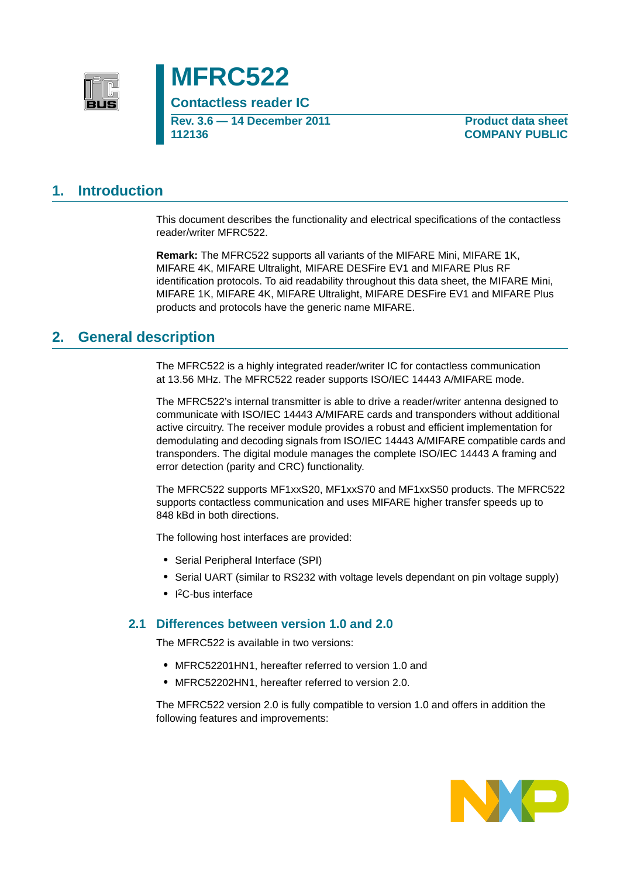# MFRC522

**Contactless reader IC**

**Rev. 3.6 — 14 December 2011**
**112136**

**Product data sheet**
**COMPANY PUBLIC**

## 1. Introduction

This document describes the functionality and electrical specifications of the contactless reader/writer MFRC522.

**Remark:** The MFRC522 supports all variants of the MIFARE Mini, MIFARE 1K, MIFARE 4K, MIFARE Ultralight, MIFARE DESFire EV1 and MIFARE Plus RF identification protocols. To aid readability throughout this data sheet, the MIFARE Mini, MIFARE 1K, MIFARE 4K, MIFARE Ultralight, MIFARE DESFire EV1 and MIFARE Plus products and protocols have the generic name MIFARE.

## 2. General description

The MFRC522 is a highly integrated reader/writer IC for contactless communication at 13.56 MHz. The MFRC522 reader supports ISO/IEC 14443 A/MIFARE mode.

The MFRC522's internal transmitter is able to drive a reader/writer antenna designed to communicate with ISO/IEC 14443 A/MIFARE cards and transponders without additional active circuitry. The receiver module provides a robust and efficient implementation for demodulating and decoding signals from ISO/IEC 14443 A/MIFARE compatible cards and transponders. The digital module manages the complete ISO/IEC 14443 A framing and error detection (parity and CRC) functionality.

The MFRC522 supports MF1xxS20, MF1xxS70 and MF1xxS50 products. The MFRC522 supports contactless communication and uses MIFARE higher transfer speeds up to 848 kBd in both directions.

The following host interfaces are provided:

- Serial Peripheral Interface (SPI)
- Serial UART (similar to RS232 with voltage levels dependant on pin voltage supply)
- I²C-bus interface

### 2.1 Differences between version 1.0 and 2.0

The MFRC522 is available in two versions:

- MFRC52201HN1, hereafter referred to version 1.0 and
- MFRC52202HN1, hereafter referred to version 2.0.

The MFRC522 version 2.0 is fully compatible to version 1.0 and offers in addition the following features and improvements: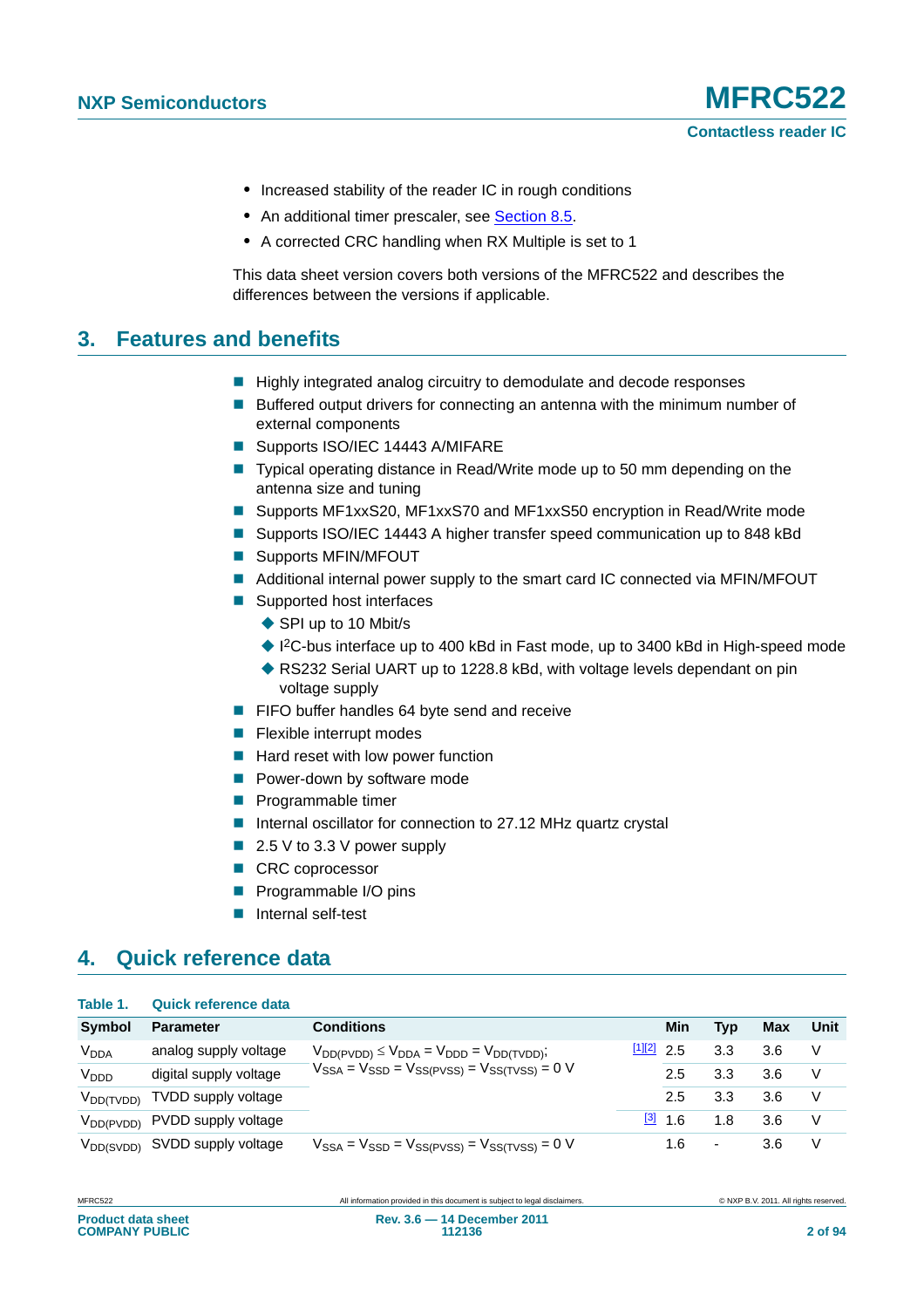- Increased stability of the reader IC in rough conditions
- An additional timer prescaler, see Section 8.5.
- A corrected CRC handling when RX Multiple is set to 1

This data sheet version covers both versions of the MFRC522 and describes the differences between the versions if applicable.

## 3. Features and benefits

- Highly integrated analog circuitry to demodulate and decode responses
- Buffered output drivers for connecting an antenna with the minimum number of external components
- Supports ISO/IEC 14443 A/MIFARE
- Typical operating distance in Read/Write mode up to 50 mm depending on the antenna size and tuning
- Supports MF1xxS20, MF1xxS70 and MF1xxS50 encryption in Read/Write mode
- Supports ISO/IEC 14443 A higher transfer speed communication up to 848 kBd
- Supports MFIN/MFOUT
- Additional internal power supply to the smart card IC connected via MFIN/MFOUT
- Supported host interfaces
  - SPI up to 10 Mbit/s
  - I$^2$C-bus interface up to 400 kBd in Fast mode, up to 3400 kBd in High-speed mode
  - RS232 Serial UART up to 1228.8 kBd, with voltage levels dependant on pin voltage supply
- FIFO buffer handles 64 byte send and receive
- Flexible interrupt modes
- Hard reset with low power function
- Power-down by software mode
- Programmable timer
- Internal oscillator for connection to 27.12 MHz quartz crystal
- 2.5 V to 3.3 V power supply
- CRC coprocessor
- Programmable I/O pins
- Internal self-test

## 4. Quick reference data

**Table 1. Quick reference data**

| Symbol | Parameter | Conditions | | Min | Typ | Max | Unit |
|---|---|---|---|---|---|---|---|
| $V_{DDA}$ | analog supply voltage | $V_{DD(PVDD)} \leq V_{DDA} = V_{DDD} = V_{DD(TVDD)}$; $V_{SSA} = V_{SSD} = V_{SS(PVSS)} = V_{SS(TVSS)} = 0$ V | [1][2] | 2.5 | 3.3 | 3.6 | V |
| $V_{DDD}$ | digital supply voltage | | | 2.5 | 3.3 | 3.6 | V |
| $V_{DD(TVDD)}$ | TVDD supply voltage | | | 2.5 | 3.3 | 3.6 | V |
| $V_{DD(PVDD)}$ | PVDD supply voltage | | [3] | 1.6 | 1.8 | 3.6 | V |
| $V_{DD(SVDD)}$ | SVDD supply voltage | $V_{SSA} = V_{SSD} = V_{SS(PVSS)} = V_{SS(TVSS)} = 0$ V | | 1.6 | - | 3.6 | V |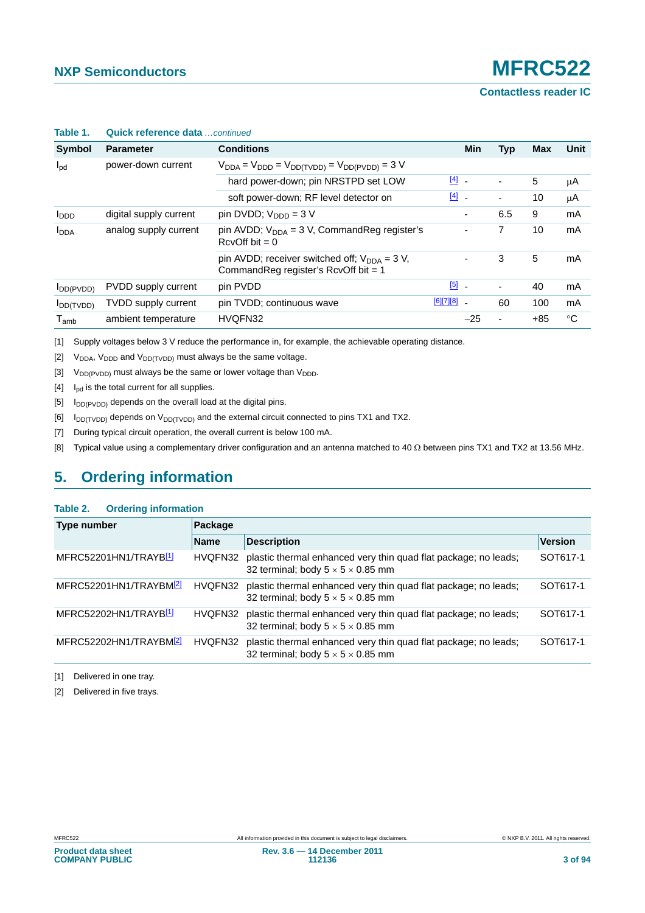**Table 1. Quick reference data** *…continued*

| Symbol | Parameter | Conditions | | Min | Typ | Max | Unit |
|---|---|---|---|---|---|---|---|
| $I_{pd}$ | power-down current | $V_{DDA} = V_{DDD} = V_{DD(TVDD)} = V_{DD(PVDD)} = 3$ V | | | | | |
| | | hard power-down; pin NRSTPD set LOW | [4] | - | - | 5 | μA |
| | | soft power-down; RF level detector on | [4] | - | - | 10 | μA |
| $I_{DDD}$ | digital supply current | pin DVDD; $V_{DDD} = 3$ V | | - | 6.5 | 9 | mA |
| $I_{DDA}$ | analog supply current | pin AVDD; $V_{DDA} = 3$ V, CommandReg register's RcvOff bit = 0 | | - | 7 | 10 | mA |
| | | pin AVDD; receiver switched off; $V_{DDA} = 3$ V, CommandReg register's RcvOff bit = 1 | | - | 3 | 5 | mA |
| $I_{DD(PVDD)}$ | PVDD supply current | pin PVDD | [5] | - | - | 40 | mA |
| $I_{DD(TVDD)}$ | TVDD supply current | pin TVDD; continuous wave | [6][7][8] | - | 60 | 100 | mA |
| $T_{amb}$ | ambient temperature | HVQFN32 | | −25 | - | +85 | °C |

[1] Supply voltages below 3 V reduce the performance in, for example, the achievable operating distance.

[2] $V_{DDA}$, $V_{DDD}$ and $V_{DD(TVDD)}$ must always be the same voltage.

[3] $V_{DD(PVDD)}$ must always be the same or lower voltage than $V_{DDD}$.

[4] $I_{pd}$ is the total current for all supplies.

[5] $I_{DD(PVDD)}$ depends on the overall load at the digital pins.

[6] $I_{DD(TVDD)}$ depends on $V_{DD(TVDD)}$ and the external circuit connected to pins TX1 and TX2.

[7] During typical circuit operation, the overall current is below 100 mA.

[8] Typical value using a complementary driver configuration and an antenna matched to 40 Ω between pins TX1 and TX2 at 13.56 MHz.

## 5. Ordering information

**Table 2. Ordering information**

| Type number | Package | | |
|---|---|---|---|
| | Name | Description | Version |
| MFRC52201HN1/TRAYB[1] | HVQFN32 | plastic thermal enhanced very thin quad flat package; no leads; 32 terminal; body 5 × 5 × 0.85 mm | SOT617-1 |
| MFRC52201HN1/TRAYBM[2] | HVQFN32 | plastic thermal enhanced very thin quad flat package; no leads; 32 terminal; body 5 × 5 × 0.85 mm | SOT617-1 |
| MFRC52202HN1/TRAYB[1] | HVQFN32 | plastic thermal enhanced very thin quad flat package; no leads; 32 terminal; body 5 × 5 × 0.85 mm | SOT617-1 |
| MFRC52202HN1/TRAYBM[2] | HVQFN32 | plastic thermal enhanced very thin quad flat package; no leads; 32 terminal; body 5 × 5 × 0.85 mm | SOT617-1 |

[1] Delivered in one tray.

[2] Delivered in five trays.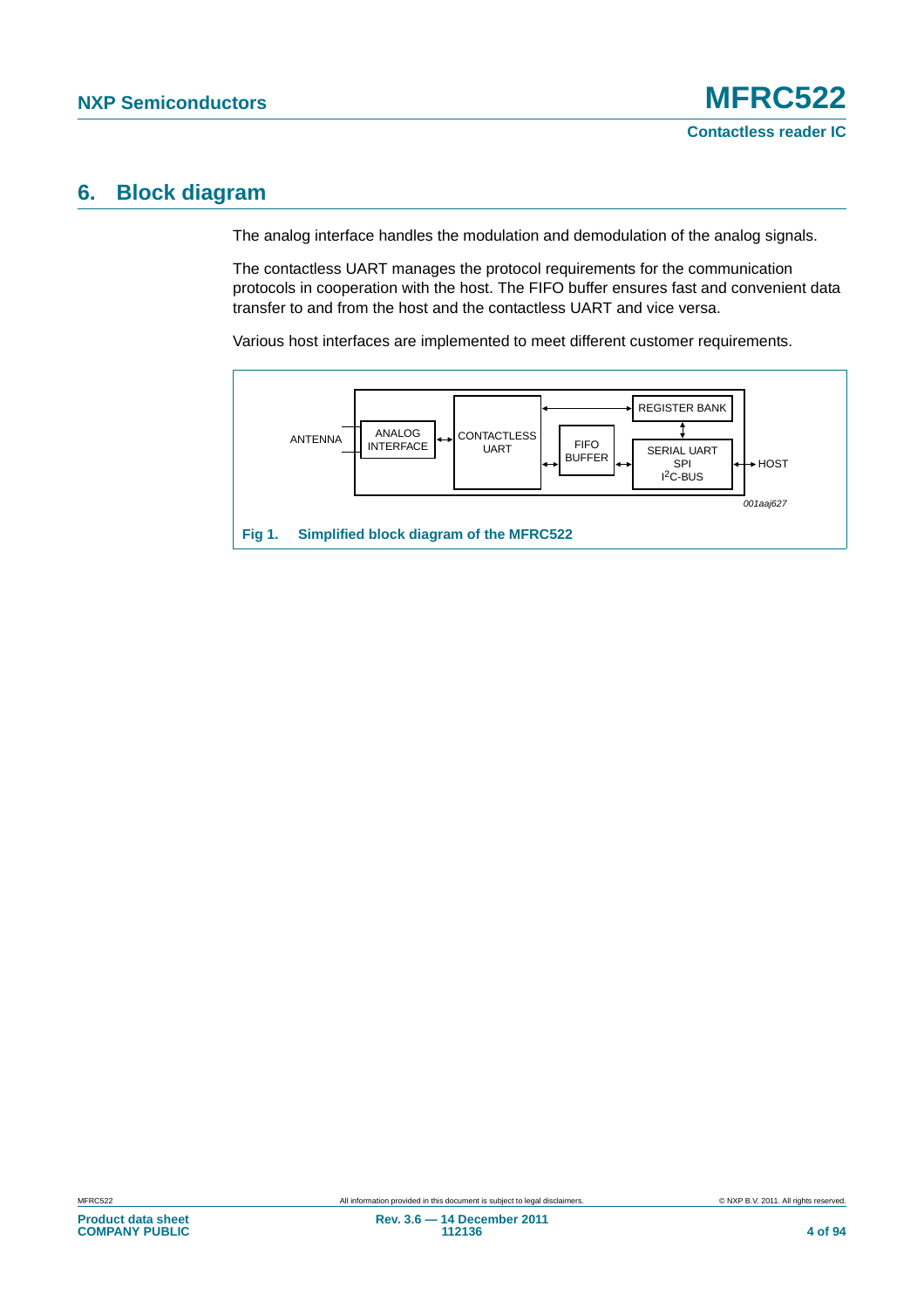## 6. Block diagram

The analog interface handles the modulation and demodulation of the analog signals.

The contactless UART manages the protocol requirements for the communication protocols in cooperation with the host. The FIFO buffer ensures fast and convenient data transfer to and from the host and the contactless UART and vice versa.

Various host interfaces are implemented to meet different customer requirements.

ANTENNA | ANALOG INTERFACE | CONTACTLESS UART | FIFO BUFFER | REGISTER BANK | SERIAL UART SPI I²C-BUS | HOST

001aaj627

**Fig 1. Simplified block diagram of the MFRC522**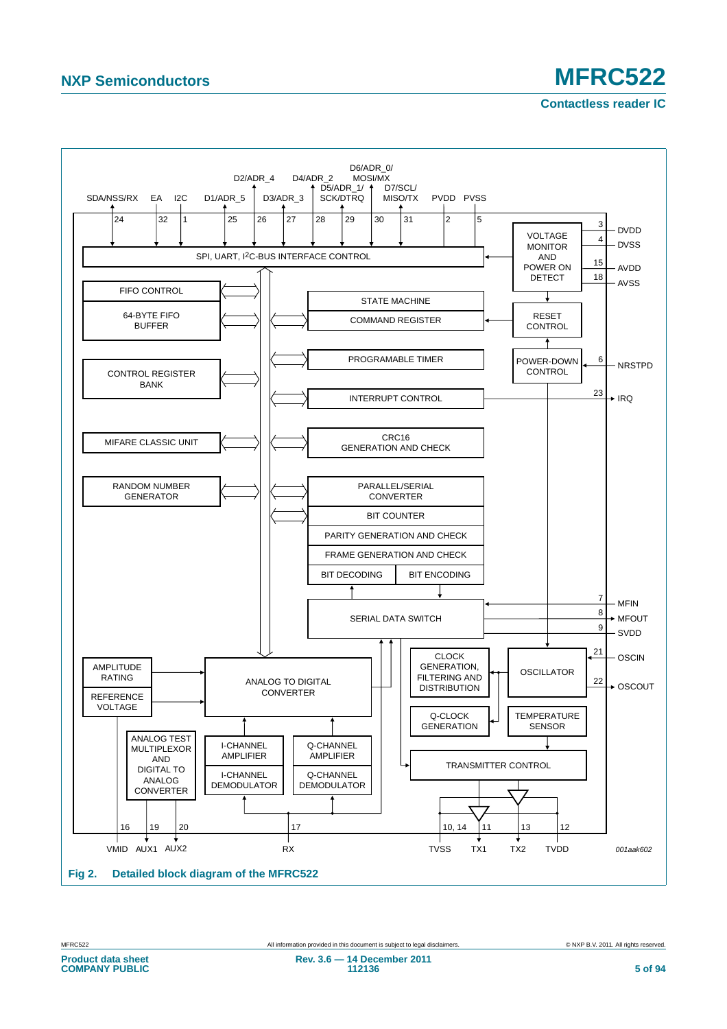Fig 2. Detailed block diagram of the MFRC522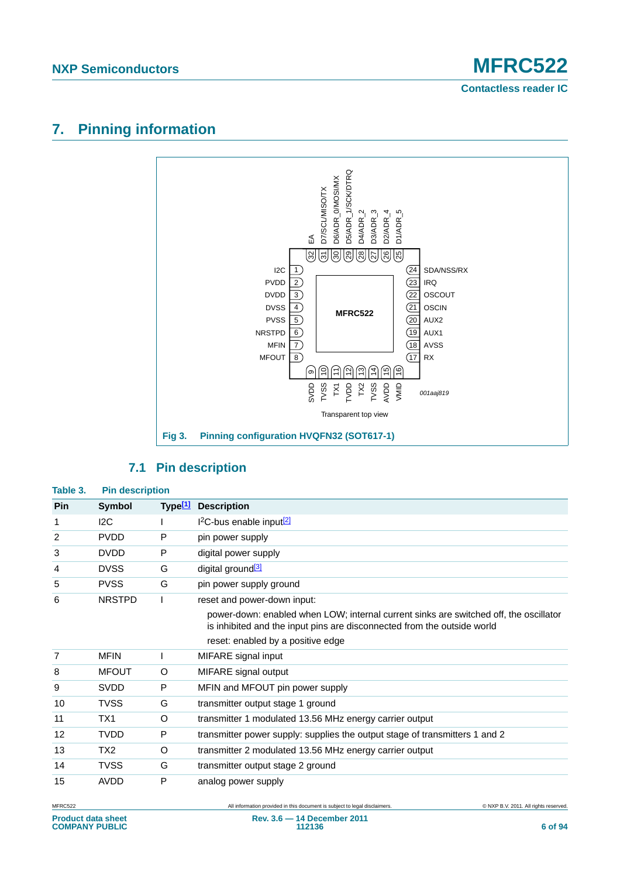# 7. Pinning information

Fig 3. Pinning configuration HVQFN32 (SOT617-1)

## 7.1 Pin description

**Table 3. Pin description**

| Pin | Symbol | Type[1] | Description |
|---|---|---|---|
| 1 | I2C | I | $I^2C$-bus enable input[2] |
| 2 | PVDD | P | pin power supply |
| 3 | DVDD | P | digital power supply |
| 4 | DVSS | G | digital ground[3] |
| 5 | PVSS | G | pin power supply ground |
| 6 | NRSTPD | I | reset and power-down input: power-down: enabled when LOW; internal current sinks are switched off, the oscillator is inhibited and the input pins are disconnected from the outside world; reset: enabled by a positive edge |
| 7 | MFIN | I | MIFARE signal input |
| 8 | MFOUT | O | MIFARE signal output |
| 9 | SVDD | P | MFIN and MFOUT pin power supply |
| 10 | TVSS | G | transmitter output stage 1 ground |
| 11 | TX1 | O | transmitter 1 modulated 13.56 MHz energy carrier output |
| 12 | TVDD | P | transmitter power supply: supplies the output stage of transmitters 1 and 2 |
| 13 | TX2 | O | transmitter 2 modulated 13.56 MHz energy carrier output |
| 14 | TVSS | G | transmitter output stage 2 ground |
| 15 | AVDD | P | analog power supply |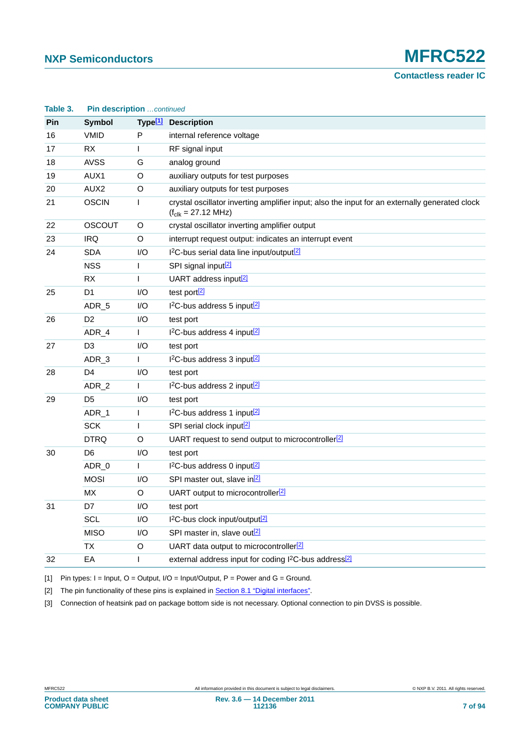**Table 3. Pin description** *...continued*

| Pin | Symbol | Type[1] | Description |
|---|---|---|---|
| 16 | VMID | P | internal reference voltage |
| 17 | RX | I | RF signal input |
| 18 | AVSS | G | analog ground |
| 19 | AUX1 | O | auxiliary outputs for test purposes |
| 20 | AUX2 | O | auxiliary outputs for test purposes |
| 21 | OSCIN | I | crystal oscillator inverting amplifier input; also the input for an externally generated clock ($f_{clk}$ = 27.12 MHz) |
| 22 | OSCOUT | O | crystal oscillator inverting amplifier output |
| 23 | IRQ | O | interrupt request output: indicates an interrupt event |
| 24 | SDA | I/O | I²C-bus serial data line input/output[2] |
| | NSS | I | SPI signal input[2] |
| | RX | I | UART address input[2] |
| 25 | D1 | I/O | test port[2] |
| | ADR_5 | I/O | I²C-bus address 5 input[2] |
| 26 | D2 | I/O | test port |
| | ADR_4 | I | I²C-bus address 4 input[2] |
| 27 | D3 | I/O | test port |
| | ADR_3 | I | I²C-bus address 3 input[2] |
| 28 | D4 | I/O | test port |
| | ADR_2 | I | I²C-bus address 2 input[2] |
| 29 | D5 | I/O | test port |
| | ADR_1 | I | I²C-bus address 1 input[2] |
| | SCK | I | SPI serial clock input[2] |
| | DTRQ | O | UART request to send output to microcontroller[2] |
| 30 | D6 | I/O | test port |
| | ADR_0 | I | I²C-bus address 0 input[2] |
| | MOSI | I/O | SPI master out, slave in[2] |
| | MX | O | UART output to microcontroller[2] |
| 31 | D7 | I/O | test port |
| | SCL | I/O | I²C-bus clock input/output[2] |
| | MISO | I/O | SPI master in, slave out[2] |
| | TX | O | UART data output to microcontroller[2] |
| 32 | EA | I | external address input for coding I²C-bus address[2] |

[1] Pin types: I = Input, O = Output, I/O = Input/Output, P = Power and G = Ground.

[2] The pin functionality of these pins is explained in Section 8.1 "Digital interfaces".

[3] Connection of heatsink pad on package bottom side is not necessary. Optional connection to pin DVSS is possible.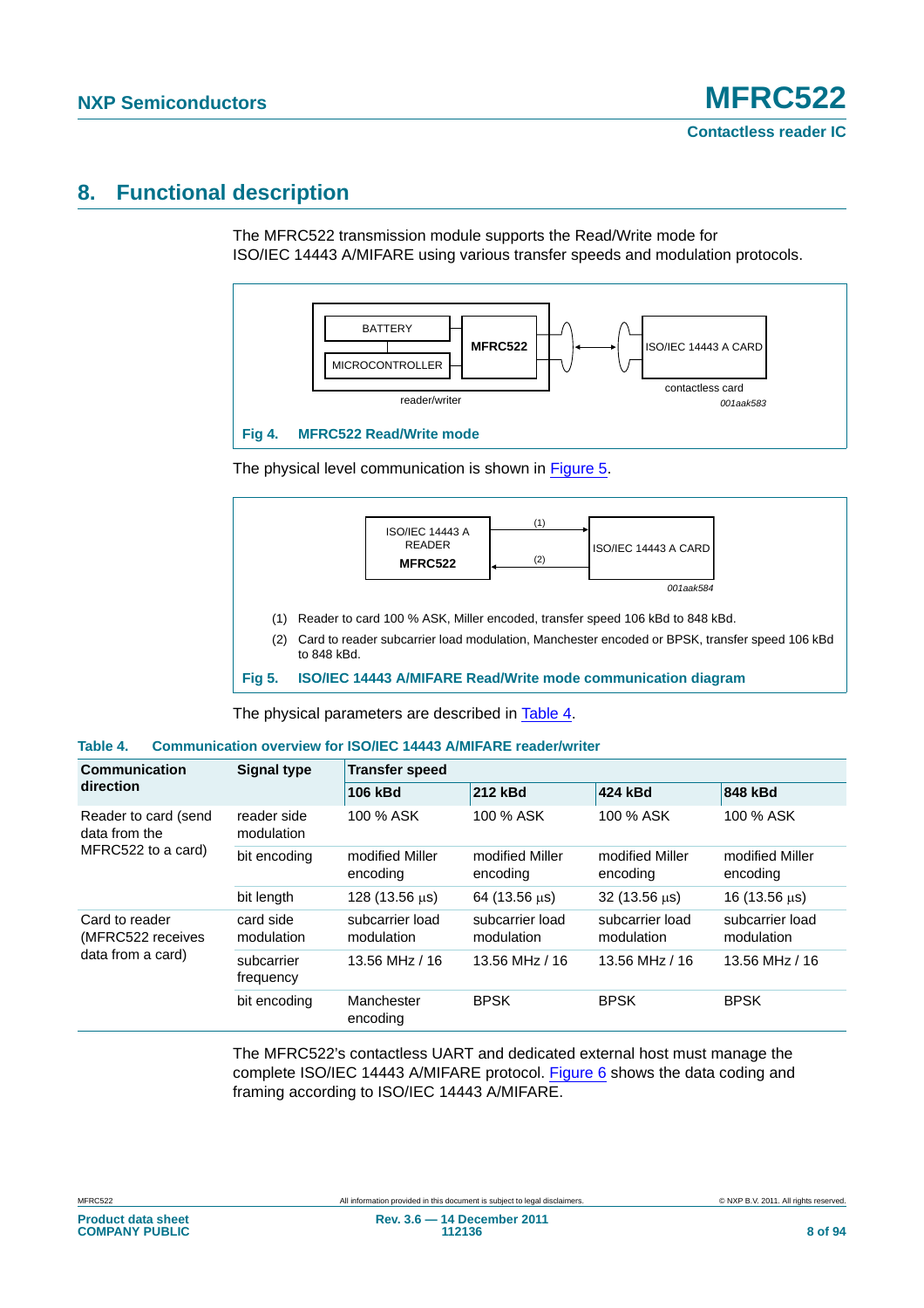# 8. Functional description

The MFRC522 transmission module supports the Read/Write mode for ISO/IEC 14443 A/MIFARE using various transfer speeds and modulation protocols.

Fig 4. MFRC522 Read/Write mode

The physical level communication is shown in Figure 5.

(1) Reader to card 100 % ASK, Miller encoded, transfer speed 106 kBd to 848 kBd.

(2) Card to reader subcarrier load modulation, Manchester encoded or BPSK, transfer speed 106 kBd to 848 kBd.

Fig 5. ISO/IEC 14443 A/MIFARE Read/Write mode communication diagram

The physical parameters are described in Table 4.

**Table 4. Communication overview for ISO/IEC 14443 A/MIFARE reader/writer**

| Communication direction | Signal type | Transfer speed | | | |
|---|---|---|---|---|---|
| | | 106 kBd | 212 kBd | 424 kBd | 848 kBd |
| Reader to card (send data from the MFRC522 to a card) | reader side modulation | 100 % ASK | 100 % ASK | 100 % ASK | 100 % ASK |
| | bit encoding | modified Miller encoding | modified Miller encoding | modified Miller encoding | modified Miller encoding |
| | bit length | 128 (13.56 μs) | 64 (13.56 μs) | 32 (13.56 μs) | 16 (13.56 μs) |
| Card to reader (MFRC522 receives data from a card) | card side modulation | subcarrier load modulation | subcarrier load modulation | subcarrier load modulation | subcarrier load modulation |
| | subcarrier frequency | 13.56 MHz / 16 | 13.56 MHz / 16 | 13.56 MHz / 16 | 13.56 MHz / 16 |
| | bit encoding | Manchester encoding | BPSK | BPSK | BPSK |

The MFRC522's contactless UART and dedicated external host must manage the complete ISO/IEC 14443 A/MIFARE protocol. Figure 6 shows the data coding and framing according to ISO/IEC 14443 A/MIFARE.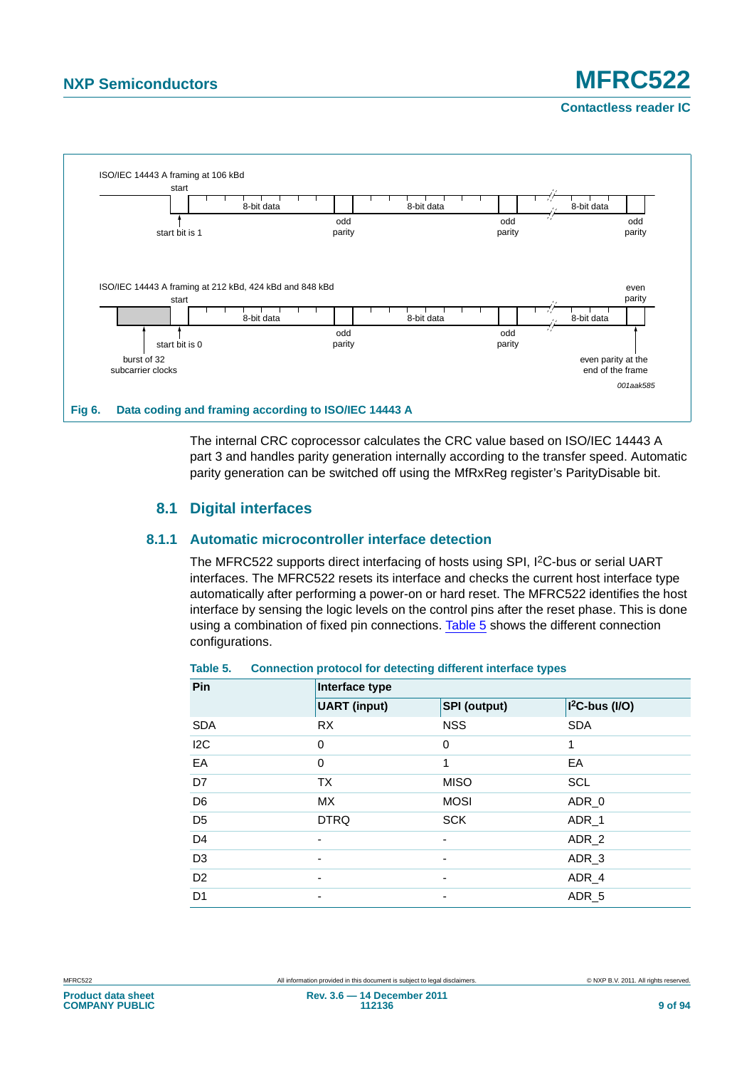ISO/IEC 14443 A framing at 106 kBd

start

8-bit data | odd parity | 8-bit data | odd parity | 8-bit data | odd parity

start bit is 1

ISO/IEC 14443 A framing at 212 kBd, 424 kBd and 848 kBd

start

8-bit data | odd parity | 8-bit data | odd parity | 8-bit data | even parity

start bit is 0

burst of 32 subcarrier clocks

even parity at the end of the frame

001aak585

**Fig 6. Data coding and framing according to ISO/IEC 14443 A**

The internal CRC coprocessor calculates the CRC value based on ISO/IEC 14443 A part 3 and handles parity generation internally according to the transfer speed. Automatic parity generation can be switched off using the MfRxReg register's ParityDisable bit.

## 8.1 Digital interfaces

### 8.1.1 Automatic microcontroller interface detection

The MFRC522 supports direct interfacing of hosts using SPI, $I^2C$-bus or serial UART interfaces. The MFRC522 resets its interface and checks the current host interface type automatically after performing a power-on or hard reset. The MFRC522 identifies the host interface by sensing the logic levels on the control pins after the reset phase. This is done using a combination of fixed pin connections. Table 5 shows the different connection configurations.

**Table 5. Connection protocol for detecting different interface types**

| Pin | Interface type | | |
|---|---|---|---|
| | **UART (input)** | **SPI (output)** | **$I^2C$-bus (I/O)** |
| SDA | RX | NSS | SDA |
| I2C | 0 | 0 | 1 |
| EA | 0 | 1 | EA |
| D7 | TX | MISO | SCL |
| D6 | MX | MOSI | ADR_0 |
| D5 | DTRQ | SCK | ADR_1 |
| D4 | - | - | ADR_2 |
| D3 | - | - | ADR_3 |
| D2 | - | - | ADR_4 |
| D1 | - | - | ADR_5 |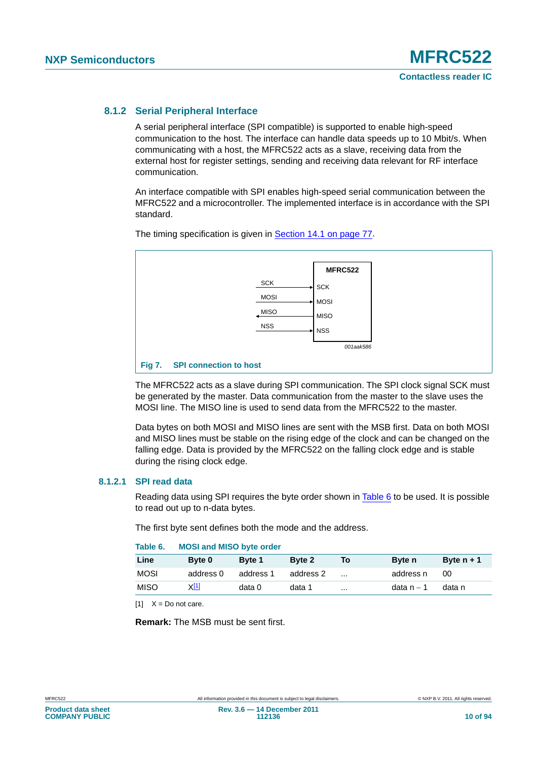### 8.1.2 Serial Peripheral Interface

A serial peripheral interface (SPI compatible) is supported to enable high-speed communication to the host. The interface can handle data speeds up to 10 Mbit/s. When communicating with a host, the MFRC522 acts as a slave, receiving data from the external host for register settings, sending and receiving data relevant for RF interface communication.

An interface compatible with SPI enables high-speed serial communication between the MFRC522 and a microcontroller. The implemented interface is in accordance with the SPI standard.

The timing specification is given in Section 14.1 on page 77.

MFRC522

SCK → SCK
MOSI → MOSI
MISO ← MISO
NSS → NSS

001aak586

**Fig 7. SPI connection to host**

The MFRC522 acts as a slave during SPI communication. The SPI clock signal SCK must be generated by the master. Data communication from the master to the slave uses the MOSI line. The MISO line is used to send data from the MFRC522 to the master.

Data bytes on both MOSI and MISO lines are sent with the MSB first. Data on both MOSI and MISO lines must be stable on the rising edge of the clock and can be changed on the falling edge. Data is provided by the MFRC522 on the falling clock edge and is stable during the rising clock edge.

#### 8.1.2.1 SPI read data

Reading data using SPI requires the byte order shown in Table 6 to be used. It is possible to read out up to n-data bytes.

The first byte sent defines both the mode and the address.

**Table 6. MOSI and MISO byte order**

| Line | Byte 0 | Byte 1 | Byte 2 | To | Byte n | Byte n + 1 |
|---|---|---|---|---|---|---|
| MOSI | address 0 | address 1 | address 2 | ... | address n | 00 |
| MISO | X[1] | data 0 | data 1 | ... | data n − 1 | data n |

[1] X = Do not care.

**Remark:** The MSB must be sent first.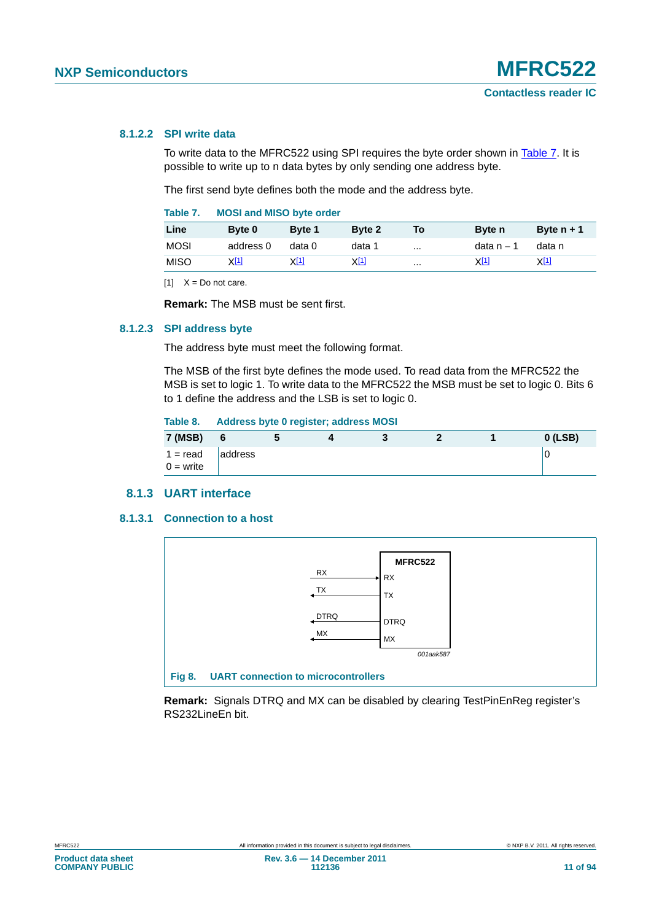#### 8.1.2.2 SPI write data

To write data to the MFRC522 using SPI requires the byte order shown in Table 7. It is possible to write up to n data bytes by only sending one address byte.

The first send byte defines both the mode and the address byte.

**Table 7. MOSI and MISO byte order**

| Line | Byte 0 | Byte 1 | Byte 2 | To | Byte n | Byte n + 1 |
|---|---|---|---|---|---|---|
| MOSI | address 0 | data 0 | data 1 | ... | data n − 1 | data n |
| MISO | X[1] | X[1] | X[1] | ... | X[1] | X[1] |

[1] X = Do not care.

**Remark:** The MSB must be sent first.

#### 8.1.2.3 SPI address byte

The address byte must meet the following format.

The MSB of the first byte defines the mode used. To read data from the MFRC522 the MSB is set to logic 1. To write data to the MFRC522 the MSB must be set to logic 0. Bits 6 to 1 define the address and the LSB is set to logic 0.

**Table 8. Address byte 0 register; address MOSI**

| 7 (MSB) | 6 | 5 | 4 | 3 | 2 | 1 | 0 (LSB) |
|---|---|---|---|---|---|---|---|
| 1 = read<br>0 = write | address | | | | | | 0 |

### 8.1.3 UART interface

#### 8.1.3.1 Connection to a host

MFRC522: RX ← RX; TX → TX; DTRQ → DTRQ; MX → MX

001aak587

**Fig 8. UART connection to microcontrollers**

**Remark:** Signals DTRQ and MX can be disabled by clearing TestPinEnReg register's RS232LineEn bit.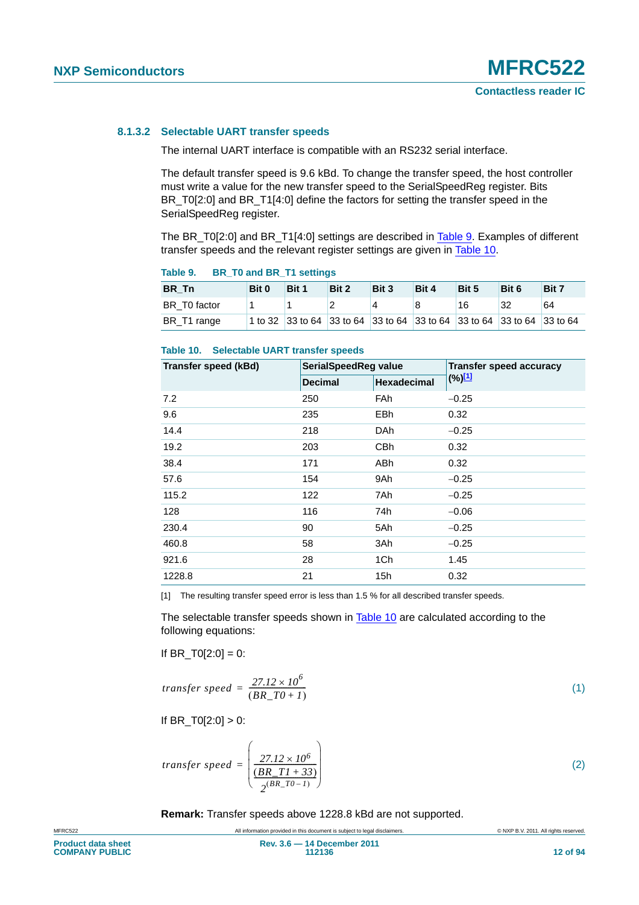#### 8.1.3.2 Selectable UART transfer speeds

The internal UART interface is compatible with an RS232 serial interface.

The default transfer speed is 9.6 kBd. To change the transfer speed, the host controller must write a value for the new transfer speed to the SerialSpeedReg register. Bits BR_T0[2:0] and BR_T1[4:0] define the factors for setting the transfer speed in the SerialSpeedReg register.

The BR_T0[2:0] and BR_T1[4:0] settings are described in Table 9. Examples of different transfer speeds and the relevant register settings are given in Table 10.

**Table 9. BR_T0 and BR_T1 settings**

| BR_Tn | Bit 0 | Bit 1 | Bit 2 | Bit 3 | Bit 4 | Bit 5 | Bit 6 | Bit 7 |
|---|---|---|---|---|---|---|---|---|
| BR_T0 factor | 1 | 1 | 2 | 4 | 8 | 16 | 32 | 64 |
| BR_T1 range | 1 to 32 | 33 to 64 | 33 to 64 | 33 to 64 | 33 to 64 | 33 to 64 | 33 to 64 | 33 to 64 |

**Table 10. Selectable UART transfer speeds**

| Transfer speed (kBd) | SerialSpeedReg value | | Transfer speed accuracy (%)[1] |
|---|---|---|---|
| | Decimal | Hexadecimal | |
| 7.2 | 250 | FAh | −0.25 |
| 9.6 | 235 | EBh | 0.32 |
| 14.4 | 218 | DAh | −0.25 |
| 19.2 | 203 | CBh | 0.32 |
| 38.4 | 171 | ABh | 0.32 |
| 57.6 | 154 | 9Ah | −0.25 |
| 115.2 | 122 | 7Ah | −0.25 |
| 128 | 116 | 74h | −0.06 |
| 230.4 | 90 | 5Ah | −0.25 |
| 460.8 | 58 | 3Ah | −0.25 |
| 921.6 | 28 | 1Ch | 1.45 |
| 1228.8 | 21 | 15h | 0.32 |

[1] The resulting transfer speed error is less than 1.5 % for all described transfer speeds.

The selectable transfer speeds shown in Table 10 are calculated according to the following equations:

If BR_T0[2:0] = 0:

$$transfer\ speed = \frac{27.12 \times 10^6}{(BR\_T0 + 1)} \quad (1)$$

If BR_T0[2:0] > 0:

$$transfer\ speed = \left( \frac{\frac{27.12 \times 10^6}{(BR\_T1 + 33)}}{2^{(BR\_T0 - 1)}} \right) \quad (2)$$

**Remark:** Transfer speeds above 1228.8 kBd are not supported.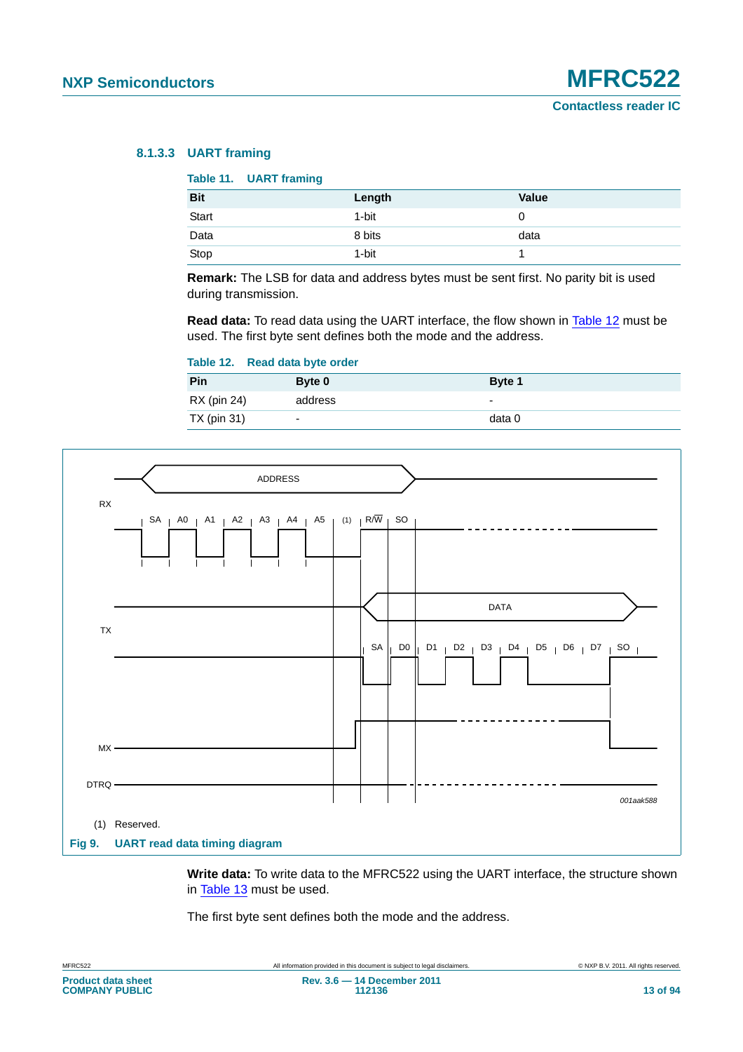#### 8.1.3.3 UART framing

**Table 11. UART framing**

| Bit | Length | Value |
|---|---|---|
| Start | 1-bit | 0 |
| Data | 8 bits | data |
| Stop | 1-bit | 1 |

**Remark:** The LSB for data and address bytes must be sent first. No parity bit is used during transmission.

**Read data:** To read data using the UART interface, the flow shown in Table 12 must be used. The first byte sent defines both the mode and the address.

**Table 12. Read data byte order**

| Pin | Byte 0 | Byte 1 |
|---|---|---|
| RX (pin 24) | address | - |
| TX (pin 31) | - | data 0 |

ADDRESS

RX

SA A0 A1 A2 A3 A4 A5 (1) R/W SO

DATA

TX

SA D0 D1 D2 D3 D4 D5 D6 D7 SO

MX

DTRQ

001aak588

(1) Reserved.

**Fig 9. UART read data timing diagram**

**Write data:** To write data to the MFRC522 using the UART interface, the structure shown in Table 13 must be used.

The first byte sent defines both the mode and the address.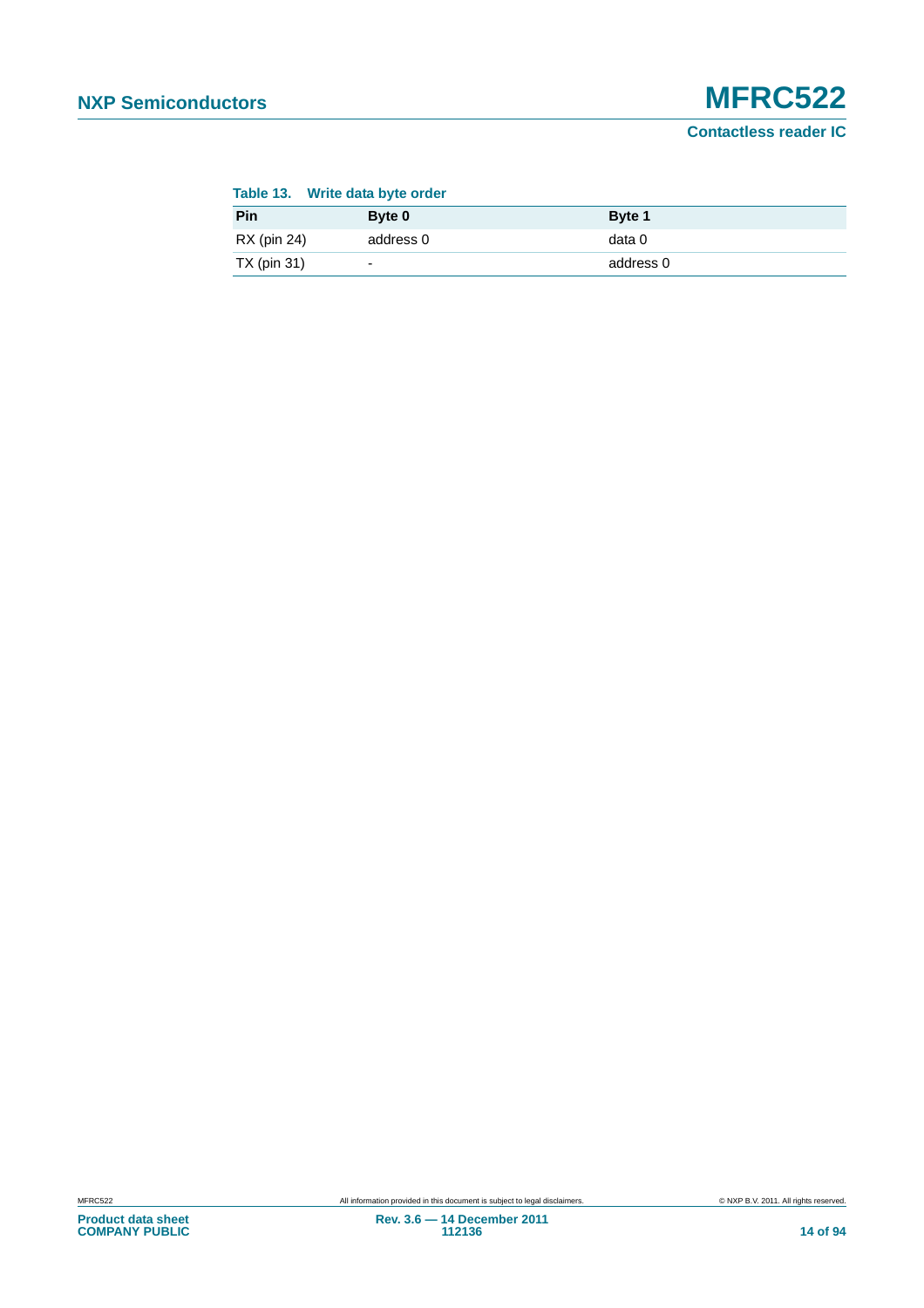**Table 13. Write data byte order**

| Pin | Byte 0 | Byte 1 |
|---|---|---|
| RX (pin 24) | address 0 | data 0 |
| TX (pin 31) | - | address 0 |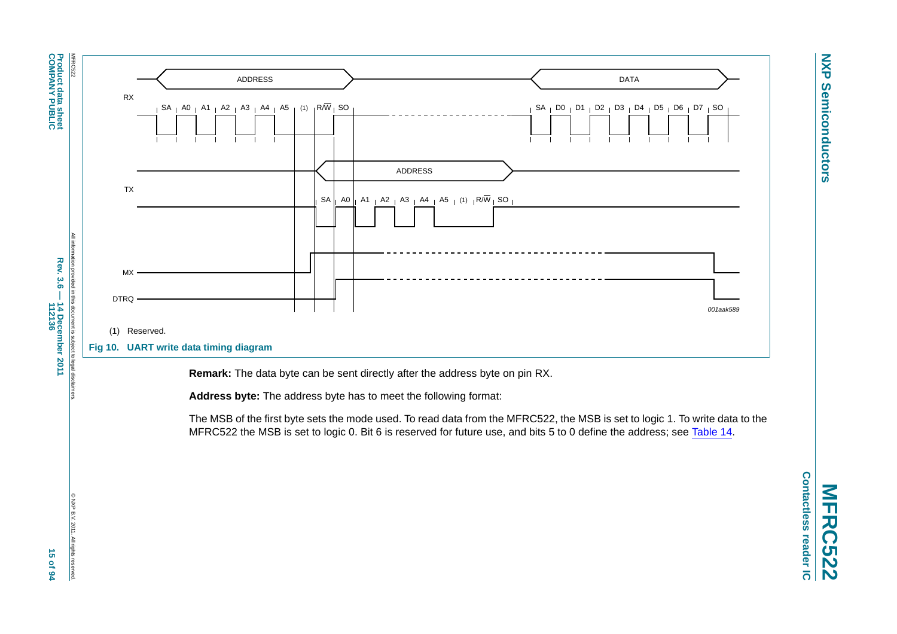(1) Reserved.

**Fig 10. UART write data timing diagram**

**Remark:** The data byte can be sent directly after the address byte on pin RX.

**Address byte:** The address byte has to meet the following format:

The MSB of the first byte sets the mode used. To read data from the MFRC522, the MSB is set to logic 1. To write data to the MFRC522 the MSB is set to logic 0. Bit 6 is reserved for future use, and bits 5 to 0 define the address; see Table 14.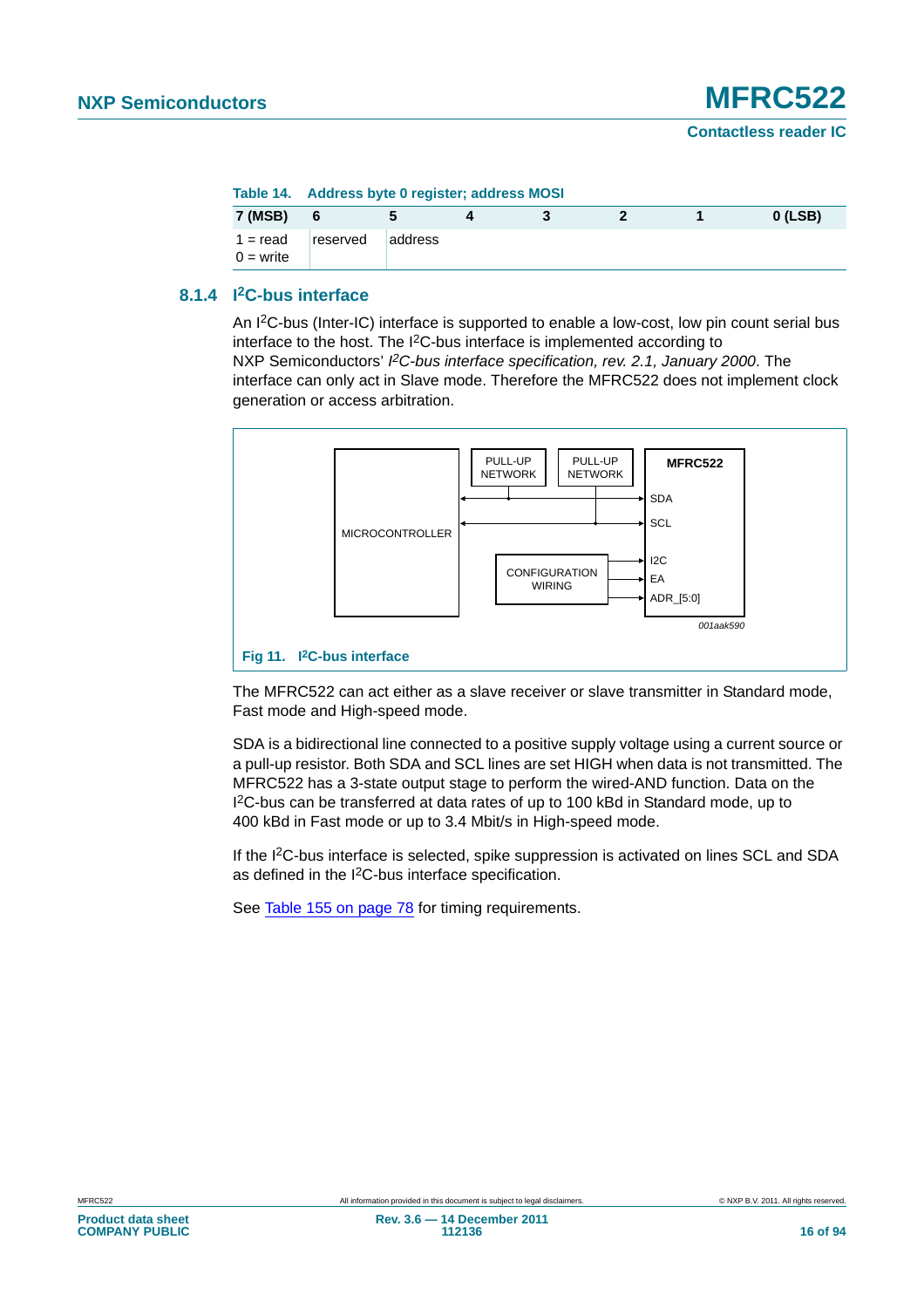**Table 14. Address byte 0 register; address MOSI**

| 7 (MSB) | 6 | 5 | 4 | 3 | 2 | 1 | 0 (LSB) |
|---|---|---|---|---|---|---|---|
| 1 = read<br>0 = write | reserved | address | | | | | |

### 8.1.4 I2C-bus interface

An I2C-bus (Inter-IC) interface is supported to enable a low-cost, low pin count serial bus interface to the host. The I2C-bus interface is implemented according to NXP Semiconductors' *I2C-bus interface specification, rev. 2.1, January 2000*. The interface can only act in Slave mode. Therefore the MFRC522 does not implement clock generation or access arbitration.

MICROCONTROLLER | PULL-UP NETWORK | PULL-UP NETWORK | MFRC522 | SDA | SCL | CONFIGURATION WIRING | I2C | EA | ADR_[5:0]

001aak590

**Fig 11. I2C-bus interface**

The MFRC522 can act either as a slave receiver or slave transmitter in Standard mode, Fast mode and High-speed mode.

SDA is a bidirectional line connected to a positive supply voltage using a current source or a pull-up resistor. Both SDA and SCL lines are set HIGH when data is not transmitted. The MFRC522 has a 3-state output stage to perform the wired-AND function. Data on the I2C-bus can be transferred at data rates of up to 100 kBd in Standard mode, up to 400 kBd in Fast mode or up to 3.4 Mbit/s in High-speed mode.

If the I2C-bus interface is selected, spike suppression is activated on lines SCL and SDA as defined in the I2C-bus interface specification.

See Table 155 on page 78 for timing requirements.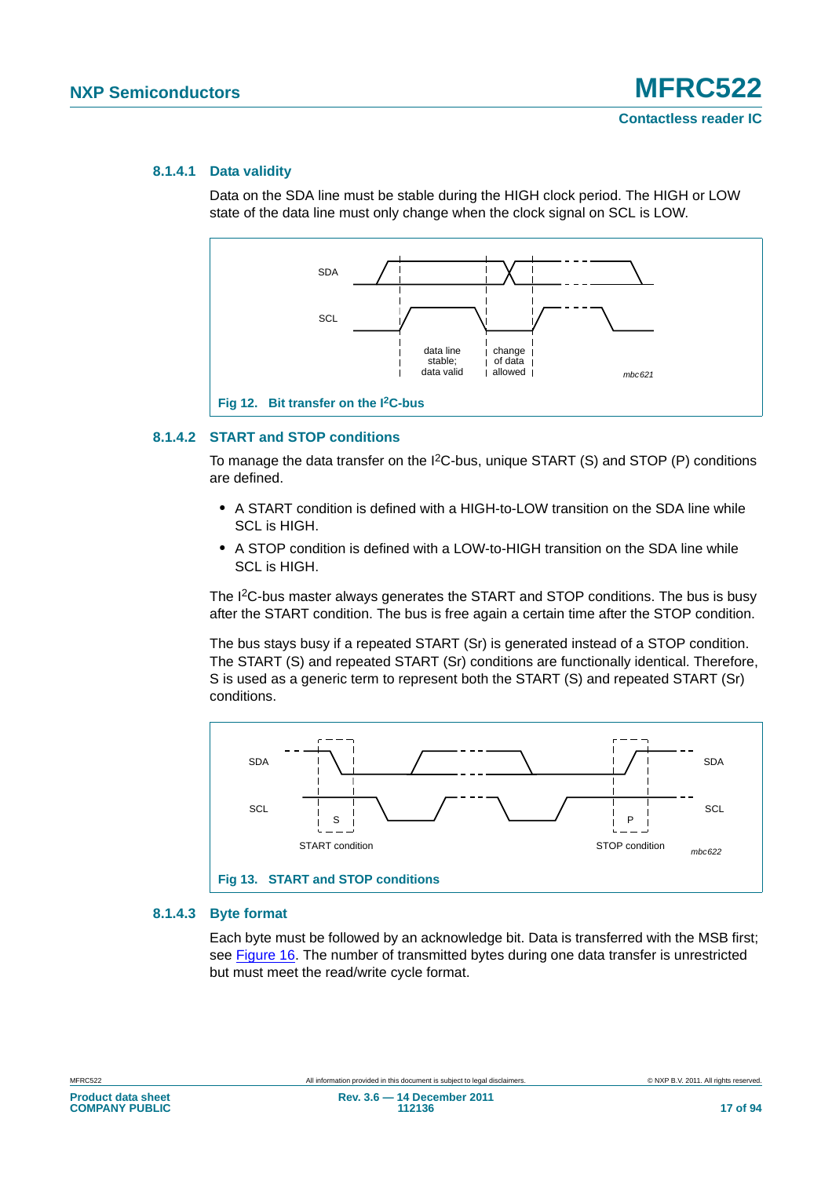#### 8.1.4.1 Data validity

Data on the SDA line must be stable during the HIGH clock period. The HIGH or LOW state of the data line must only change when the clock signal on SCL is LOW.

Fig 12. Bit transfer on the I2C-bus

#### 8.1.4.2 START and STOP conditions

To manage the data transfer on the I2C-bus, unique START (S) and STOP (P) conditions are defined.

- A START condition is defined with a HIGH-to-LOW transition on the SDA line while SCL is HIGH.
- A STOP condition is defined with a LOW-to-HIGH transition on the SDA line while SCL is HIGH.

The I2C-bus master always generates the START and STOP conditions. The bus is busy after the START condition. The bus is free again a certain time after the STOP condition.

The bus stays busy if a repeated START (Sr) is generated instead of a STOP condition. The START (S) and repeated START (Sr) conditions are functionally identical. Therefore, S is used as a generic term to represent both the START (S) and repeated START (Sr) conditions.

Fig 13. START and STOP conditions

#### 8.1.4.3 Byte format

Each byte must be followed by an acknowledge bit. Data is transferred with the MSB first; see Figure 16. The number of transmitted bytes during one data transfer is unrestricted but must meet the read/write cycle format.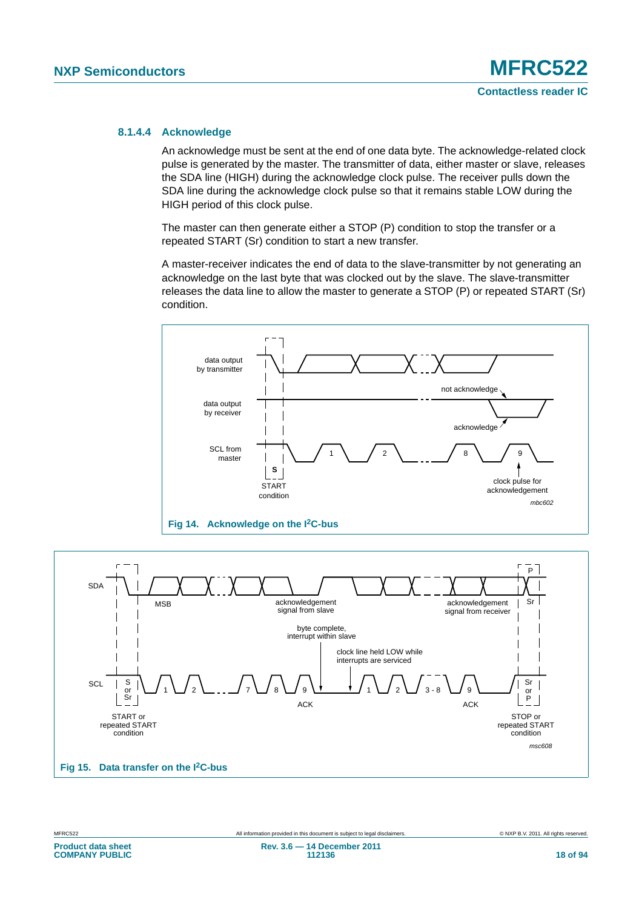#### 8.1.4.4 Acknowledge

An acknowledge must be sent at the end of one data byte. The acknowledge-related clock pulse is generated by the master. The transmitter of data, either master or slave, releases the SDA line (HIGH) during the acknowledge clock pulse. The receiver pulls down the SDA line during the acknowledge clock pulse so that it remains stable LOW during the HIGH period of this clock pulse.

The master can then generate either a STOP (P) condition to stop the transfer or a repeated START (Sr) condition to start a new transfer.

A master-receiver indicates the end of data to the slave-transmitter by not generating an acknowledge on the last byte that was clocked out by the slave. The slave-transmitter releases the data line to allow the master to generate a STOP (P) or repeated START (Sr) condition.

**Fig 14. Acknowledge on the I²C-bus**

**Fig 15. Data transfer on the I²C-bus**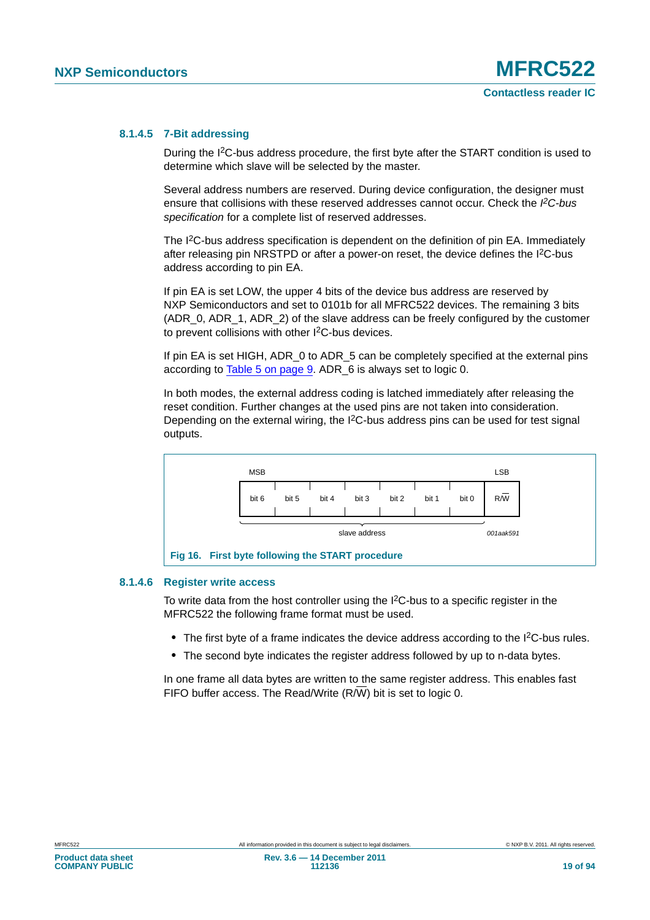#### 8.1.4.5 7-Bit addressing

During the I²C-bus address procedure, the first byte after the START condition is used to determine which slave will be selected by the master.

Several address numbers are reserved. During device configuration, the designer must ensure that collisions with these reserved addresses cannot occur. Check the *I²C-bus specification* for a complete list of reserved addresses.

The I²C-bus address specification is dependent on the definition of pin EA. Immediately after releasing pin NRSTPD or after a power-on reset, the device defines the I²C-bus address according to pin EA.

If pin EA is set LOW, the upper 4 bits of the device bus address are reserved by NXP Semiconductors and set to 0101b for all MFRC522 devices. The remaining 3 bits (ADR_0, ADR_1, ADR_2) of the slave address can be freely configured by the customer to prevent collisions with other I²C-bus devices.

If pin EA is set HIGH, ADR_0 to ADR_5 can be completely specified at the external pins according to Table 5 on page 9. ADR_6 is always set to logic 0.

In both modes, the external address coding is latched immediately after releasing the reset condition. Further changes at the used pins are not taken into consideration. Depending on the external wiring, the I²C-bus address pins can be used for test signal outputs.

| MSB | | | | | | | LSB |
|---|---|---|---|---|---|---|---|
| bit 6 | bit 5 | bit 4 | bit 3 | bit 2 | bit 1 | bit 0 | R/$\overline{W}$ |
| slave address | | | | | | | |

001aak591

**Fig 16. First byte following the START procedure**

#### 8.1.4.6 Register write access

To write data from the host controller using the I²C-bus to a specific register in the MFRC522 the following frame format must be used.

- The first byte of a frame indicates the device address according to the I²C-bus rules.
- The second byte indicates the register address followed by up to n-data bytes.

In one frame all data bytes are written to the same register address. This enables fast FIFO buffer access. The Read/Write (R/$\overline{W}$) bit is set to logic 0.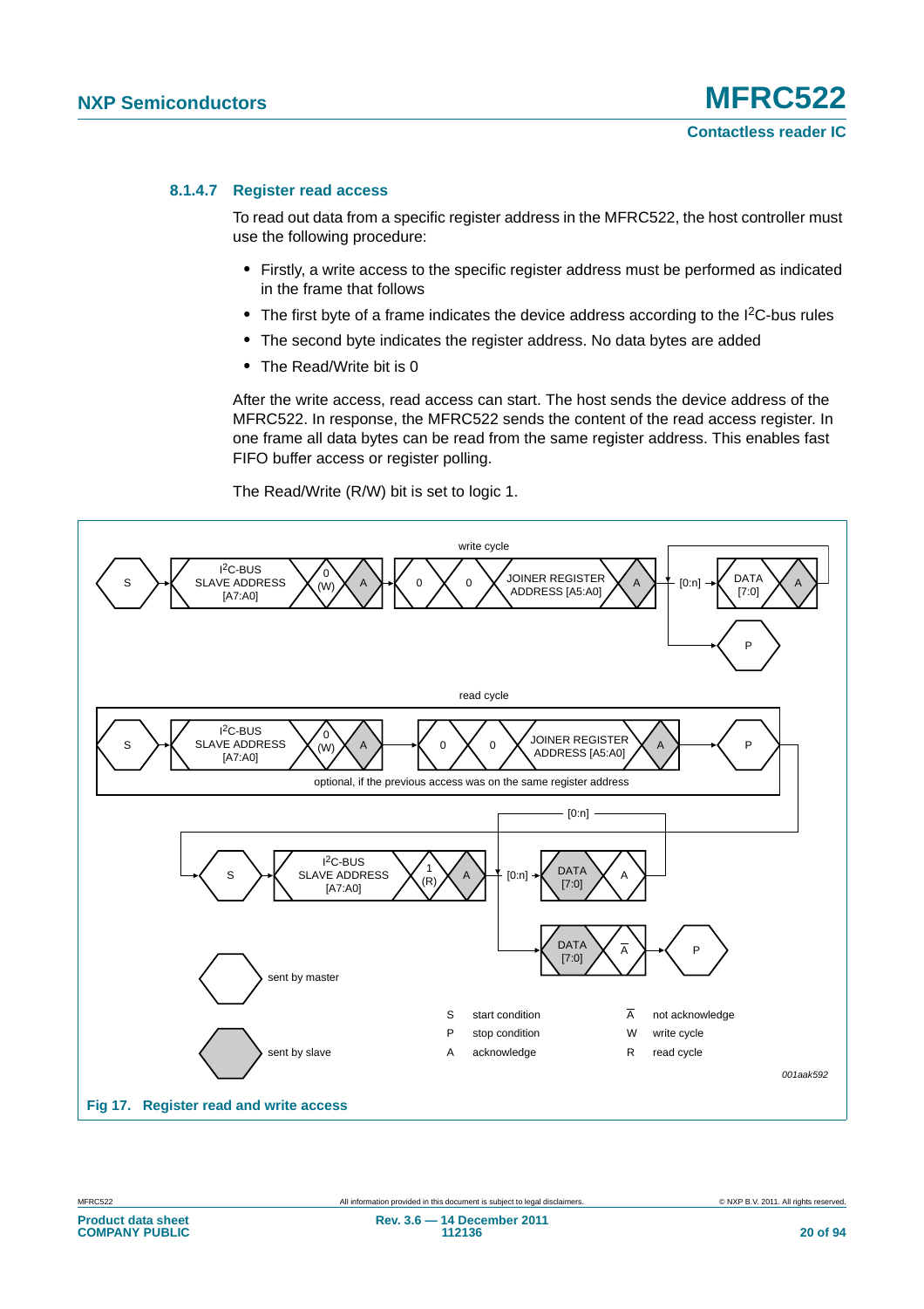#### 8.1.4.7 Register read access

To read out data from a specific register address in the MFRC522, the host controller must use the following procedure:

- Firstly, a write access to the specific register address must be performed as indicated in the frame that follows
- The first byte of a frame indicates the device address according to the I²C-bus rules
- The second byte indicates the register address. No data bytes are added
- The Read/Write bit is 0

After the write access, read access can start. The host sends the device address of the MFRC522. In response, the MFRC522 sends the content of the read access register. In one frame all data bytes can be read from the same register address. This enables fast FIFO buffer access or register polling.

The Read/Write (R/W) bit is set to logic 1.

write cycle

S | I²C-BUS SLAVE ADDRESS [A7:A0] | 0 (W) | A | 0 | 0 | JOINER REGISTER ADDRESS [A5:A0] | A | [0:n] | DATA [7:0] | A | P

read cycle

S | I²C-BUS SLAVE ADDRESS [A7:A0] | 0 (W) | A | 0 | 0 | JOINER REGISTER ADDRESS [A5:A0] | A | P

optional, if the previous access was on the same register address

S | I²C-BUS SLAVE ADDRESS [A7:A0] | 1 (R) | A | [0:n] | DATA [7:0] | A | DATA [7:0] | $\overline{A}$ | P

sent by master

sent by slave

S start condition
P stop condition
A acknowledge
$\overline{A}$ not acknowledge
W write cycle
R read cycle

001aak592

Fig 17. Register read and write access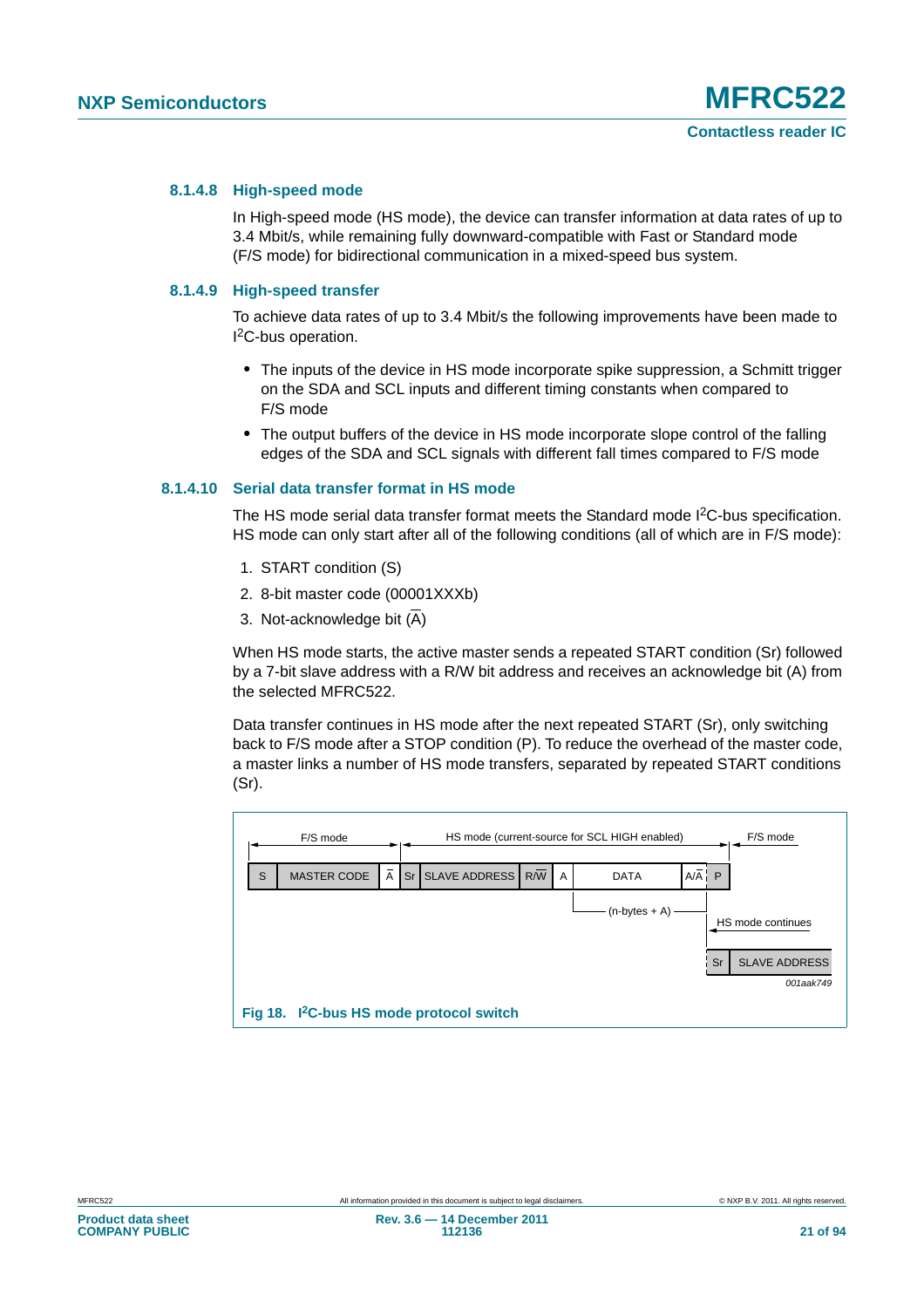#### 8.1.4.8 High-speed mode

In High-speed mode (HS mode), the device can transfer information at data rates of up to 3.4 Mbit/s, while remaining fully downward-compatible with Fast or Standard mode (F/S mode) for bidirectional communication in a mixed-speed bus system.

#### 8.1.4.9 High-speed transfer

To achieve data rates of up to 3.4 Mbit/s the following improvements have been made to I²C-bus operation.

- The inputs of the device in HS mode incorporate spike suppression, a Schmitt trigger on the SDA and SCL inputs and different timing constants when compared to F/S mode
- The output buffers of the device in HS mode incorporate slope control of the falling edges of the SDA and SCL signals with different fall times compared to F/S mode

#### 8.1.4.10 Serial data transfer format in HS mode

The HS mode serial data transfer format meets the Standard mode I²C-bus specification. HS mode can only start after all of the following conditions (all of which are in F/S mode):

1. START condition (S)
2. 8-bit master code (00001XXXb)
3. Not-acknowledge bit ($\overline{A}$)

When HS mode starts, the active master sends a repeated START condition (Sr) followed by a 7-bit slave address with a R/W bit address and receives an acknowledge bit (A) from the selected MFRC522.

Data transfer continues in HS mode after the next repeated START (Sr), only switching back to F/S mode after a STOP condition (P). To reduce the overhead of the master code, a master links a number of HS mode transfers, separated by repeated START conditions (Sr).

| F/S mode | | | HS mode (current-source for SCL HIGH enabled) | | | | | | F/S mode |
|---|---|---|---|---|---|---|---|---|---|
| S | MASTER CODE | $\overline{A}$ | Sr | SLAVE ADDRESS | R/$\overline{W}$ | A | DATA (n-bytes + A) | A/$\overline{A}$ | P |

HS mode continues: Sr | SLAVE ADDRESS

001aak749

**Fig 18. I²C-bus HS mode protocol switch**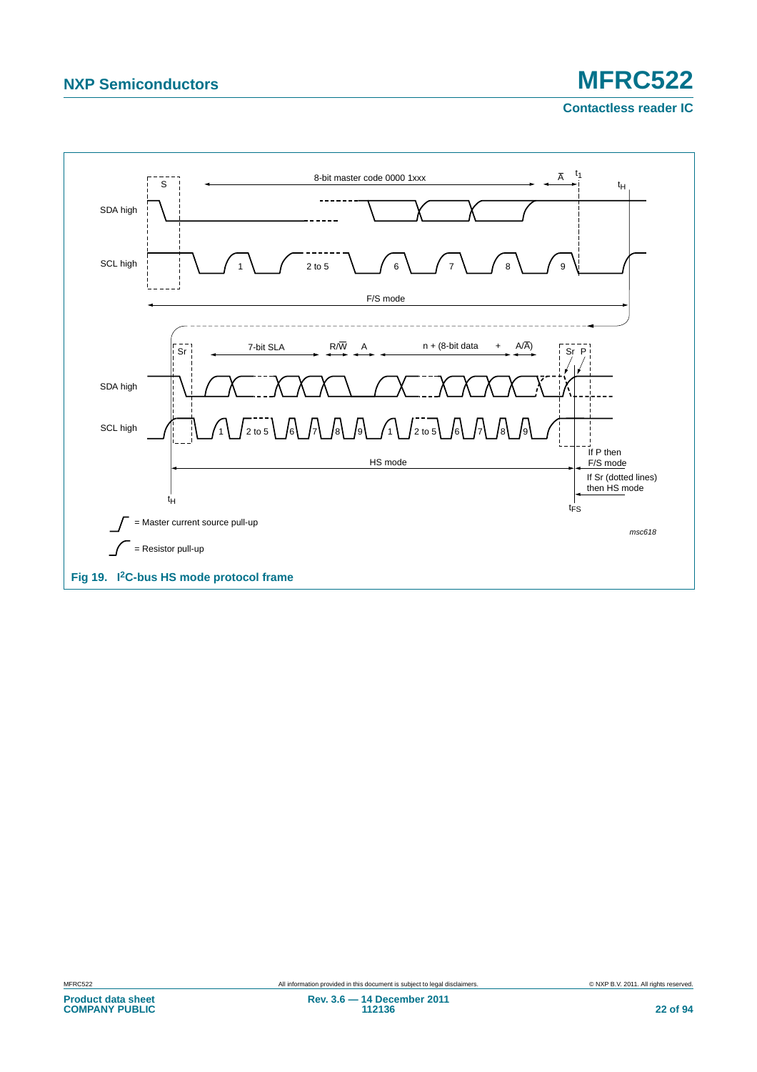Fig 19. I²C-bus HS mode protocol frame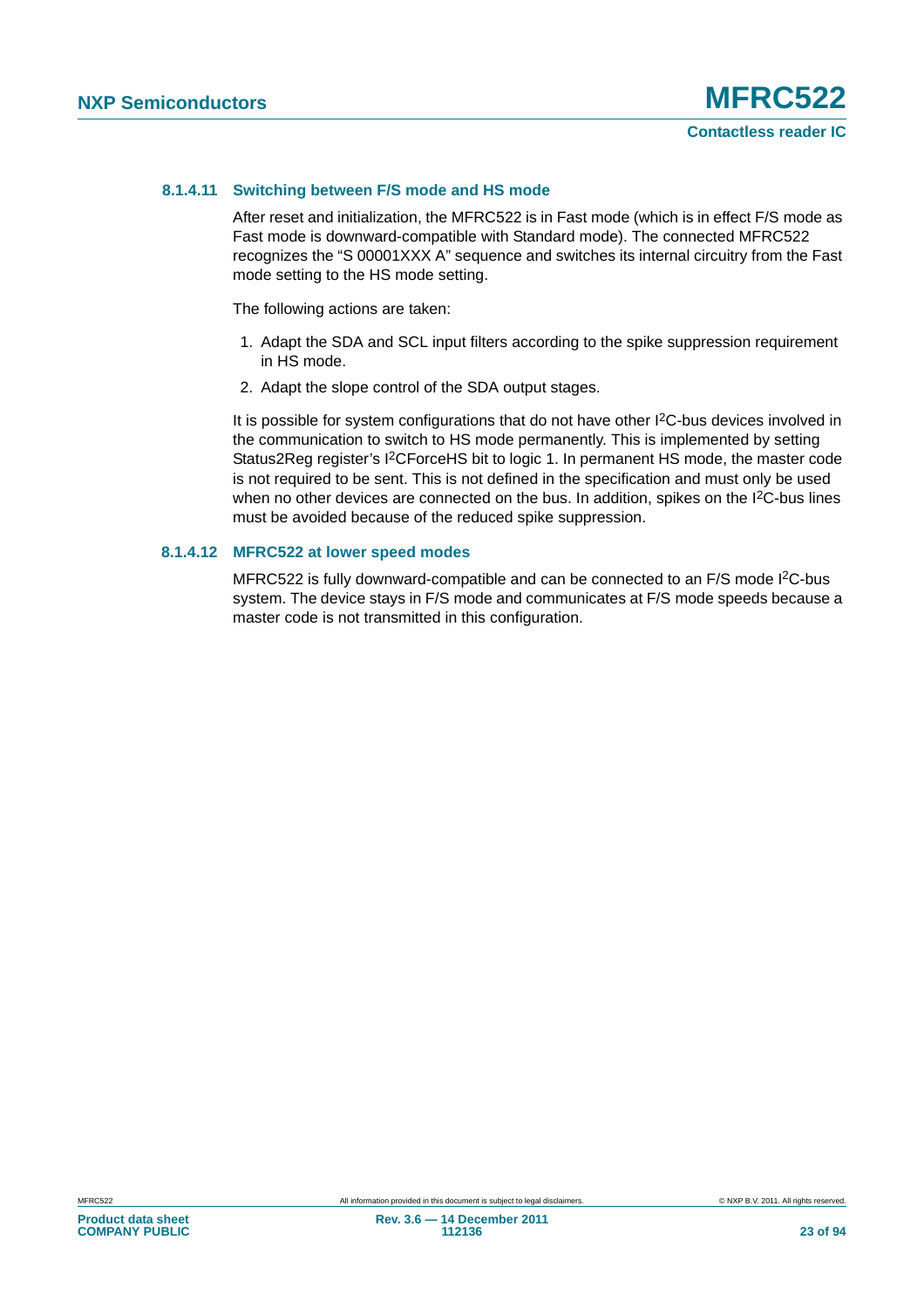#### 8.1.4.11 Switching between F/S mode and HS mode

After reset and initialization, the MFRC522 is in Fast mode (which is in effect F/S mode as Fast mode is downward-compatible with Standard mode). The connected MFRC522 recognizes the “S 00001XXX A” sequence and switches its internal circuitry from the Fast mode setting to the HS mode setting.

The following actions are taken:

1. Adapt the SDA and SCL input filters according to the spike suppression requirement in HS mode.
2. Adapt the slope control of the SDA output stages.

It is possible for system configurations that do not have other I2C-bus devices involved in the communication to switch to HS mode permanently. This is implemented by setting Status2Reg register’s I2CForceHS bit to logic 1. In permanent HS mode, the master code is not required to be sent. This is not defined in the specification and must only be used when no other devices are connected on the bus. In addition, spikes on the I2C-bus lines must be avoided because of the reduced spike suppression.

#### 8.1.4.12 MFRC522 at lower speed modes

MFRC522 is fully downward-compatible and can be connected to an F/S mode I2C-bus system. The device stays in F/S mode and communicates at F/S mode speeds because a master code is not transmitted in this configuration.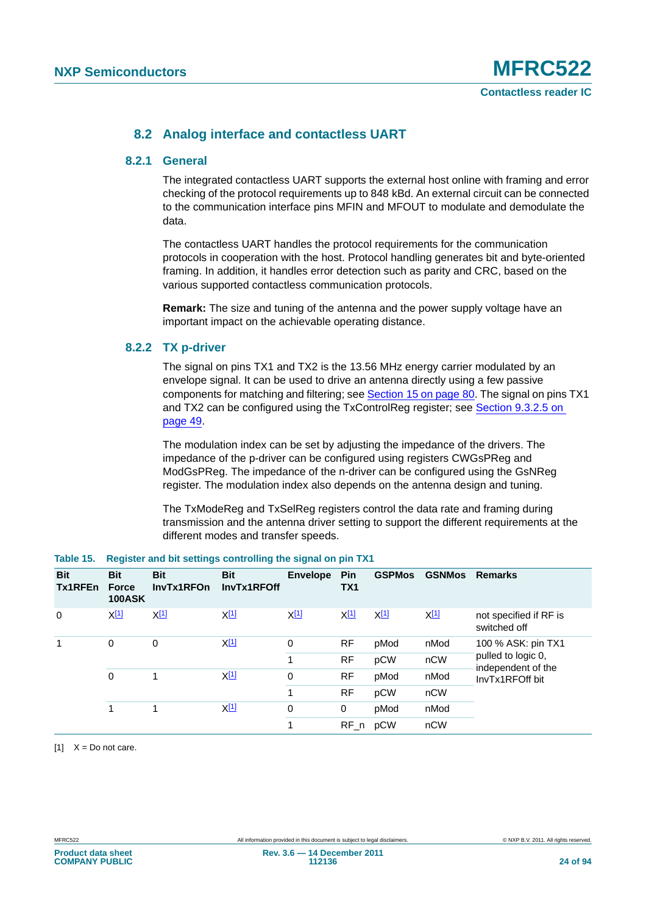### 8.2 Analog interface and contactless UART

#### 8.2.1 General

The integrated contactless UART supports the external host online with framing and error checking of the protocol requirements up to 848 kBd. An external circuit can be connected to the communication interface pins MFIN and MFOUT to modulate and demodulate the data.

The contactless UART handles the protocol requirements for the communication protocols in cooperation with the host. Protocol handling generates bit and byte-oriented framing. In addition, it handles error detection such as parity and CRC, based on the various supported contactless communication protocols.

**Remark:** The size and tuning of the antenna and the power supply voltage have an important impact on the achievable operating distance.

#### 8.2.2 TX p-driver

The signal on pins TX1 and TX2 is the 13.56 MHz energy carrier modulated by an envelope signal. It can be used to drive an antenna directly using a few passive components for matching and filtering; see Section 15 on page 80. The signal on pins TX1 and TX2 can be configured using the TxControlReg register; see Section 9.3.2.5 on page 49.

The modulation index can be set by adjusting the impedance of the drivers. The impedance of the p-driver can be configured using registers CWGsPReg and ModGsPReg. The impedance of the n-driver can be configured using the GsNReg register. The modulation index also depends on the antenna design and tuning.

The TxModeReg and TxSelReg registers control the data rate and framing during transmission and the antenna driver setting to support the different requirements at the different modes and transfer speeds.

**Table 15. Register and bit settings controlling the signal on pin TX1**

| Bit Tx1RFEn | Bit Force 100ASK | Bit InvTx1RFOn | Bit InvTx1RFOff | Envelope | Pin TX1 | GSPMos | GSNMos | Remarks |
|---|---|---|---|---|---|---|---|---|
| 0 | X[1] | X[1] | X[1] | X[1] | X[1] | X[1] | X[1] | not specified if RF is switched off |
| 1 | 0 | 0 | X[1] | 0 | RF | pMod | nMod | 100 % ASK: pin TX1 pulled to logic 0, independent of the InvTx1RFOff bit |
| | | | | 1 | RF | pCW | nCW | |
| | 0 | 1 | X[1] | 0 | RF | pMod | nMod | |
| | | | | 1 | RF | pCW | nCW | |
| | 1 | 1 | X[1] | 0 | 0 | pMod | nMod | |
| | | | | 1 | RF_n | pCW | nCW | |

[1] X = Do not care.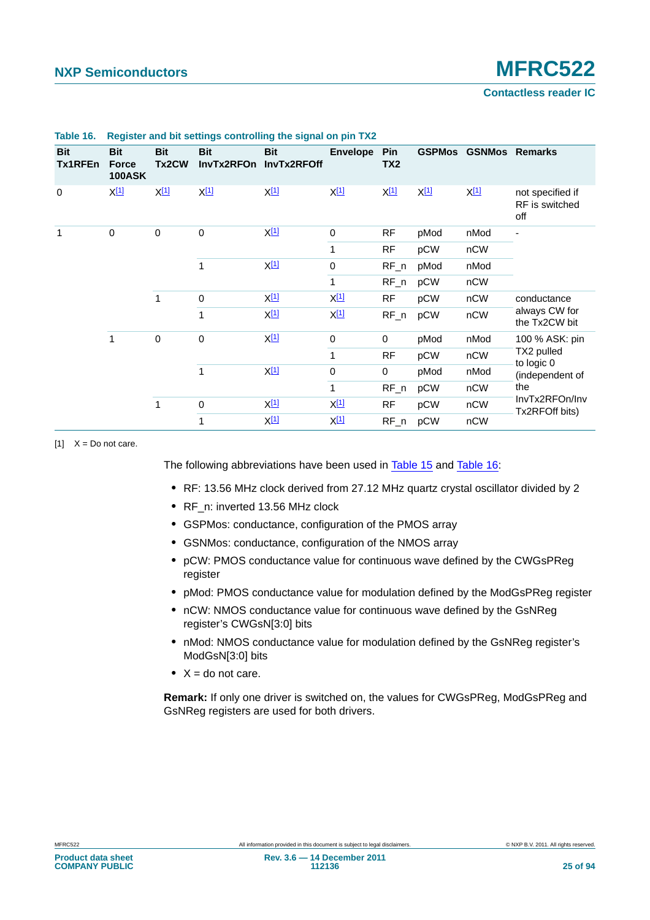Table 16. Register and bit settings controlling the signal on pin TX2

| Bit Tx1RFEn | Bit Force 100ASK | Bit Tx2CW | Bit InvTx2RFOn | Bit InvTx2RFOff | Envelope | Pin TX2 | GSPMos | GSNMos | Remarks |
|---|---|---|---|---|---|---|---|---|---|
| 0 | X[1] | X[1] | X[1] | X[1] | X[1] | X[1] | X[1] | X[1] | not specified if RF is switched off |
| 1 | 0 | 0 | 0 | X[1] | 0 | RF | pMod | nMod | - |
| | | | | | 1 | RF | pCW | nCW | |
| | | | 1 | X[1] | 0 | RF_n | pMod | nMod | |
| | | | | | 1 | RF_n | pCW | nCW | |
| | | 1 | 0 | X[1] | X[1] | RF | pCW | nCW | conductance always CW for the Tx2CW bit |
| | | | 1 | X[1] | X[1] | RF_n | pCW | nCW | |
| | 1 | 0 | 0 | X[1] | 0 | 0 | pMod | nMod | 100 % ASK: pin TX2 pulled to logic 0 (independent of the InvTx2RFOn/InvTx2RFOff bits) |
| | | | | | 1 | RF | pCW | nCW | |
| | | | 1 | X[1] | 0 | 0 | pMod | nMod | |
| | | | | | 1 | RF_n | pCW | nCW | |
| | | 1 | 0 | X[1] | X[1] | RF | pCW | nCW | |
| | | | 1 | X[1] | X[1] | RF_n | pCW | nCW | |

[1] X = Do not care.

The following abbreviations have been used in Table 15 and Table 16:

- RF: 13.56 MHz clock derived from 27.12 MHz quartz crystal oscillator divided by 2
- RF_n: inverted 13.56 MHz clock
- GSPMos: conductance, configuration of the PMOS array
- GSNMos: conductance, configuration of the NMOS array
- pCW: PMOS conductance value for continuous wave defined by the CWGsPReg register
- pMod: PMOS conductance value for modulation defined by the ModGsPReg register
- nCW: NMOS conductance value for continuous wave defined by the GsNReg register's CWGsN[3:0] bits
- nMod: NMOS conductance value for modulation defined by the GsNReg register's ModGsN[3:0] bits
- X = do not care.

**Remark:** If only one driver is switched on, the values for CWGsPReg, ModGsPReg and GsNReg registers are used for both drivers.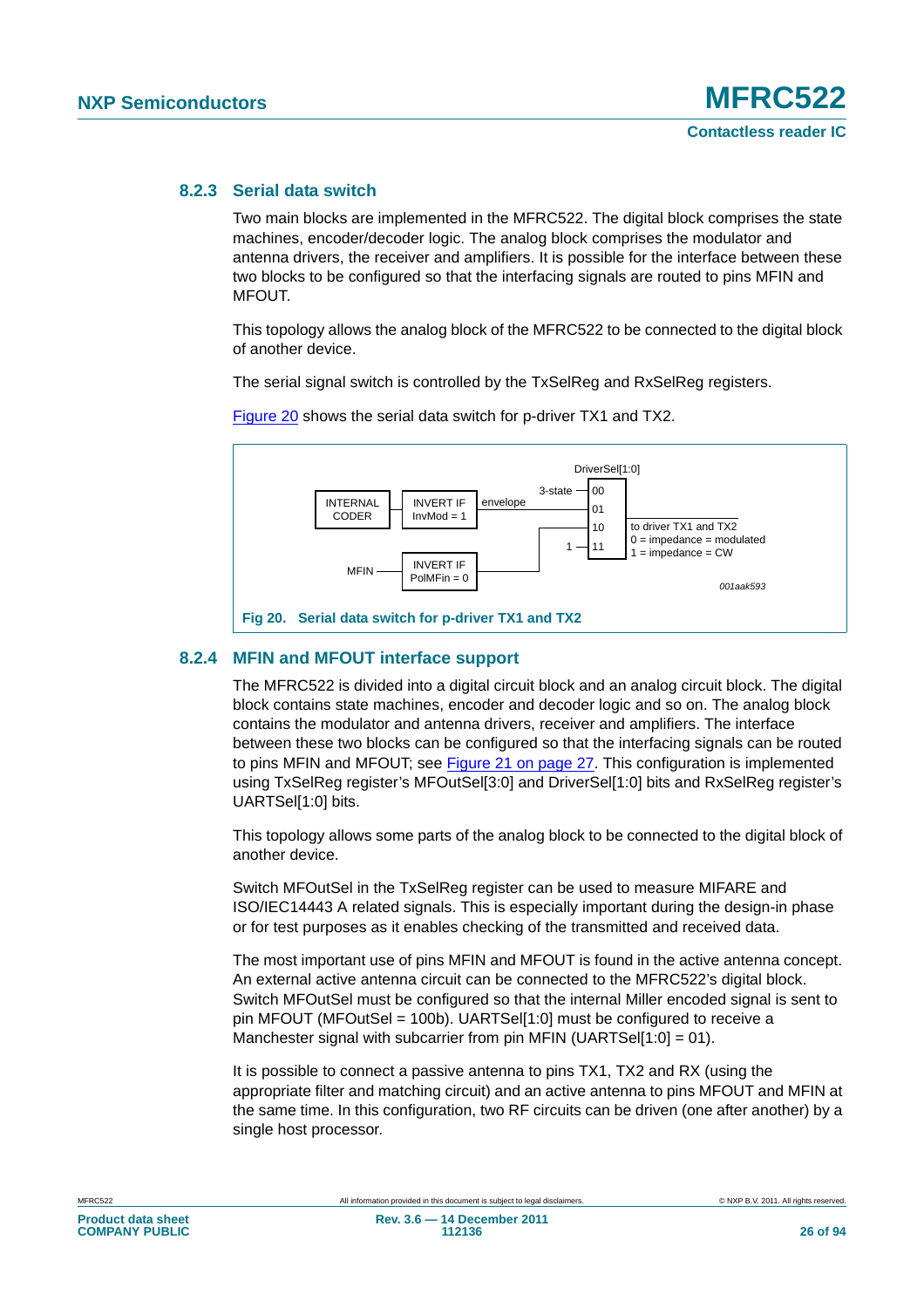### 8.2.3 Serial data switch

Two main blocks are implemented in the MFRC522. The digital block comprises the state machines, encoder/decoder logic. The analog block comprises the modulator and antenna drivers, the receiver and amplifiers. It is possible for the interface between these two blocks to be configured so that the interfacing signals are routed to pins MFIN and MFOUT.

This topology allows the analog block of the MFRC522 to be connected to the digital block of another device.

The serial signal switch is controlled by the TxSelReg and RxSelReg registers.

Figure 20 shows the serial data switch for p-driver TX1 and TX2.

INTERNAL CODER → INVERT IF InvMod = 1 → envelope

DriverSel[1:0]: 00 = 3-state; 01 = envelope; 10 = MFIN → INVERT IF PolMFin = 0; 11 = 1

to driver TX1 and TX2
0 = impedance = modulated
1 = impedance = CW

001aak593

**Fig 20. Serial data switch for p-driver TX1 and TX2**

### 8.2.4 MFIN and MFOUT interface support

The MFRC522 is divided into a digital circuit block and an analog circuit block. The digital block contains state machines, encoder and decoder logic and so on. The analog block contains the modulator and antenna drivers, receiver and amplifiers. The interface between these two blocks can be configured so that the interfacing signals can be routed to pins MFIN and MFOUT; see Figure 21 on page 27. This configuration is implemented using TxSelReg register's MFOutSel[3:0] and DriverSel[1:0] bits and RxSelReg register's UARTSel[1:0] bits.

This topology allows some parts of the analog block to be connected to the digital block of another device.

Switch MFOutSel in the TxSelReg register can be used to measure MIFARE and ISO/IEC14443 A related signals. This is especially important during the design-in phase or for test purposes as it enables checking of the transmitted and received data.

The most important use of pins MFIN and MFOUT is found in the active antenna concept. An external active antenna circuit can be connected to the MFRC522's digital block. Switch MFOutSel must be configured so that the internal Miller encoded signal is sent to pin MFOUT (MFOutSel = 100b). UARTSel[1:0] must be configured to receive a Manchester signal with subcarrier from pin MFIN (UARTSel[1:0] = 01).

It is possible to connect a passive antenna to pins TX1, TX2 and RX (using the appropriate filter and matching circuit) and an active antenna to pins MFOUT and MFIN at the same time. In this configuration, two RF circuits can be driven (one after another) by a single host processor.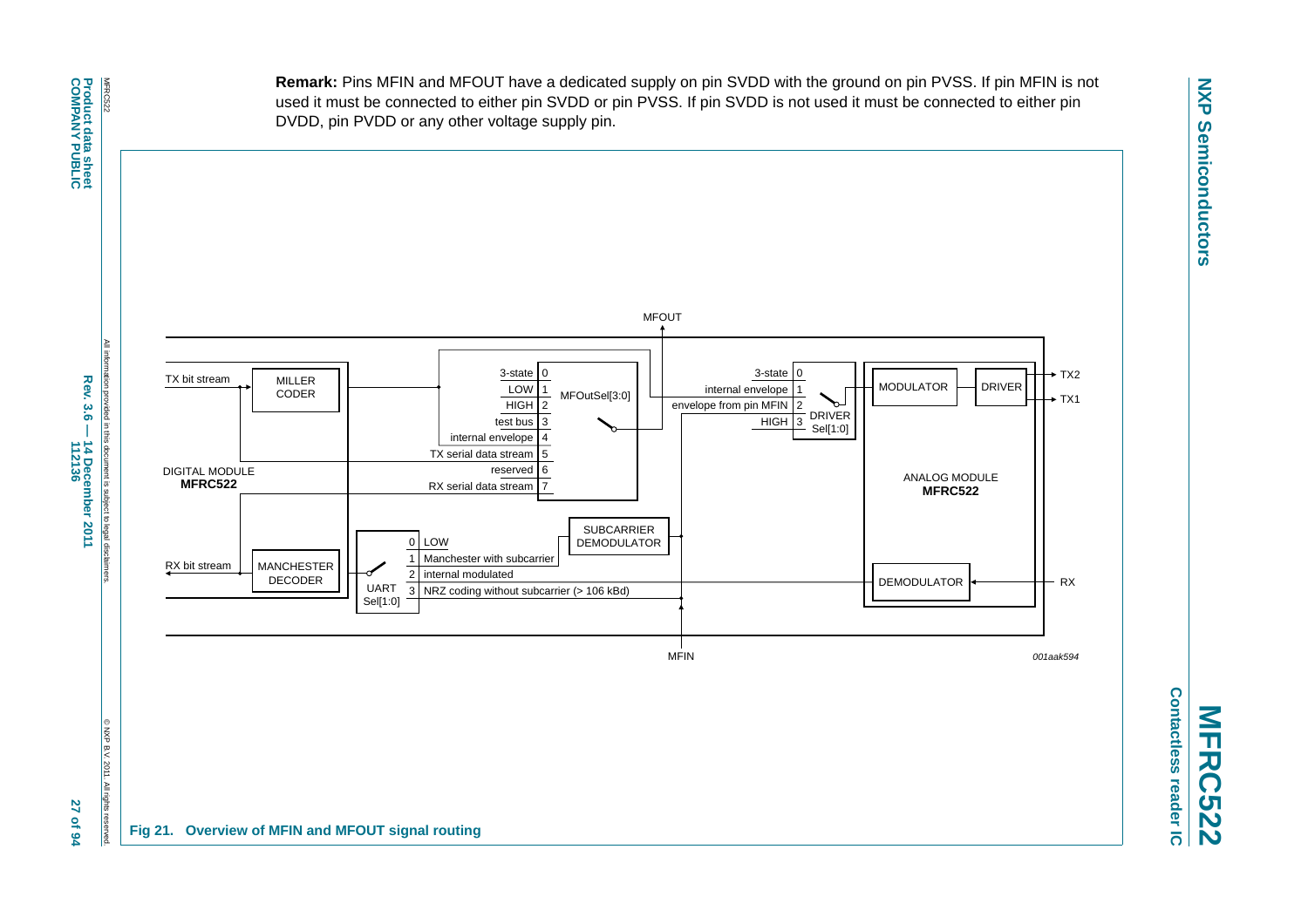**Remark:** Pins MFIN and MFOUT have a dedicated supply on pin SVDD with the ground on pin PVSS. If pin MFIN is not used it must be connected to either pin SVDD or pin PVSS. If pin SVDD is not used it must be connected to either pin DVDD, pin PVDD or any other voltage supply pin.

**Fig 21. Overview of MFIN and MFOUT signal routing**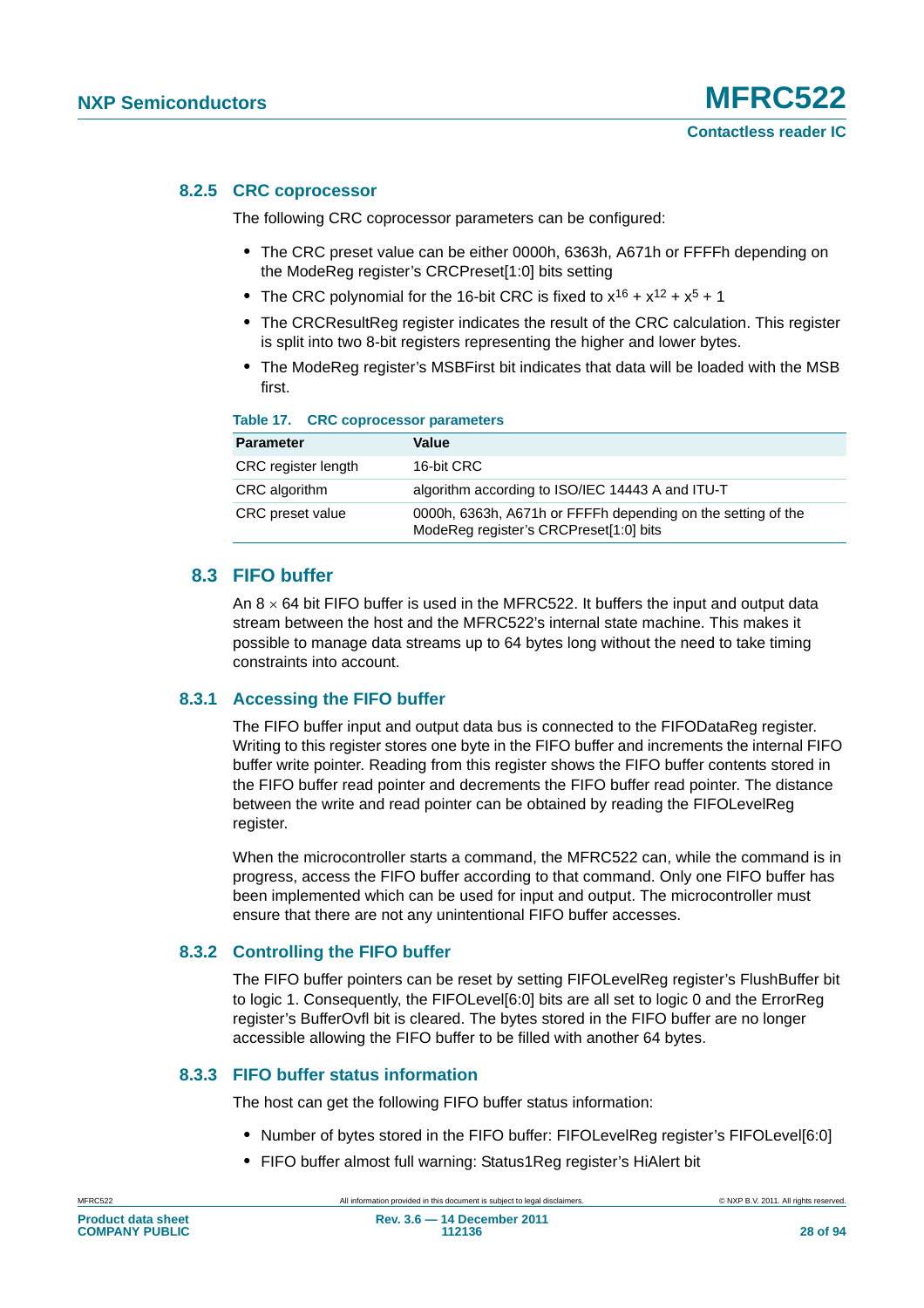### 8.2.5 CRC coprocessor

The following CRC coprocessor parameters can be configured:

- The CRC preset value can be either 0000h, 6363h, A671h or FFFFh depending on the ModeReg register's CRCPreset[1:0] bits setting
- The CRC polynomial for the 16-bit CRC is fixed to $x^{16} + x^{12} + x^5 + 1$
- The CRCResultReg register indicates the result of the CRC calculation. This register is split into two 8-bit registers representing the higher and lower bytes.
- The ModeReg register's MSBFirst bit indicates that data will be loaded with the MSB first.

**Table 17. CRC coprocessor parameters**

| Parameter | Value |
|---|---|
| CRC register length | 16-bit CRC |
| CRC algorithm | algorithm according to ISO/IEC 14443 A and ITU-T |
| CRC preset value | 0000h, 6363h, A671h or FFFFh depending on the setting of the ModeReg register's CRCPreset[1:0] bits |

## 8.3 FIFO buffer

An 8 × 64 bit FIFO buffer is used in the MFRC522. It buffers the input and output data stream between the host and the MFRC522's internal state machine. This makes it possible to manage data streams up to 64 bytes long without the need to take timing constraints into account.

### 8.3.1 Accessing the FIFO buffer

The FIFO buffer input and output data bus is connected to the FIFODataReg register. Writing to this register stores one byte in the FIFO buffer and increments the internal FIFO buffer write pointer. Reading from this register shows the FIFO buffer contents stored in the FIFO buffer read pointer and decrements the FIFO buffer read pointer. The distance between the write and read pointer can be obtained by reading the FIFOLevelReg register.

When the microcontroller starts a command, the MFRC522 can, while the command is in progress, access the FIFO buffer according to that command. Only one FIFO buffer has been implemented which can be used for input and output. The microcontroller must ensure that there are not any unintentional FIFO buffer accesses.

### 8.3.2 Controlling the FIFO buffer

The FIFO buffer pointers can be reset by setting FIFOLevelReg register's FlushBuffer bit to logic 1. Consequently, the FIFOLevel[6:0] bits are all set to logic 0 and the ErrorReg register's BufferOvfl bit is cleared. The bytes stored in the FIFO buffer are no longer accessible allowing the FIFO buffer to be filled with another 64 bytes.

### 8.3.3 FIFO buffer status information

The host can get the following FIFO buffer status information:

- Number of bytes stored in the FIFO buffer: FIFOLevelReg register's FIFOLevel[6:0]
- FIFO buffer almost full warning: Status1Reg register's HiAlert bit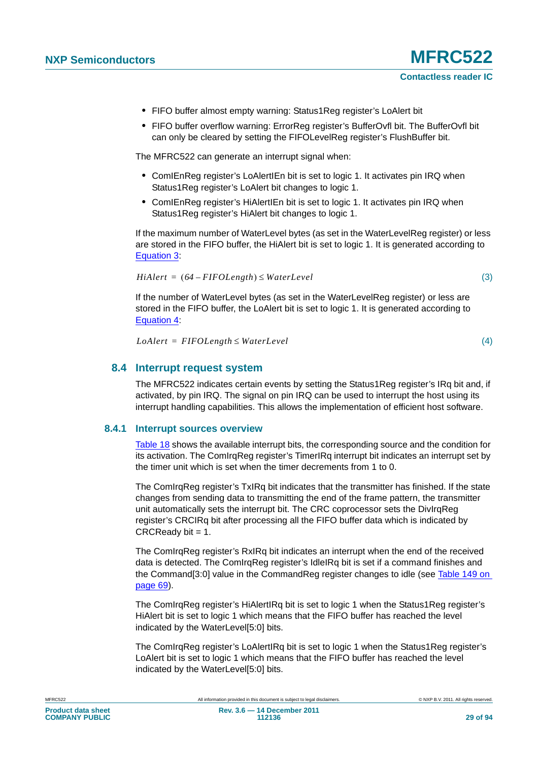- FIFO buffer almost empty warning: Status1Reg register's LoAlert bit
- FIFO buffer overflow warning: ErrorReg register's BufferOvfl bit. The BufferOvfl bit can only be cleared by setting the FIFOLevelReg register's FlushBuffer bit.

The MFRC522 can generate an interrupt signal when:

- ComIEnReg register's LoAlertIEn bit is set to logic 1. It activates pin IRQ when Status1Reg register's LoAlert bit changes to logic 1.
- ComIEnReg register's HiAlertIEn bit is set to logic 1. It activates pin IRQ when Status1Reg register's HiAlert bit changes to logic 1.

If the maximum number of WaterLevel bytes (as set in the WaterLevelReg register) or less are stored in the FIFO buffer, the HiAlert bit is set to logic 1. It is generated according to Equation 3:

$$HiAlert = (64 - FIFOLength) \leq WaterLevel \quad (3)$$

If the number of WaterLevel bytes (as set in the WaterLevelReg register) or less are stored in the FIFO buffer, the LoAlert bit is set to logic 1. It is generated according to Equation 4:

$$LoAlert = FIFOLength \leq WaterLevel \quad (4)$$

## 8.4 Interrupt request system

The MFRC522 indicates certain events by setting the Status1Reg register's IRq bit and, if activated, by pin IRQ. The signal on pin IRQ can be used to interrupt the host using its interrupt handling capabilities. This allows the implementation of efficient host software.

### 8.4.1 Interrupt sources overview

Table 18 shows the available interrupt bits, the corresponding source and the condition for its activation. The ComIrqReg register's TimerIRq interrupt bit indicates an interrupt set by the timer unit which is set when the timer decrements from 1 to 0.

The ComIrqReg register's TxIRq bit indicates that the transmitter has finished. If the state changes from sending data to transmitting the end of the frame pattern, the transmitter unit automatically sets the interrupt bit. The CRC coprocessor sets the DivIrqReg register's CRCIRq bit after processing all the FIFO buffer data which is indicated by CRCReady bit = 1.

The ComIrqReg register's RxIRq bit indicates an interrupt when the end of the received data is detected. The ComIrqReg register's IdleIRq bit is set if a command finishes and the Command[3:0] value in the CommandReg register changes to idle (see Table 149 on page 69).

The ComIrqReg register's HiAlertIRq bit is set to logic 1 when the Status1Reg register's HiAlert bit is set to logic 1 which means that the FIFO buffer has reached the level indicated by the WaterLevel[5:0] bits.

The ComIrqReg register's LoAlertIRq bit is set to logic 1 when the Status1Reg register's LoAlert bit is set to logic 1 which means that the FIFO buffer has reached the level indicated by the WaterLevel[5:0] bits.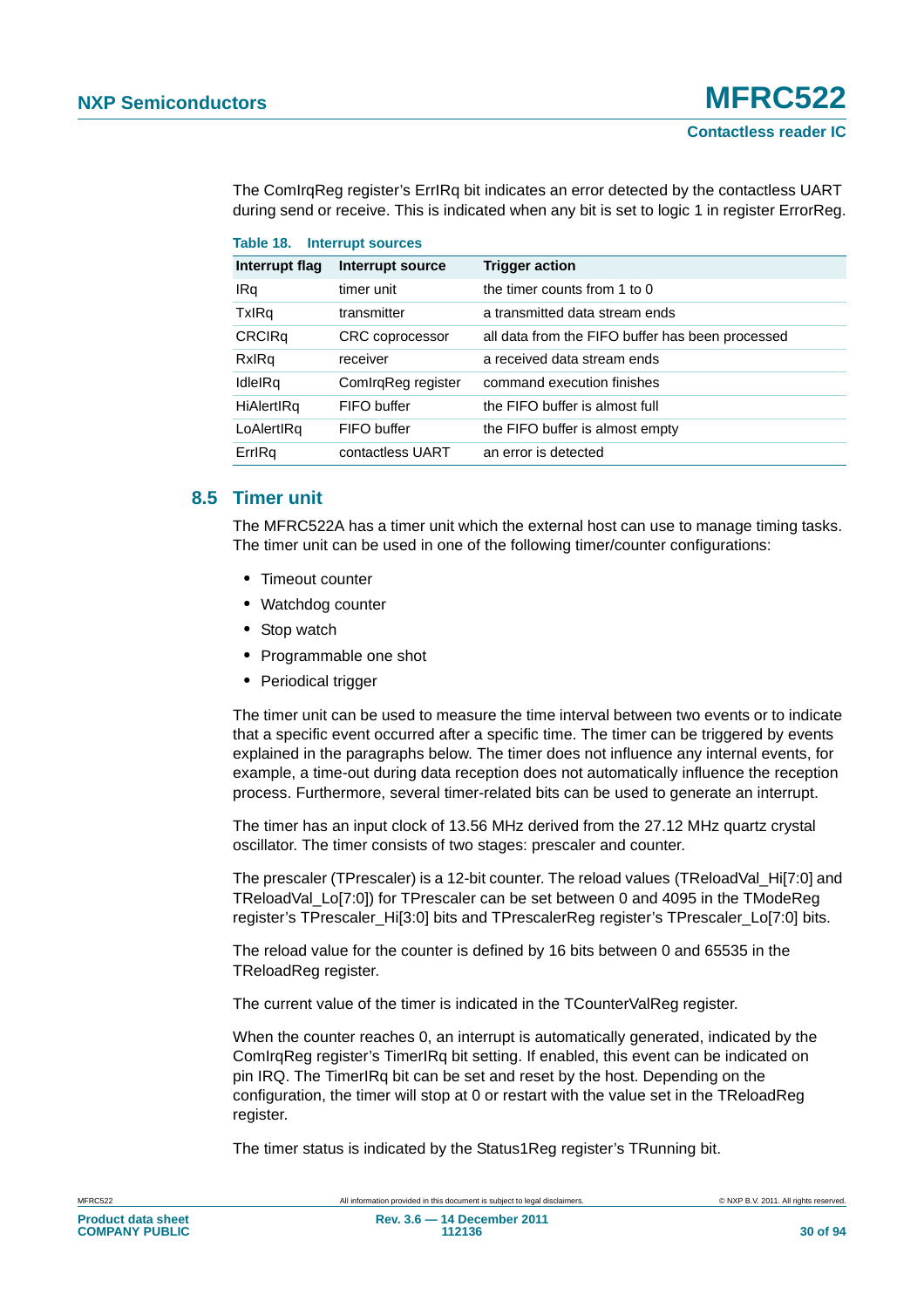The ComIrqReg register's ErrIRq bit indicates an error detected by the contactless UART during send or receive. This is indicated when any bit is set to logic 1 in register ErrorReg.

**Table 18. Interrupt sources**

| Interrupt flag | Interrupt source | Trigger action |
|---|---|---|
| IRq | timer unit | the timer counts from 1 to 0 |
| TxIRq | transmitter | a transmitted data stream ends |
| CRCIRq | CRC coprocessor | all data from the FIFO buffer has been processed |
| RxIRq | receiver | a received data stream ends |
| IdleIRq | ComIrqReg register | command execution finishes |
| HiAlertIRq | FIFO buffer | the FIFO buffer is almost full |
| LoAlertIRq | FIFO buffer | the FIFO buffer is almost empty |
| ErrIRq | contactless UART | an error is detected |

## 8.5 Timer unit

The MFRC522A has a timer unit which the external host can use to manage timing tasks. The timer unit can be used in one of the following timer/counter configurations:

- Timeout counter
- Watchdog counter
- Stop watch
- Programmable one shot
- Periodical trigger

The timer unit can be used to measure the time interval between two events or to indicate that a specific event occurred after a specific time. The timer can be triggered by events explained in the paragraphs below. The timer does not influence any internal events, for example, a time-out during data reception does not automatically influence the reception process. Furthermore, several timer-related bits can be used to generate an interrupt.

The timer has an input clock of 13.56 MHz derived from the 27.12 MHz quartz crystal oscillator. The timer consists of two stages: prescaler and counter.

The prescaler (TPrescaler) is a 12-bit counter. The reload values (TReloadVal_Hi[7:0] and TReloadVal_Lo[7:0]) for TPrescaler can be set between 0 and 4095 in the TModeReg register's TPrescaler_Hi[3:0] bits and TPrescalerReg register's TPrescaler_Lo[7:0] bits.

The reload value for the counter is defined by 16 bits between 0 and 65535 in the TReloadReg register.

The current value of the timer is indicated in the TCounterValReg register.

When the counter reaches 0, an interrupt is automatically generated, indicated by the ComIrqReg register's TimerIRq bit setting. If enabled, this event can be indicated on pin IRQ. The TimerIRq bit can be set and reset by the host. Depending on the configuration, the timer will stop at 0 or restart with the value set in the TReloadReg register.

The timer status is indicated by the Status1Reg register's TRunning bit.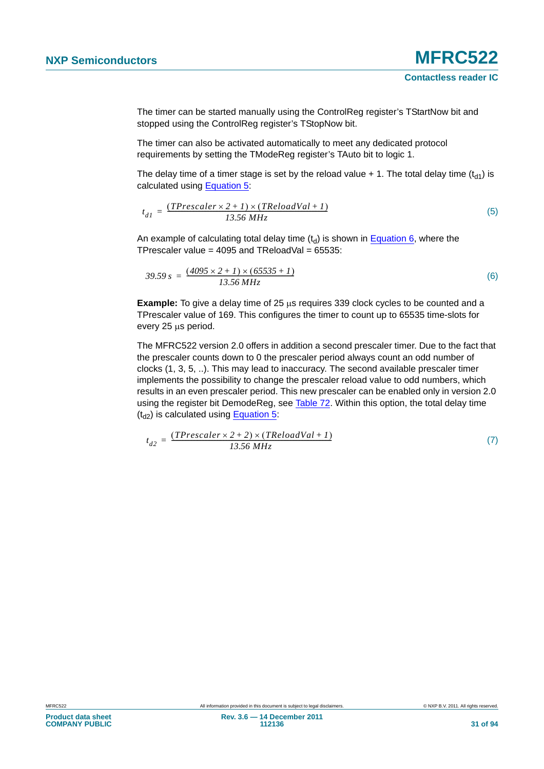The timer can be started manually using the ControlReg register's TStartNow bit and stopped using the ControlReg register's TStopNow bit.

The timer can also be activated automatically to meet any dedicated protocol requirements by setting the TModeReg register's TAuto bit to logic 1.

The delay time of a timer stage is set by the reload value + 1. The total delay time ($t_{d1}$) is calculated using Equation 5:

$$t_{d1} = \frac{(TPrescaler \times 2 + 1) \times (TReloadVal + 1)}{13.56\ MHz} \quad (5)$$

An example of calculating total delay time ($t_d$) is shown in Equation 6, where the TPrescaler value = 4095 and TReloadVal = 65535:

$$39.59\ s = \frac{(4095 \times 2 + 1) \times (65535 + 1)}{13.56\ MHz} \quad (6)$$

**Example:** To give a delay time of 25 μs requires 339 clock cycles to be counted and a TPrescaler value of 169. This configures the timer to count up to 65535 time-slots for every 25 μs period.

The MFRC522 version 2.0 offers in addition a second prescaler timer. Due to the fact that the prescaler counts down to 0 the prescaler period always count an odd number of clocks (1, 3, 5, ..). This may lead to inaccuracy. The second available prescaler timer implements the possibility to change the prescaler reload value to odd numbers, which results in an even prescaler period. This new prescaler can be enabled only in version 2.0 using the register bit DemodeReg, see Table 72. Within this option, the total delay time ($t_{d2}$) is calculated using Equation 5:

$$t_{d2} = \frac{(TPrescaler \times 2 + 2) \times (TReloadVal + 1)}{13.56\ MHz} \quad (7)$$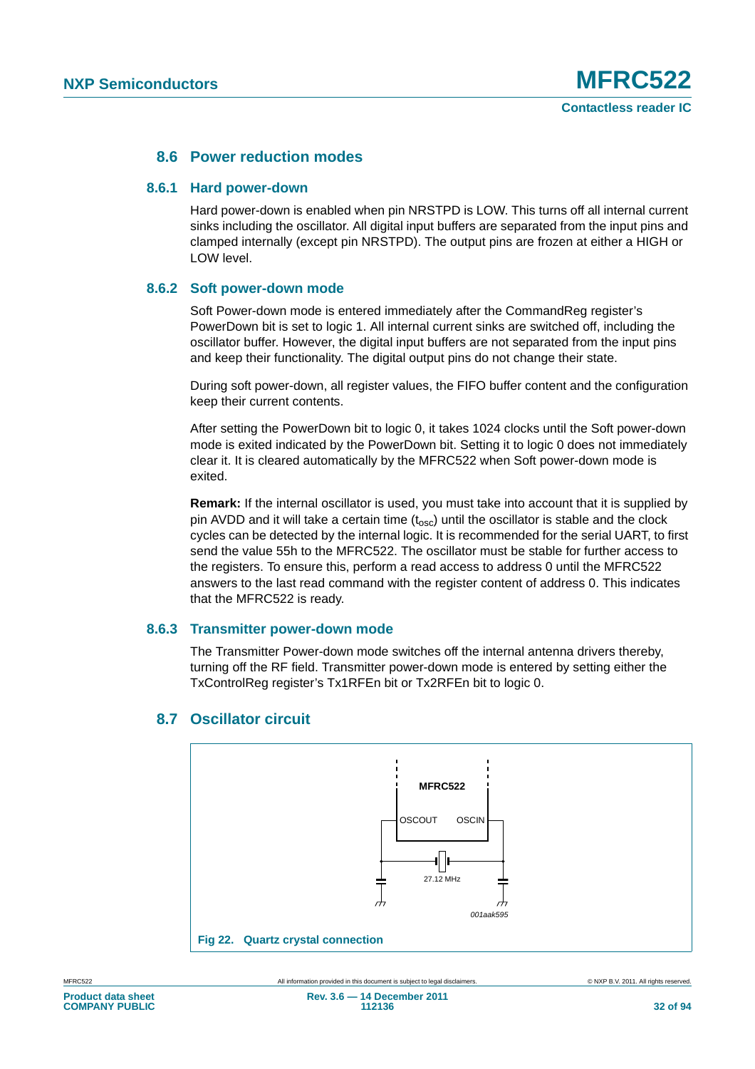## 8.6 Power reduction modes

### 8.6.1 Hard power-down

Hard power-down is enabled when pin NRSTPD is LOW. This turns off all internal current sinks including the oscillator. All digital input buffers are separated from the input pins and clamped internally (except pin NRSTPD). The output pins are frozen at either a HIGH or LOW level.

### 8.6.2 Soft power-down mode

Soft Power-down mode is entered immediately after the CommandReg register's PowerDown bit is set to logic 1. All internal current sinks are switched off, including the oscillator buffer. However, the digital input buffers are not separated from the input pins and keep their functionality. The digital output pins do not change their state.

During soft power-down, all register values, the FIFO buffer content and the configuration keep their current contents.

After setting the PowerDown bit to logic 0, it takes 1024 clocks until the Soft power-down mode is exited indicated by the PowerDown bit. Setting it to logic 0 does not immediately clear it. It is cleared automatically by the MFRC522 when Soft power-down mode is exited.

**Remark:** If the internal oscillator is used, you must take into account that it is supplied by pin AVDD and it will take a certain time ($t_{osc}$) until the oscillator is stable and the clock cycles can be detected by the internal logic. It is recommended for the serial UART, to first send the value 55h to the MFRC522. The oscillator must be stable for further access to the registers. To ensure this, perform a read access to address 0 until the MFRC522 answers to the last read command with the register content of address 0. This indicates that the MFRC522 is ready.

### 8.6.3 Transmitter power-down mode

The Transmitter Power-down mode switches off the internal antenna drivers thereby, turning off the RF field. Transmitter power-down mode is entered by setting either the TxControlReg register's Tx1RFEn bit or Tx2RFEn bit to logic 0.

## 8.7 Oscillator circuit

MFRC522

OSCOUT OSCIN

27.12 MHz

001aak595

**Fig 22. Quartz crystal connection**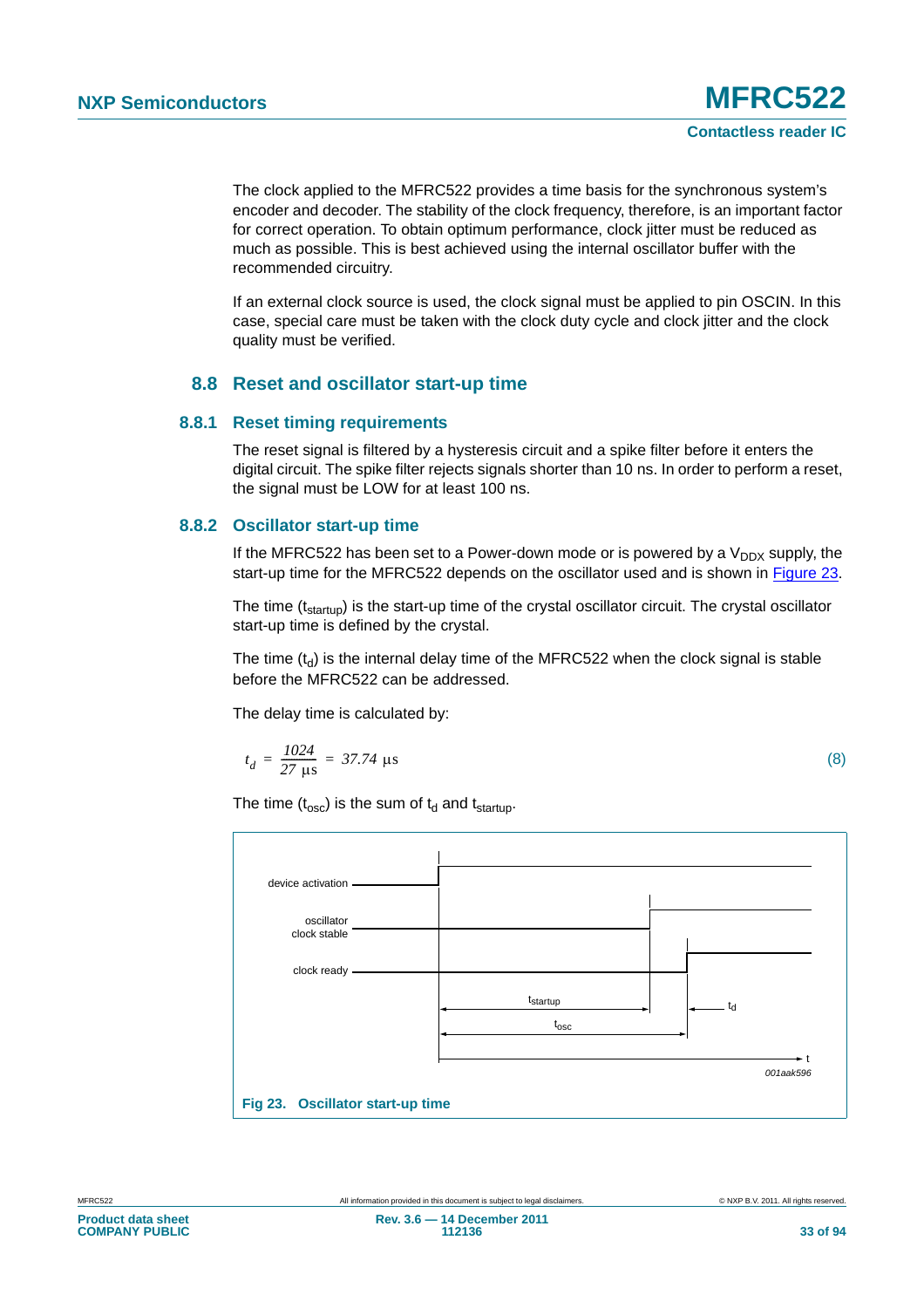The clock applied to the MFRC522 provides a time basis for the synchronous system's encoder and decoder. The stability of the clock frequency, therefore, is an important factor for correct operation. To obtain optimum performance, clock jitter must be reduced as much as possible. This is best achieved using the internal oscillator buffer with the recommended circuitry.

If an external clock source is used, the clock signal must be applied to pin OSCIN. In this case, special care must be taken with the clock duty cycle and clock jitter and the clock quality must be verified.

## 8.8 Reset and oscillator start-up time

### 8.8.1 Reset timing requirements

The reset signal is filtered by a hysteresis circuit and a spike filter before it enters the digital circuit. The spike filter rejects signals shorter than 10 ns. In order to perform a reset, the signal must be LOW for at least 100 ns.

### 8.8.2 Oscillator start-up time

If the MFRC522 has been set to a Power-down mode or is powered by a $V_{DDX}$ supply, the start-up time for the MFRC522 depends on the oscillator used and is shown in Figure 23.

The time ($t_{startup}$) is the start-up time of the crystal oscillator circuit. The crystal oscillator start-up time is defined by the crystal.

The time ($t_d$) is the internal delay time of the MFRC522 when the clock signal is stable before the MFRC522 can be addressed.

The delay time is calculated by:

$$t_d = \frac{1024}{27\ \mu s} = 37.74\ \mu s \tag{8}$$

The time ($t_{osc}$) is the sum of $t_d$ and $t_{startup}$.

Fig 23. Oscillator start-up time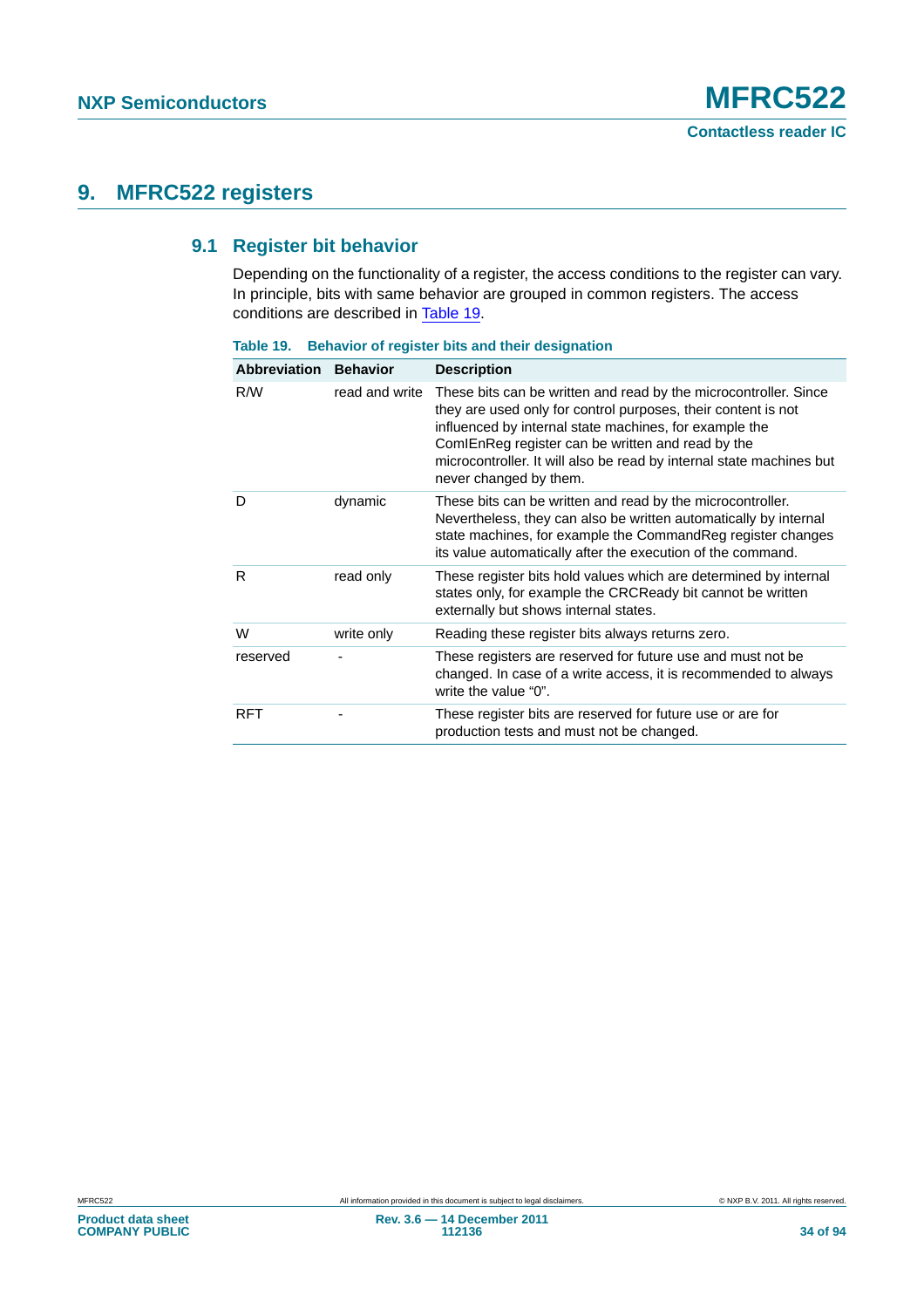# 9. MFRC522 registers

## 9.1 Register bit behavior

Depending on the functionality of a register, the access conditions to the register can vary. In principle, bits with same behavior are grouped in common registers. The access conditions are described in Table 19.

**Table 19. Behavior of register bits and their designation**

| Abbreviation | Behavior | Description |
|---|---|---|
| R/W | read and write | These bits can be written and read by the microcontroller. Since they are used only for control purposes, their content is not influenced by internal state machines, for example the ComIEnReg register can be written and read by the microcontroller. It will also be read by internal state machines but never changed by them. |
| D | dynamic | These bits can be written and read by the microcontroller. Nevertheless, they can also be written automatically by internal state machines, for example the CommandReg register changes its value automatically after the execution of the command. |
| R | read only | These register bits hold values which are determined by internal states only, for example the CRCReady bit cannot be written externally but shows internal states. |
| W | write only | Reading these register bits always returns zero. |
| reserved | - | These registers are reserved for future use and must not be changed. In case of a write access, it is recommended to always write the value “0”. |
| RFT | - | These register bits are reserved for future use or are for production tests and must not be changed. |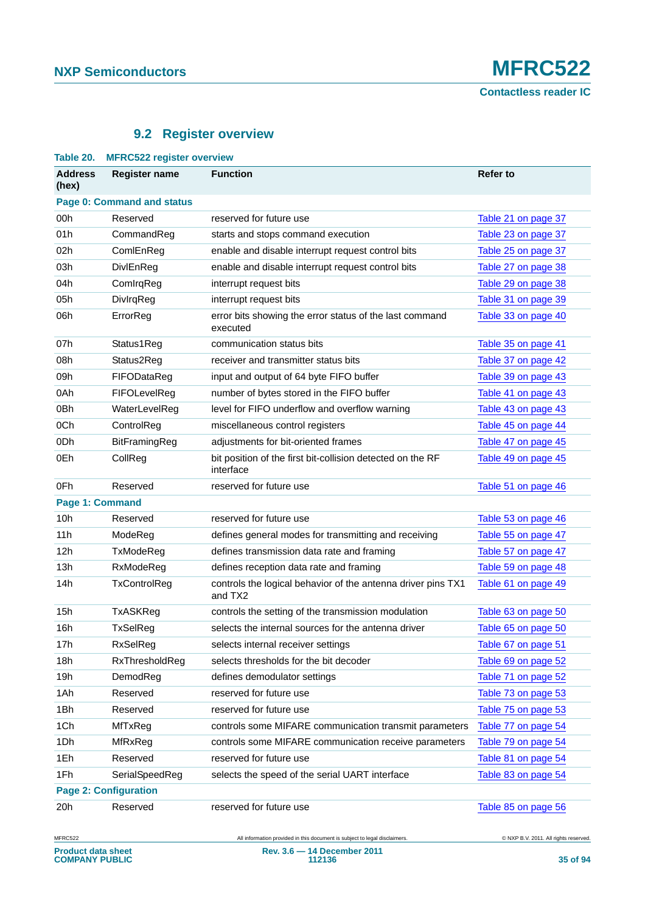## 9.2 Register overview

**Table 20. MFRC522 register overview**

| Address (hex) | Register name | Function | Refer to |
|---|---|---|---|
| **Page 0: Command and status** | | | |
| 00h | Reserved | reserved for future use | Table 21 on page 37 |
| 01h | CommandReg | starts and stops command execution | Table 23 on page 37 |
| 02h | ComlEnReg | enable and disable interrupt request control bits | Table 25 on page 37 |
| 03h | DivlEnReg | enable and disable interrupt request control bits | Table 27 on page 38 |
| 04h | ComIrqReg | interrupt request bits | Table 29 on page 38 |
| 05h | DivIrqReg | interrupt request bits | Table 31 on page 39 |
| 06h | ErrorReg | error bits showing the error status of the last command executed | Table 33 on page 40 |
| 07h | Status1Reg | communication status bits | Table 35 on page 41 |
| 08h | Status2Reg | receiver and transmitter status bits | Table 37 on page 42 |
| 09h | FIFODataReg | input and output of 64 byte FIFO buffer | Table 39 on page 43 |
| 0Ah | FIFOLevelReg | number of bytes stored in the FIFO buffer | Table 41 on page 43 |
| 0Bh | WaterLevelReg | level for FIFO underflow and overflow warning | Table 43 on page 43 |
| 0Ch | ControlReg | miscellaneous control registers | Table 45 on page 44 |
| 0Dh | BitFramingReg | adjustments for bit-oriented frames | Table 47 on page 45 |
| 0Eh | CollReg | bit position of the first bit-collision detected on the RF interface | Table 49 on page 45 |
| 0Fh | Reserved | reserved for future use | Table 51 on page 46 |
| **Page 1: Command** | | | |
| 10h | Reserved | reserved for future use | Table 53 on page 46 |
| 11h | ModeReg | defines general modes for transmitting and receiving | Table 55 on page 47 |
| 12h | TxModeReg | defines transmission data rate and framing | Table 57 on page 47 |
| 13h | RxModeReg | defines reception data rate and framing | Table 59 on page 48 |
| 14h | TxControlReg | controls the logical behavior of the antenna driver pins TX1 and TX2 | Table 61 on page 49 |
| 15h | TxASKReg | controls the setting of the transmission modulation | Table 63 on page 50 |
| 16h | TxSelReg | selects the internal sources for the antenna driver | Table 65 on page 50 |
| 17h | RxSelReg | selects internal receiver settings | Table 67 on page 51 |
| 18h | RxThresholdReg | selects thresholds for the bit decoder | Table 69 on page 52 |
| 19h | DemodReg | defines demodulator settings | Table 71 on page 52 |
| 1Ah | Reserved | reserved for future use | Table 73 on page 53 |
| 1Bh | Reserved | reserved for future use | Table 75 on page 53 |
| 1Ch | MfTxReg | controls some MIFARE communication transmit parameters | Table 77 on page 54 |
| 1Dh | MfRxReg | controls some MIFARE communication receive parameters | Table 79 on page 54 |
| 1Eh | Reserved | reserved for future use | Table 81 on page 54 |
| 1Fh | SerialSpeedReg | selects the speed of the serial UART interface | Table 83 on page 54 |
| **Page 2: Configuration** | | | |
| 20h | Reserved | reserved for future use | Table 85 on page 56 |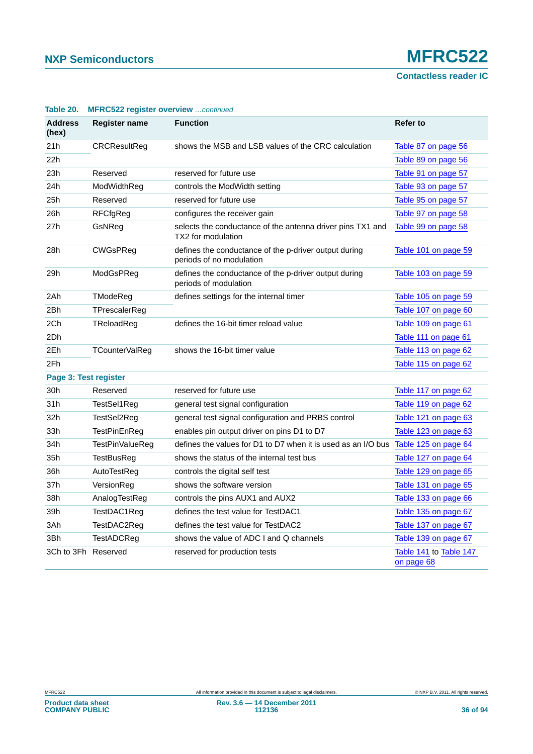**Table 20. MFRC522 register overview** *...continued*

| Address (hex) | Register name | Function | Refer to |
|---|---|---|---|
| 21h | CRCResultReg | shows the MSB and LSB values of the CRC calculation | Table 87 on page 56 |
| 22h | | | Table 89 on page 56 |
| 23h | Reserved | reserved for future use | Table 91 on page 57 |
| 24h | ModWidthReg | controls the ModWidth setting | Table 93 on page 57 |
| 25h | Reserved | reserved for future use | Table 95 on page 57 |
| 26h | RFCfgReg | configures the receiver gain | Table 97 on page 58 |
| 27h | GsNReg | selects the conductance of the antenna driver pins TX1 and TX2 for modulation | Table 99 on page 58 |
| 28h | CWGsPReg | defines the conductance of the p-driver output during periods of no modulation | Table 101 on page 59 |
| 29h | ModGsPReg | defines the conductance of the p-driver output during periods of modulation | Table 103 on page 59 |
| 2Ah | TModeReg | defines settings for the internal timer | Table 105 on page 59 |
| 2Bh | TPrescalerReg | | Table 107 on page 60 |
| 2Ch | TReloadReg | defines the 16-bit timer reload value | Table 109 on page 61 |
| 2Dh | | | Table 111 on page 61 |
| 2Eh | TCounterValReg | shows the 16-bit timer value | Table 113 on page 62 |
| 2Fh | | | Table 115 on page 62 |
| **Page 3: Test register** | | | |
| 30h | Reserved | reserved for future use | Table 117 on page 62 |
| 31h | TestSel1Reg | general test signal configuration | Table 119 on page 62 |
| 32h | TestSel2Reg | general test signal configuration and PRBS control | Table 121 on page 63 |
| 33h | TestPinEnReg | enables pin output driver on pins D1 to D7 | Table 123 on page 63 |
| 34h | TestPinValueReg | defines the values for D1 to D7 when it is used as an I/O bus | Table 125 on page 64 |
| 35h | TestBusReg | shows the status of the internal test bus | Table 127 on page 64 |
| 36h | AutoTestReg | controls the digital self test | Table 129 on page 65 |
| 37h | VersionReg | shows the software version | Table 131 on page 65 |
| 38h | AnalogTestReg | controls the pins AUX1 and AUX2 | Table 133 on page 66 |
| 39h | TestDAC1Reg | defines the test value for TestDAC1 | Table 135 on page 67 |
| 3Ah | TestDAC2Reg | defines the test value for TestDAC2 | Table 137 on page 67 |
| 3Bh | TestADCReg | shows the value of ADC I and Q channels | Table 139 on page 67 |
| 3Ch to 3Fh | Reserved | reserved for production tests | Table 141 to Table 147 on page 68 |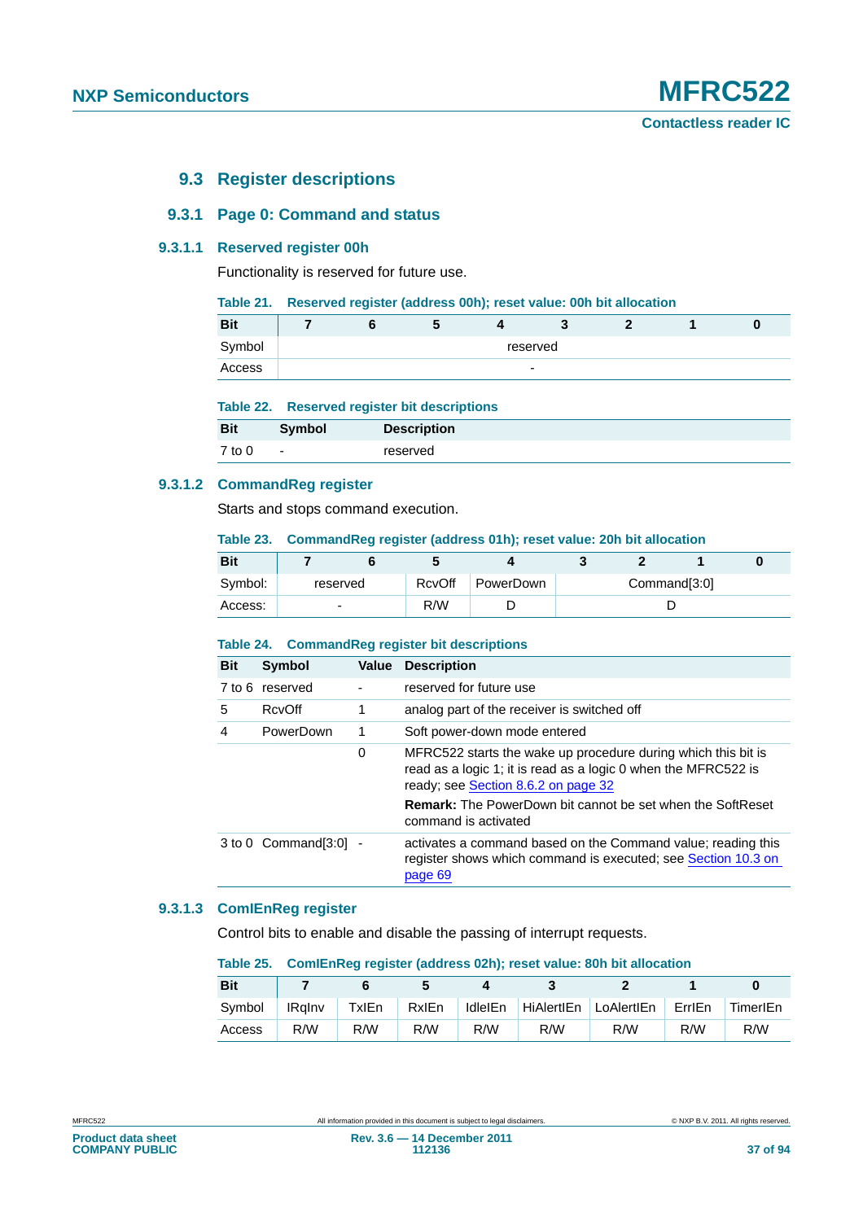## 9.3 Register descriptions

### 9.3.1 Page 0: Command and status

#### 9.3.1.1 Reserved register 00h

Functionality is reserved for future use.

**Table 21. Reserved register (address 00h); reset value: 00h bit allocation**

| Bit | 7 | 6 | 5 | 4 | 3 | 2 | 1 | 0 |
|---|---|---|---|---|---|---|---|---|
| Symbol | reserved | | | | | | | |
| Access | - | | | | | | | |

**Table 22. Reserved register bit descriptions**

| Bit | Symbol | Description |
|---|---|---|
| 7 to 0 | - | reserved |

#### 9.3.1.2 CommandReg register

Starts and stops command execution.

**Table 23. CommandReg register (address 01h); reset value: 20h bit allocation**

| Bit | 7 | 6 | 5 | 4 | 3 | 2 | 1 | 0 |
|---|---|---|---|---|---|---|---|---|
| Symbol: | reserved | | RcvOff | PowerDown | Command[3:0] | | | |
| Access: | - | | R/W | D | D | | | |

**Table 24. CommandReg register bit descriptions**

| Bit | Symbol | Value | Description |
|---|---|---|---|
| 7 to 6 | reserved | - | reserved for future use |
| 5 | RcvOff | 1 | analog part of the receiver is switched off |
| 4 | PowerDown | 1 | Soft power-down mode entered |
| | | 0 | MFRC522 starts the wake up procedure during which this bit is read as a logic 1; it is read as a logic 0 when the MFRC522 is ready; see Section 8.6.2 on page 32<br>**Remark:** The PowerDown bit cannot be set when the SoftReset command is activated |
| 3 to 0 | Command[3:0] | - | activates a command based on the Command value; reading this register shows which command is executed; see Section 10.3 on page 69 |

#### 9.3.1.3 ComIEnReg register

Control bits to enable and disable the passing of interrupt requests.

**Table 25. ComIEnReg register (address 02h); reset value: 80h bit allocation**

| Bit | 7 | 6 | 5 | 4 | 3 | 2 | 1 | 0 |
|---|---|---|---|---|---|---|---|---|
| Symbol | IRqInv | TxIEn | RxIEn | IdleIEn | HiAlertIEn | LoAlertIEn | ErrIEn | TimerIEn |
| Access | R/W | R/W | R/W | R/W | R/W | R/W | R/W | R/W |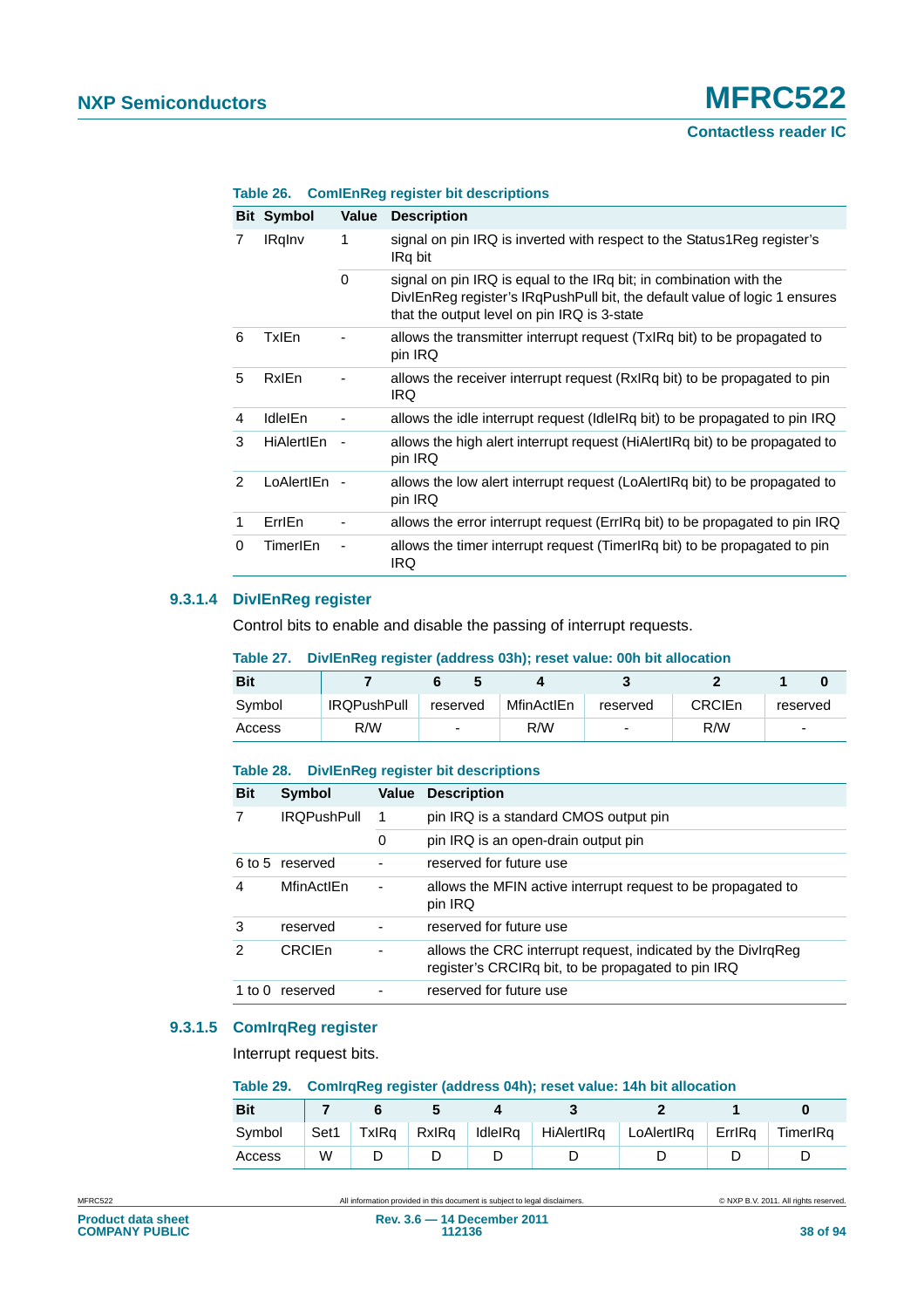**Table 26. ComIEnReg register bit descriptions**

| Bit | Symbol | Value | Description |
|---|---|---|---|
| 7 | IRqInv | 1 | signal on pin IRQ is inverted with respect to the Status1Reg register's IRq bit |
| | | 0 | signal on pin IRQ is equal to the IRq bit; in combination with the DivIEnReg register's IRqPushPull bit, the default value of logic 1 ensures that the output level on pin IRQ is 3-state |
| 6 | TxIEn | - | allows the transmitter interrupt request (TxIRq bit) to be propagated to pin IRQ |
| 5 | RxIEn | - | allows the receiver interrupt request (RxIRq bit) to be propagated to pin IRQ |
| 4 | IdleIEn | - | allows the idle interrupt request (IdleIRq bit) to be propagated to pin IRQ |
| 3 | HiAlertIEn | - | allows the high alert interrupt request (HiAlertIRq bit) to be propagated to pin IRQ |
| 2 | LoAlertIEn | - | allows the low alert interrupt request (LoAlertIRq bit) to be propagated to pin IRQ |
| 1 | ErrIEn | - | allows the error interrupt request (ErrIRq bit) to be propagated to pin IRQ |
| 0 | TimerIEn | - | allows the timer interrupt request (TimerIRq bit) to be propagated to pin IRQ |

#### 9.3.1.4 DivIEnReg register

Control bits to enable and disable the passing of interrupt requests.

**Table 27. DivIEnReg register (address 03h); reset value: 00h bit allocation**

| Bit | 7 | 6 to 5 | 4 | 3 | 2 | 1 to 0 |
|---|---|---|---|---|---|---|
| Symbol | IRQPushPull | reserved | MfinActIEn | reserved | CRCIEn | reserved |
| Access | R/W | - | R/W | - | R/W | - |

**Table 28. DivIEnReg register bit descriptions**

| Bit | Symbol | Value | Description |
|---|---|---|---|
| 7 | IRQPushPull | 1 | pin IRQ is a standard CMOS output pin |
| | | 0 | pin IRQ is an open-drain output pin |
| 6 to 5 | reserved | - | reserved for future use |
| 4 | MfinActIEn | - | allows the MFIN active interrupt request to be propagated to pin IRQ |
| 3 | reserved | - | reserved for future use |
| 2 | CRCIEn | - | allows the CRC interrupt request, indicated by the DivIrqReg register's CRCIRq bit, to be propagated to pin IRQ |
| 1 to 0 | reserved | - | reserved for future use |

#### 9.3.1.5 ComIrqReg register

Interrupt request bits.

**Table 29. ComIrqReg register (address 04h); reset value: 14h bit allocation**

| Bit | 7 | 6 | 5 | 4 | 3 | 2 | 1 | 0 |
|---|---|---|---|---|---|---|---|---|
| Symbol | Set1 | TxIRq | RxIRq | IdleIRq | HiAlertIRq | LoAlertIRq | ErrIRq | TimerIRq |
| Access | W | D | D | D | D | D | D | D |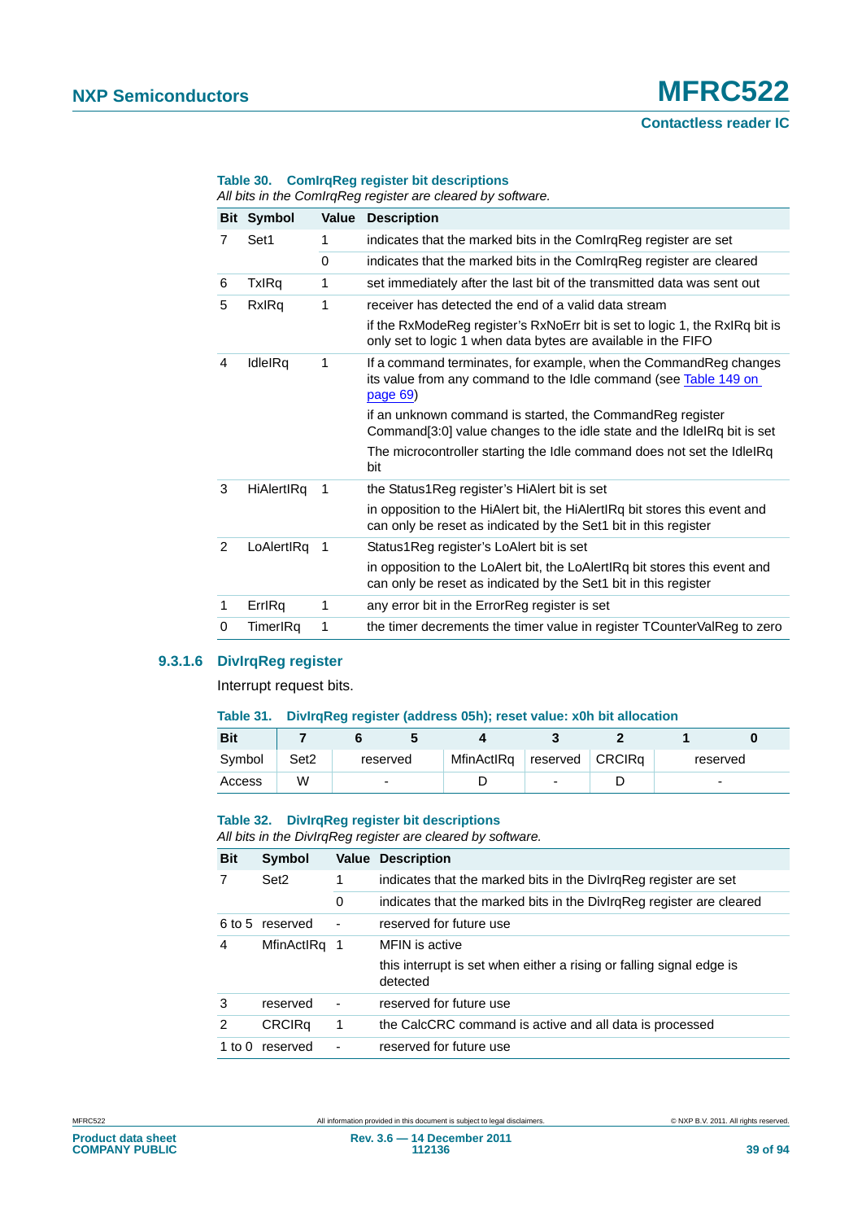**Table 30. ComIrqReg register bit descriptions**

*All bits in the ComIrqReg register are cleared by software.*

| Bit | Symbol | Value | Description |
|---|---|---|---|
| 7 | Set1 | 1 | indicates that the marked bits in the ComIrqReg register are set |
| | | 0 | indicates that the marked bits in the ComIrqReg register are cleared |
| 6 | TxIRq | 1 | set immediately after the last bit of the transmitted data was sent out |
| 5 | RxIRq | 1 | receiver has detected the end of a valid data stream<br>if the RxModeReg register's RxNoErr bit is set to logic 1, the RxIRq bit is only set to logic 1 when data bytes are available in the FIFO |
| 4 | IdleIRq | 1 | If a command terminates, for example, when the CommandReg changes its value from any command to the Idle command (see Table 149 on page 69)<br>if an unknown command is started, the CommandReg register Command[3:0] value changes to the idle state and the IdleIRq bit is set<br>The microcontroller starting the Idle command does not set the IdleIRq bit |
| 3 | HiAlertIRq | 1 | the Status1Reg register's HiAlert bit is set<br>in opposition to the HiAlert bit, the HiAlertIRq bit stores this event and can only be reset as indicated by the Set1 bit in this register |
| 2 | LoAlertIRq | 1 | Status1Reg register's LoAlert bit is set<br>in opposition to the LoAlert bit, the LoAlertIRq bit stores this event and can only be reset as indicated by the Set1 bit in this register |
| 1 | ErrIRq | 1 | any error bit in the ErrorReg register is set |
| 0 | TimerIRq | 1 | the timer decrements the timer value in register TCounterValReg to zero |

### 9.3.1.6 DivIrqReg register

Interrupt request bits.

**Table 31. DivIrqReg register (address 05h); reset value: x0h bit allocation**

| Bit | 7 | 6 | 5 | 4 | 3 | 2 | 1 | 0 |
|---|---|---|---|---|---|---|---|---|
| Symbol | Set2 | reserved | | MfinActIRq | reserved | CRCIRq | reserved | |
| Access | W | - | | D | - | D | - | |

**Table 32. DivIrqReg register bit descriptions**

*All bits in the DivIrqReg register are cleared by software.*

| Bit | Symbol | Value | Description |
|---|---|---|---|
| 7 | Set2 | 1 | indicates that the marked bits in the DivIrqReg register are set |
| | | 0 | indicates that the marked bits in the DivIrqReg register are cleared |
| 6 to 5 | reserved | - | reserved for future use |
| 4 | MfinActIRq | 1 | MFIN is active<br>this interrupt is set when either a rising or falling signal edge is detected |
| 3 | reserved | - | reserved for future use |
| 2 | CRCIRq | 1 | the CalcCRC command is active and all data is processed |
| 1 to 0 | reserved | - | reserved for future use |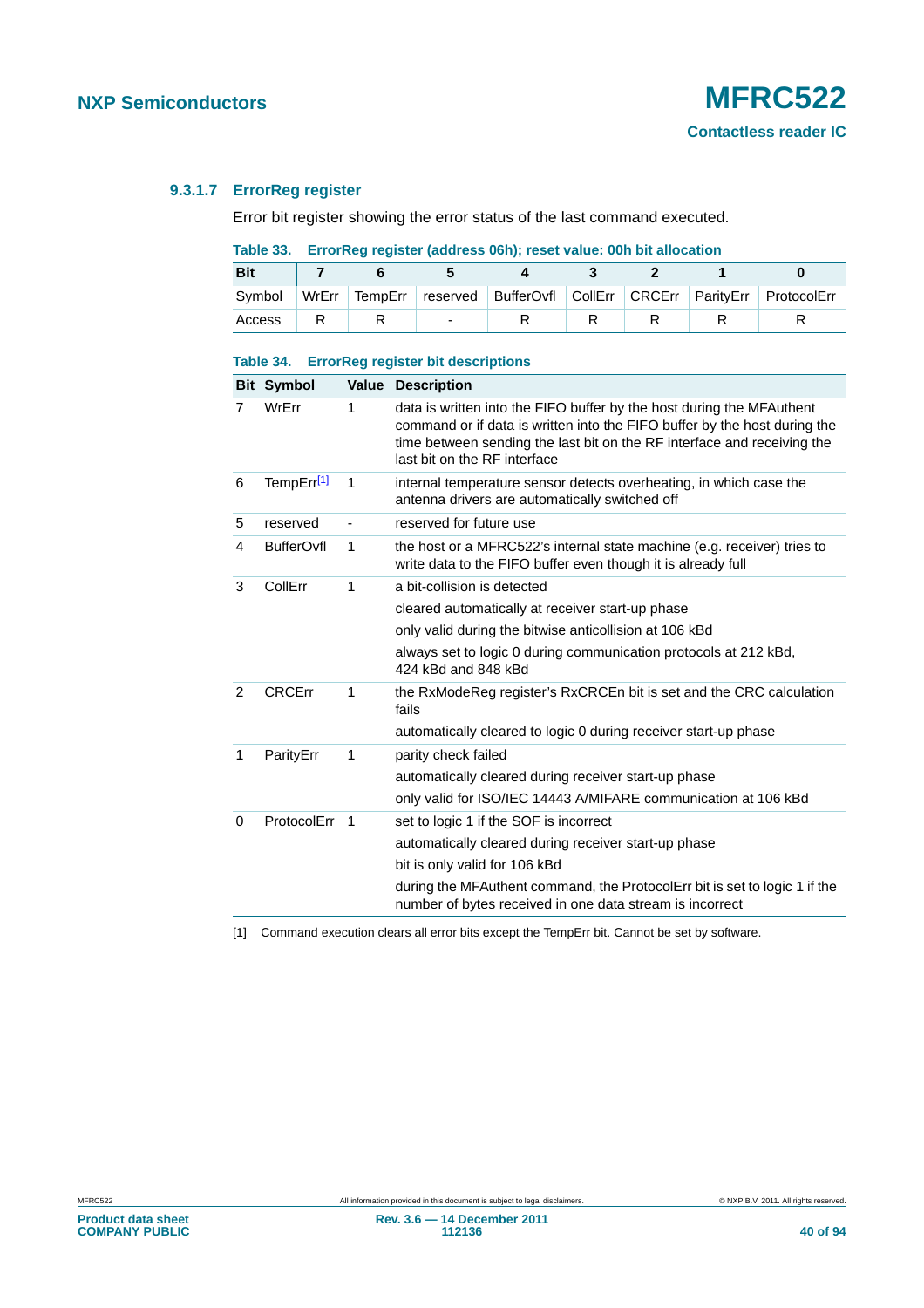#### 9.3.1.7 ErrorReg register

Error bit register showing the error status of the last command executed.

**Table 33. ErrorReg register (address 06h); reset value: 00h bit allocation**

| Bit | 7 | 6 | 5 | 4 | 3 | 2 | 1 | 0 |
|---|---|---|---|---|---|---|---|---|
| Symbol | WrErr | TempErr | reserved | BufferOvfl | CollErr | CRCErr | ParityErr | ProtocolErr |
| Access | R | R | - | R | R | R | R | R |

**Table 34. ErrorReg register bit descriptions**

| Bit | Symbol | Value | Description |
|---|---|---|---|
| 7 | WrErr | 1 | data is written into the FIFO buffer by the host during the MFAuthent command or if data is written into the FIFO buffer by the host during the time between sending the last bit on the RF interface and receiving the last bit on the RF interface |
| 6 | TempErr[1] | 1 | internal temperature sensor detects overheating, in which case the antenna drivers are automatically switched off |
| 5 | reserved | - | reserved for future use |
| 4 | BufferOvfl | 1 | the host or a MFRC522's internal state machine (e.g. receiver) tries to write data to the FIFO buffer even though it is already full |
| 3 | CollErr | 1 | a bit-collision is detected<br>cleared automatically at receiver start-up phase<br>only valid during the bitwise anticollision at 106 kBd<br>always set to logic 0 during communication protocols at 212 kBd, 424 kBd and 848 kBd |
| 2 | CRCErr | 1 | the RxModeReg register's RxCRCEn bit is set and the CRC calculation fails<br>automatically cleared to logic 0 during receiver start-up phase |
| 1 | ParityErr | 1 | parity check failed<br>automatically cleared during receiver start-up phase<br>only valid for ISO/IEC 14443 A/MIFARE communication at 106 kBd |
| 0 | ProtocolErr | 1 | set to logic 1 if the SOF is incorrect<br>automatically cleared during receiver start-up phase<br>bit is only valid for 106 kBd<br>during the MFAuthent command, the ProtocolErr bit is set to logic 1 if the number of bytes received in one data stream is incorrect |

[1] Command execution clears all error bits except the TempErr bit. Cannot be set by software.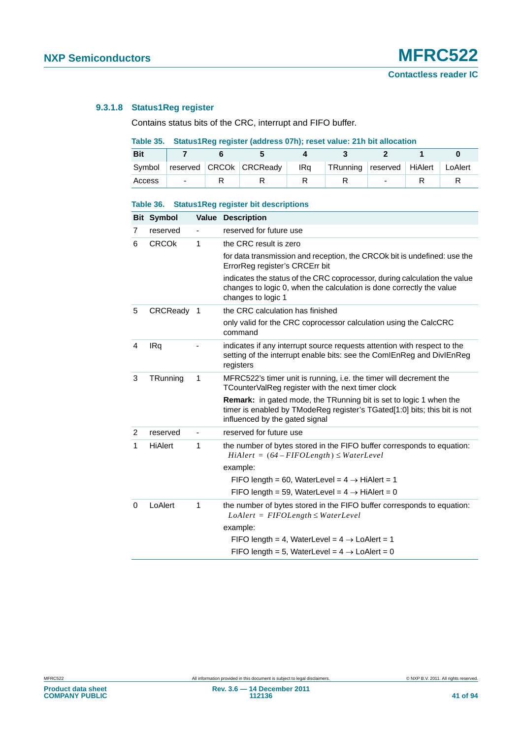#### 9.3.1.8 Status1Reg register

Contains status bits of the CRC, interrupt and FIFO buffer.

**Table 35. Status1Reg register (address 07h); reset value: 21h bit allocation**

| Bit | 7 | 6 | 5 | 4 | 3 | 2 | 1 | 0 |
|---|---|---|---|---|---|---|---|---|
| Symbol | reserved | CRCOk | CRCReady | IRq | TRunning | reserved | HiAlert | LoAlert |
| Access | - | R | R | R | R | - | R | R |

**Table 36. Status1Reg register bit descriptions**

| Bit | Symbol | Value | Description |
|---|---|---|---|
| 7 | reserved | - | reserved for future use |
| 6 | CRCOk | 1 | the CRC result is zero |
| | | | for data transmission and reception, the CRCOk bit is undefined: use the ErrorReg register's CRCErr bit |
| | | | indicates the status of the CRC coprocessor, during calculation the value changes to logic 0, when the calculation is done correctly the value changes to logic 1 |
| 5 | CRCReady | 1 | the CRC calculation has finished |
| | | | only valid for the CRC coprocessor calculation using the CalcCRC command |
| 4 | IRq | - | indicates if any interrupt source requests attention with respect to the setting of the interrupt enable bits: see the ComIEnReg and DivIEnReg registers |
| 3 | TRunning | 1 | MFRC522's timer unit is running, i.e. the timer will decrement the TCounterValReg register with the next timer clock |
| | | | **Remark:** in gated mode, the TRunning bit is set to logic 1 when the timer is enabled by TModeReg register's TGated[1:0] bits; this bit is not influenced by the gated signal |
| 2 | reserved | - | reserved for future use |
| 1 | HiAlert | 1 | the number of bytes stored in the FIFO buffer corresponds to equation: $HiAlert = (64 - FIFOLength) \leq WaterLevel$ |
| | | | example: |
| | | | FIFO length = 60, WaterLevel = 4 → HiAlert = 1 |
| | | | FIFO length = 59, WaterLevel = 4 → HiAlert = 0 |
| 0 | LoAlert | 1 | the number of bytes stored in the FIFO buffer corresponds to equation: $LoAlert = FIFOLength \leq WaterLevel$ |
| | | | example: |
| | | | FIFO length = 4, WaterLevel = 4 → LoAlert = 1 |
| | | | FIFO length = 5, WaterLevel = 4 → LoAlert = 0 |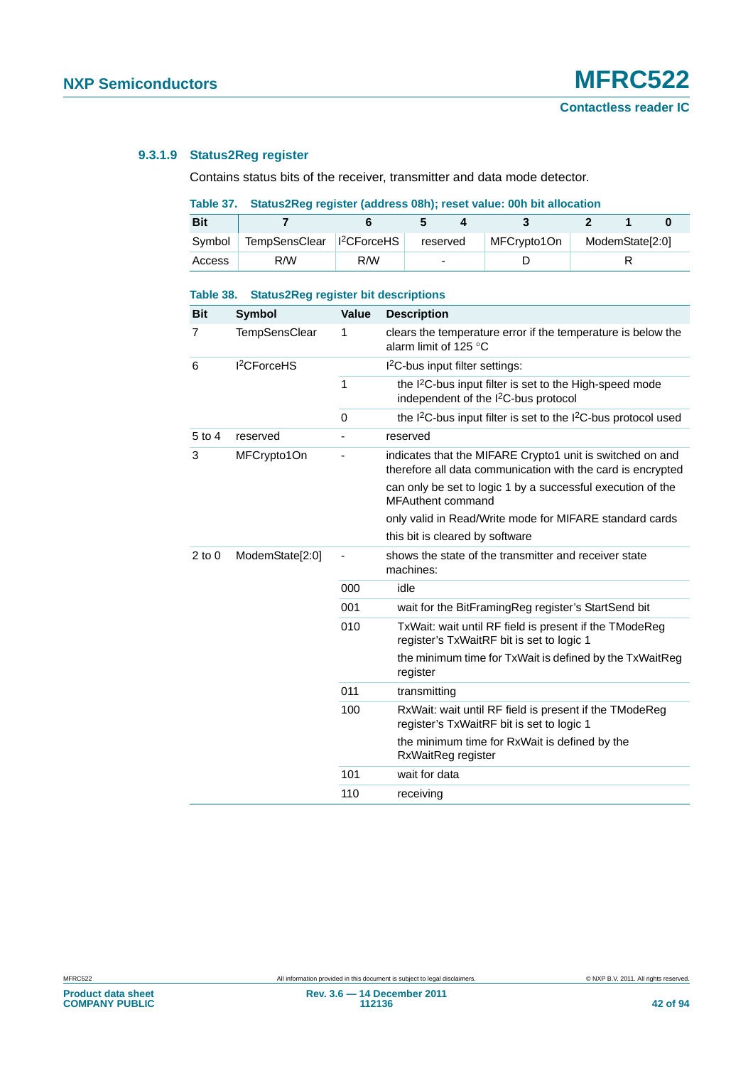#### 9.3.1.9 Status2Reg register

Contains status bits of the receiver, transmitter and data mode detector.

**Table 37. Status2Reg register (address 08h); reset value: 00h bit allocation**

| Bit | 7 | 6 | 5 | 4 | 3 | 2 | 1 | 0 |
|---|---|---|---|---|---|---|---|---|
| Symbol | TempSensClear | I²CForceHS | reserved | | MFCrypto1On | ModemState[2:0] | | |
| Access | R/W | R/W | - | | D | R | | |

**Table 38. Status2Reg register bit descriptions**

| Bit | Symbol | Value | Description |
|---|---|---|---|
| 7 | TempSensClear | 1 | clears the temperature error if the temperature is below the alarm limit of 125 °C |
| 6 | I²CForceHS | | I²C-bus input filter settings: |
| | | 1 | the I²C-bus input filter is set to the High-speed mode independent of the I²C-bus protocol |
| | | 0 | the I²C-bus input filter is set to the I²C-bus protocol used |
| 5 to 4 | reserved | - | reserved |
| 3 | MFCrypto1On | - | indicates that the MIFARE Crypto1 unit is switched on and therefore all data communication with the card is encrypted<br>can only be set to logic 1 by a successful execution of the MFAuthent command<br>only valid in Read/Write mode for MIFARE standard cards<br>this bit is cleared by software |
| 2 to 0 | ModemState[2:0] | - | shows the state of the transmitter and receiver state machines: |
| | | 000 | idle |
| | | 001 | wait for the BitFramingReg register's StartSend bit |
| | | 010 | TxWait: wait until RF field is present if the TModeReg register's TxWaitRF bit is set to logic 1<br>the minimum time for TxWait is defined by the TxWaitReg register |
| | | 011 | transmitting |
| | | 100 | RxWait: wait until RF field is present if the TModeReg register's TxWaitRF bit is set to logic 1<br>the minimum time for RxWait is defined by the RxWaitReg register |
| | | 101 | wait for data |
| | | 110 | receiving |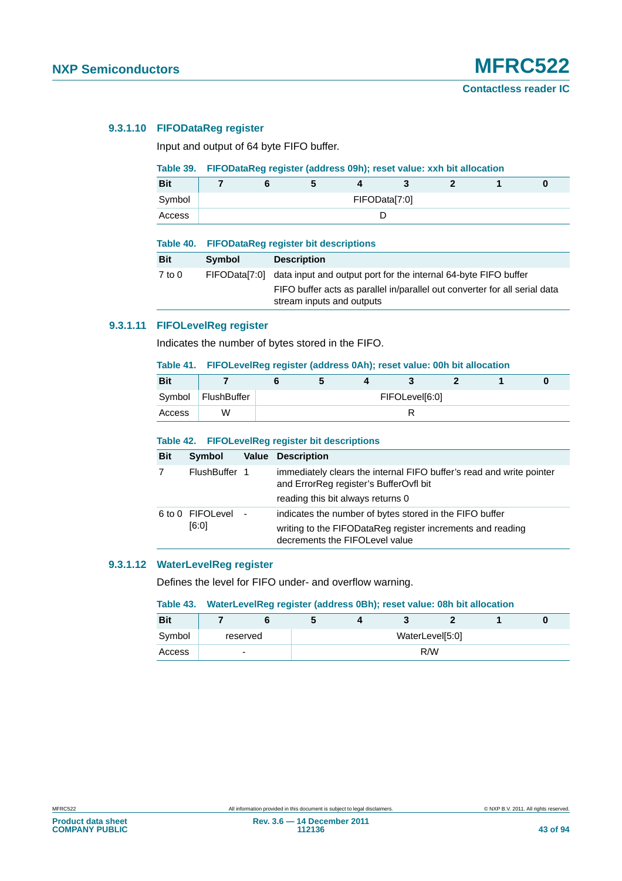#### 9.3.1.10 FIFODataReg register

Input and output of 64 byte FIFO buffer.

**Table 39. FIFODataReg register (address 09h); reset value: xxh bit allocation**

| Bit | 7 | 6 | 5 | 4 | 3 | 2 | 1 | 0 |
|---|---|---|---|---|---|---|---|---|
| Symbol | FIFOData[7:0] | | | | | | | |
| Access | D | | | | | | | |

**Table 40. FIFODataReg register bit descriptions**

| Bit | Symbol | Description |
|---|---|---|
| 7 to 0 | FIFOData[7:0] | data input and output port for the internal 64-byte FIFO buffer<br>FIFO buffer acts as parallel in/parallel out converter for all serial data stream inputs and outputs |

#### 9.3.1.11 FIFOLevelReg register

Indicates the number of bytes stored in the FIFO.

**Table 41. FIFOLevelReg register (address 0Ah); reset value: 00h bit allocation**

| Bit | 7 | 6 | 5 | 4 | 3 | 2 | 1 | 0 |
|---|---|---|---|---|---|---|---|---|
| Symbol | FlushBuffer | FIFOLevel[6:0] | | | | | | |
| Access | W | R | | | | | | |

**Table 42. FIFOLevelReg register bit descriptions**

| Bit | Symbol | Value | Description |
|---|---|---|---|
| 7 | FlushBuffer | 1 | immediately clears the internal FIFO buffer's read and write pointer and ErrorReg register's BufferOvfl bit<br>reading this bit always returns 0 |
| 6 to 0 | FIFOLevel [6:0] | - | indicates the number of bytes stored in the FIFO buffer<br>writing to the FIFODataReg register increments and reading decrements the FIFOLevel value |

#### 9.3.1.12 WaterLevelReg register

Defines the level for FIFO under- and overflow warning.

**Table 43. WaterLevelReg register (address 0Bh); reset value: 08h bit allocation**

| Bit | 7 | 6 | 5 | 4 | 3 | 2 | 1 | 0 |
|---|---|---|---|---|---|---|---|---|
| Symbol | reserved | | WaterLevel[5:0] | | | | | |
| Access | - | | R/W | | | | | |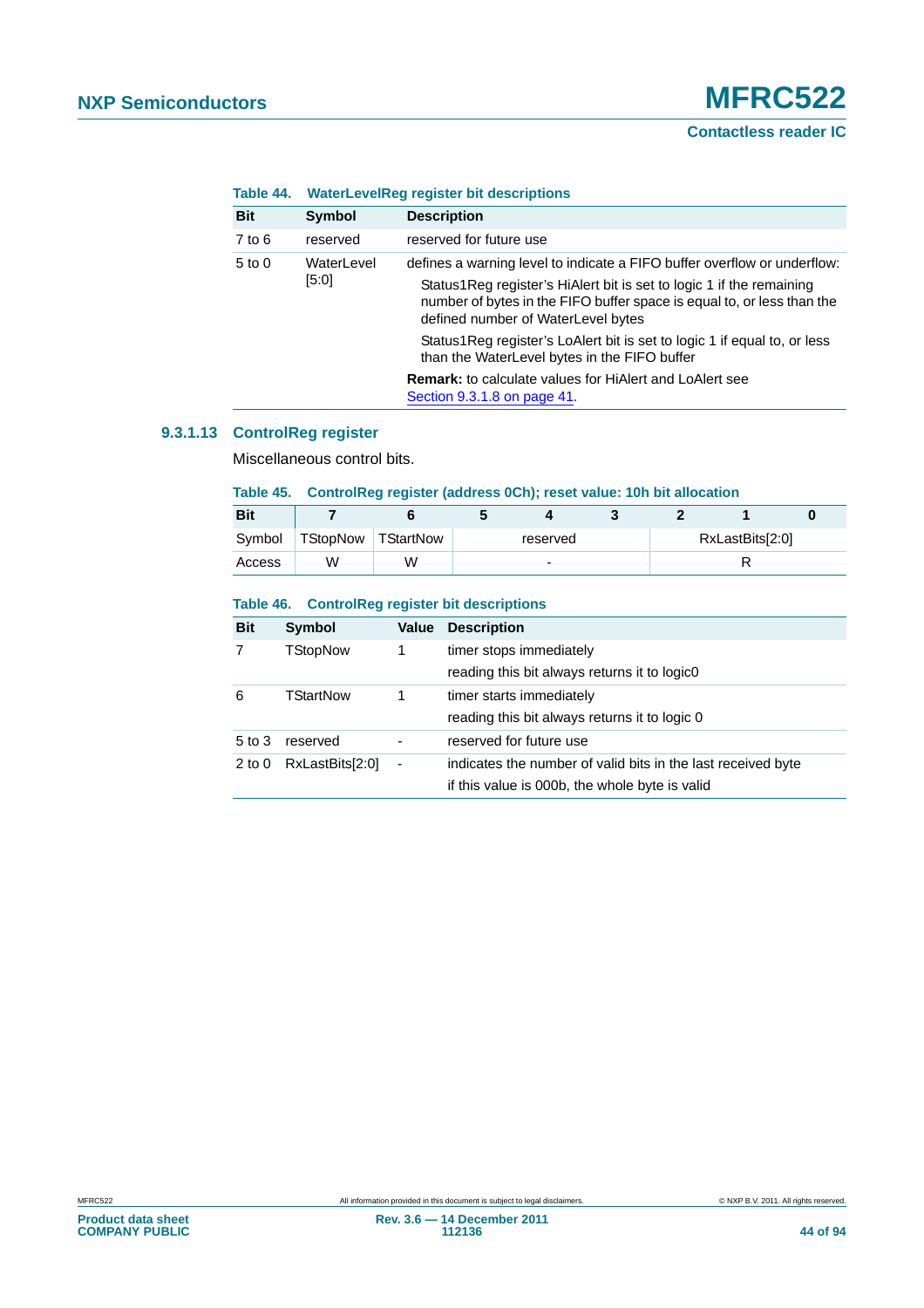**Table 44. WaterLevelReg register bit descriptions**

| Bit | Symbol | Description |
|---|---|---|
| 7 to 6 | reserved | reserved for future use |
| 5 to 0 | WaterLevel [5:0] | defines a warning level to indicate a FIFO buffer overflow or underflow: Status1Reg register's HiAlert bit is set to logic 1 if the remaining number of bytes in the FIFO buffer space is equal to, or less than the defined number of WaterLevel bytes Status1Reg register's LoAlert bit is set to logic 1 if equal to, or less than the WaterLevel bytes in the FIFO buffer **Remark:** to calculate values for HiAlert and LoAlert see Section 9.3.1.8 on page 41. |

#### 9.3.1.13 ControlReg register

Miscellaneous control bits.

**Table 45. ControlReg register (address 0Ch); reset value: 10h bit allocation**

| Bit | 7 | 6 | 5 | 4 | 3 | 2 | 1 | 0 |
|---|---|---|---|---|---|---|---|---|
| Symbol | TStopNow | TStartNow | | reserved | | | RxLastBits[2:0] | |
| Access | W | W | | - | | | R | |

**Table 46. ControlReg register bit descriptions**

| Bit | Symbol | Value | Description |
|---|---|---|---|
| 7 | TStopNow | 1 | timer stops immediately |
| | | | reading this bit always returns it to logic0 |
| 6 | TStartNow | 1 | timer starts immediately |
| | | | reading this bit always returns it to logic 0 |
| 5 to 3 | reserved | - | reserved for future use |
| 2 to 0 | RxLastBits[2:0] | - | indicates the number of valid bits in the last received byte |
| | | | if this value is 000b, the whole byte is valid |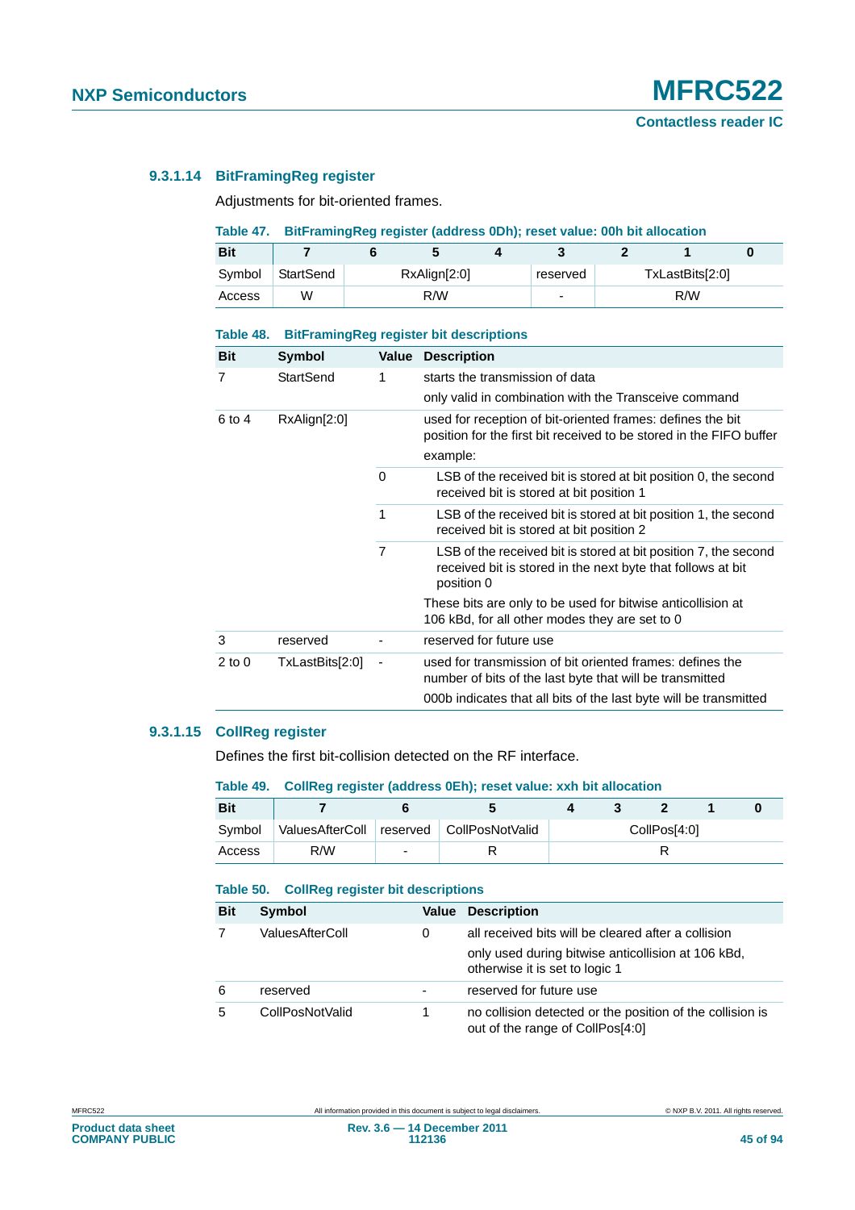#### 9.3.1.14 BitFramingReg register

Adjustments for bit-oriented frames.

**Table 47. BitFramingReg register (address 0Dh); reset value: 00h bit allocation**

| Bit | 7 | 6 | 5 | 4 | 3 | 2 | 1 | 0 |
|---|---|---|---|---|---|---|---|---|
| Symbol | StartSend | RxAlign[2:0] | | | reserved | TxLastBits[2:0] | | |
| Access | W | R/W | | | - | R/W | | |

**Table 48. BitFramingReg register bit descriptions**

| Bit | Symbol | Value | Description |
|---|---|---|---|
| 7 | StartSend | 1 | starts the transmission of data<br>only valid in combination with the Transceive command |
| 6 to 4 | RxAlign[2:0] | | used for reception of bit-oriented frames: defines the bit position for the first bit received to be stored in the FIFO buffer<br>example: |
| | | 0 | LSB of the received bit is stored at bit position 0, the second received bit is stored at bit position 1 |
| | | 1 | LSB of the received bit is stored at bit position 1, the second received bit is stored at bit position 2 |
| | | 7 | LSB of the received bit is stored at bit position 7, the second received bit is stored in the next byte that follows at bit position 0 |
| | | | These bits are only to be used for bitwise anticollision at 106 kBd, for all other modes they are set to 0 |
| 3 | reserved | - | reserved for future use |
| 2 to 0 | TxLastBits[2:0] | - | used for transmission of bit oriented frames: defines the number of bits of the last byte that will be transmitted<br>000b indicates that all bits of the last byte will be transmitted |

#### 9.3.1.15 CollReg register

Defines the first bit-collision detected on the RF interface.

**Table 49. CollReg register (address 0Eh); reset value: xxh bit allocation**

| Bit | 7 | 6 | 5 | 4 | 3 | 2 | 1 | 0 |
|---|---|---|---|---|---|---|---|---|
| Symbol | ValuesAfterColl | reserved | CollPosNotValid | CollPos[4:0] | | | | |
| Access | R/W | - | R | R | | | | |

**Table 50. CollReg register bit descriptions**

| Bit | Symbol | Value | Description |
|---|---|---|---|
| 7 | ValuesAfterColl | 0 | all received bits will be cleared after a collision<br>only used during bitwise anticollision at 106 kBd, otherwise it is set to logic 1 |
| 6 | reserved | - | reserved for future use |
| 5 | CollPosNotValid | 1 | no collision detected or the position of the collision is out of the range of CollPos[4:0] |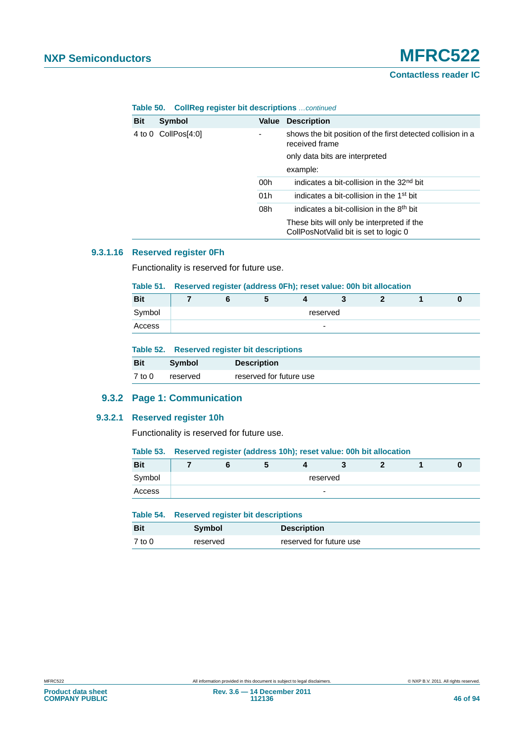**Table 50. CollReg register bit descriptions** *...continued*

| Bit | Symbol | Value | Description |
|---|---|---|---|
| 4 to 0 | CollPos[4:0] | - | shows the bit position of the first detected collision in a received frame |
| | | | only data bits are interpreted |
| | | | example: |
| | | 00h | indicates a bit-collision in the 32nd bit |
| | | 01h | indicates a bit-collision in the 1st bit |
| | | 08h | indicates a bit-collision in the 8th bit |
| | | | These bits will only be interpreted if the CollPosNotValid bit is set to logic 0 |

#### 9.3.1.16 Reserved register 0Fh

Functionality is reserved for future use.

**Table 51. Reserved register (address 0Fh); reset value: 00h bit allocation**

| Bit | 7 | 6 | 5 | 4 | 3 | 2 | 1 | 0 |
|---|---|---|---|---|---|---|---|---|
| Symbol | reserved | | | | | | | |
| Access | - | | | | | | | |

**Table 52. Reserved register bit descriptions**

| Bit | Symbol | Description |
|---|---|---|
| 7 to 0 | reserved | reserved for future use |

### 9.3.2 Page 1: Communication

#### 9.3.2.1 Reserved register 10h

Functionality is reserved for future use.

**Table 53. Reserved register (address 10h); reset value: 00h bit allocation**

| Bit | 7 | 6 | 5 | 4 | 3 | 2 | 1 | 0 |
|---|---|---|---|---|---|---|---|---|
| Symbol | reserved | | | | | | | |
| Access | - | | | | | | | |

**Table 54. Reserved register bit descriptions**

| Bit | Symbol | Description |
|---|---|---|
| 7 to 0 | reserved | reserved for future use |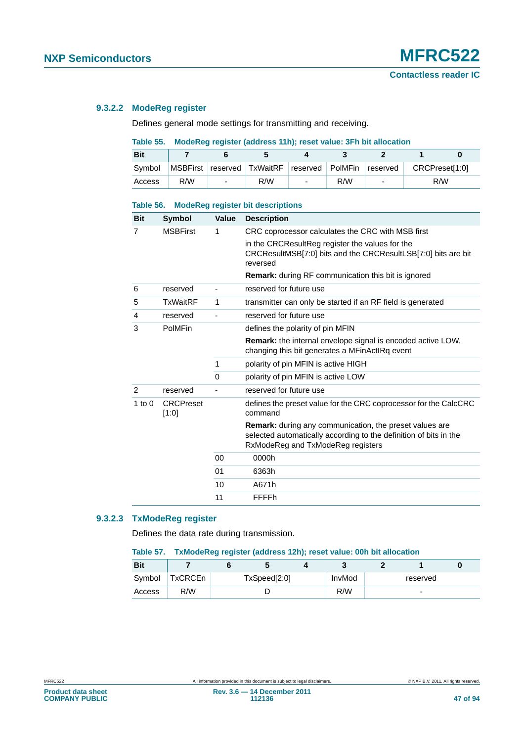#### 9.3.2.2 ModeReg register

Defines general mode settings for transmitting and receiving.

**Table 55. ModeReg register (address 11h); reset value: 3Fh bit allocation**

| Bit | 7 | 6 | 5 | 4 | 3 | 2 | 1 | 0 |
|---|---|---|---|---|---|---|---|---|
| Symbol | MSBFirst | reserved | TxWaitRF | reserved | PolMFin | reserved | CRCPreset[1:0] | |
| Access | R/W | - | R/W | - | R/W | - | R/W | |

**Table 56. ModeReg register bit descriptions**

| Bit | Symbol | Value | Description |
|---|---|---|---|
| 7 | MSBFirst | 1 | CRC coprocessor calculates the CRC with MSB first |
| | | | in the CRCResultReg register the values for the CRCResultMSB[7:0] bits and the CRCResultLSB[7:0] bits are bit reversed |
| | | | **Remark:** during RF communication this bit is ignored |
| 6 | reserved | - | reserved for future use |
| 5 | TxWaitRF | 1 | transmitter can only be started if an RF field is generated |
| 4 | reserved | - | reserved for future use |
| 3 | PolMFin | | defines the polarity of pin MFIN |
| | | | **Remark:** the internal envelope signal is encoded active LOW, changing this bit generates a MFinActIRq event |
| | | 1 | polarity of pin MFIN is active HIGH |
| | | 0 | polarity of pin MFIN is active LOW |
| 2 | reserved | - | reserved for future use |
| 1 to 0 | CRCPreset [1:0] | | defines the preset value for the CRC coprocessor for the CalcCRC command |
| | | | **Remark:** during any communication, the preset values are selected automatically according to the definition of bits in the RxModeReg and TxModeReg registers |
| | | 00 | 0000h |
| | | 01 | 6363h |
| | | 10 | A671h |
| | | 11 | FFFFh |

#### 9.3.2.3 TxModeReg register

Defines the data rate during transmission.

**Table 57. TxModeReg register (address 12h); reset value: 00h bit allocation**

| Bit | 7 | 6 | 5 | 4 | 3 | 2 | 1 | 0 |
|---|---|---|---|---|---|---|---|---|
| Symbol | TxCRCEn | TxSpeed[2:0] | | | InvMod | reserved | | |
| Access | R/W | D | | | R/W | - | | |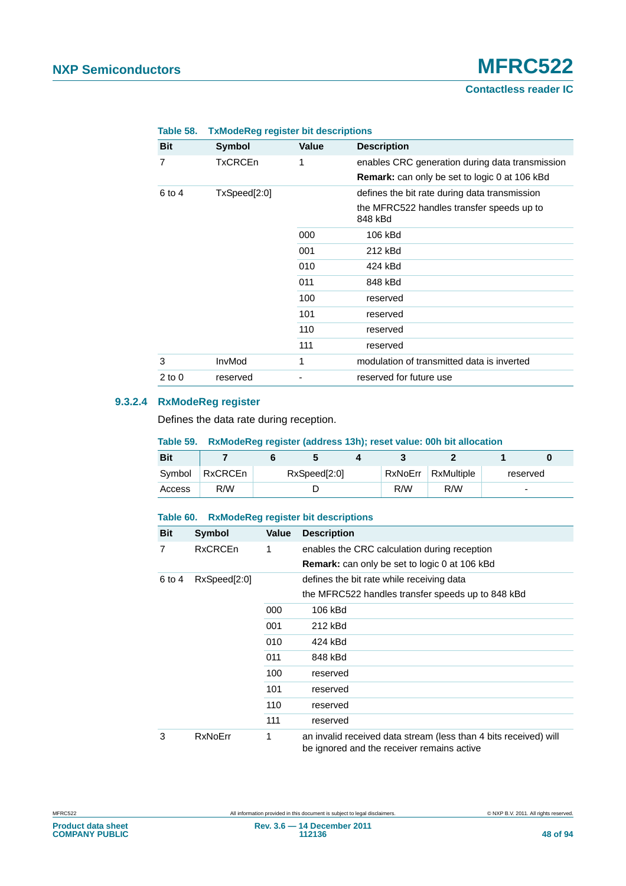**Table 58. TxModeReg register bit descriptions**

| Bit | Symbol | Value | Description |
|---|---|---|---|
| 7 | TxCRCEn | 1 | enables CRC generation during data transmission<br>**Remark:** can only be set to logic 0 at 106 kBd |
| 6 to 4 | TxSpeed[2:0] | | defines the bit rate during data transmission<br>the MFRC522 handles transfer speeds up to 848 kBd |
| | | 000 | 106 kBd |
| | | 001 | 212 kBd |
| | | 010 | 424 kBd |
| | | 011 | 848 kBd |
| | | 100 | reserved |
| | | 101 | reserved |
| | | 110 | reserved |
| | | 111 | reserved |
| 3 | InvMod | 1 | modulation of transmitted data is inverted |
| 2 to 0 | reserved | - | reserved for future use |

### 9.3.2.4 RxModeReg register

Defines the data rate during reception.

**Table 59. RxModeReg register (address 13h); reset value: 00h bit allocation**

| Bit | 7 | 6 | 5 | 4 | 3 | 2 | 1 | 0 |
|---|---|---|---|---|---|---|---|---|
| Symbol | RxCRCEn | RxSpeed[2:0] | | | RxNoErr | RxMultiple | reserved | |
| Access | R/W | D | | | R/W | R/W | - | |

**Table 60. RxModeReg register bit descriptions**

| Bit | Symbol | Value | Description |
|---|---|---|---|
| 7 | RxCRCEn | 1 | enables the CRC calculation during reception<br>**Remark:** can only be set to logic 0 at 106 kBd |
| 6 to 4 | RxSpeed[2:0] | | defines the bit rate while receiving data<br>the MFRC522 handles transfer speeds up to 848 kBd |
| | | 000 | 106 kBd |
| | | 001 | 212 kBd |
| | | 010 | 424 kBd |
| | | 011 | 848 kBd |
| | | 100 | reserved |
| | | 101 | reserved |
| | | 110 | reserved |
| | | 111 | reserved |
| 3 | RxNoErr | 1 | an invalid received data stream (less than 4 bits received) will be ignored and the receiver remains active |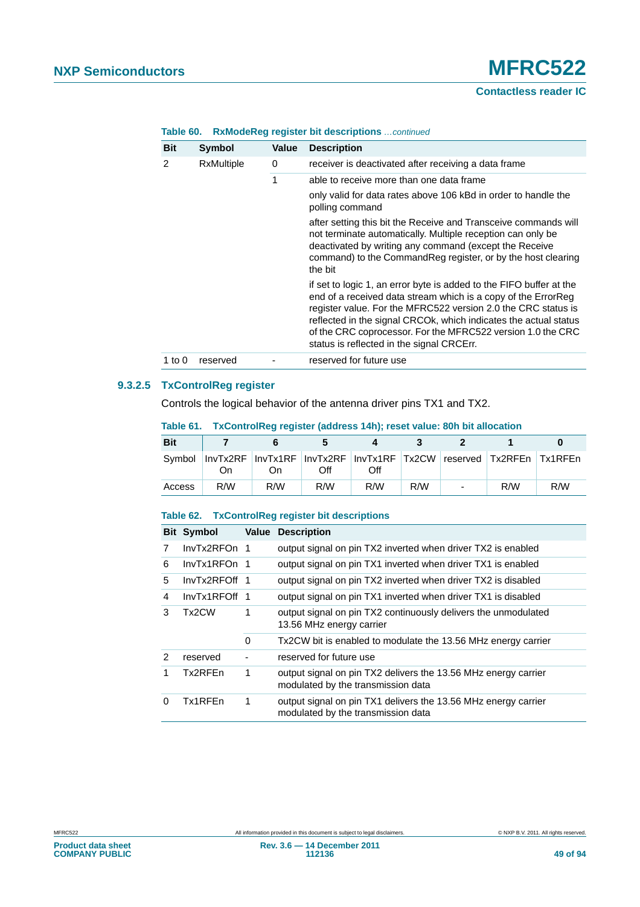**Table 60. RxModeReg register bit descriptions** *…continued*

| Bit | Symbol | Value | Description |
|---|---|---|---|
| 2 | RxMultiple | 0 | receiver is deactivated after receiving a data frame |
| | | 1 | able to receive more than one data frame<br><br>only valid for data rates above 106 kBd in order to handle the polling command<br><br>after setting this bit the Receive and Transceive commands will not terminate automatically. Multiple reception can only be deactivated by writing any command (except the Receive command) to the CommandReg register, or by the host clearing the bit<br><br>if set to logic 1, an error byte is added to the FIFO buffer at the end of a received data stream which is a copy of the ErrorReg register value. For the MFRC522 version 2.0 the CRC status is reflected in the signal CRCOk, which indicates the actual status of the CRC coprocessor. For the MFRC522 version 1.0 the CRC status is reflected in the signal CRCErr. |
| 1 to 0 | reserved | - | reserved for future use |

#### 9.3.2.5 TxControlReg register

Controls the logical behavior of the antenna driver pins TX1 and TX2.

**Table 61. TxControlReg register (address 14h); reset value: 80h bit allocation**

| Bit | 7 | 6 | 5 | 4 | 3 | 2 | 1 | 0 |
|---|---|---|---|---|---|---|---|---|
| Symbol | InvTx2RF On | InvTx1RF On | InvTx2RF Off | InvTx1RF Off | Tx2CW | reserved | Tx2RFEn | Tx1RFEn |
| Access | R/W | R/W | R/W | R/W | R/W | - | R/W | R/W |

**Table 62. TxControlReg register bit descriptions**

| Bit | Symbol | Value | Description |
|---|---|---|---|
| 7 | InvTx2RFOn | 1 | output signal on pin TX2 inverted when driver TX2 is enabled |
| 6 | InvTx1RFOn | 1 | output signal on pin TX1 inverted when driver TX1 is enabled |
| 5 | InvTx2RFOff | 1 | output signal on pin TX2 inverted when driver TX2 is disabled |
| 4 | InvTx1RFOff | 1 | output signal on pin TX1 inverted when driver TX1 is disabled |
| 3 | Tx2CW | 1 | output signal on pin TX2 continuously delivers the unmodulated 13.56 MHz energy carrier |
| | | 0 | Tx2CW bit is enabled to modulate the 13.56 MHz energy carrier |
| 2 | reserved | - | reserved for future use |
| 1 | Tx2RFEn | 1 | output signal on pin TX2 delivers the 13.56 MHz energy carrier modulated by the transmission data |
| 0 | Tx1RFEn | 1 | output signal on pin TX1 delivers the 13.56 MHz energy carrier modulated by the transmission data |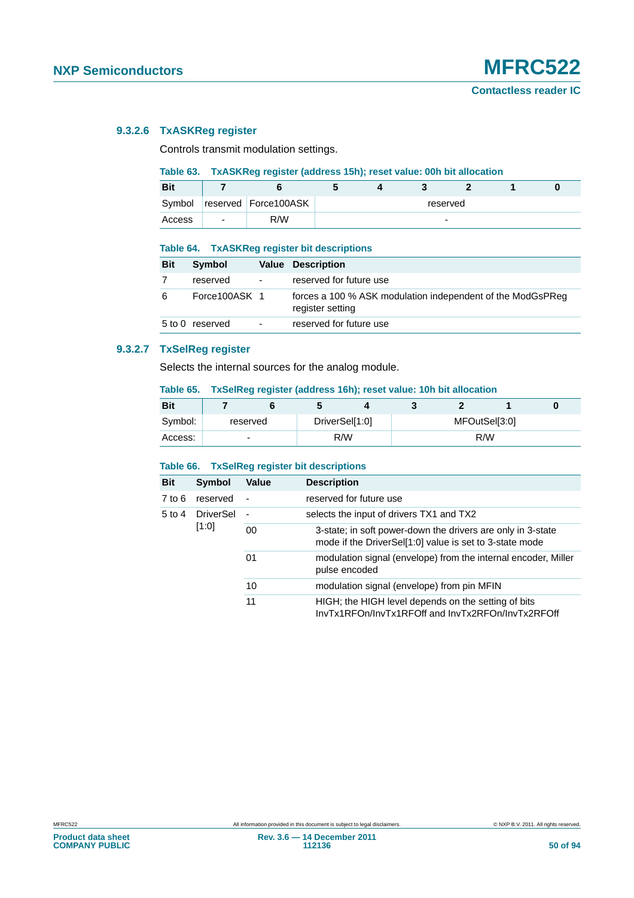#### 9.3.2.6 TxASKReg register

Controls transmit modulation settings.

**Table 63. TxASKReg register (address 15h); reset value: 00h bit allocation**

| Bit | 7 | 6 | 5 | 4 | 3 | 2 | 1 | 0 |
|---|---|---|---|---|---|---|---|---|
| Symbol | reserved | Force100ASK | reserved | | | | | |
| Access | - | R/W | - | | | | | |

**Table 64. TxASKReg register bit descriptions**

| Bit | Symbol | Value | Description |
|---|---|---|---|
| 7 | reserved | - | reserved for future use |
| 6 | Force100ASK | 1 | forces a 100 % ASK modulation independent of the ModGsPReg register setting |
| 5 to 0 | reserved | - | reserved for future use |

#### 9.3.2.7 TxSelReg register

Selects the internal sources for the analog module.

**Table 65. TxSelReg register (address 16h); reset value: 10h bit allocation**

| Bit | 7 | 6 | 5 | 4 | 3 | 2 | 1 | 0 |
|---|---|---|---|---|---|---|---|---|
| Symbol: | reserved | | DriverSel[1:0] | | MFOutSel[3:0] | | | |
| Access: | - | | R/W | | R/W | | | |

**Table 66. TxSelReg register bit descriptions**

| Bit | Symbol | Value | Description |
|---|---|---|---|
| 7 to 6 | reserved | - | reserved for future use |
| 5 to 4 | DriverSel[1:0] | - | selects the input of drivers TX1 and TX2 |
| | | 00 | 3-state; in soft power-down the drivers are only in 3-state mode if the DriverSel[1:0] value is set to 3-state mode |
| | | 01 | modulation signal (envelope) from the internal encoder, Miller pulse encoded |
| | | 10 | modulation signal (envelope) from pin MFIN |
| | | 11 | HIGH; the HIGH level depends on the setting of bits InvTx1RFOn/InvTx1RFOff and InvTx2RFOn/InvTx2RFOff |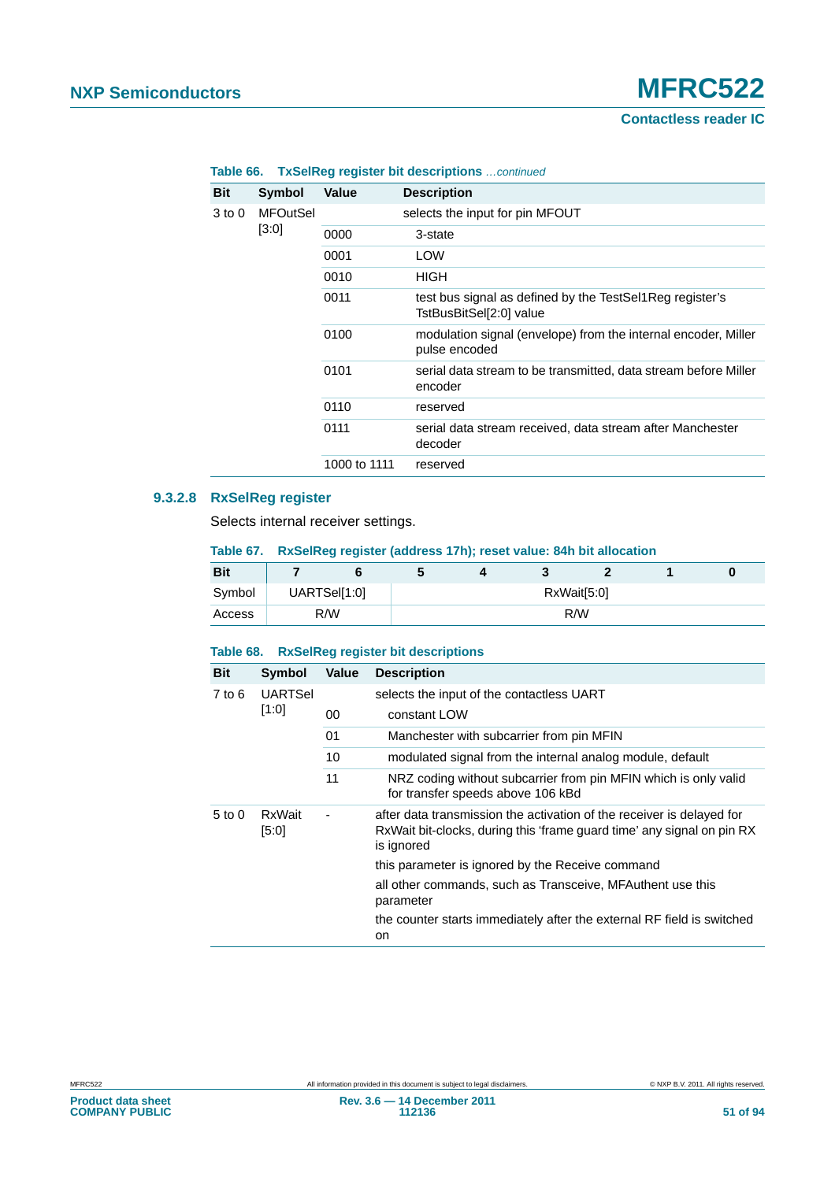**Table 66. TxSelReg register bit descriptions** *...continued*

| Bit | Symbol | Value | Description |
|---|---|---|---|
| 3 to 0 | MFOutSel [3:0] | | selects the input for pin MFOUT |
| | | 0000 | 3-state |
| | | 0001 | LOW |
| | | 0010 | HIGH |
| | | 0011 | test bus signal as defined by the TestSel1Reg register's TstBusBitSel[2:0] value |
| | | 0100 | modulation signal (envelope) from the internal encoder, Miller pulse encoded |
| | | 0101 | serial data stream to be transmitted, data stream before Miller encoder |
| | | 0110 | reserved |
| | | 0111 | serial data stream received, data stream after Manchester decoder |
| | | 1000 to 1111 | reserved |

### 9.3.2.8 RxSelReg register

Selects internal receiver settings.

**Table 67. RxSelReg register (address 17h); reset value: 84h bit allocation**

| Bit | 7 | 6 | 5 | 4 | 3 | 2 | 1 | 0 |
|---|---|---|---|---|---|---|---|---|
| Symbol | UARTSel[1:0] | | RxWait[5:0] | | | | | |
| Access | R/W | | R/W | | | | | |

**Table 68. RxSelReg register bit descriptions**

| Bit | Symbol | Value | Description |
|---|---|---|---|
| 7 to 6 | UARTSel [1:0] | | selects the input of the contactless UART |
| | | 00 | constant LOW |
| | | 01 | Manchester with subcarrier from pin MFIN |
| | | 10 | modulated signal from the internal analog module, default |
| | | 11 | NRZ coding without subcarrier from pin MFIN which is only valid for transfer speeds above 106 kBd |
| 5 to 0 | RxWait [5:0] | - | after data transmission the activation of the receiver is delayed for RxWait bit-clocks, during this 'frame guard time' any signal on pin RX is ignored |
| | | | this parameter is ignored by the Receive command |
| | | | all other commands, such as Transceive, MFAuthent use this parameter |
| | | | the counter starts immediately after the external RF field is switched on |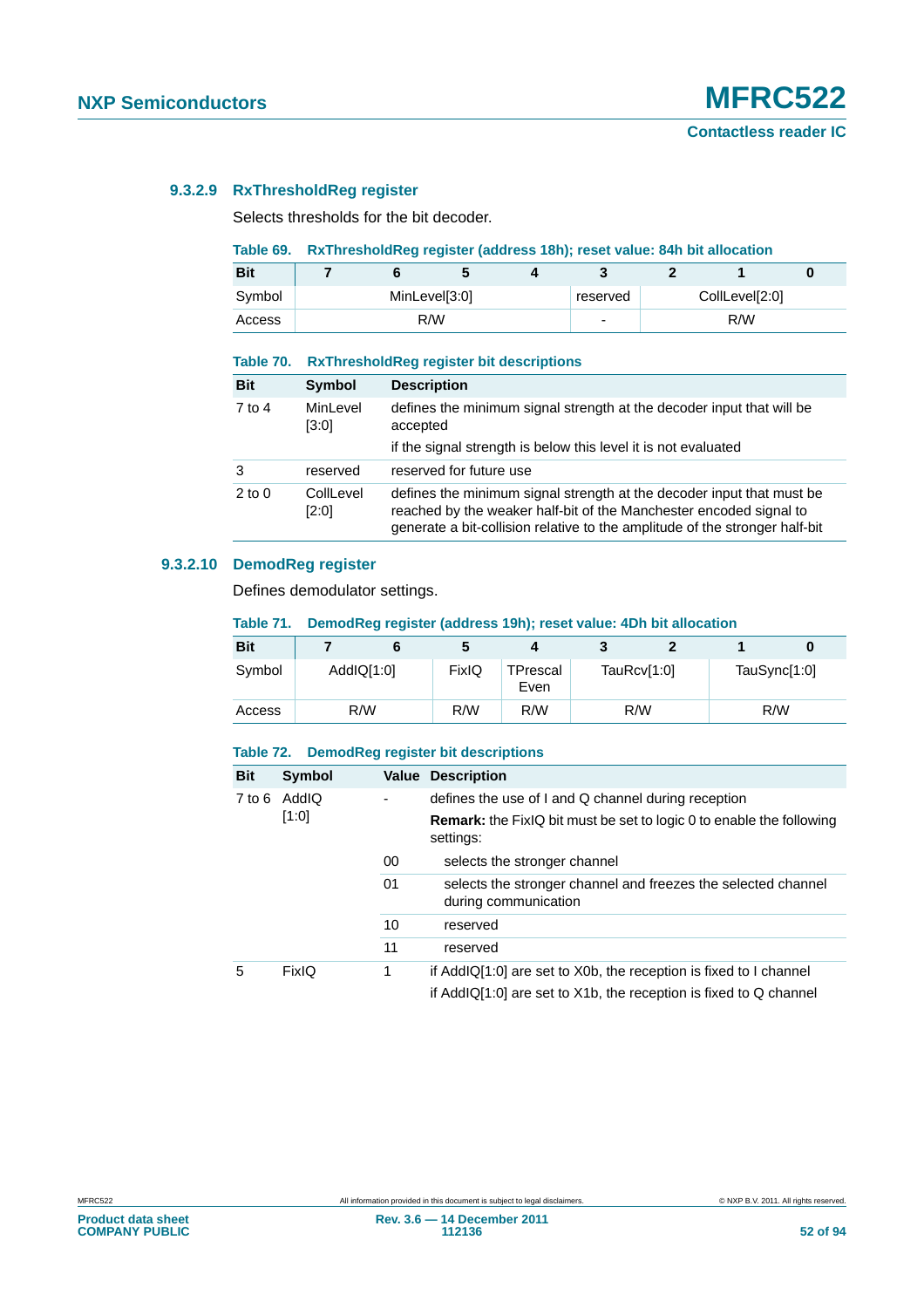#### 9.3.2.9 RxThresholdReg register

Selects thresholds for the bit decoder.

**Table 69. RxThresholdReg register (address 18h); reset value: 84h bit allocation**

| Bit | 7 | 6 | 5 | 4 | 3 | 2 | 1 | 0 |
|---|---|---|---|---|---|---|---|---|
| Symbol | MinLevel[3:0] | | | | reserved | CollLevel[2:0] | | |
| Access | R/W | | | | - | R/W | | |

**Table 70. RxThresholdReg register bit descriptions**

| Bit | Symbol | Description |
|---|---|---|
| 7 to 4 | MinLevel [3:0] | defines the minimum signal strength at the decoder input that will be accepted |
| | | if the signal strength is below this level it is not evaluated |
| 3 | reserved | reserved for future use |
| 2 to 0 | CollLevel [2:0] | defines the minimum signal strength at the decoder input that must be reached by the weaker half-bit of the Manchester encoded signal to generate a bit-collision relative to the amplitude of the stronger half-bit |

#### 9.3.2.10 DemodReg register

Defines demodulator settings.

**Table 71. DemodReg register (address 19h); reset value: 4Dh bit allocation**

| Bit | 7 | 6 | 5 | 4 | 3 | 2 | 1 | 0 |
|---|---|---|---|---|---|---|---|---|
| Symbol | AddIQ[1:0] | | FixIQ | TPrescal Even | TauRcv[1:0] | | TauSync[1:0] | |
| Access | R/W | | R/W | R/W | R/W | | R/W | |

**Table 72. DemodReg register bit descriptions**

| Bit | Symbol | Value | Description |
|---|---|---|---|
| 7 to 6 | AddIQ [1:0] | - | defines the use of I and Q channel during reception |
| | | | **Remark:** the FixIQ bit must be set to logic 0 to enable the following settings: |
| | | 00 | selects the stronger channel |
| | | 01 | selects the stronger channel and freezes the selected channel during communication |
| | | 10 | reserved |
| | | 11 | reserved |
| 5 | FixIQ | 1 | if AddIQ[1:0] are set to X0b, the reception is fixed to I channel |
| | | | if AddIQ[1:0] are set to X1b, the reception is fixed to Q channel |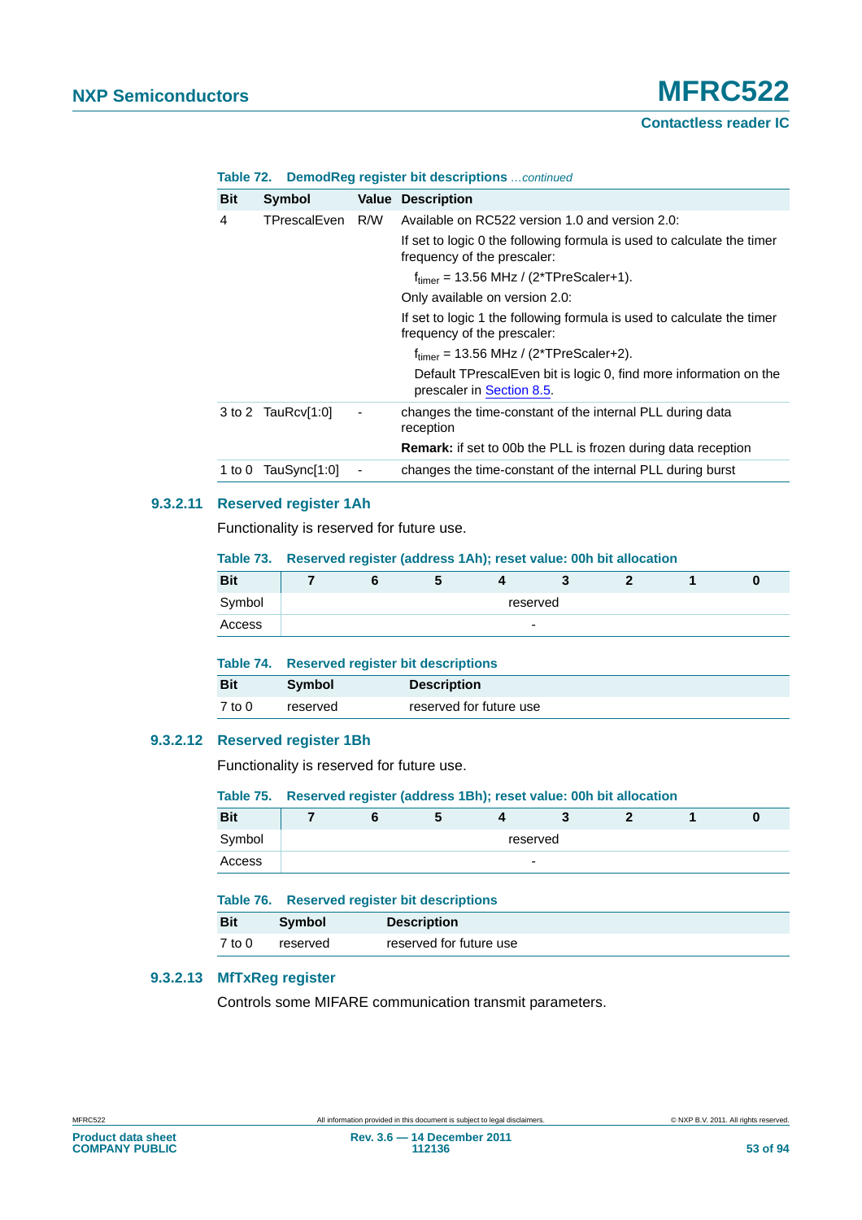**Table 72. DemodReg register bit descriptions** *...continued*

| Bit | Symbol | Value | Description |
|---|---|---|---|
| 4 | TPrescalEven | R/W | Available on RC522 version 1.0 and version 2.0: If set to logic 0 the following formula is used to calculate the timer frequency of the prescaler: $f_{timer}$ = 13.56 MHz / (2*TPreScaler+1). Only available on version 2.0: If set to logic 1 the following formula is used to calculate the timer frequency of the prescaler: $f_{timer}$ = 13.56 MHz / (2*TPreScaler+2). Default TPrescalEven bit is logic 0, find more information on the prescaler in Section 8.5. |
| 3 to 2 | TauRcv[1:0] | - | changes the time-constant of the internal PLL during data reception **Remark:** if set to 00b the PLL is frozen during data reception |
| 1 to 0 | TauSync[1:0] | - | changes the time-constant of the internal PLL during burst |

### 9.3.2.11 Reserved register 1Ah

Functionality is reserved for future use.

**Table 73. Reserved register (address 1Ah); reset value: 00h bit allocation**

| Bit | 7 | 6 | 5 | 4 | 3 | 2 | 1 | 0 |
|---|---|---|---|---|---|---|---|---|
| Symbol | reserved | | | | | | | |
| Access | - | | | | | | | |

**Table 74. Reserved register bit descriptions**

| Bit | Symbol | Description |
|---|---|---|
| 7 to 0 | reserved | reserved for future use |

### 9.3.2.12 Reserved register 1Bh

Functionality is reserved for future use.

**Table 75. Reserved register (address 1Bh); reset value: 00h bit allocation**

| Bit | 7 | 6 | 5 | 4 | 3 | 2 | 1 | 0 |
|---|---|---|---|---|---|---|---|---|
| Symbol | reserved | | | | | | | |
| Access | - | | | | | | | |

**Table 76. Reserved register bit descriptions**

| Bit | Symbol | Description |
|---|---|---|
| 7 to 0 | reserved | reserved for future use |

### 9.3.2.13 MfTxReg register

Controls some MIFARE communication transmit parameters.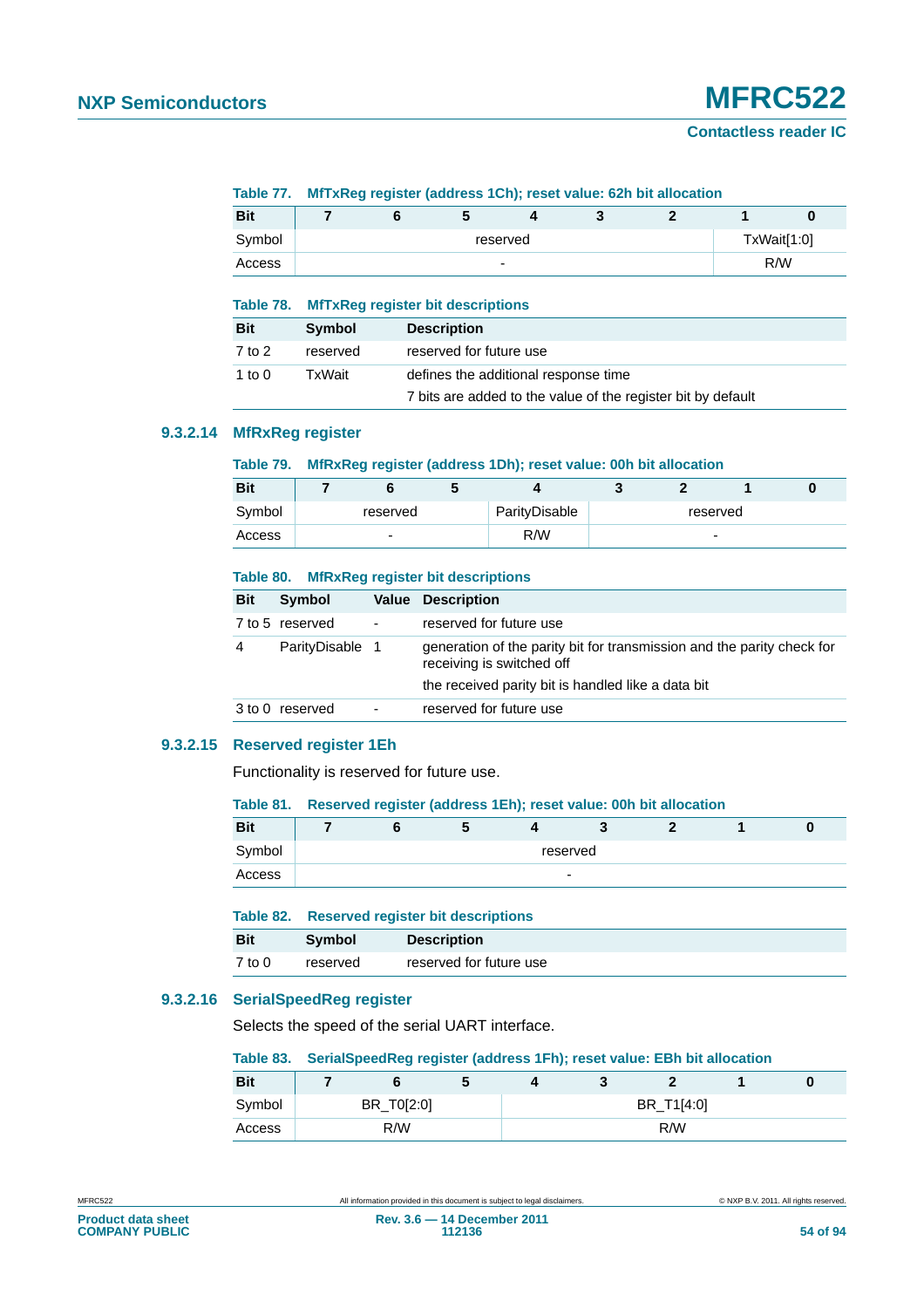**Table 77. MfTxReg register (address 1Ch); reset value: 62h bit allocation**

| Bit | 7 | 6 | 5 | 4 | 3 | 2 | 1 | 0 |
|---|---|---|---|---|---|---|---|---|
| Symbol | reserved | | | | | | TxWait[1:0] | |
| Access | - | | | | | | R/W | |

**Table 78. MfTxReg register bit descriptions**

| Bit | Symbol | Description |
|---|---|---|
| 7 to 2 | reserved | reserved for future use |
| 1 to 0 | TxWait | defines the additional response time<br>7 bits are added to the value of the register bit by default |

### 9.3.2.14 MfRxReg register

**Table 79. MfRxReg register (address 1Dh); reset value: 00h bit allocation**

| Bit | 7 | 6 | 5 | 4 | 3 | 2 | 1 | 0 |
|---|---|---|---|---|---|---|---|---|
| Symbol | reserved | | | ParityDisable | reserved | | | |
| Access | - | | | R/W | - | | | |

**Table 80. MfRxReg register bit descriptions**

| Bit | Symbol | Value | Description |
|---|---|---|---|
| 7 to 5 | reserved | - | reserved for future use |
| 4 | ParityDisable | 1 | generation of the parity bit for transmission and the parity check for receiving is switched off<br>the received parity bit is handled like a data bit |
| 3 to 0 | reserved | - | reserved for future use |

### 9.3.2.15 Reserved register 1Eh

Functionality is reserved for future use.

**Table 81. Reserved register (address 1Eh); reset value: 00h bit allocation**

| Bit | 7 | 6 | 5 | 4 | 3 | 2 | 1 | 0 |
|---|---|---|---|---|---|---|---|---|
| Symbol | reserved | | | | | | | |
| Access | - | | | | | | | |

**Table 82. Reserved register bit descriptions**

| Bit | Symbol | Description |
|---|---|---|
| 7 to 0 | reserved | reserved for future use |

### 9.3.2.16 SerialSpeedReg register

Selects the speed of the serial UART interface.

**Table 83. SerialSpeedReg register (address 1Fh); reset value: EBh bit allocation**

| Bit | 7 | 6 | 5 | 4 | 3 | 2 | 1 | 0 |
|---|---|---|---|---|---|---|---|---|
| Symbol | BR_T0[2:0] | | | BR_T1[4:0] | | | | |
| Access | R/W | | | R/W | | | | |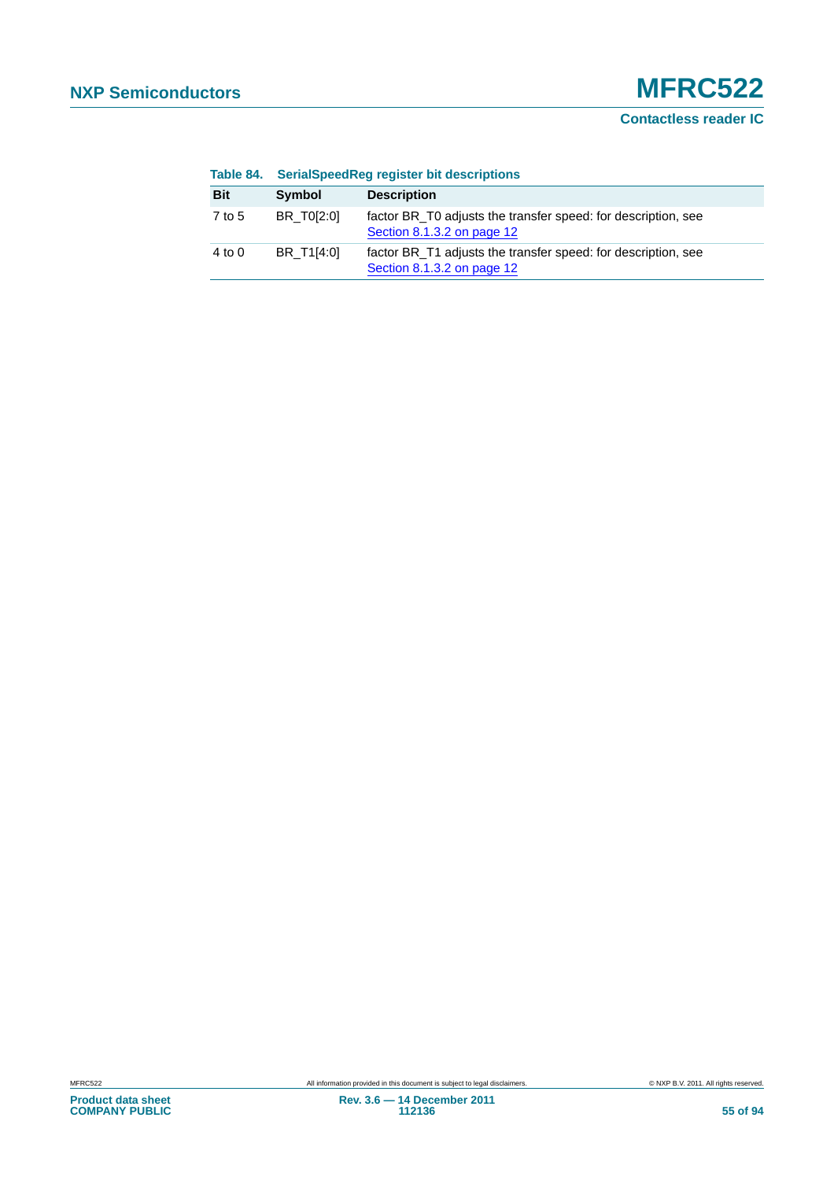**Table 84. SerialSpeedReg register bit descriptions**

| Bit | Symbol | Description |
|---|---|---|
| 7 to 5 | BR_T0[2:0] | factor BR_T0 adjusts the transfer speed: for description, see Section 8.1.3.2 on page 12 |
| 4 to 0 | BR_T1[4:0] | factor BR_T1 adjusts the transfer speed: for description, see Section 8.1.3.2 on page 12 |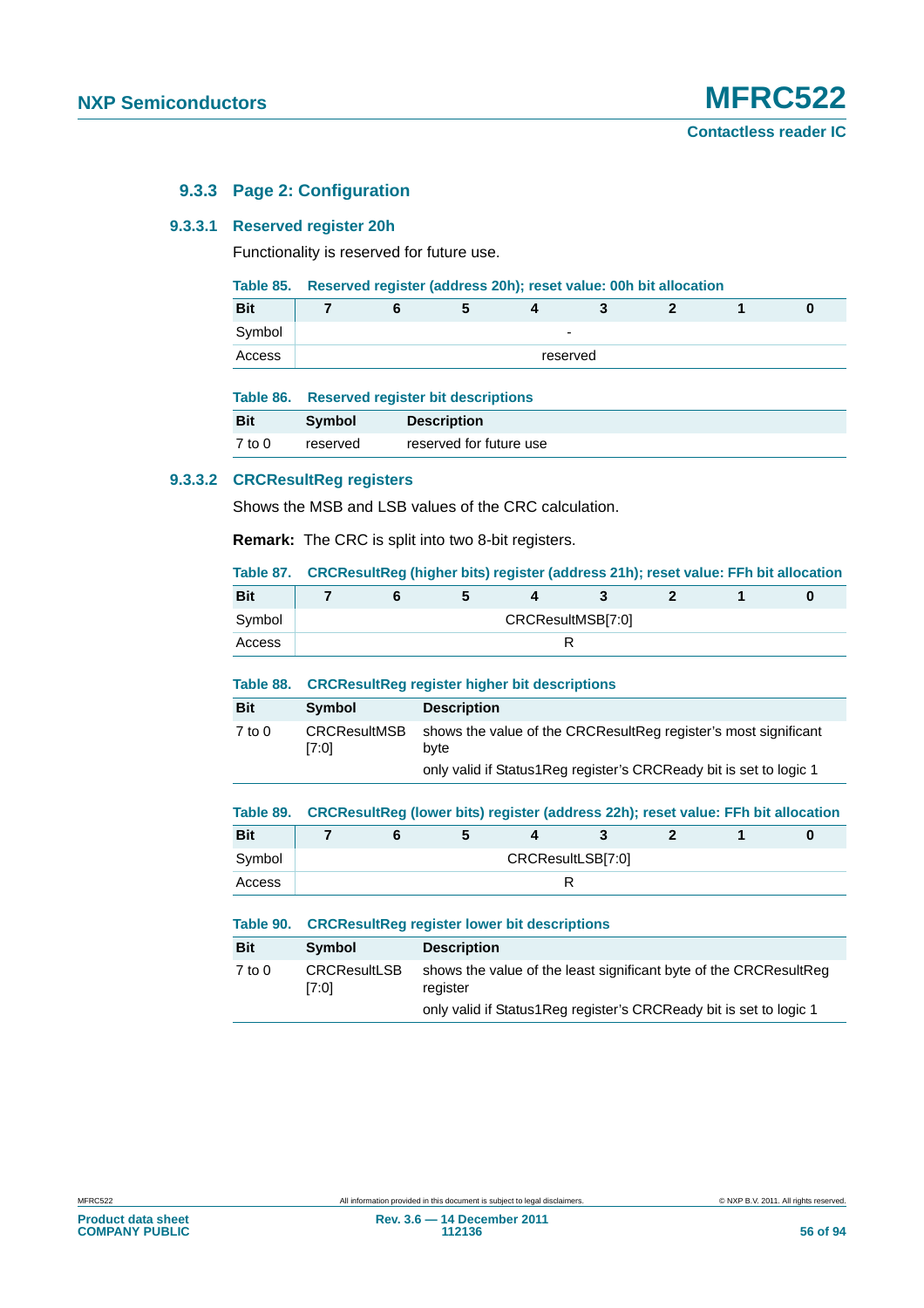### 9.3.3 Page 2: Configuration

#### 9.3.3.1 Reserved register 20h

Functionality is reserved for future use.

**Table 85. Reserved register (address 20h); reset value: 00h bit allocation**

| Bit | 7 | 6 | 5 | 4 | 3 | 2 | 1 | 0 |
|---|---|---|---|---|---|---|---|---|
| Symbol | - | | | | | | | |
| Access | reserved | | | | | | | |

**Table 86. Reserved register bit descriptions**

| Bit | Symbol | Description |
|---|---|---|
| 7 to 0 | reserved | reserved for future use |

#### 9.3.3.2 CRCResultReg registers

Shows the MSB and LSB values of the CRC calculation.

**Remark:** The CRC is split into two 8-bit registers.

**Table 87. CRCResultReg (higher bits) register (address 21h); reset value: FFh bit allocation**

| Bit | 7 | 6 | 5 | 4 | 3 | 2 | 1 | 0 |
|---|---|---|---|---|---|---|---|---|
| Symbol | CRCResultMSB[7:0] | | | | | | | |
| Access | R | | | | | | | |

**Table 88. CRCResultReg register higher bit descriptions**

| Bit | Symbol | Description |
|---|---|---|
| 7 to 0 | CRCResultMSB [7:0] | shows the value of the CRCResultReg register's most significant byte |
| | | only valid if Status1Reg register's CRCReady bit is set to logic 1 |

**Table 89. CRCResultReg (lower bits) register (address 22h); reset value: FFh bit allocation**

| Bit | 7 | 6 | 5 | 4 | 3 | 2 | 1 | 0 |
|---|---|---|---|---|---|---|---|---|
| Symbol | CRCResultLSB[7:0] | | | | | | | |
| Access | R | | | | | | | |

**Table 90. CRCResultReg register lower bit descriptions**

| Bit | Symbol | Description |
|---|---|---|
| 7 to 0 | CRCResultLSB [7:0] | shows the value of the least significant byte of the CRCResultReg register |
| | | only valid if Status1Reg register's CRCReady bit is set to logic 1 |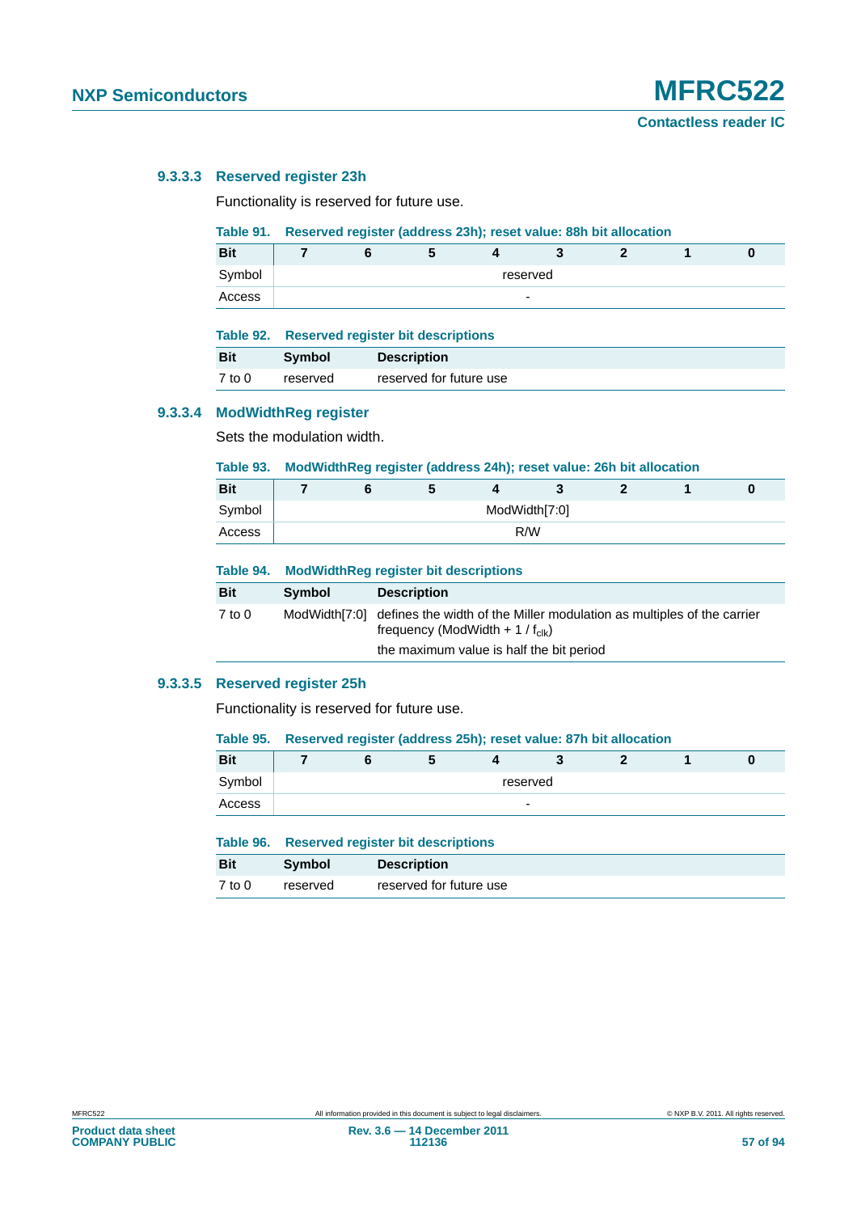#### 9.3.3.3 Reserved register 23h

Functionality is reserved for future use.

**Table 91. Reserved register (address 23h); reset value: 88h bit allocation**

| Bit | 7 | 6 | 5 | 4 | 3 | 2 | 1 | 0 |
|---|---|---|---|---|---|---|---|---|
| Symbol | reserved | | | | | | | |
| Access | - | | | | | | | |

**Table 92. Reserved register bit descriptions**

| Bit | Symbol | Description |
|---|---|---|
| 7 to 0 | reserved | reserved for future use |

#### 9.3.3.4 ModWidthReg register

Sets the modulation width.

**Table 93. ModWidthReg register (address 24h); reset value: 26h bit allocation**

| Bit | 7 | 6 | 5 | 4 | 3 | 2 | 1 | 0 |
|---|---|---|---|---|---|---|---|---|
| Symbol | ModWidth[7:0] | | | | | | | |
| Access | R/W | | | | | | | |

**Table 94. ModWidthReg register bit descriptions**

| Bit | Symbol | Description |
|---|---|---|
| 7 to 0 | ModWidth[7:0] | defines the width of the Miller modulation as multiples of the carrier frequency (ModWidth + 1 / $f_{clk}$) |
| | | the maximum value is half the bit period |

#### 9.3.3.5 Reserved register 25h

Functionality is reserved for future use.

**Table 95. Reserved register (address 25h); reset value: 87h bit allocation**

| Bit | 7 | 6 | 5 | 4 | 3 | 2 | 1 | 0 |
|---|---|---|---|---|---|---|---|---|
| Symbol | reserved | | | | | | | |
| Access | - | | | | | | | |

**Table 96. Reserved register bit descriptions**

| Bit | Symbol | Description |
|---|---|---|
| 7 to 0 | reserved | reserved for future use |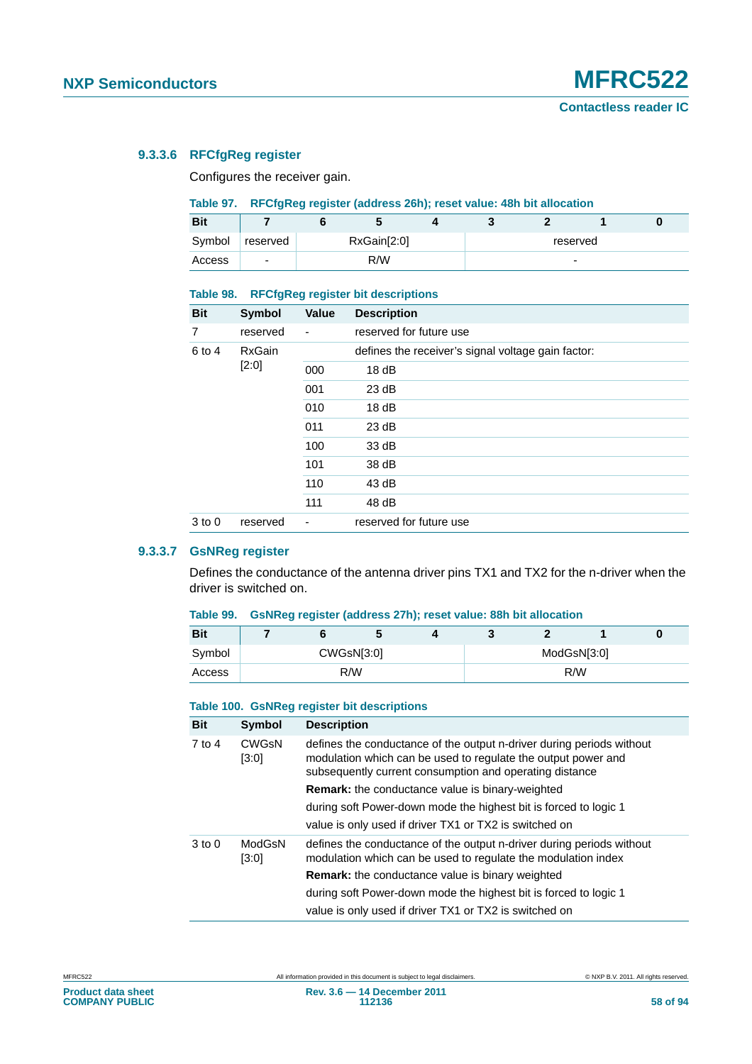#### 9.3.3.6 RFCfgReg register

Configures the receiver gain.

**Table 97. RFCfgReg register (address 26h); reset value: 48h bit allocation**

| Bit | 7 | 6 | 5 | 4 | 3 | 2 | 1 | 0 |
|---|---|---|---|---|---|---|---|---|
| Symbol | reserved | RxGain[2:0] | | | reserved | | | |
| Access | - | R/W | | | - | | | |

**Table 98. RFCfgReg register bit descriptions**

| Bit | Symbol | Value | Description |
|---|---|---|---|
| 7 | reserved | - | reserved for future use |
| 6 to 4 | RxGain [2:0] | | defines the receiver's signal voltage gain factor: |
| | | 000 | 18 dB |
| | | 001 | 23 dB |
| | | 010 | 18 dB |
| | | 011 | 23 dB |
| | | 100 | 33 dB |
| | | 101 | 38 dB |
| | | 110 | 43 dB |
| | | 111 | 48 dB |
| 3 to 0 | reserved | - | reserved for future use |

#### 9.3.3.7 GsNReg register

Defines the conductance of the antenna driver pins TX1 and TX2 for the n-driver when the driver is switched on.

**Table 99. GsNReg register (address 27h); reset value: 88h bit allocation**

| Bit | 7 | 6 | 5 | 4 | 3 | 2 | 1 | 0 |
|---|---|---|---|---|---|---|---|---|
| Symbol | CWGsN[3:0] | | | | ModGsN[3:0] | | | |
| Access | R/W | | | | R/W | | | |

**Table 100. GsNReg register bit descriptions**

| Bit | Symbol | Description |
|---|---|---|
| 7 to 4 | CWGsN [3:0] | defines the conductance of the output n-driver during periods without modulation which can be used to regulate the output power and subsequently current consumption and operating distance |
| | | **Remark:** the conductance value is binary-weighted |
| | | during soft Power-down mode the highest bit is forced to logic 1 |
| | | value is only used if driver TX1 or TX2 is switched on |
| 3 to 0 | ModGsN [3:0] | defines the conductance of the output n-driver during periods without modulation which can be used to regulate the modulation index |
| | | **Remark:** the conductance value is binary weighted |
| | | during soft Power-down mode the highest bit is forced to logic 1 |
| | | value is only used if driver TX1 or TX2 is switched on |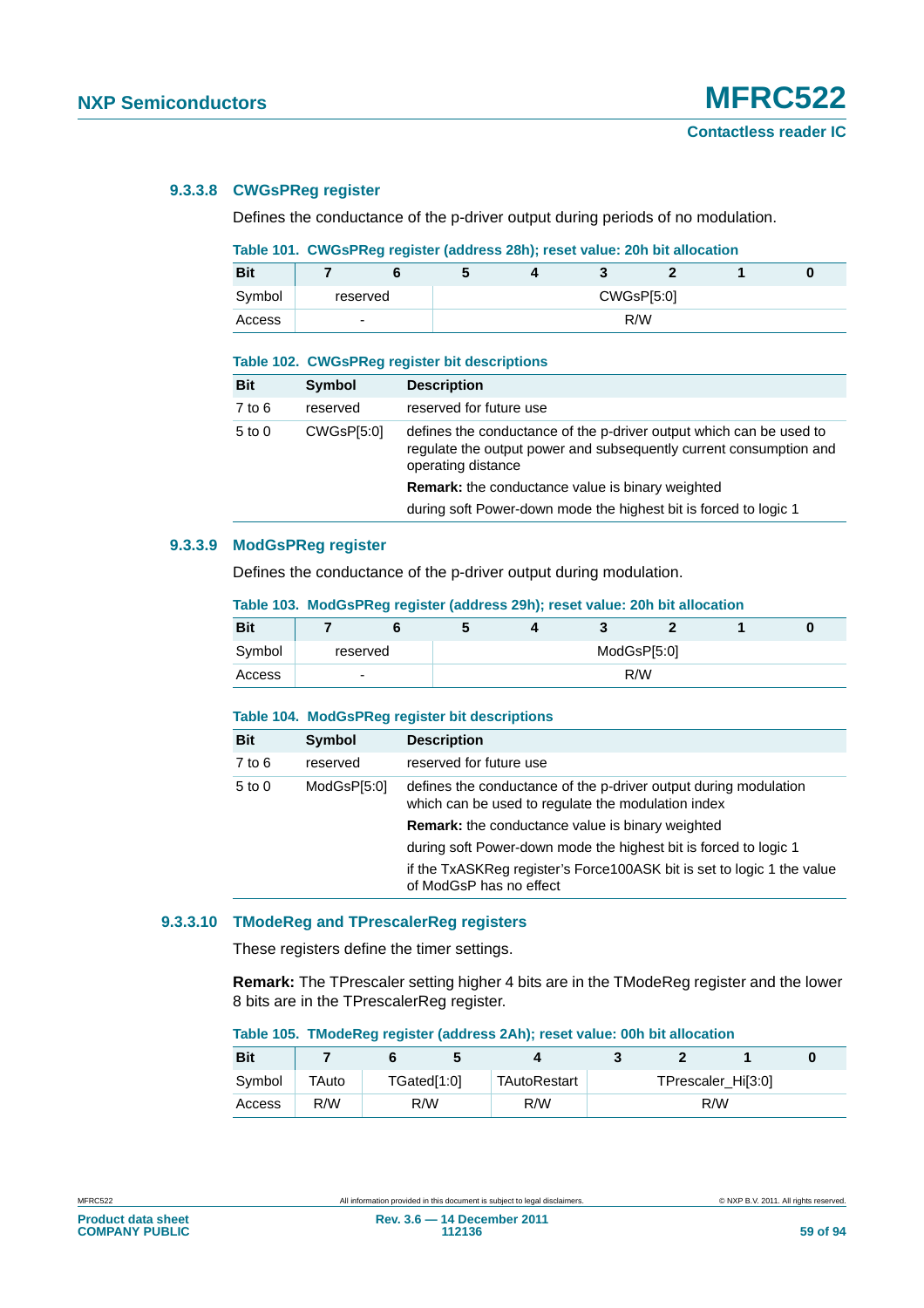### 9.3.3.8 CWGsPReg register

Defines the conductance of the p-driver output during periods of no modulation.

**Table 101. CWGsPReg register (address 28h); reset value: 20h bit allocation**

| Bit | 7 | 6 | 5 | 4 | 3 | 2 | 1 | 0 |
|---|---|---|---|---|---|---|---|---|
| Symbol | reserved | | CWGsP[5:0] | | | | | |
| Access | - | | R/W | | | | | |

**Table 102. CWGsPReg register bit descriptions**

| Bit | Symbol | Description |
|---|---|---|
| 7 to 6 | reserved | reserved for future use |
| 5 to 0 | CWGsP[5:0] | defines the conductance of the p-driver output which can be used to regulate the output power and subsequently current consumption and operating distance |
| | | **Remark:** the conductance value is binary weighted |
| | | during soft Power-down mode the highest bit is forced to logic 1 |

### 9.3.3.9 ModGsPReg register

Defines the conductance of the p-driver output during modulation.

**Table 103. ModGsPReg register (address 29h); reset value: 20h bit allocation**

| Bit | 7 | 6 | 5 | 4 | 3 | 2 | 1 | 0 |
|---|---|---|---|---|---|---|---|---|
| Symbol | reserved | | ModGsP[5:0] | | | | | |
| Access | - | | R/W | | | | | |

**Table 104. ModGsPReg register bit descriptions**

| Bit | Symbol | Description |
|---|---|---|
| 7 to 6 | reserved | reserved for future use |
| 5 to 0 | ModGsP[5:0] | defines the conductance of the p-driver output during modulation which can be used to regulate the modulation index |
| | | **Remark:** the conductance value is binary weighted |
| | | during soft Power-down mode the highest bit is forced to logic 1 |
| | | if the TxASKReg register's Force100ASK bit is set to logic 1 the value of ModGsP has no effect |

### 9.3.3.10 TModeReg and TPrescalerReg registers

These registers define the timer settings.

**Remark:** The TPrescaler setting higher 4 bits are in the TModeReg register and the lower 8 bits are in the TPrescalerReg register.

**Table 105. TModeReg register (address 2Ah); reset value: 00h bit allocation**

| Bit | 7 | 6 | 5 | 4 | 3 | 2 | 1 | 0 |
|---|---|---|---|---|---|---|---|---|
| Symbol | TAuto | TGated[1:0] | | TAutoRestart | TPrescaler_Hi[3:0] | | | |
| Access | R/W | R/W | | R/W | R/W | | | |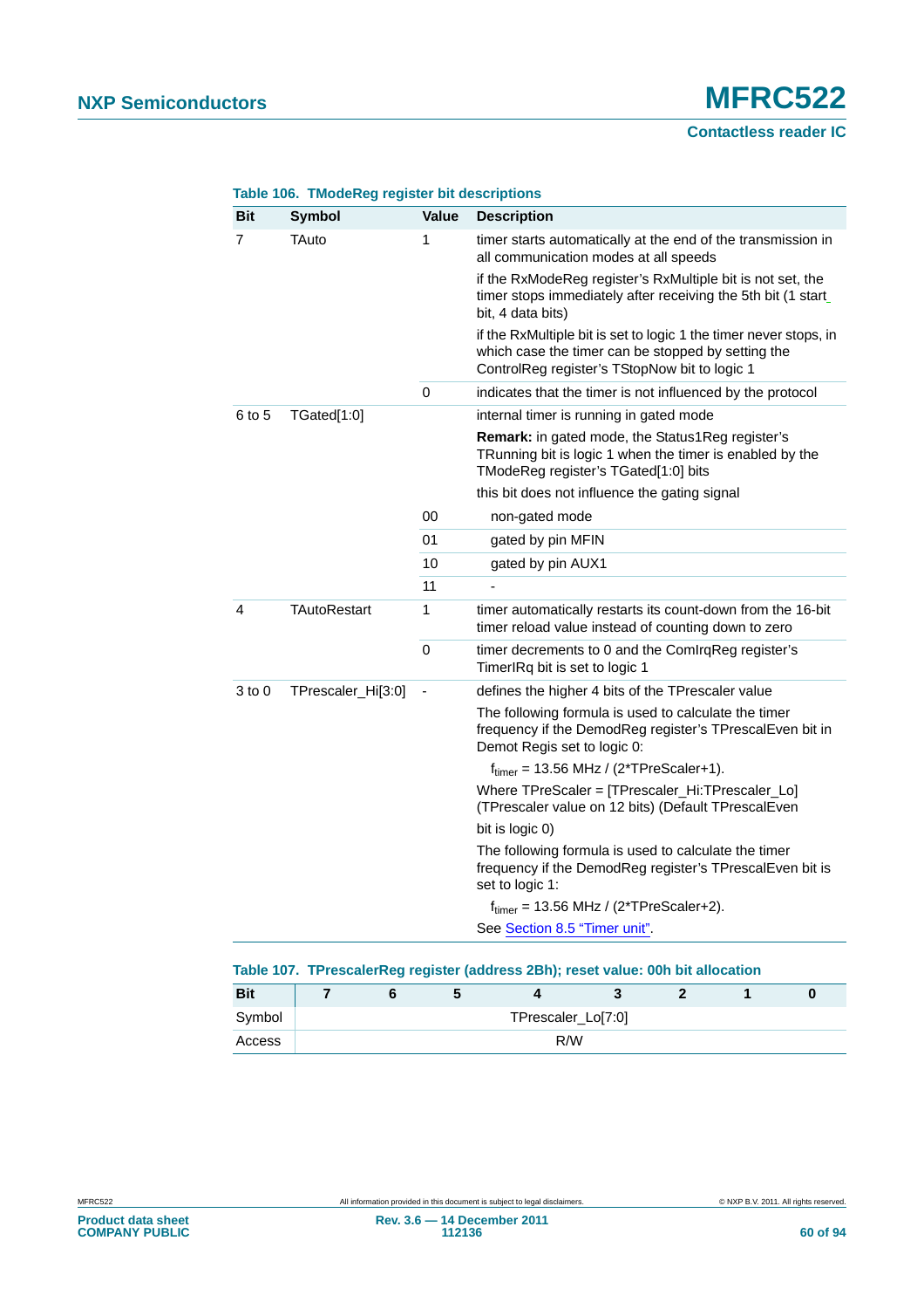**Table 106. TModeReg register bit descriptions**

| Bit | Symbol | Value | Description |
|---|---|---|---|
| 7 | TAuto | 1 | timer starts automatically at the end of the transmission in all communication modes at all speeds |
| | | | if the RxModeReg register's RxMultiple bit is not set, the timer stops immediately after receiving the 5th bit (1 start bit, 4 data bits) |
| | | | if the RxMultiple bit is set to logic 1 the timer never stops, in which case the timer can be stopped by setting the ControlReg register's TStopNow bit to logic 1 |
| | | 0 | indicates that the timer is not influenced by the protocol |
| 6 to 5 | TGated[1:0] | | internal timer is running in gated mode |
| | | | **Remark:** in gated mode, the Status1Reg register's TRunning bit is logic 1 when the timer is enabled by the TModeReg register's TGated[1:0] bits |
| | | | this bit does not influence the gating signal |
| | | 00 | non-gated mode |
| | | 01 | gated by pin MFIN |
| | | 10 | gated by pin AUX1 |
| | | 11 | - |
| 4 | TAutoRestart | 1 | timer automatically restarts its count-down from the 16-bit timer reload value instead of counting down to zero |
| | | 0 | timer decrements to 0 and the ComIrqReg register's TimerIRq bit is set to logic 1 |
| 3 to 0 | TPrescaler_Hi[3:0] | - | defines the higher 4 bits of the TPrescaler value |
| | | | The following formula is used to calculate the timer frequency if the DemodReg register's TPrescalEven bit in Demot Regis set to logic 0: |
| | | | $f_{timer}$ = 13.56 MHz / (2*TPreScaler+1). |
| | | | Where TPreScaler = [TPrescaler_Hi:TPrescaler_Lo] (TPrescaler value on 12 bits) (Default TPrescalEven |
| | | | bit is logic 0) |
| | | | The following formula is used to calculate the timer frequency if the DemodReg register's TPrescalEven bit is set to logic 1: |
| | | | $f_{timer}$ = 13.56 MHz / (2*TPreScaler+2). |
| | | | See Section 8.5 "Timer unit". |

**Table 107. TPrescalerReg register (address 2Bh); reset value: 00h bit allocation**

| Bit | 7 | 6 | 5 | 4 | 3 | 2 | 1 | 0 |
|---|---|---|---|---|---|---|---|---|
| Symbol | TPrescaler_Lo[7:0] | | | | | | | |
| Access | R/W | | | | | | | |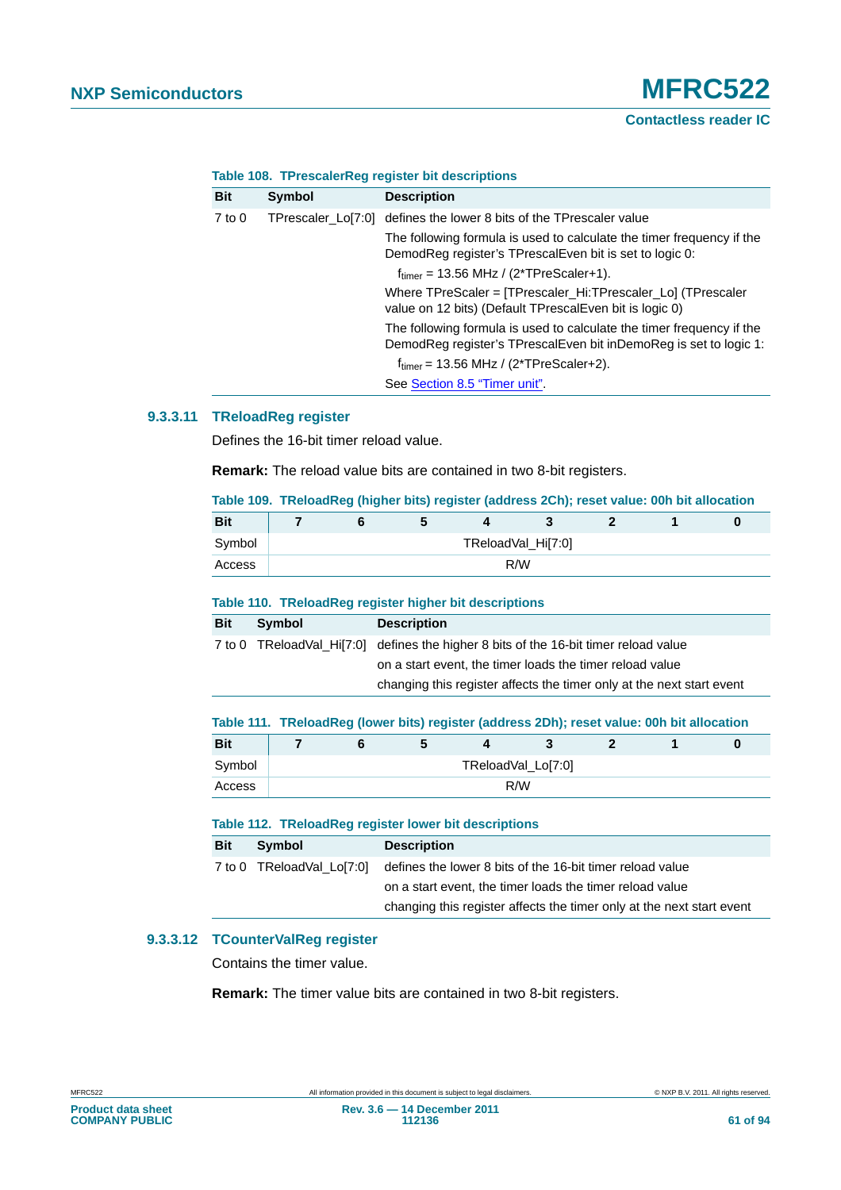**Table 108. TPrescalerReg register bit descriptions**

| Bit | Symbol | Description |
|---|---|---|
| 7 to 0 | TPrescaler_Lo[7:0] | defines the lower 8 bits of the TPrescaler value |
| | | The following formula is used to calculate the timer frequency if the DemodReg register's TPrescalEven bit is set to logic 0: |
| | | $f_{timer}$ = 13.56 MHz / (2*TPreScaler+1). |
| | | Where TPreScaler = [TPrescaler_Hi:TPrescaler_Lo] (TPrescaler value on 12 bits) (Default TPrescalEven bit is logic 0) |
| | | The following formula is used to calculate the timer frequency if the DemodReg register's TPrescalEven bit inDemoReg is set to logic 1: |
| | | $f_{timer}$ = 13.56 MHz / (2*TPreScaler+2). |
| | | See Section 8.5 "Timer unit". |

#### 9.3.3.11 TReloadReg register

Defines the 16-bit timer reload value.

**Remark:** The reload value bits are contained in two 8-bit registers.

**Table 109. TReloadReg (higher bits) register (address 2Ch); reset value: 00h bit allocation**

| Bit | 7 | 6 | 5 | 4 | 3 | 2 | 1 | 0 |
|---|---|---|---|---|---|---|---|---|
| Symbol | TReloadVal_Hi[7:0] | | | | | | | |
| Access | R/W | | | | | | | |

**Table 110. TReloadReg register higher bit descriptions**

| Bit | Symbol | Description |
|---|---|---|
| 7 to 0 | TReloadVal_Hi[7:0] | defines the higher 8 bits of the 16-bit timer reload value |
| | | on a start event, the timer loads the timer reload value |
| | | changing this register affects the timer only at the next start event |

**Table 111. TReloadReg (lower bits) register (address 2Dh); reset value: 00h bit allocation**

| Bit | 7 | 6 | 5 | 4 | 3 | 2 | 1 | 0 |
|---|---|---|---|---|---|---|---|---|
| Symbol | TReloadVal_Lo[7:0] | | | | | | | |
| Access | R/W | | | | | | | |

**Table 112. TReloadReg register lower bit descriptions**

| Bit | Symbol | Description |
|---|---|---|
| 7 to 0 | TReloadVal_Lo[7:0] | defines the lower 8 bits of the 16-bit timer reload value |
| | | on a start event, the timer loads the timer reload value |
| | | changing this register affects the timer only at the next start event |

#### 9.3.3.12 TCounterValReg register

Contains the timer value.

**Remark:** The timer value bits are contained in two 8-bit registers.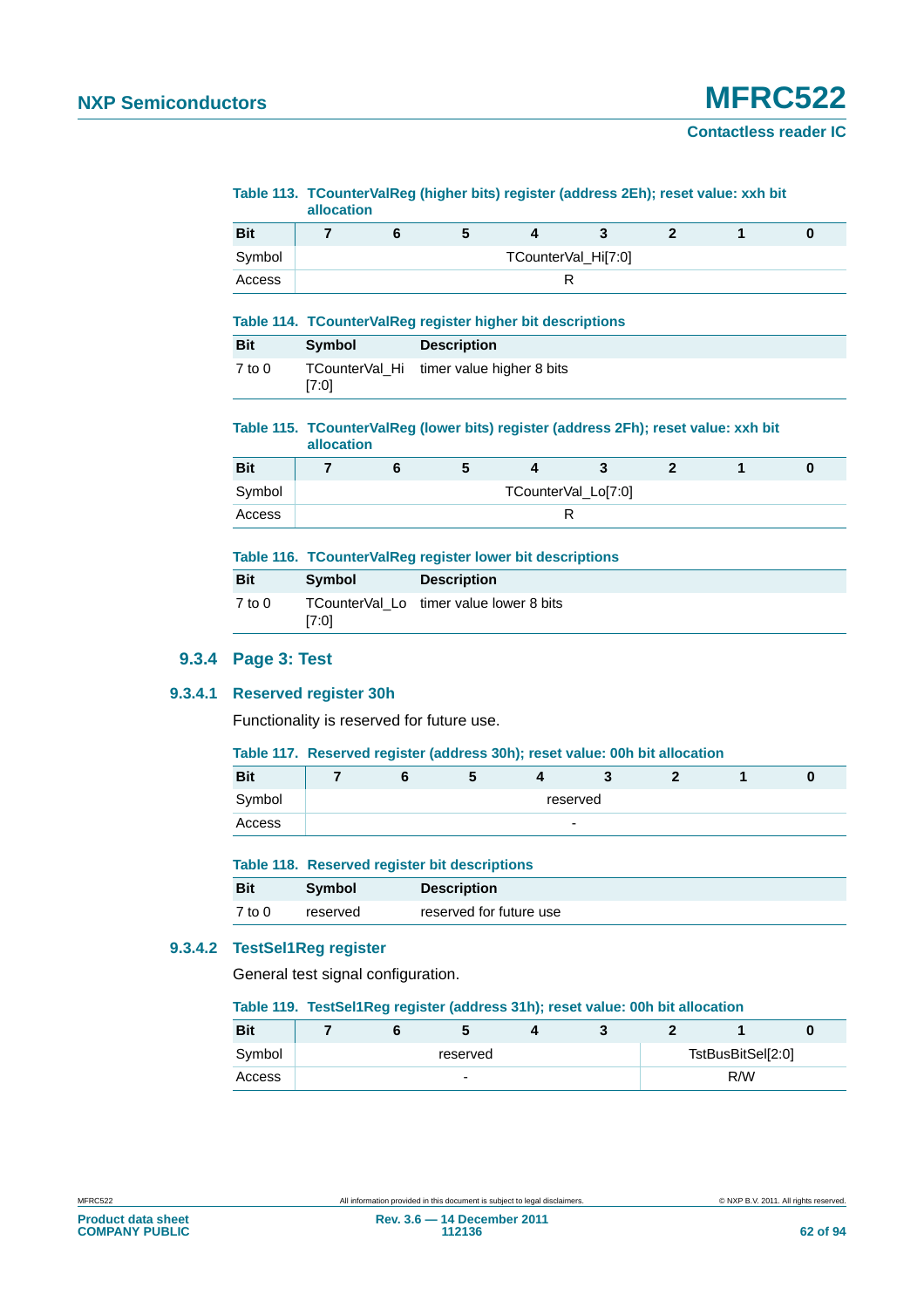**Table 113. TCounterValReg (higher bits) register (address 2Eh); reset value: xxh bit allocation**

| Bit | 7 | 6 | 5 | 4 | 3 | 2 | 1 | 0 |
|---|---|---|---|---|---|---|---|---|
| Symbol | TCounterVal_Hi[7:0] | | | | | | | |
| Access | R | | | | | | | |

**Table 114. TCounterValReg register higher bit descriptions**

| Bit | Symbol | Description |
|---|---|---|
| 7 to 0 | TCounterVal_Hi [7:0] | timer value higher 8 bits |

**Table 115. TCounterValReg (lower bits) register (address 2Fh); reset value: xxh bit allocation**

| Bit | 7 | 6 | 5 | 4 | 3 | 2 | 1 | 0 |
|---|---|---|---|---|---|---|---|---|
| Symbol | TCounterVal_Lo[7:0] | | | | | | | |
| Access | R | | | | | | | |

**Table 116. TCounterValReg register lower bit descriptions**

| Bit | Symbol | Description |
|---|---|---|
| 7 to 0 | TCounterVal_Lo [7:0] | timer value lower 8 bits |

### 9.3.4 Page 3: Test

#### 9.3.4.1 Reserved register 30h

Functionality is reserved for future use.

**Table 117. Reserved register (address 30h); reset value: 00h bit allocation**

| Bit | 7 | 6 | 5 | 4 | 3 | 2 | 1 | 0 |
|---|---|---|---|---|---|---|---|---|
| Symbol | reserved | | | | | | | |
| Access | - | | | | | | | |

**Table 118. Reserved register bit descriptions**

| Bit | Symbol | Description |
|---|---|---|
| 7 to 0 | reserved | reserved for future use |

#### 9.3.4.2 TestSel1Reg register

General test signal configuration.

**Table 119. TestSel1Reg register (address 31h); reset value: 00h bit allocation**

| Bit | 7 | 6 | 5 | 4 | 3 | 2 | 1 | 0 |
|---|---|---|---|---|---|---|---|---|
| Symbol | reserved | | | | | TstBusBitSel[2:0] | | |
| Access | - | | | | | R/W | | |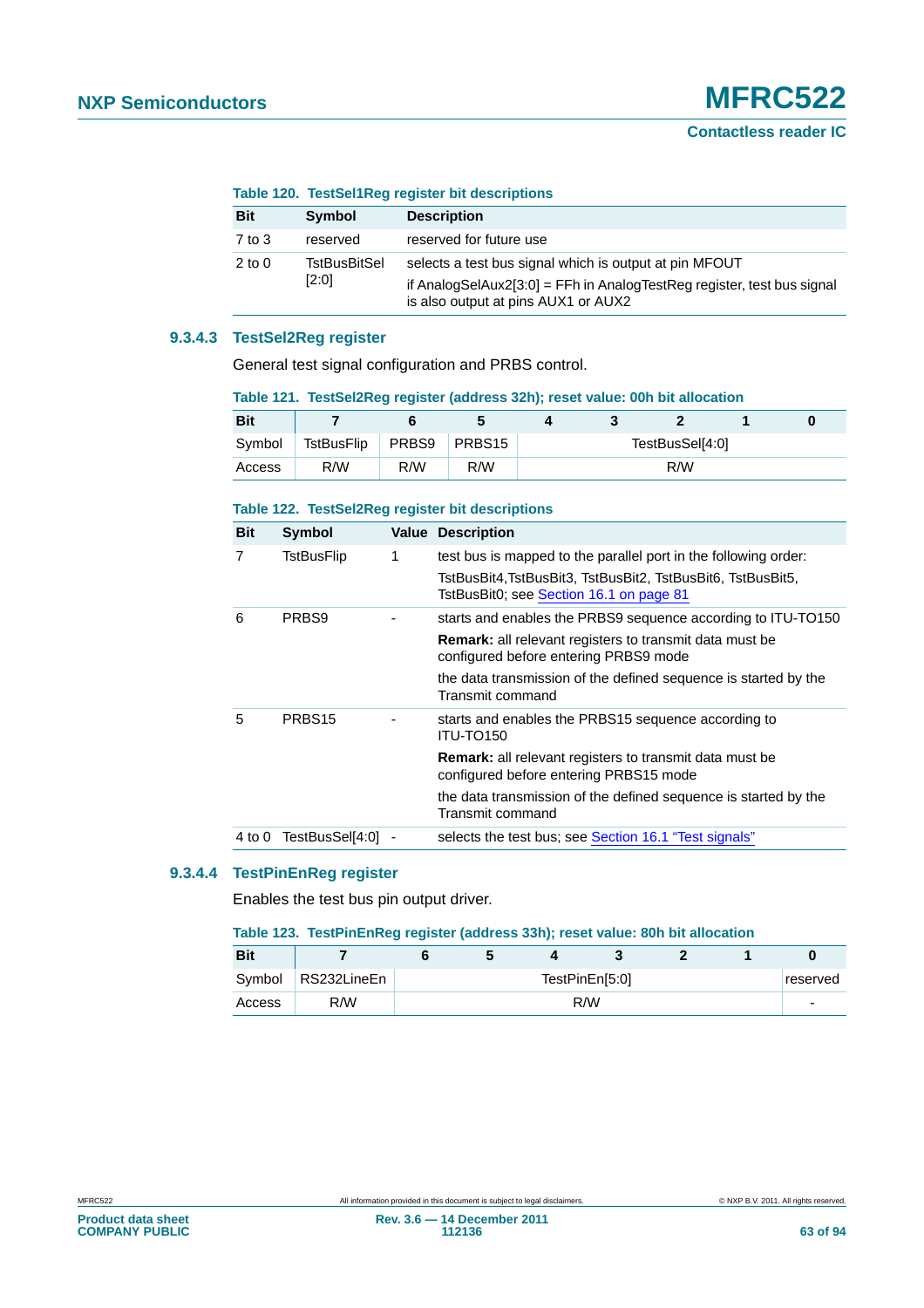**Table 120. TestSel1Reg register bit descriptions**

| Bit | Symbol | Description |
|---|---|---|
| 7 to 3 | reserved | reserved for future use |
| 2 to 0 | TstBusBitSel [2:0] | selects a test bus signal which is output at pin MFOUT<br>if AnalogSelAux2[3:0] = FFh in AnalogTestReg register, test bus signal is also output at pins AUX1 or AUX2 |

#### 9.3.4.3 TestSel2Reg register

General test signal configuration and PRBS control.

**Table 121. TestSel2Reg register (address 32h); reset value: 00h bit allocation**

| Bit | 7 | 6 | 5 | 4 | 3 | 2 | 1 | 0 |
|---|---|---|---|---|---|---|---|---|
| Symbol | TstBusFlip | PRBS9 | PRBS15 | TestBusSel[4:0] | | | | |
| Access | R/W | R/W | R/W | R/W | | | | |

**Table 122. TestSel2Reg register bit descriptions**

| Bit | Symbol | Value | Description |
|---|---|---|---|
| 7 | TstBusFlip | 1 | test bus is mapped to the parallel port in the following order:<br>TstBusBit4,TstBusBit3, TstBusBit2, TstBusBit6, TstBusBit5, TstBusBit0; see Section 16.1 on page 81 |
| 6 | PRBS9 | - | starts and enables the PRBS9 sequence according to ITU-TO150<br>**Remark:** all relevant registers to transmit data must be configured before entering PRBS9 mode<br>the data transmission of the defined sequence is started by the Transmit command |
| 5 | PRBS15 | - | starts and enables the PRBS15 sequence according to ITU-TO150<br>**Remark:** all relevant registers to transmit data must be configured before entering PRBS15 mode<br>the data transmission of the defined sequence is started by the Transmit command |
| 4 to 0 | TestBusSel[4:0] | - | selects the test bus; see Section 16.1 “Test signals” |

#### 9.3.4.4 TestPinEnReg register

Enables the test bus pin output driver.

**Table 123. TestPinEnReg register (address 33h); reset value: 80h bit allocation**

| Bit | 7 | 6 | 5 | 4 | 3 | 2 | 1 | 0 |
|---|---|---|---|---|---|---|---|---|
| Symbol | RS232LineEn | TestPinEn[5:0] | | | | | | reserved |
| Access | R/W | R/W | | | | | | - |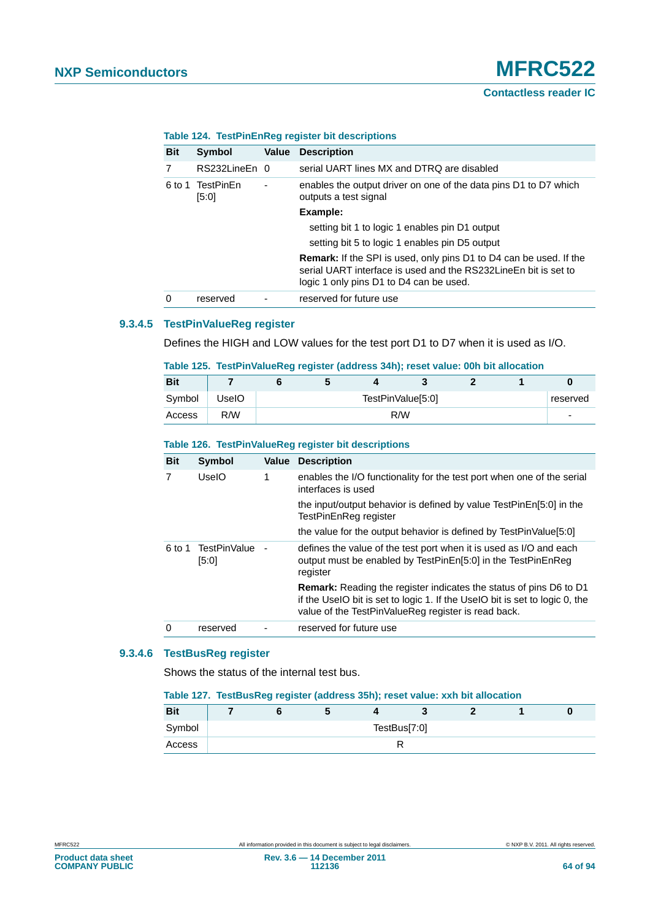**Table 124. TestPinEnReg register bit descriptions**

| Bit | Symbol | Value | Description |
|---|---|---|---|
| 7 | RS232LineEn | 0 | serial UART lines MX and DTRQ are disabled |
| 6 to 1 | TestPinEn [5:0] | - | enables the output driver on one of the data pins D1 to D7 which outputs a test signal |
| | | | **Example:** |
| | | | setting bit 1 to logic 1 enables pin D1 output |
| | | | setting bit 5 to logic 1 enables pin D5 output |
| | | | **Remark:** If the SPI is used, only pins D1 to D4 can be used. If the serial UART interface is used and the RS232LineEn bit is set to logic 1 only pins D1 to D4 can be used. |
| 0 | reserved | - | reserved for future use |

### 9.3.4.5 TestPinValueReg register

Defines the HIGH and LOW values for the test port D1 to D7 when it is used as I/O.

**Table 125. TestPinValueReg register (address 34h); reset value: 00h bit allocation**

| Bit | 7 | 6 | 5 | 4 | 3 | 2 | 1 | 0 |
|---|---|---|---|---|---|---|---|---|
| Symbol | UseIO | TestPinValue[5:0] | | | | | | reserved |
| Access | R/W | R/W | | | | | | - |

**Table 126. TestPinValueReg register bit descriptions**

| Bit | Symbol | Value | Description |
|---|---|---|---|
| 7 | UseIO | 1 | enables the I/O functionality for the test port when one of the serial interfaces is used |
| | | | the input/output behavior is defined by value TestPinEn[5:0] in the TestPinEnReg register |
| | | | the value for the output behavior is defined by TestPinValue[5:0] |
| 6 to 1 | TestPinValue [5:0] | - | defines the value of the test port when it is used as I/O and each output must be enabled by TestPinEn[5:0] in the TestPinEnReg register |
| | | | **Remark:** Reading the register indicates the status of pins D6 to D1 if the UseIO bit is set to logic 1. If the UseIO bit is set to logic 0, the value of the TestPinValueReg register is read back. |
| 0 | reserved | - | reserved for future use |

### 9.3.4.6 TestBusReg register

Shows the status of the internal test bus.

**Table 127. TestBusReg register (address 35h); reset value: xxh bit allocation**

| Bit | 7 | 6 | 5 | 4 | 3 | 2 | 1 | 0 |
|---|---|---|---|---|---|---|---|---|
| Symbol | TestBus[7:0] | | | | | | | |
| Access | R | | | | | | | |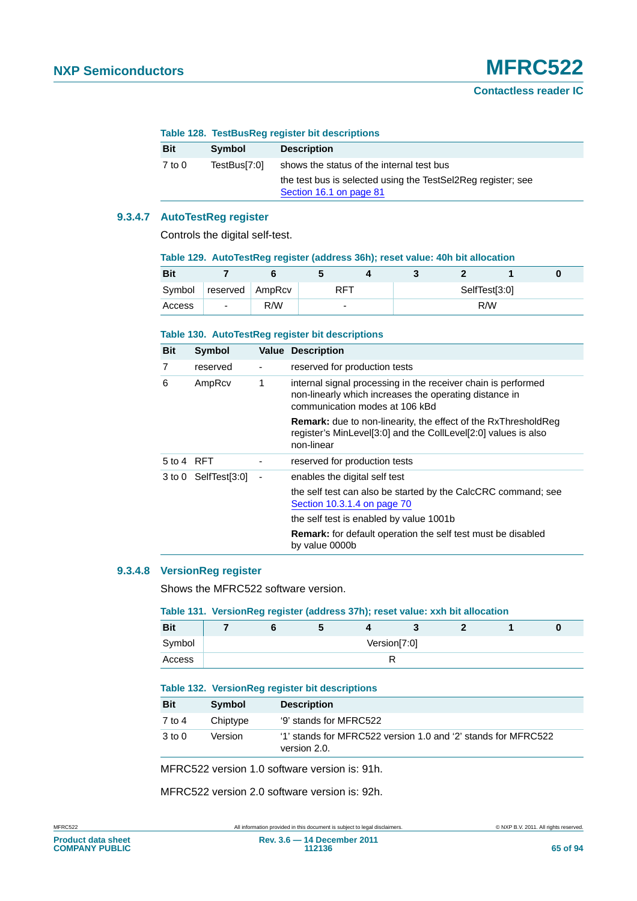**Table 128. TestBusReg register bit descriptions**

| Bit | Symbol | Description |
|---|---|---|
| 7 to 0 | TestBus[7:0] | shows the status of the internal test bus |
| | | the test bus is selected using the TestSel2Reg register; see Section 16.1 on page 81 |

#### 9.3.4.7 AutoTestReg register

Controls the digital self-test.

**Table 129. AutoTestReg register (address 36h); reset value: 40h bit allocation**

| Bit | 7 | 6 | 5 | 4 | 3 | 2 | 1 | 0 |
|---|---|---|---|---|---|---|---|---|
| Symbol | reserved | AmpRcv | RFT | | SelfTest[3:0] | | | |
| Access | - | R/W | - | | R/W | | | |

**Table 130. AutoTestReg register bit descriptions**

| Bit | Symbol | Value | Description |
|---|---|---|---|
| 7 | reserved | - | reserved for production tests |
| 6 | AmpRcv | 1 | internal signal processing in the receiver chain is performed non-linearly which increases the operating distance in communication modes at 106 kBd |
| | | | **Remark:** due to non-linearity, the effect of the RxThresholdReg register's MinLevel[3:0] and the CollLevel[2:0] values is also non-linear |
| 5 to 4 | RFT | - | reserved for production tests |
| 3 to 0 | SelfTest[3:0] | - | enables the digital self test |
| | | | the self test can also be started by the CalcCRC command; see Section 10.3.1.4 on page 70 |
| | | | the self test is enabled by value 1001b |
| | | | **Remark:** for default operation the self test must be disabled by value 0000b |

#### 9.3.4.8 VersionReg register

Shows the MFRC522 software version.

**Table 131. VersionReg register (address 37h); reset value: xxh bit allocation**

| Bit | 7 | 6 | 5 | 4 | 3 | 2 | 1 | 0 |
|---|---|---|---|---|---|---|---|---|
| Symbol | Version[7:0] | | | | | | | |
| Access | R | | | | | | | |

**Table 132. VersionReg register bit descriptions**

| Bit | Symbol | Description |
|---|---|---|
| 7 to 4 | Chiptype | '9' stands for MFRC522 |
| 3 to 0 | Version | '1' stands for MFRC522 version 1.0 and '2' stands for MFRC522 version 2.0. |

MFRC522 version 1.0 software version is: 91h.

MFRC522 version 2.0 software version is: 92h.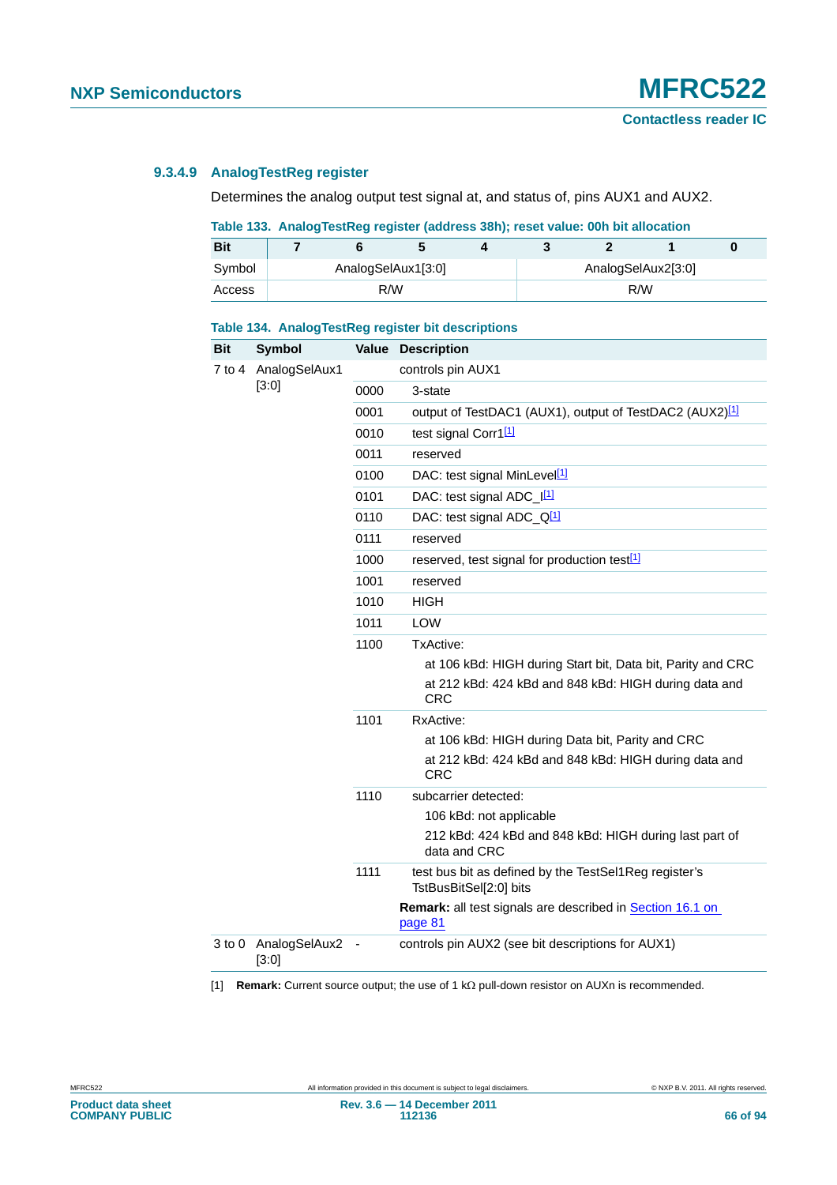#### 9.3.4.9 AnalogTestReg register

Determines the analog output test signal at, and status of, pins AUX1 and AUX2.

**Table 133. AnalogTestReg register (address 38h); reset value: 00h bit allocation**

| Bit | 7 | 6 | 5 | 4 | 3 | 2 | 1 | 0 |
|---|---|---|---|---|---|---|---|---|
| Symbol | AnalogSelAux1[3:0] | | | | AnalogSelAux2[3:0] | | | |
| Access | R/W | | | | R/W | | | |

**Table 134. AnalogTestReg register bit descriptions**

| Bit | Symbol | Value | Description |
|---|---|---|---|
| 7 to 4 | AnalogSelAux1 [3:0] | | controls pin AUX1 |
| | | 0000 | 3-state |
| | | 0001 | output of TestDAC1 (AUX1), output of TestDAC2 (AUX2)[1] |
| | | 0010 | test signal Corr1[1] |
| | | 0011 | reserved |
| | | 0100 | DAC: test signal MinLevel[1] |
| | | 0101 | DAC: test signal ADC_I[1] |
| | | 0110 | DAC: test signal ADC_Q[1] |
| | | 0111 | reserved |
| | | 1000 | reserved, test signal for production test[1] |
| | | 1001 | reserved |
| | | 1010 | HIGH |
| | | 1011 | LOW |
| | | 1100 | TxActive: at 106 kBd: HIGH during Start bit, Data bit, Parity and CRC; at 212 kBd: 424 kBd and 848 kBd: HIGH during data and CRC |
| | | 1101 | RxActive: at 106 kBd: HIGH during Data bit, Parity and CRC; at 212 kBd: 424 kBd and 848 kBd: HIGH during data and CRC |
| | | 1110 | subcarrier detected: 106 kBd: not applicable; 212 kBd: 424 kBd and 848 kBd: HIGH during last part of data and CRC |
| | | 1111 | test bus bit as defined by the TestSel1Reg register's TstBusBitSel[2:0] bits |
| | | | **Remark:** all test signals are described in Section 16.1 on page 81 |
| 3 to 0 | AnalogSelAux2 [3:0] | - | controls pin AUX2 (see bit descriptions for AUX1) |

[1] **Remark:** Current source output; the use of 1 kΩ pull-down resistor on AUXn is recommended.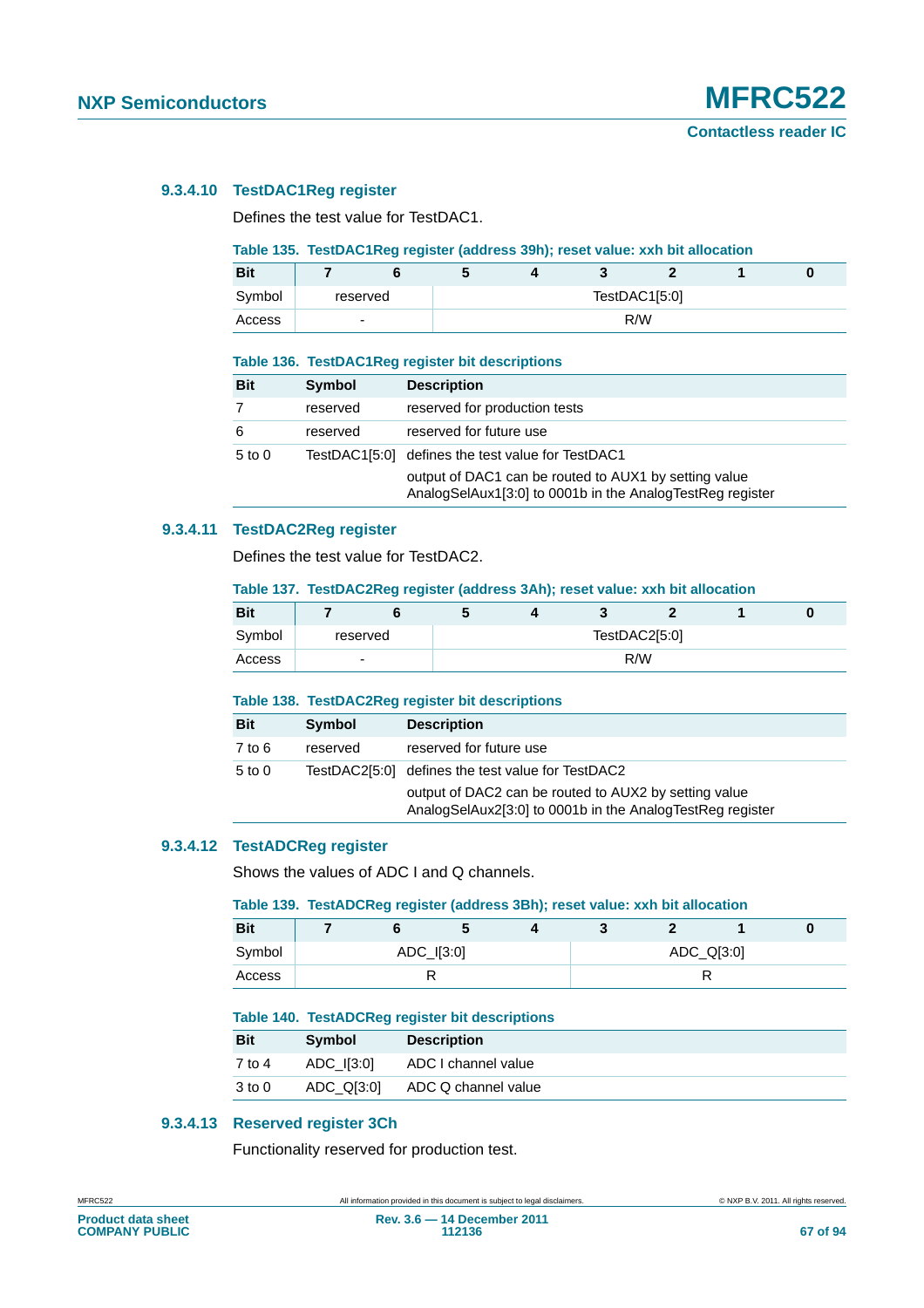#### 9.3.4.10 TestDAC1Reg register

Defines the test value for TestDAC1.

**Table 135. TestDAC1Reg register (address 39h); reset value: xxh bit allocation**

| Bit | 7 | 6 | 5 | 4 | 3 | 2 | 1 | 0 |
|---|---|---|---|---|---|---|---|---|
| Symbol | reserved | | TestDAC1[5:0] | | | | | |
| Access | - | | R/W | | | | | |

**Table 136. TestDAC1Reg register bit descriptions**

| Bit | Symbol | Description |
|---|---|---|
| 7 | reserved | reserved for production tests |
| 6 | reserved | reserved for future use |
| 5 to 0 | TestDAC1[5:0] | defines the test value for TestDAC1 |
| | | output of DAC1 can be routed to AUX1 by setting value AnalogSelAux1[3:0] to 0001b in the AnalogTestReg register |

#### 9.3.4.11 TestDAC2Reg register

Defines the test value for TestDAC2.

**Table 137. TestDAC2Reg register (address 3Ah); reset value: xxh bit allocation**

| Bit | 7 | 6 | 5 | 4 | 3 | 2 | 1 | 0 |
|---|---|---|---|---|---|---|---|---|
| Symbol | reserved | | TestDAC2[5:0] | | | | | |
| Access | - | | R/W | | | | | |

**Table 138. TestDAC2Reg register bit descriptions**

| Bit | Symbol | Description |
|---|---|---|
| 7 to 6 | reserved | reserved for future use |
| 5 to 0 | TestDAC2[5:0] | defines the test value for TestDAC2 |
| | | output of DAC2 can be routed to AUX2 by setting value AnalogSelAux2[3:0] to 0001b in the AnalogTestReg register |

#### 9.3.4.12 TestADCReg register

Shows the values of ADC I and Q channels.

**Table 139. TestADCReg register (address 3Bh); reset value: xxh bit allocation**

| Bit | 7 | 6 | 5 | 4 | 3 | 2 | 1 | 0 |
|---|---|---|---|---|---|---|---|---|
| Symbol | ADC_I[3:0] | | | | ADC_Q[3:0] | | | |
| Access | R | | | | R | | | |

**Table 140. TestADCReg register bit descriptions**

| Bit | Symbol | Description |
|---|---|---|
| 7 to 4 | ADC_I[3:0] | ADC I channel value |
| 3 to 0 | ADC_Q[3:0] | ADC Q channel value |

#### 9.3.4.13 Reserved register 3Ch

Functionality reserved for production test.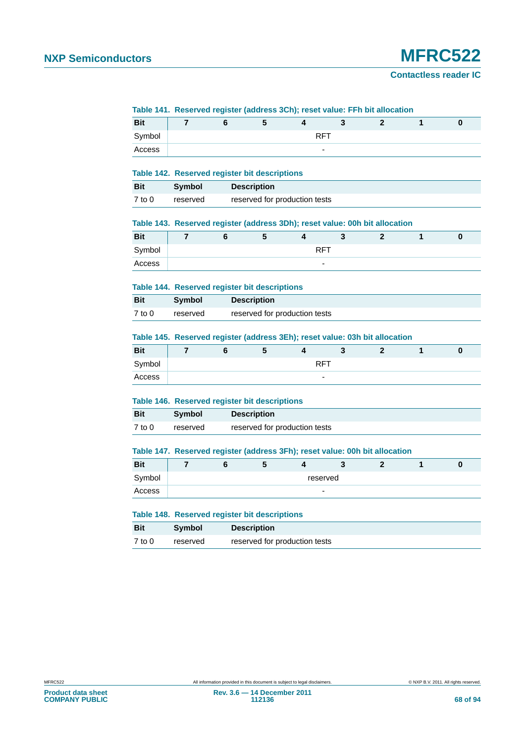**Table 141. Reserved register (address 3Ch); reset value: FFh bit allocation**

| Bit | 7 | 6 | 5 | 4 | 3 | 2 | 1 | 0 |
|---|---|---|---|---|---|---|---|---|
| Symbol | RFT | | | | | | | |
| Access | - | | | | | | | |

**Table 142. Reserved register bit descriptions**

| Bit | Symbol | Description |
|---|---|---|
| 7 to 0 | reserved | reserved for production tests |

**Table 143. Reserved register (address 3Dh); reset value: 00h bit allocation**

| Bit | 7 | 6 | 5 | 4 | 3 | 2 | 1 | 0 |
|---|---|---|---|---|---|---|---|---|
| Symbol | RFT | | | | | | | |
| Access | - | | | | | | | |

**Table 144. Reserved register bit descriptions**

| Bit | Symbol | Description |
|---|---|---|
| 7 to 0 | reserved | reserved for production tests |

**Table 145. Reserved register (address 3Eh); reset value: 03h bit allocation**

| Bit | 7 | 6 | 5 | 4 | 3 | 2 | 1 | 0 |
|---|---|---|---|---|---|---|---|---|
| Symbol | RFT | | | | | | | |
| Access | - | | | | | | | |

**Table 146. Reserved register bit descriptions**

| Bit | Symbol | Description |
|---|---|---|
| 7 to 0 | reserved | reserved for production tests |

**Table 147. Reserved register (address 3Fh); reset value: 00h bit allocation**

| Bit | 7 | 6 | 5 | 4 | 3 | 2 | 1 | 0 |
|---|---|---|---|---|---|---|---|---|
| Symbol | reserved | | | | | | | |
| Access | - | | | | | | | |

**Table 148. Reserved register bit descriptions**

| Bit | Symbol | Description |
|---|---|---|
| 7 to 0 | reserved | reserved for production tests |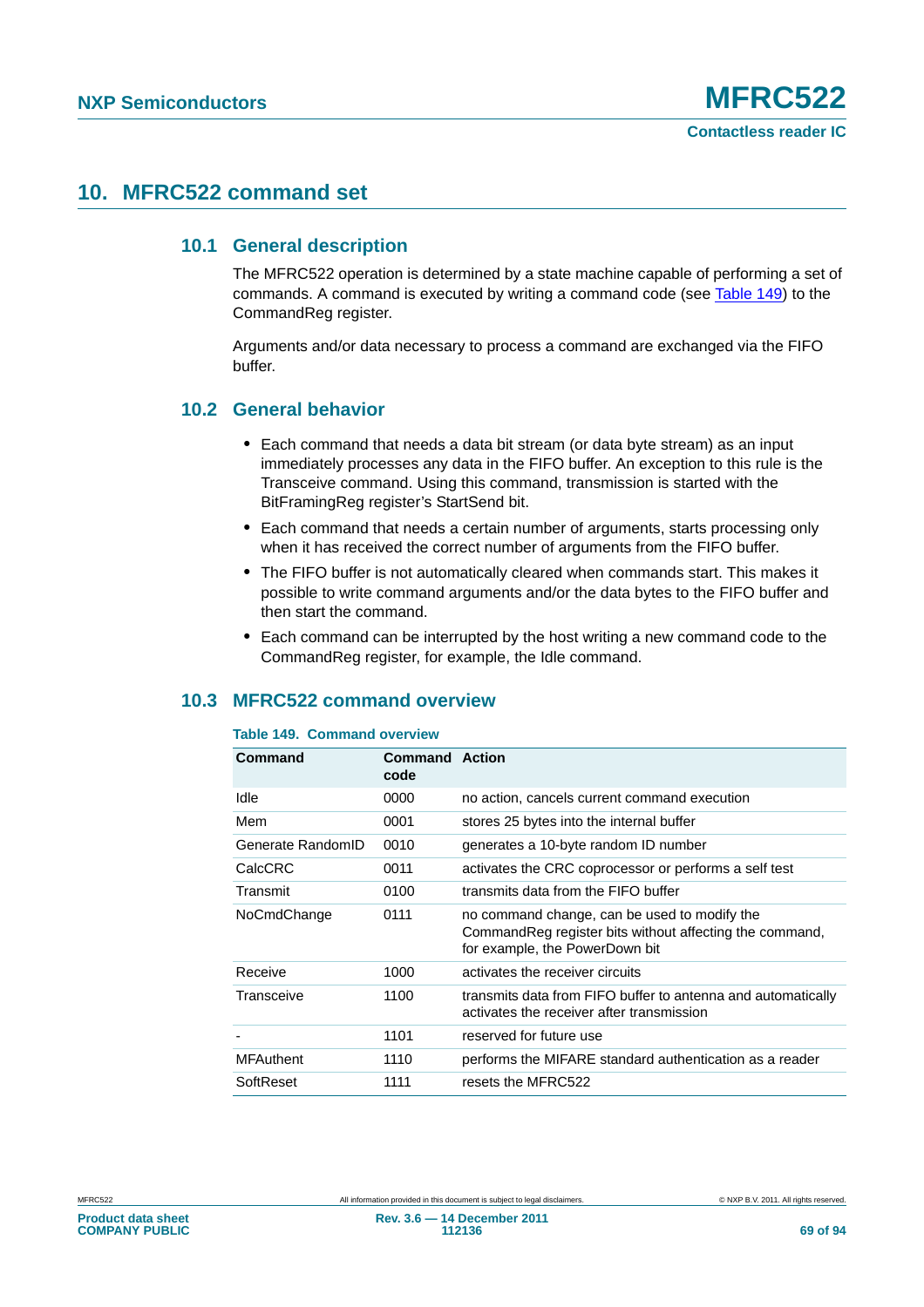# 10. MFRC522 command set

## 10.1 General description

The MFRC522 operation is determined by a state machine capable of performing a set of commands. A command is executed by writing a command code (see Table 149) to the CommandReg register.

Arguments and/or data necessary to process a command are exchanged via the FIFO buffer.

## 10.2 General behavior

- Each command that needs a data bit stream (or data byte stream) as an input immediately processes any data in the FIFO buffer. An exception to this rule is the Transceive command. Using this command, transmission is started with the BitFramingReg register's StartSend bit.
- Each command that needs a certain number of arguments, starts processing only when it has received the correct number of arguments from the FIFO buffer.
- The FIFO buffer is not automatically cleared when commands start. This makes it possible to write command arguments and/or the data bytes to the FIFO buffer and then start the command.
- Each command can be interrupted by the host writing a new command code to the CommandReg register, for example, the Idle command.

## 10.3 MFRC522 command overview

**Table 149. Command overview**

| Command | Command code | Action |
|---|---|---|
| Idle | 0000 | no action, cancels current command execution |
| Mem | 0001 | stores 25 bytes into the internal buffer |
| Generate RandomID | 0010 | generates a 10-byte random ID number |
| CalcCRC | 0011 | activates the CRC coprocessor or performs a self test |
| Transmit | 0100 | transmits data from the FIFO buffer |
| NoCmdChange | 0111 | no command change, can be used to modify the CommandReg register bits without affecting the command, for example, the PowerDown bit |
| Receive | 1000 | activates the receiver circuits |
| Transceive | 1100 | transmits data from FIFO buffer to antenna and automatically activates the receiver after transmission |
| - | 1101 | reserved for future use |
| MFAuthent | 1110 | performs the MIFARE standard authentication as a reader |
| SoftReset | 1111 | resets the MFRC522 |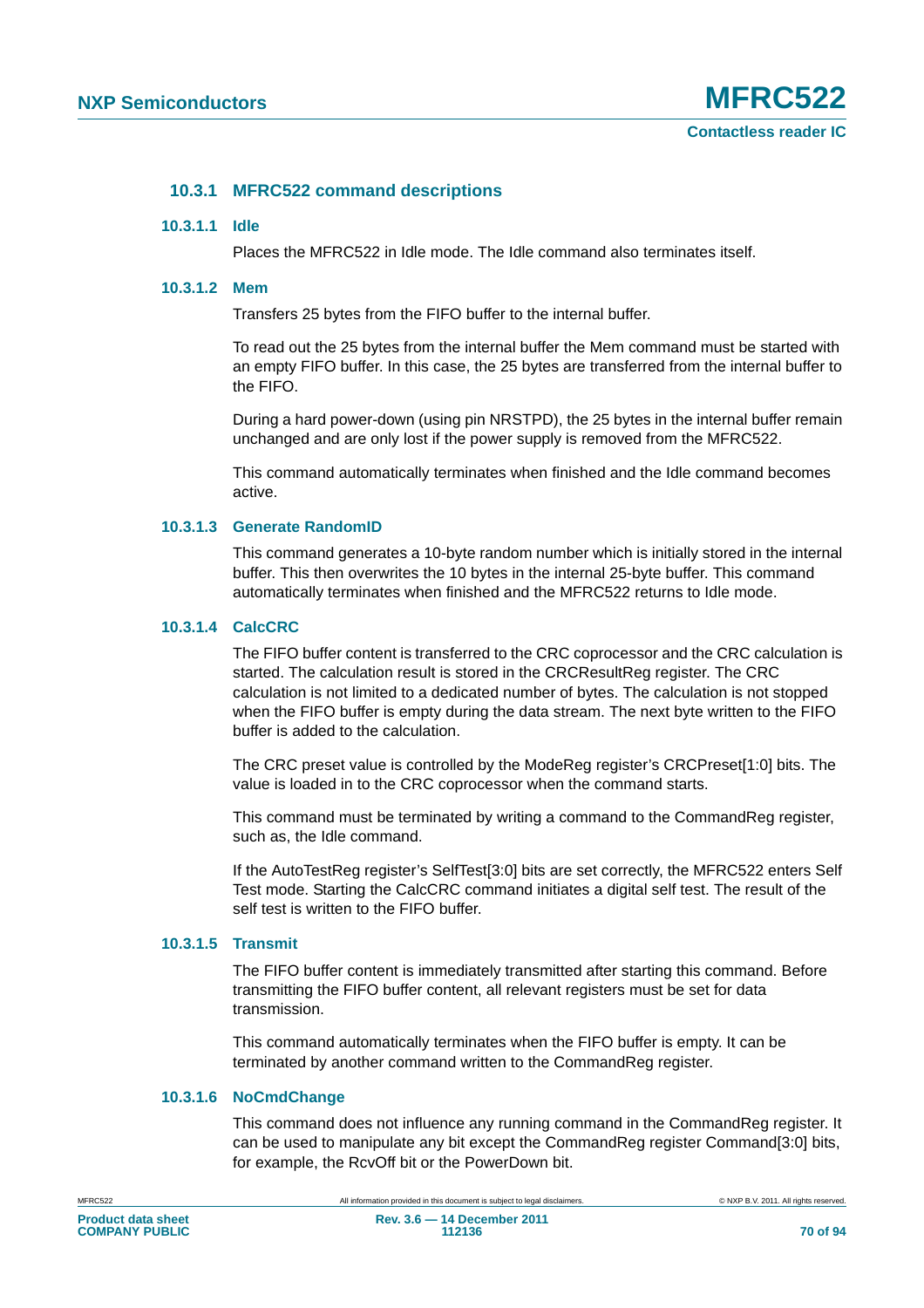### 10.3.1 MFRC522 command descriptions

#### 10.3.1.1 Idle

Places the MFRC522 in Idle mode. The Idle command also terminates itself.

#### 10.3.1.2 Mem

Transfers 25 bytes from the FIFO buffer to the internal buffer.

To read out the 25 bytes from the internal buffer the Mem command must be started with an empty FIFO buffer. In this case, the 25 bytes are transferred from the internal buffer to the FIFO.

During a hard power-down (using pin NRSTPD), the 25 bytes in the internal buffer remain unchanged and are only lost if the power supply is removed from the MFRC522.

This command automatically terminates when finished and the Idle command becomes active.

#### 10.3.1.3 Generate RandomID

This command generates a 10-byte random number which is initially stored in the internal buffer. This then overwrites the 10 bytes in the internal 25-byte buffer. This command automatically terminates when finished and the MFRC522 returns to Idle mode.

#### 10.3.1.4 CalcCRC

The FIFO buffer content is transferred to the CRC coprocessor and the CRC calculation is started. The calculation result is stored in the CRCResultReg register. The CRC calculation is not limited to a dedicated number of bytes. The calculation is not stopped when the FIFO buffer is empty during the data stream. The next byte written to the FIFO buffer is added to the calculation.

The CRC preset value is controlled by the ModeReg register's CRCPreset[1:0] bits. The value is loaded in to the CRC coprocessor when the command starts.

This command must be terminated by writing a command to the CommandReg register, such as, the Idle command.

If the AutoTestReg register's SelfTest[3:0] bits are set correctly, the MFRC522 enters Self Test mode. Starting the CalcCRC command initiates a digital self test. The result of the self test is written to the FIFO buffer.

#### 10.3.1.5 Transmit

The FIFO buffer content is immediately transmitted after starting this command. Before transmitting the FIFO buffer content, all relevant registers must be set for data transmission.

This command automatically terminates when the FIFO buffer is empty. It can be terminated by another command written to the CommandReg register.

#### 10.3.1.6 NoCmdChange

This command does not influence any running command in the CommandReg register. It can be used to manipulate any bit except the CommandReg register Command[3:0] bits, for example, the RcvOff bit or the PowerDown bit.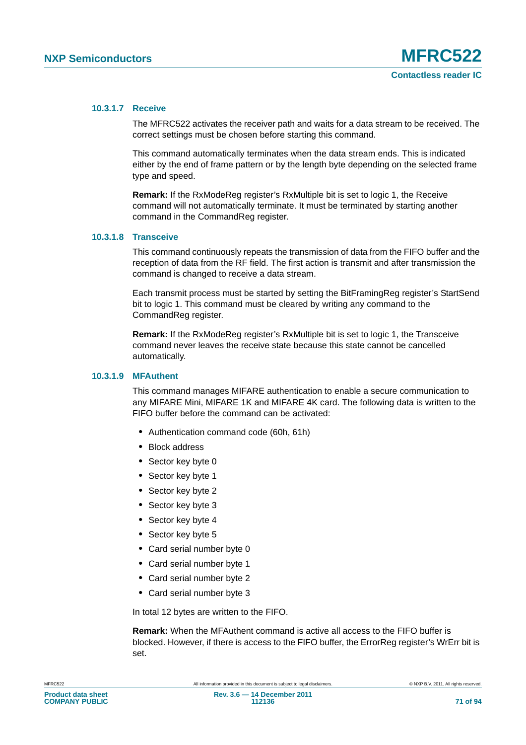#### 10.3.1.7 Receive

The MFRC522 activates the receiver path and waits for a data stream to be received. The correct settings must be chosen before starting this command.

This command automatically terminates when the data stream ends. This is indicated either by the end of frame pattern or by the length byte depending on the selected frame type and speed.

**Remark:** If the RxModeReg register's RxMultiple bit is set to logic 1, the Receive command will not automatically terminate. It must be terminated by starting another command in the CommandReg register.

#### 10.3.1.8 Transceive

This command continuously repeats the transmission of data from the FIFO buffer and the reception of data from the RF field. The first action is transmit and after transmission the command is changed to receive a data stream.

Each transmit process must be started by setting the BitFramingReg register's StartSend bit to logic 1. This command must be cleared by writing any command to the CommandReg register.

**Remark:** If the RxModeReg register's RxMultiple bit is set to logic 1, the Transceive command never leaves the receive state because this state cannot be cancelled automatically.

#### 10.3.1.9 MFAuthent

This command manages MIFARE authentication to enable a secure communication to any MIFARE Mini, MIFARE 1K and MIFARE 4K card. The following data is written to the FIFO buffer before the command can be activated:

- Authentication command code (60h, 61h)
- Block address
- Sector key byte 0
- Sector key byte 1
- Sector key byte 2
- Sector key byte 3
- Sector key byte 4
- Sector key byte 5
- Card serial number byte 0
- Card serial number byte 1
- Card serial number byte 2
- Card serial number byte 3

In total 12 bytes are written to the FIFO.

**Remark:** When the MFAuthent command is active all access to the FIFO buffer is blocked. However, if there is access to the FIFO buffer, the ErrorReg register's WrErr bit is set.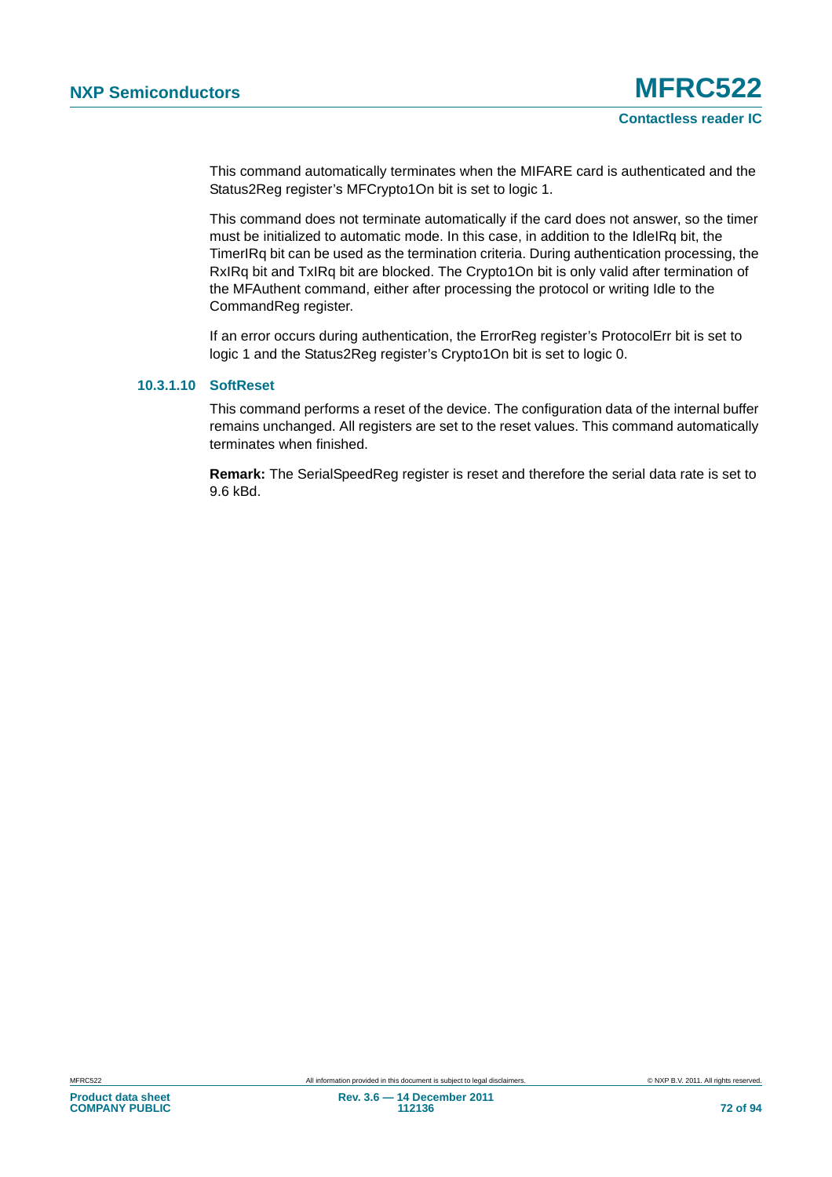This command automatically terminates when the MIFARE card is authenticated and the Status2Reg register's MFCrypto1On bit is set to logic 1.

This command does not terminate automatically if the card does not answer, so the timer must be initialized to automatic mode. In this case, in addition to the IdleIRq bit, the TimerIRq bit can be used as the termination criteria. During authentication processing, the RxIRq bit and TxIRq bit are blocked. The Crypto1On bit is only valid after termination of the MFAuthent command, either after processing the protocol or writing Idle to the CommandReg register.

If an error occurs during authentication, the ErrorReg register's ProtocolErr bit is set to logic 1 and the Status2Reg register's Crypto1On bit is set to logic 0.

#### 10.3.1.10 SoftReset

This command performs a reset of the device. The configuration data of the internal buffer remains unchanged. All registers are set to the reset values. This command automatically terminates when finished.

**Remark:** The SerialSpeedReg register is reset and therefore the serial data rate is set to 9.6 kBd.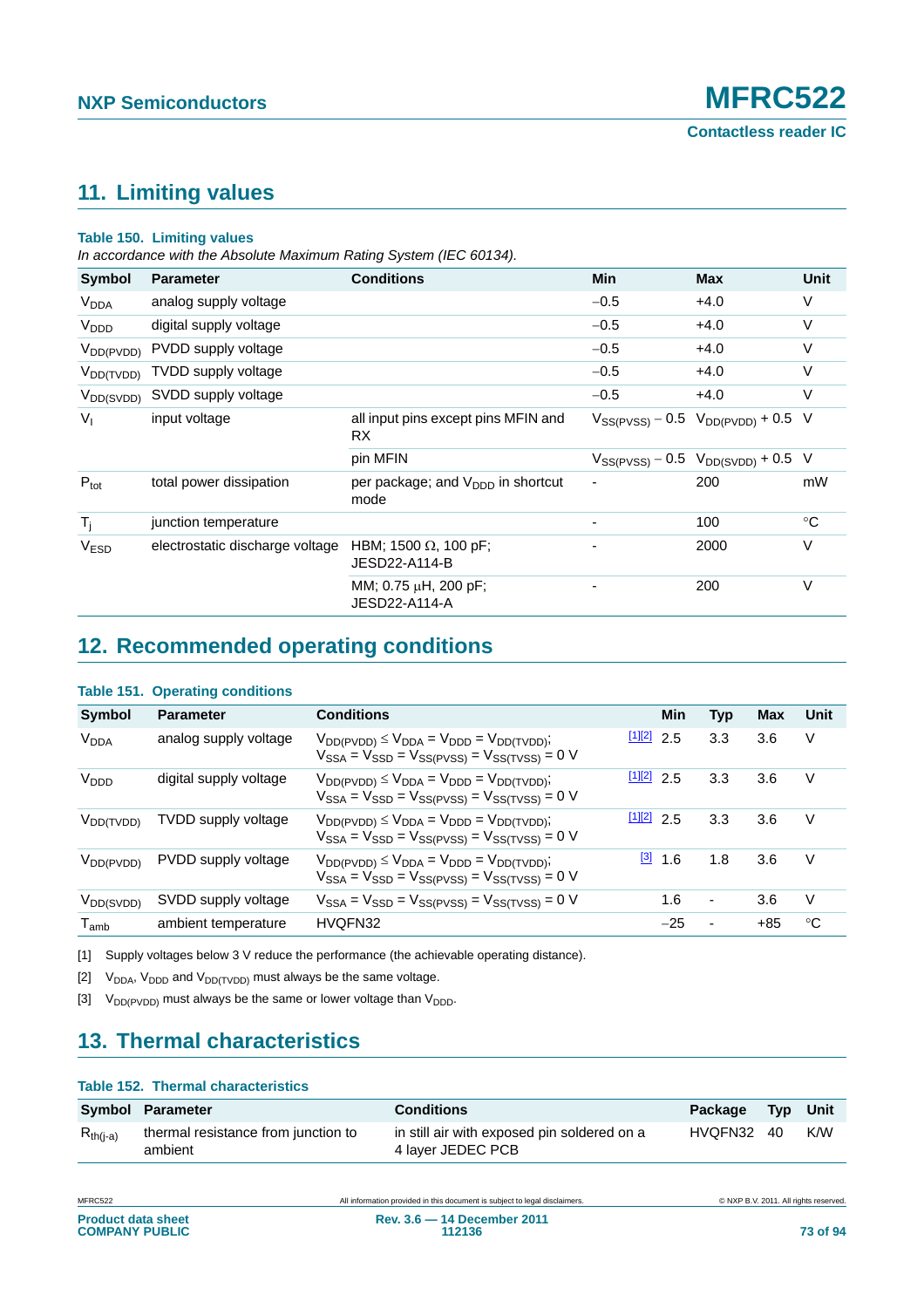## 11. Limiting values

**Table 150. Limiting values**

*In accordance with the Absolute Maximum Rating System (IEC 60134).*

| Symbol | Parameter | Conditions | Min | Max | Unit |
|---|---|---|---|---|---|
| $V_{DDA}$ | analog supply voltage | | −0.5 | +4.0 | V |
| $V_{DDD}$ | digital supply voltage | | −0.5 | +4.0 | V |
| $V_{DD(PVDD)}$ | PVDD supply voltage | | −0.5 | +4.0 | V |
| $V_{DD(TVDD)}$ | TVDD supply voltage | | −0.5 | +4.0 | V |
| $V_{DD(SVDD)}$ | SVDD supply voltage | | −0.5 | +4.0 | V |
| $V_I$ | input voltage | all input pins except pins MFIN and RX | $V_{SS(PVSS)} - 0.5$ | $V_{DD(PVDD)} + 0.5$ | V |
| | | pin MFIN | $V_{SS(PVSS)} - 0.5$ | $V_{DD(SVDD)} + 0.5$ | V |
| $P_{tot}$ | total power dissipation | per package; and $V_{DDD}$ in shortcut mode | - | 200 | mW |
| $T_j$ | junction temperature | | - | 100 | °C |
| $V_{ESD}$ | electrostatic discharge voltage | HBM; 1500 Ω, 100 pF; JESD22-A114-B | - | 2000 | V |
| | | MM; 0.75 μH, 200 pF; JESD22-A114-A | - | 200 | V |

## 12. Recommended operating conditions

**Table 151. Operating conditions**

| Symbol | Parameter | Conditions | | Min | Typ | Max | Unit |
|---|---|---|---|---|---|---|---|
| $V_{DDA}$ | analog supply voltage | $V_{DD(PVDD)} \leq V_{DDA} = V_{DDD} = V_{DD(TVDD)}$; $V_{SSA} = V_{SSD} = V_{SS(PVSS)} = V_{SS(TVSS)} = 0$ V | [1][2] | 2.5 | 3.3 | 3.6 | V |
| $V_{DDD}$ | digital supply voltage | $V_{DD(PVDD)} \leq V_{DDA} = V_{DDD} = V_{DD(TVDD)}$; $V_{SSA} = V_{SSD} = V_{SS(PVSS)} = V_{SS(TVSS)} = 0$ V | [1][2] | 2.5 | 3.3 | 3.6 | V |
| $V_{DD(TVDD)}$ | TVDD supply voltage | $V_{DD(PVDD)} \leq V_{DDA} = V_{DDD} = V_{DD(TVDD)}$; $V_{SSA} = V_{SSD} = V_{SS(PVSS)} = V_{SS(TVSS)} = 0$ V | [1][2] | 2.5 | 3.3 | 3.6 | V |
| $V_{DD(PVDD)}$ | PVDD supply voltage | $V_{DD(PVDD)} \leq V_{DDA} = V_{DDD} = V_{DD(TVDD)}$; $V_{SSA} = V_{SSD} = V_{SS(PVSS)} = V_{SS(TVSS)} = 0$ V | [3] | 1.6 | 1.8 | 3.6 | V |
| $V_{DD(SVDD)}$ | SVDD supply voltage | $V_{SSA} = V_{SSD} = V_{SS(PVSS)} = V_{SS(TVSS)} = 0$ V | | 1.6 | - | 3.6 | V |
| $T_{amb}$ | ambient temperature | HVQFN32 | | −25 | - | +85 | °C |

[1] Supply voltages below 3 V reduce the performance (the achievable operating distance).

[2] $V_{DDA}$, $V_{DDD}$ and $V_{DD(TVDD)}$ must always be the same voltage.

[3] $V_{DD(PVDD)}$ must always be the same or lower voltage than $V_{DDD}$.

## 13. Thermal characteristics

**Table 152. Thermal characteristics**

| Symbol | Parameter | Conditions | Package | Typ | Unit |
|---|---|---|---|---|---|
| $R_{th(j-a)}$ | thermal resistance from junction to ambient | in still air with exposed pin soldered on a 4 layer JEDEC PCB | HVQFN32 | 40 | K/W |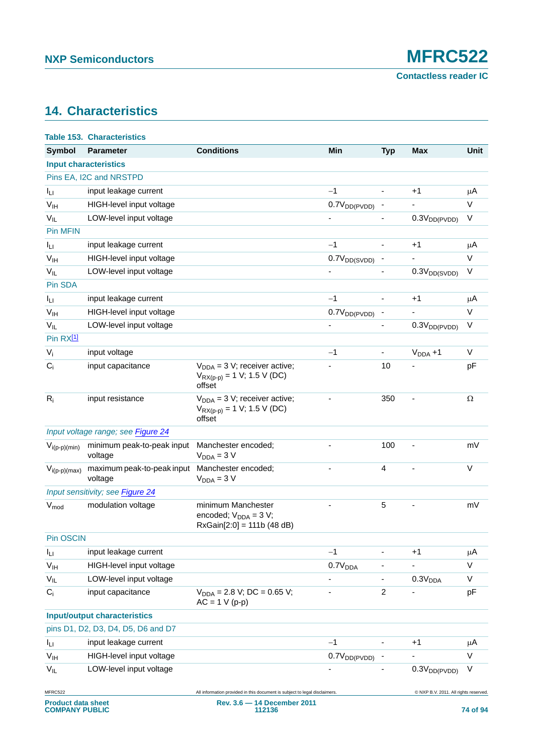## 14. Characteristics

**Table 153. Characteristics**

| Symbol | Parameter | Conditions | Min | Typ | Max | Unit |
|---|---|---|---|---|---|---|
| **Input characteristics** | | | | | | |
| Pins EA, I2C and NRSTPD | | | | | | |
| $I_{LI}$ | input leakage current | | −1 | - | +1 | μA |
| $V_{IH}$ | HIGH-level input voltage | | $0.7V_{DD(PVDD)}$ | - | - | V |
| $V_{IL}$ | LOW-level input voltage | | - | - | $0.3V_{DD(PVDD)}$ | V |
| Pin MFIN | | | | | | |
| $I_{LI}$ | input leakage current | | −1 | - | +1 | μA |
| $V_{IH}$ | HIGH-level input voltage | | $0.7V_{DD(SVDD)}$ | - | - | V |
| $V_{IL}$ | LOW-level input voltage | | - | - | $0.3V_{DD(SVDD)}$ | V |
| Pin SDA | | | | | | |
| $I_{LI}$ | input leakage current | | −1 | - | +1 | μA |
| $V_{IH}$ | HIGH-level input voltage | | $0.7V_{DD(PVDD)}$ | - | - | V |
| $V_{IL}$ | LOW-level input voltage | | - | - | $0.3V_{DD(PVDD)}$ | V |
| Pin RX[1] | | | | | | |
| $V_i$ | input voltage | | −1 | - | $V_{DDA}$ +1 | V |
| $C_i$ | input capacitance | $V_{DDA}$ = 3 V; receiver active; $V_{RX(p-p)}$ = 1 V; 1.5 V (DC) offset | - | 10 | - | pF |
| $R_i$ | input resistance | $V_{DDA}$ = 3 V; receiver active; $V_{RX(p-p)}$ = 1 V; 1.5 V (DC) offset | - | 350 | - | Ω |
| *Input voltage range; see Figure 24* | | | | | | |
| $V_{i(p-p)(min)}$ | minimum peak-to-peak input voltage | Manchester encoded; $V_{DDA}$ = 3 V | - | 100 | - | mV |
| $V_{i(p-p)(max)}$ | maximum peak-to-peak input voltage | Manchester encoded; $V_{DDA}$ = 3 V | - | 4 | - | V |
| *Input sensitivity; see Figure 24* | | | | | | |
| $V_{mod}$ | modulation voltage | minimum Manchester encoded; $V_{DDA}$ = 3 V; RxGain[2:0] = 111b (48 dB) | - | 5 | - | mV |
| Pin OSCIN | | | | | | |
| $I_{LI}$ | input leakage current | | −1 | - | +1 | μA |
| $V_{IH}$ | HIGH-level input voltage | | $0.7V_{DDA}$ | - | - | V |
| $V_{IL}$ | LOW-level input voltage | | - | - | $0.3V_{DDA}$ | V |
| $C_i$ | input capacitance | $V_{DDA}$ = 2.8 V; DC = 0.65 V; AC = 1 V (p-p) | - | 2 | - | pF |
| **Input/output characteristics** | | | | | | |
| pins D1, D2, D3, D4, D5, D6 and D7 | | | | | | |
| $I_{LI}$ | input leakage current | | −1 | - | +1 | μA |
| $V_{IH}$ | HIGH-level input voltage | | $0.7V_{DD(PVDD)}$ | - | - | V |
| $V_{IL}$ | LOW-level input voltage | | - | - | $0.3V_{DD(PVDD)}$ | V |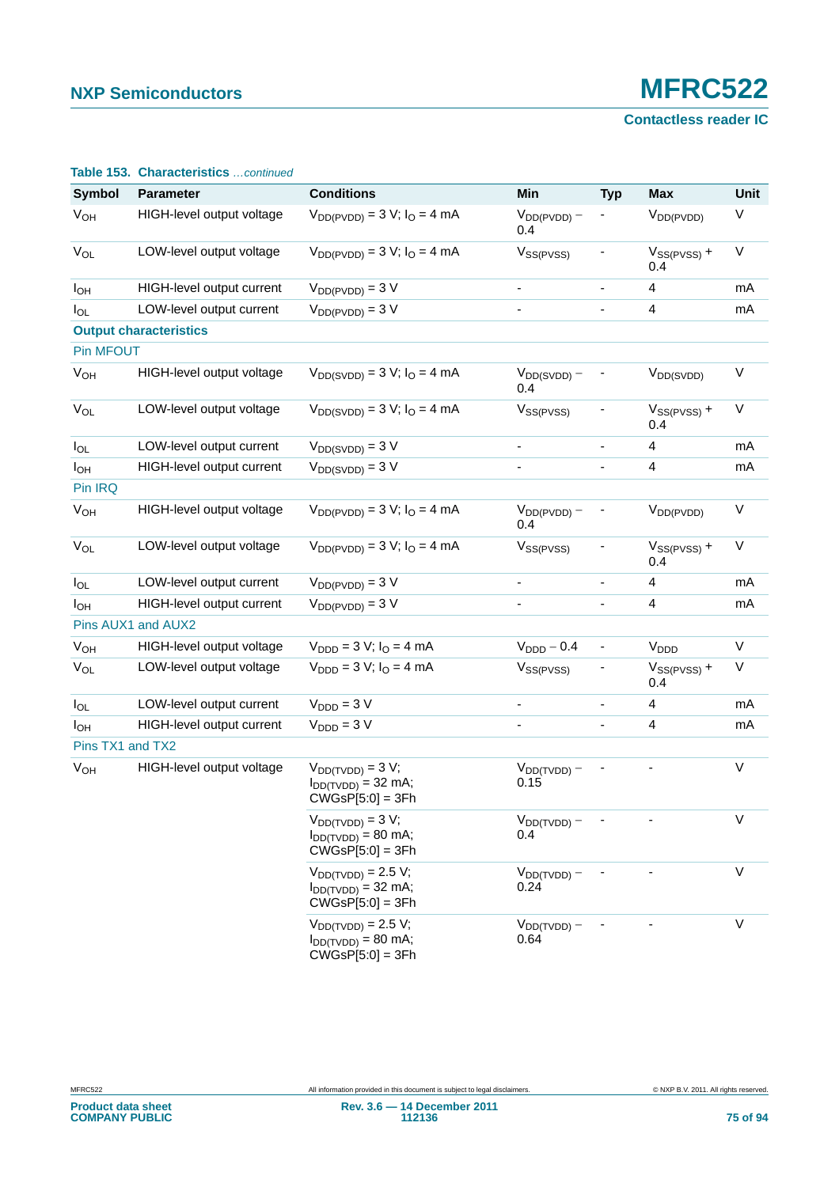**Table 153. Characteristics** *...continued*

| Symbol | Parameter | Conditions | Min | Typ | Max | Unit |
|---|---|---|---|---|---|---|
| $V_{OH}$ | HIGH-level output voltage | $V_{DD(PVDD)}$ = 3 V; $I_O$ = 4 mA | $V_{DD(PVDD)}$ − 0.4 | - | $V_{DD(PVDD)}$ | V |
| $V_{OL}$ | LOW-level output voltage | $V_{DD(PVDD)}$ = 3 V; $I_O$ = 4 mA | $V_{SS(PVSS)}$ | - | $V_{SS(PVSS)}$ + 0.4 | V |
| $I_{OH}$ | HIGH-level output current | $V_{DD(PVDD)}$ = 3 V | - | - | 4 | mA |
| $I_{OL}$ | LOW-level output current | $V_{DD(PVDD)}$ = 3 V | - | - | 4 | mA |
| **Output characteristics** | | | | | | |
| Pin MFOUT | | | | | | |
| $V_{OH}$ | HIGH-level output voltage | $V_{DD(SVDD)}$ = 3 V; $I_O$ = 4 mA | $V_{DD(SVDD)}$ − 0.4 | - | $V_{DD(SVDD)}$ | V |
| $V_{OL}$ | LOW-level output voltage | $V_{DD(SVDD)}$ = 3 V; $I_O$ = 4 mA | $V_{SS(PVSS)}$ | - | $V_{SS(PVSS)}$ + 0.4 | V |
| $I_{OL}$ | LOW-level output current | $V_{DD(SVDD)}$ = 3 V | - | - | 4 | mA |
| $I_{OH}$ | HIGH-level output current | $V_{DD(SVDD)}$ = 3 V | - | - | 4 | mA |
| Pin IRQ | | | | | | |
| $V_{OH}$ | HIGH-level output voltage | $V_{DD(PVDD)}$ = 3 V; $I_O$ = 4 mA | $V_{DD(PVDD)}$ − 0.4 | - | $V_{DD(PVDD)}$ | V |
| $V_{OL}$ | LOW-level output voltage | $V_{DD(PVDD)}$ = 3 V; $I_O$ = 4 mA | $V_{SS(PVSS)}$ | - | $V_{SS(PVSS)}$ + 0.4 | V |
| $I_{OL}$ | LOW-level output current | $V_{DD(PVDD)}$ = 3 V | - | - | 4 | mA |
| $I_{OH}$ | HIGH-level output current | $V_{DD(PVDD)}$ = 3 V | - | - | 4 | mA |
| Pins AUX1 and AUX2 | | | | | | |
| $V_{OH}$ | HIGH-level output voltage | $V_{DDD}$ = 3 V; $I_O$ = 4 mA | $V_{DDD}$ − 0.4 | - | $V_{DDD}$ | V |
| $V_{OL}$ | LOW-level output voltage | $V_{DDD}$ = 3 V; $I_O$ = 4 mA | $V_{SS(PVSS)}$ | - | $V_{SS(PVSS)}$ + 0.4 | V |
| $I_{OL}$ | LOW-level output current | $V_{DDD}$ = 3 V | - | - | 4 | mA |
| $I_{OH}$ | HIGH-level output current | $V_{DDD}$ = 3 V | - | - | 4 | mA |
| Pins TX1 and TX2 | | | | | | |
| $V_{OH}$ | HIGH-level output voltage | $V_{DD(TVDD)}$ = 3 V; $I_{DD(TVDD)}$ = 32 mA; CWGsP[5:0] = 3Fh | $V_{DD(TVDD)}$ − 0.15 | - | - | V |
| | | $V_{DD(TVDD)}$ = 3 V; $I_{DD(TVDD)}$ = 80 mA; CWGsP[5:0] = 3Fh | $V_{DD(TVDD)}$ − 0.4 | - | - | V |
| | | $V_{DD(TVDD)}$ = 2.5 V; $I_{DD(TVDD)}$ = 32 mA; CWGsP[5:0] = 3Fh | $V_{DD(TVDD)}$ − 0.24 | - | - | V |
| | | $V_{DD(TVDD)}$ = 2.5 V; $I_{DD(TVDD)}$ = 80 mA; CWGsP[5:0] = 3Fh | $V_{DD(TVDD)}$ − 0.64 | - | - | V |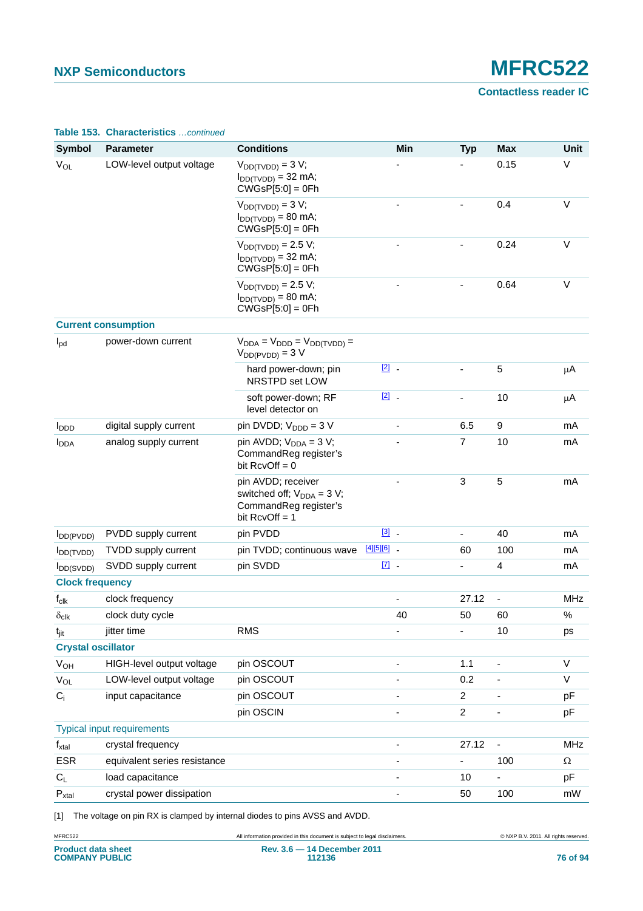**Table 153. Characteristics** *...continued*

| Symbol | Parameter | Conditions | Min | Typ | Max | Unit |
|---|---|---|---|---|---|---|
| $V_{OL}$ | LOW-level output voltage | $V_{DD(TVDD)}$ = 3 V; $I_{DD(TVDD)}$ = 32 mA; CWGsP[5:0] = 0Fh | - | - | 0.15 | V |
| | | $V_{DD(TVDD)}$ = 3 V; $I_{DD(TVDD)}$ = 80 mA; CWGsP[5:0] = 0Fh | - | - | 0.4 | V |
| | | $V_{DD(TVDD)}$ = 2.5 V; $I_{DD(TVDD)}$ = 32 mA; CWGsP[5:0] = 0Fh | - | - | 0.24 | V |
| | | $V_{DD(TVDD)}$ = 2.5 V; $I_{DD(TVDD)}$ = 80 mA; CWGsP[5:0] = 0Fh | - | - | 0.64 | V |
| **Current consumption** | | | | | | |
| $I_{pd}$ | power-down current | $V_{DDA}$ = $V_{DDD}$ = $V_{DD(TVDD)}$ = $V_{DD(PVDD)}$ = 3 V | | | | |
| | | hard power-down; pin NRSTPD set LOW [2] | - | - | 5 | μA |
| | | soft power-down; RF level detector on [2] | - | - | 10 | μA |
| $I_{DDD}$ | digital supply current | pin DVDD; $V_{DDD}$ = 3 V | - | 6.5 | 9 | mA |
| $I_{DDA}$ | analog supply current | pin AVDD; $V_{DDA}$ = 3 V; CommandReg register's bit RcvOff = 0 | - | 7 | 10 | mA |
| | | pin AVDD; receiver switched off; $V_{DDA}$ = 3 V; CommandReg register's bit RcvOff = 1 | - | 3 | 5 | mA |
| $I_{DD(PVDD)}$ | PVDD supply current | pin PVDD [3] | - | - | 40 | mA |
| $I_{DD(TVDD)}$ | TVDD supply current | pin TVDD; continuous wave [4][5][6] | - | 60 | 100 | mA |
| $I_{DD(SVDD)}$ | SVDD supply current | pin SVDD [7] | - | - | 4 | mA |
| **Clock frequency** | | | | | | |
| $f_{clk}$ | clock frequency | | - | 27.12 | - | MHz |
| $\delta_{clk}$ | clock duty cycle | | 40 | 50 | 60 | % |
| $t_{jit}$ | jitter time | RMS | - | - | 10 | ps |
| **Crystal oscillator** | | | | | | |
| $V_{OH}$ | HIGH-level output voltage | pin OSCOUT | - | 1.1 | - | V |
| $V_{OL}$ | LOW-level output voltage | pin OSCOUT | - | 0.2 | - | V |
| $C_i$ | input capacitance | pin OSCOUT | - | 2 | - | pF |
| | | pin OSCIN | - | 2 | - | pF |
| Typical input requirements | | | | | | |
| $f_{xtal}$ | crystal frequency | | - | 27.12 | - | MHz |
| ESR | equivalent series resistance | | - | - | 100 | Ω |
| $C_L$ | load capacitance | | - | 10 | - | pF |
| $P_{xtal}$ | crystal power dissipation | | - | 50 | 100 | mW |

[1] The voltage on pin RX is clamped by internal diodes to pins AVSS and AVDD.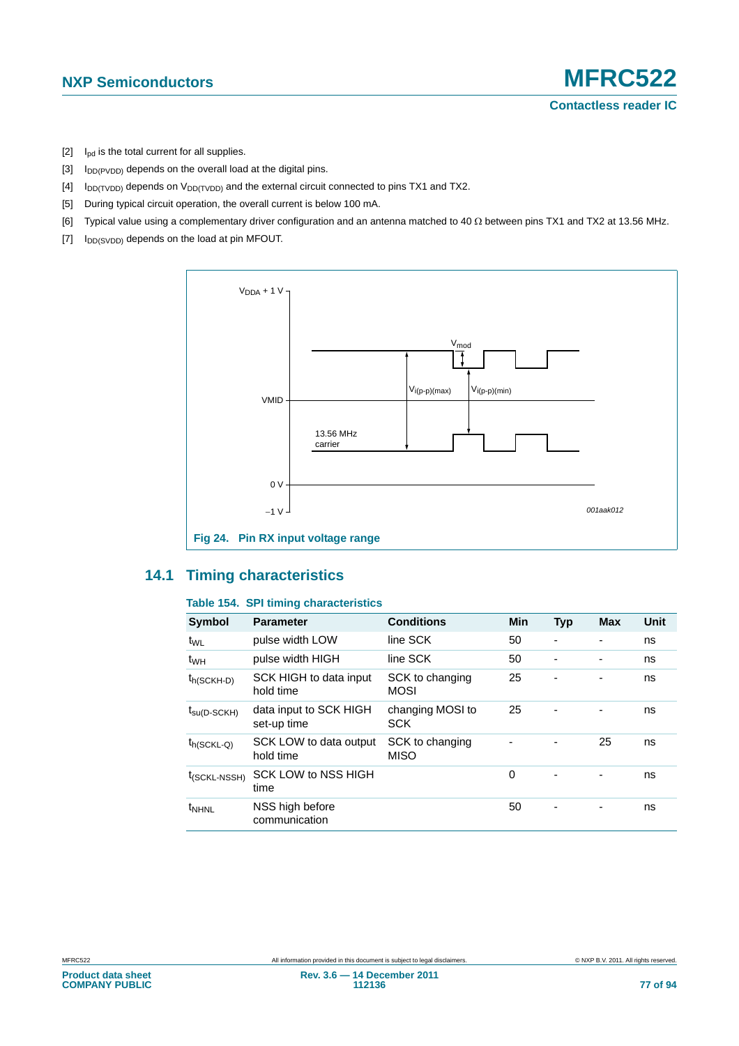[2] $I_{pd}$ is the total current for all supplies.

[3] $I_{DD(PVDD)}$ depends on the overall load at the digital pins.

[4] $I_{DD(TVDD)}$ depends on $V_{DD(TVDD)}$ and the external circuit connected to pins TX1 and TX2.

[5] During typical circuit operation, the overall current is below 100 mA.

[6] Typical value using a complementary driver configuration and an antenna matched to 40 Ω between pins TX1 and TX2 at 13.56 MHz.

[7] $I_{DD(SVDD)}$ depends on the load at pin MFOUT.

**Fig 24. Pin RX input voltage range**

## 14.1 Timing characteristics

**Table 154. SPI timing characteristics**

| Symbol | Parameter | Conditions | Min | Typ | Max | Unit |
|---|---|---|---|---|---|---|
| $t_{WL}$ | pulse width LOW | line SCK | 50 | - | - | ns |
| $t_{WH}$ | pulse width HIGH | line SCK | 50 | - | - | ns |
| $t_{h(SCKH-D)}$ | SCK HIGH to data input hold time | SCK to changing MOSI | 25 | - | - | ns |
| $t_{su(D-SCKH)}$ | data input to SCK HIGH set-up time | changing MOSI to SCK | 25 | - | - | ns |
| $t_{h(SCKL-Q)}$ | SCK LOW to data output hold time | SCK to changing MISO | - | - | 25 | ns |
| $t_{(SCKL-NSSH)}$ | SCK LOW to NSS HIGH time | | 0 | - | - | ns |
| $t_{NHNL}$ | NSS high before communication | | 50 | - | - | ns |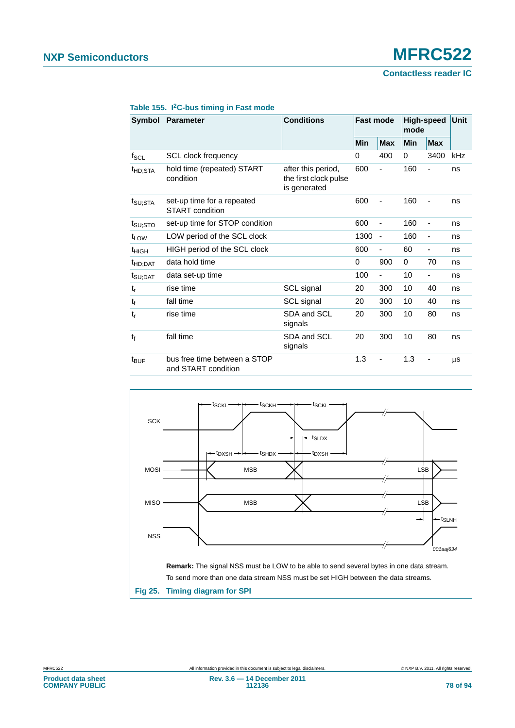**Table 155. I²C-bus timing in Fast mode**

| Symbol | Parameter | Conditions | Fast mode | | High-speed mode | | Unit |
|---|---|---|---|---|---|---|---|
| | | | Min | Max | Min | Max | |
| $f_{SCL}$ | SCL clock frequency | | 0 | 400 | 0 | 3400 | kHz |
| $t_{HD;STA}$ | hold time (repeated) START condition | after this period, the first clock pulse is generated | 600 | - | 160 | - | ns |
| $t_{SU;STA}$ | set-up time for a repeated START condition | | 600 | - | 160 | - | ns |
| $t_{SU;STO}$ | set-up time for STOP condition | | 600 | - | 160 | - | ns |
| $t_{LOW}$ | LOW period of the SCL clock | | 1300 | - | 160 | - | ns |
| $t_{HIGH}$ | HIGH period of the SCL clock | | 600 | - | 60 | - | ns |
| $t_{HD;DAT}$ | data hold time | | 0 | 900 | 0 | 70 | ns |
| $t_{SU;DAT}$ | data set-up time | | 100 | - | 10 | - | ns |
| $t_r$ | rise time | SCL signal | 20 | 300 | 10 | 40 | ns |
| $t_f$ | fall time | SCL signal | 20 | 300 | 10 | 40 | ns |
| $t_r$ | rise time | SDA and SCL signals | 20 | 300 | 10 | 80 | ns |
| $t_f$ | fall time | SDA and SCL signals | 20 | 300 | 10 | 80 | ns |
| $t_{BUF}$ | bus free time between a STOP and START condition | | 1.3 | - | 1.3 | - | µs |

**Remark:** The signal NSS must be LOW to be able to send several bytes in one data stream. To send more than one data stream NSS must be set HIGH between the data streams.

**Fig 25. Timing diagram for SPI**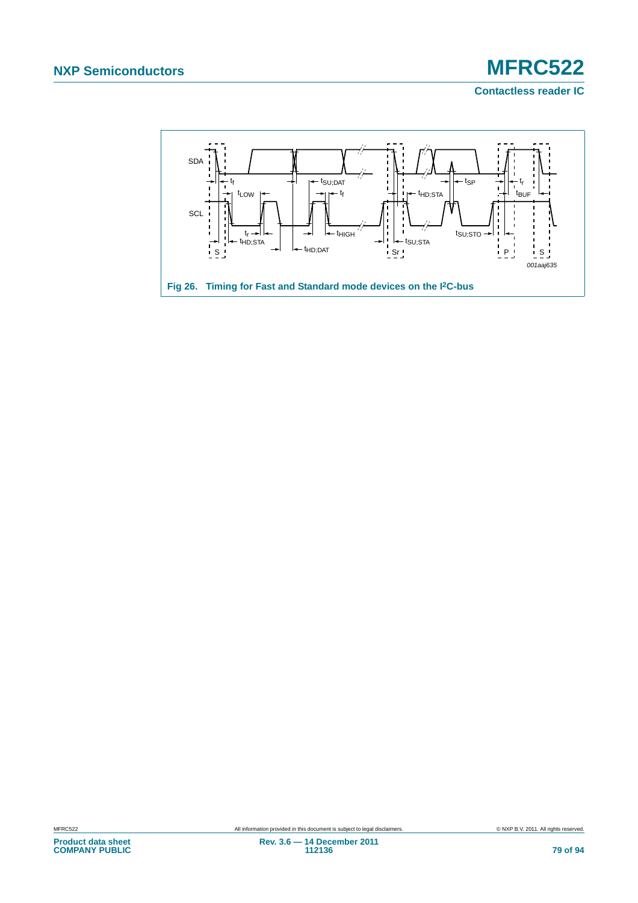Fig 26. Timing for Fast and Standard mode devices on the I2C-bus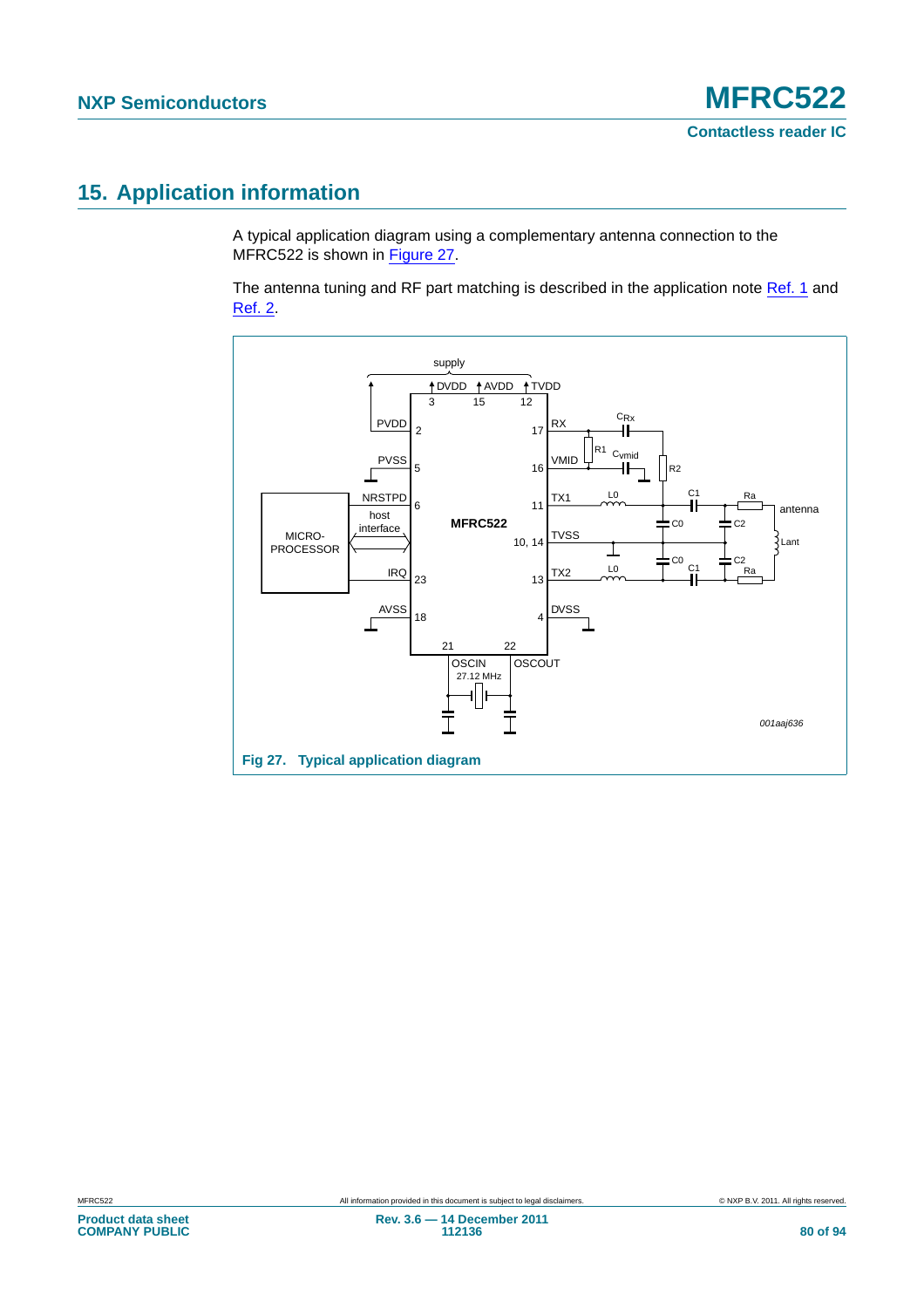## 15. Application information

A typical application diagram using a complementary antenna connection to the MFRC522 is shown in Figure 27.

The antenna tuning and RF part matching is described in the application note Ref. 1 and Ref. 2.

Fig 27. Typical application diagram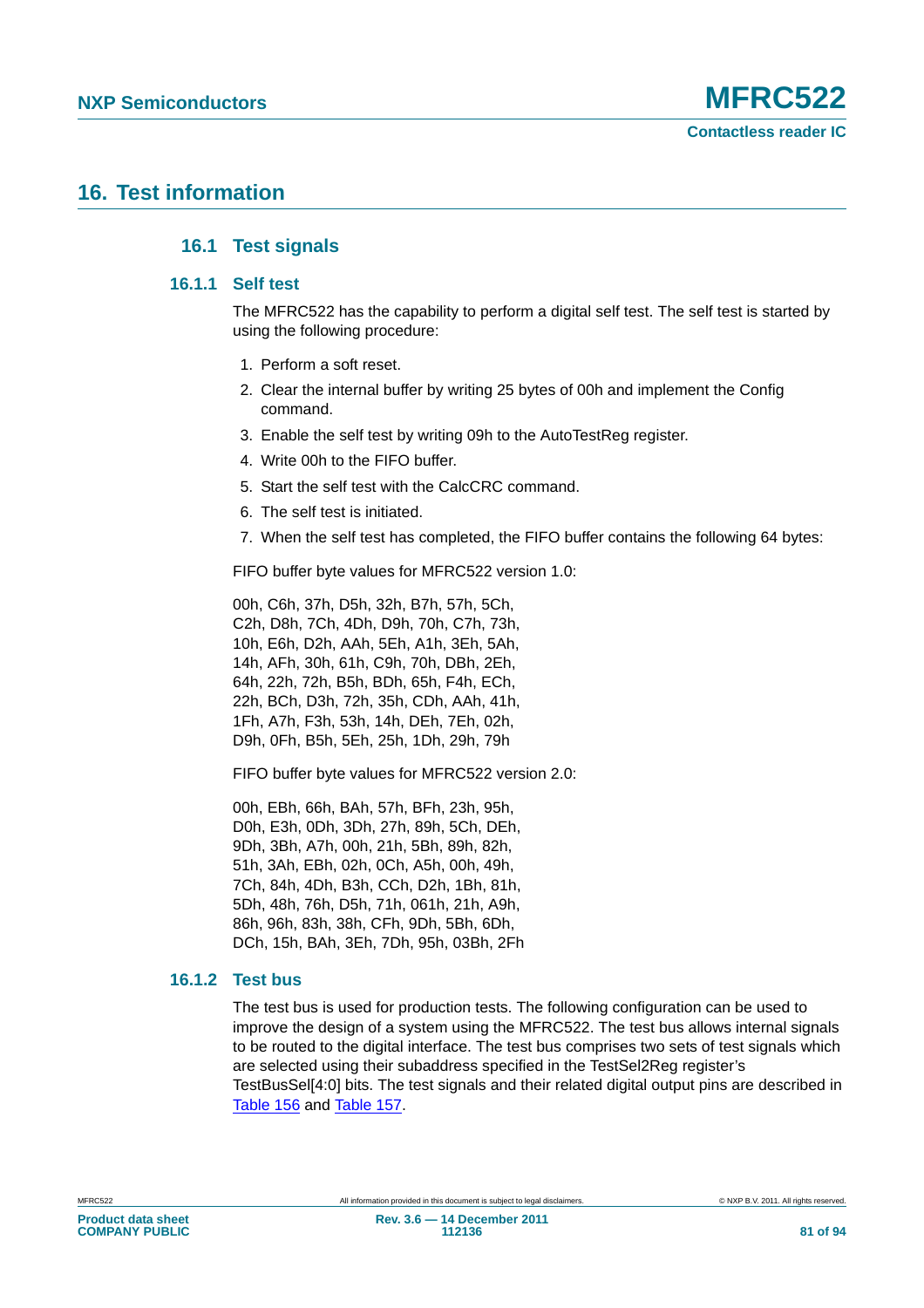# 16. Test information

## 16.1 Test signals

### 16.1.1 Self test

The MFRC522 has the capability to perform a digital self test. The self test is started by using the following procedure:

1. Perform a soft reset.
2. Clear the internal buffer by writing 25 bytes of 00h and implement the Config command.
3. Enable the self test by writing 09h to the AutoTestReg register.
4. Write 00h to the FIFO buffer.
5. Start the self test with the CalcCRC command.
6. The self test is initiated.
7. When the self test has completed, the FIFO buffer contains the following 64 bytes:

FIFO buffer byte values for MFRC522 version 1.0:

00h, C6h, 37h, D5h, 32h, B7h, 57h, 5Ch,
C2h, D8h, 7Ch, 4Dh, D9h, 70h, C7h, 73h,
10h, E6h, D2h, AAh, 5Eh, A1h, 3Eh, 5Ah,
14h, AFh, 30h, 61h, C9h, 70h, DBh, 2Eh,
64h, 22h, 72h, B5h, BDh, 65h, F4h, ECh,
22h, BCh, D3h, 72h, 35h, CDh, AAh, 41h,
1Fh, A7h, F3h, 53h, 14h, DEh, 7Eh, 02h,
D9h, 0Fh, B5h, 5Eh, 25h, 1Dh, 29h, 79h

FIFO buffer byte values for MFRC522 version 2.0:

00h, EBh, 66h, BAh, 57h, BFh, 23h, 95h,
D0h, E3h, 0Dh, 3Dh, 27h, 89h, 5Ch, DEh,
9Dh, 3Bh, A7h, 00h, 21h, 5Bh, 89h, 82h,
51h, 3Ah, EBh, 02h, 0Ch, A5h, 00h, 49h,
7Ch, 84h, 4Dh, B3h, CCh, D2h, 1Bh, 81h,
5Dh, 48h, 76h, D5h, 71h, 061h, 21h, A9h,
86h, 96h, 83h, 38h, CFh, 9Dh, 5Bh, 6Dh,
DCh, 15h, BAh, 3Eh, 7Dh, 95h, 03Bh, 2Fh

### 16.1.2 Test bus

The test bus is used for production tests. The following configuration can be used to improve the design of a system using the MFRC522. The test bus allows internal signals to be routed to the digital interface. The test bus comprises two sets of test signals which are selected using their subaddress specified in the TestSel2Reg register's TestBusSel[4:0] bits. The test signals and their related digital output pins are described in Table 156 and Table 157.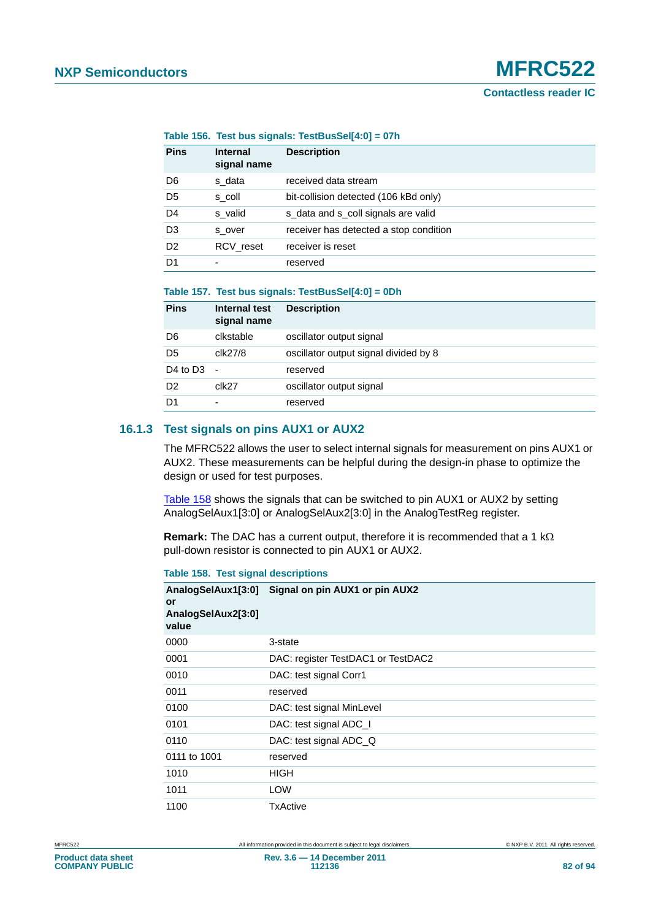**Table 156. Test bus signals: TestBusSel[4:0] = 07h**

| Pins | Internal signal name | Description |
|---|---|---|
| D6 | s_data | received data stream |
| D5 | s_coll | bit-collision detected (106 kBd only) |
| D4 | s_valid | s_data and s_coll signals are valid |
| D3 | s_over | receiver has detected a stop condition |
| D2 | RCV_reset | receiver is reset |
| D1 | - | reserved |

**Table 157. Test bus signals: TestBusSel[4:0] = 0Dh**

| Pins | Internal test signal name | Description |
|---|---|---|
| D6 | clkstable | oscillator output signal |
| D5 | clk27/8 | oscillator output signal divided by 8 |
| D4 to D3 | - | reserved |
| D2 | clk27 | oscillator output signal |
| D1 | - | reserved |

### 16.1.3 Test signals on pins AUX1 or AUX2

The MFRC522 allows the user to select internal signals for measurement on pins AUX1 or AUX2. These measurements can be helpful during the design-in phase to optimize the design or used for test purposes.

Table 158 shows the signals that can be switched to pin AUX1 or AUX2 by setting AnalogSelAux1[3:0] or AnalogSelAux2[3:0] in the AnalogTestReg register.

**Remark:** The DAC has a current output, therefore it is recommended that a 1 kΩ pull-down resistor is connected to pin AUX1 or AUX2.

**Table 158. Test signal descriptions**

| AnalogSelAux1[3:0] or AnalogSelAux2[3:0] value | Signal on pin AUX1 or pin AUX2 |
|---|---|
| 0000 | 3-state |
| 0001 | DAC: register TestDAC1 or TestDAC2 |
| 0010 | DAC: test signal Corr1 |
| 0011 | reserved |
| 0100 | DAC: test signal MinLevel |
| 0101 | DAC: test signal ADC_I |
| 0110 | DAC: test signal ADC_Q |
| 0111 to 1001 | reserved |
| 1010 | HIGH |
| 1011 | LOW |
| 1100 | TxActive |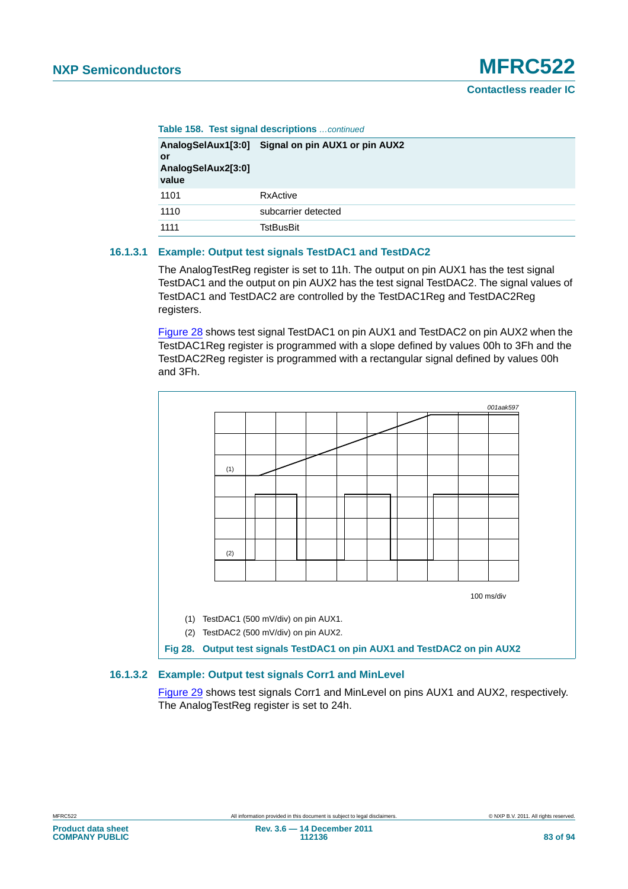**Table 158. Test signal descriptions** *…continued*

| AnalogSelAux1[3:0] or AnalogSelAux2[3:0] value | Signal on pin AUX1 or pin AUX2 |
|---|---|
| 1101 | RxActive |
| 1110 | subcarrier detected |
| 1111 | TstBusBit |

### 16.1.3.1 Example: Output test signals TestDAC1 and TestDAC2

The AnalogTestReg register is set to 11h. The output on pin AUX1 has the test signal TestDAC1 and the output on pin AUX2 has the test signal TestDAC2. The signal values of TestDAC1 and TestDAC2 are controlled by the TestDAC1Reg and TestDAC2Reg registers.

Figure 28 shows test signal TestDAC1 on pin AUX1 and TestDAC2 on pin AUX2 when the TestDAC1Reg register is programmed with a slope defined by values 00h to 3Fh and the TestDAC2Reg register is programmed with a rectangular signal defined by values 00h and 3Fh.

001aak597

100 ms/div

(1) TestDAC1 (500 mV/div) on pin AUX1.

(2) TestDAC2 (500 mV/div) on pin AUX2.

**Fig 28. Output test signals TestDAC1 on pin AUX1 and TestDAC2 on pin AUX2**

### 16.1.3.2 Example: Output test signals Corr1 and MinLevel

Figure 29 shows test signals Corr1 and MinLevel on pins AUX1 and AUX2, respectively. The AnalogTestReg register is set to 24h.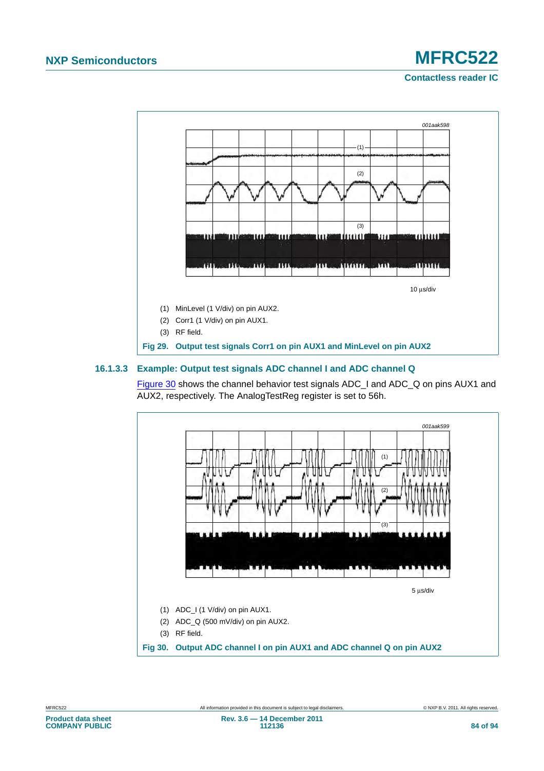001aak598

10 µs/div

(1) MinLevel (1 V/div) on pin AUX2.

(2) Corr1 (1 V/div) on pin AUX1.

(3) RF field.

**Fig 29. Output test signals Corr1 on pin AUX1 and MinLevel on pin AUX2**

### 16.1.3.3 Example: Output test signals ADC channel I and ADC channel Q

Figure 30 shows the channel behavior test signals ADC_I and ADC_Q on pins AUX1 and AUX2, respectively. The AnalogTestReg register is set to 56h.

001aak599

5 µs/div

(1) ADC_I (1 V/div) on pin AUX1.

(2) ADC_Q (500 mV/div) on pin AUX2.

(3) RF field.

**Fig 30. Output ADC channel I on pin AUX1 and ADC channel Q on pin AUX2**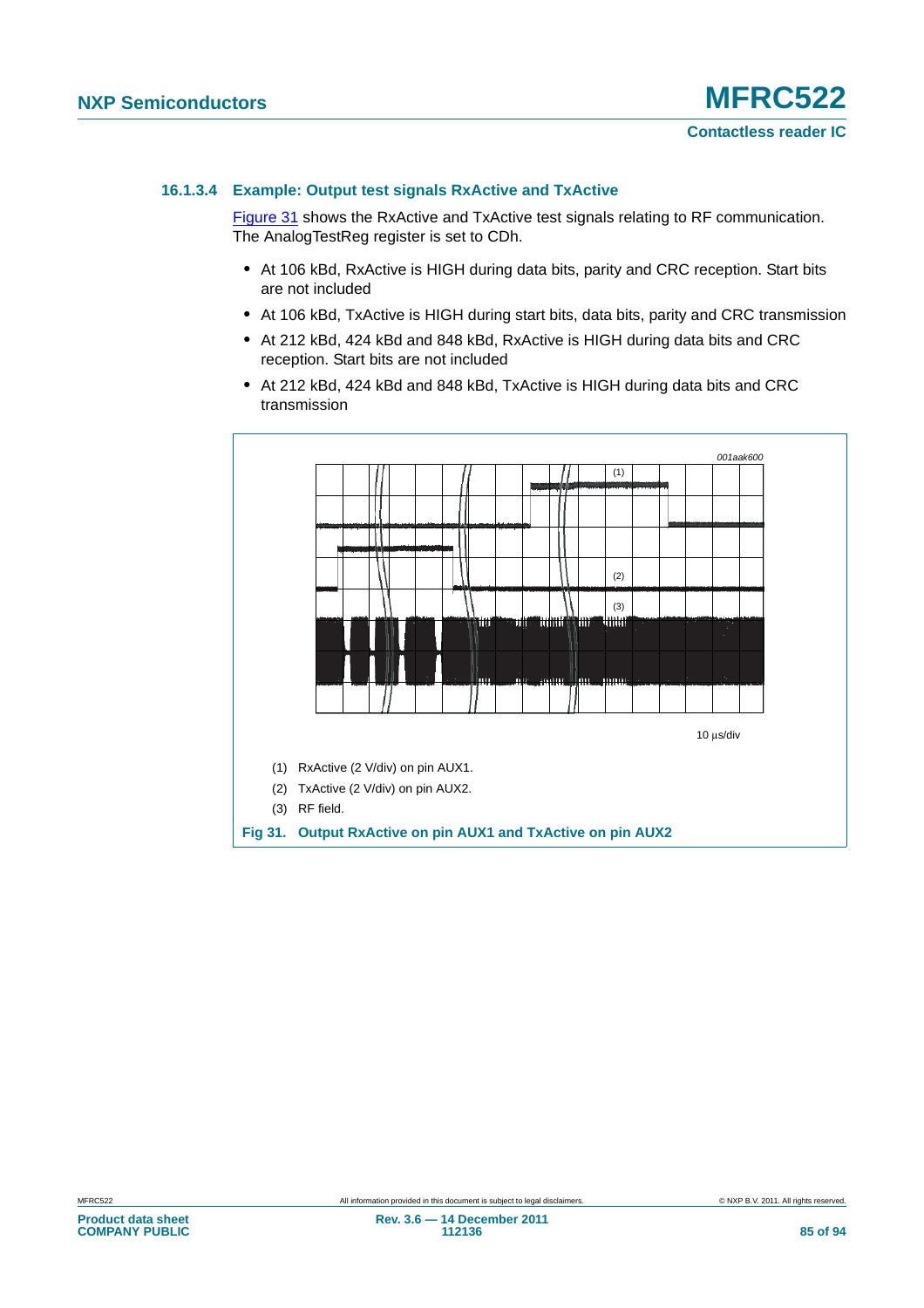#### 16.1.3.4 Example: Output test signals RxActive and TxActive

Figure 31 shows the RxActive and TxActive test signals relating to RF communication. The AnalogTestReg register is set to CDh.

- At 106 kBd, RxActive is HIGH during data bits, parity and CRC reception. Start bits are not included
- At 106 kBd, TxActive is HIGH during start bits, data bits, parity and CRC transmission
- At 212 kBd, 424 kBd and 848 kBd, RxActive is HIGH during data bits and CRC reception. Start bits are not included
- At 212 kBd, 424 kBd and 848 kBd, TxActive is HIGH during data bits and CRC transmission

001aak600

10 µs/div

(1) RxActive (2 V/div) on pin AUX1.

(2) TxActive (2 V/div) on pin AUX2.

(3) RF field.

**Fig 31. Output RxActive on pin AUX1 and TxActive on pin AUX2**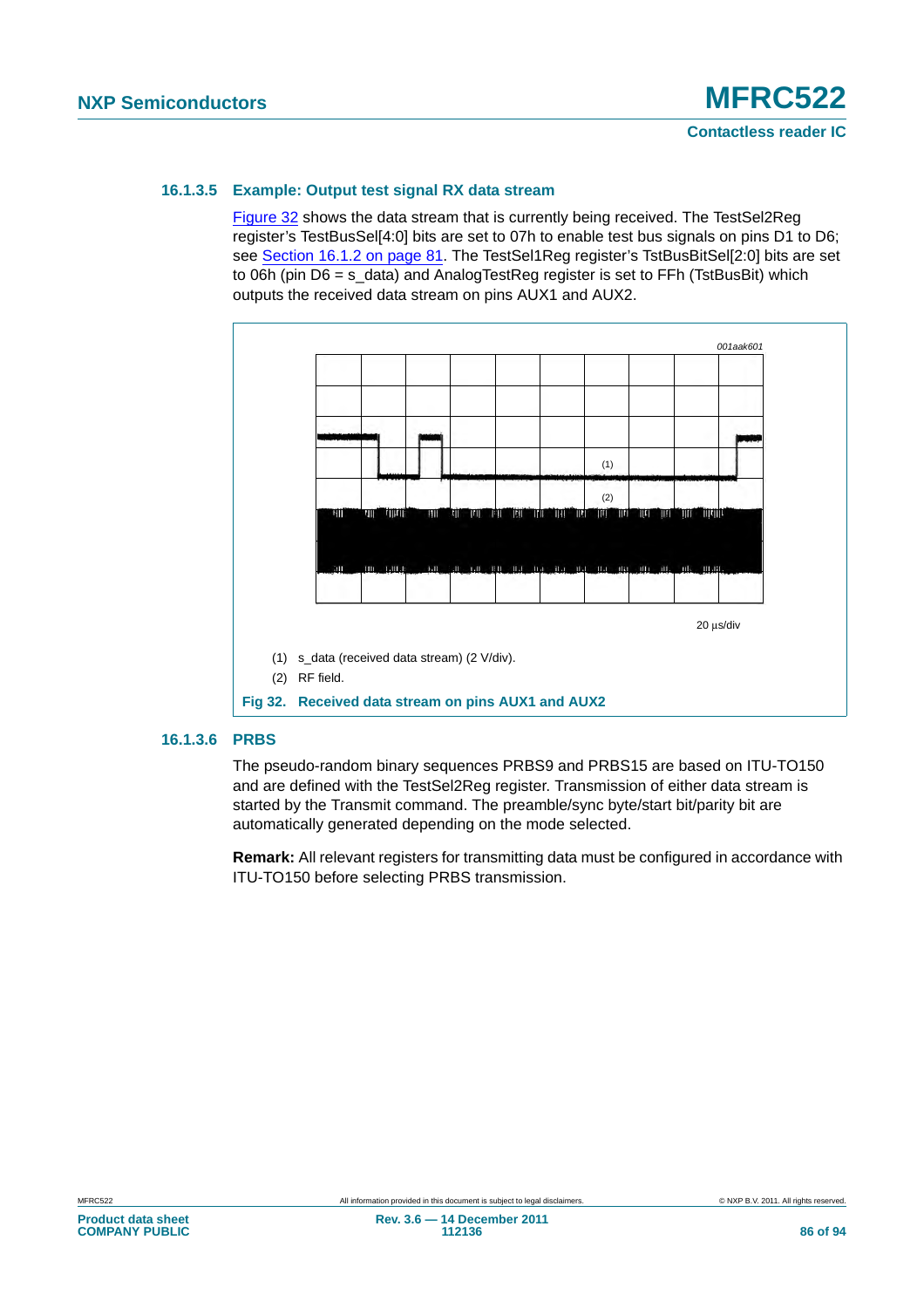#### 16.1.3.5 Example: Output test signal RX data stream

Figure 32 shows the data stream that is currently being received. The TestSel2Reg register's TestBusSel[4:0] bits are set to 07h to enable test bus signals on pins D1 to D6; see Section 16.1.2 on page 81. The TestSel1Reg register's TstBusBitSel[2:0] bits are set to 06h (pin D6 = s_data) and AnalogTestReg register is set to FFh (TstBusBit) which outputs the received data stream on pins AUX1 and AUX2.

001aak601

20 µs/div

(1) s_data (received data stream) (2 V/div).

(2) RF field.

**Fig 32. Received data stream on pins AUX1 and AUX2**

#### 16.1.3.6 PRBS

The pseudo-random binary sequences PRBS9 and PRBS15 are based on ITU-TO150 and are defined with the TestSel2Reg register. Transmission of either data stream is started by the Transmit command. The preamble/sync byte/start bit/parity bit are automatically generated depending on the mode selected.

**Remark:** All relevant registers for transmitting data must be configured in accordance with ITU-TO150 before selecting PRBS transmission.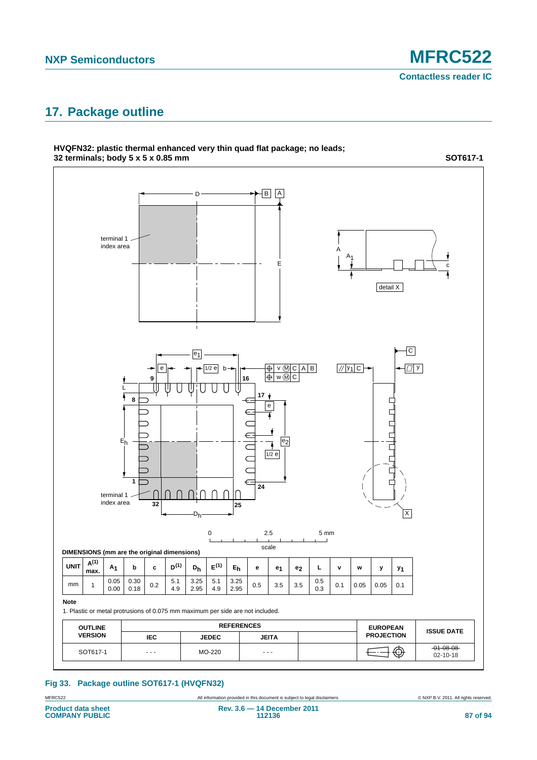## 17. Package outline

**HVQFN32: plastic thermal enhanced very thin quad flat package; no leads; 32 terminals; body 5 x 5 x 0.85 mm** **SOT617-1**

**DIMENSIONS (mm are the original dimensions)**

| UNIT | A(1) max. | $A_1$ | b | c | D(1) | $D_h$ | E(1) | $E_h$ | e | $e_1$ | $e_2$ | L | v | w | y | $y_1$ |
|---|---|---|---|---|---|---|---|---|---|---|---|---|---|---|---|---|
| mm | 1 | 0.05<br>0.00 | 0.30<br>0.18 | 0.2 | 5.1<br>4.9 | 3.25<br>2.95 | 5.1<br>4.9 | 3.25<br>2.95 | 0.5 | 3.5 | 3.5 | 0.5<br>0.3 | 0.1 | 0.05 | 0.05 | 0.1 |

**Note**

1. Plastic or metal protrusions of 0.075 mm maximum per side are not included.

| OUTLINE VERSION | REFERENCES | | | | EUROPEAN PROJECTION | ISSUE DATE |
|---|---|---|---|---|---|---|
| | IEC | JEDEC | JEITA | | | |
| SOT617-1 | - - - | MO-220 | - - - | | | ~~01-08-08~~<br>02-10-18 |

**Fig 33. Package outline SOT617-1 (HVQFN32)**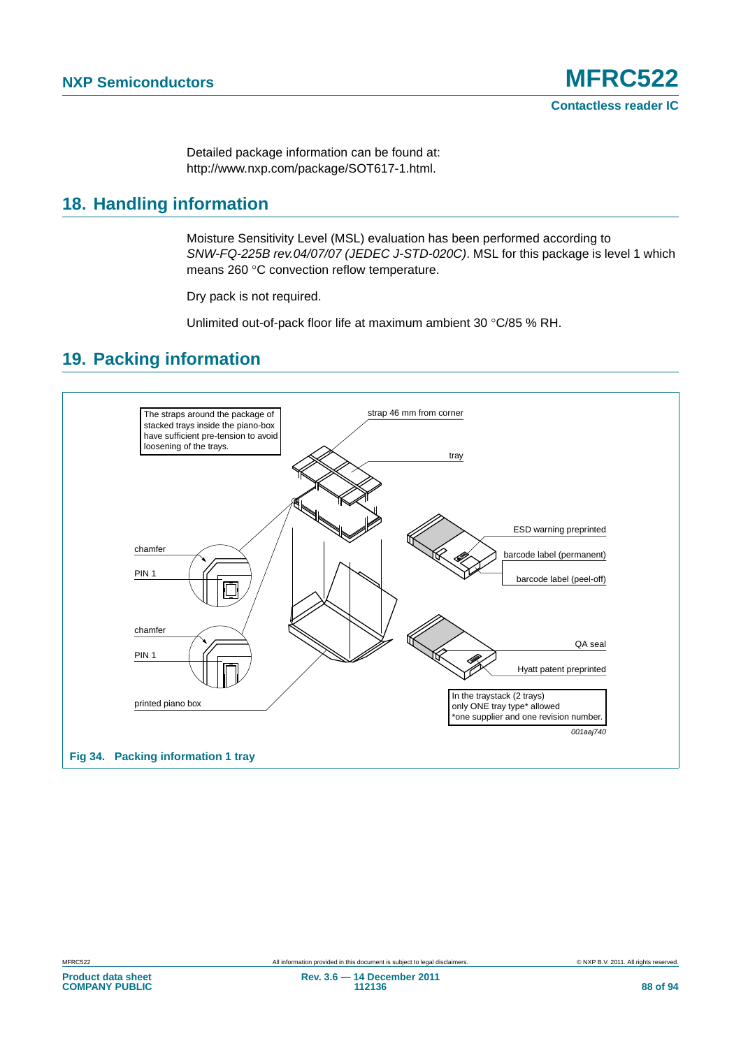Detailed package information can be found at:
http://www.nxp.com/package/SOT617-1.html.

## 18. Handling information

Moisture Sensitivity Level (MSL) evaluation has been performed according to *SNW-FQ-225B rev.04/07/07 (JEDEC J-STD-020C)*. MSL for this package is level 1 which means 260 °C convection reflow temperature.

Dry pack is not required.

Unlimited out-of-pack floor life at maximum ambient 30 °C/85 % RH.

## 19. Packing information

The straps around the package of stacked trays inside the piano-box have sufficient pre-tension to avoid loosening of the trays.

strap 46 mm from corner

tray

ESD warning preprinted

barcode label (permanent)

barcode label (peel-off)

chamfer

PIN 1

chamfer

PIN 1

QA seal

Hyatt patent preprinted

printed piano box

In the traystack (2 trays) only ONE tray type* allowed
*one supplier and one revision number.

001aaj740

**Fig 34. Packing information 1 tray**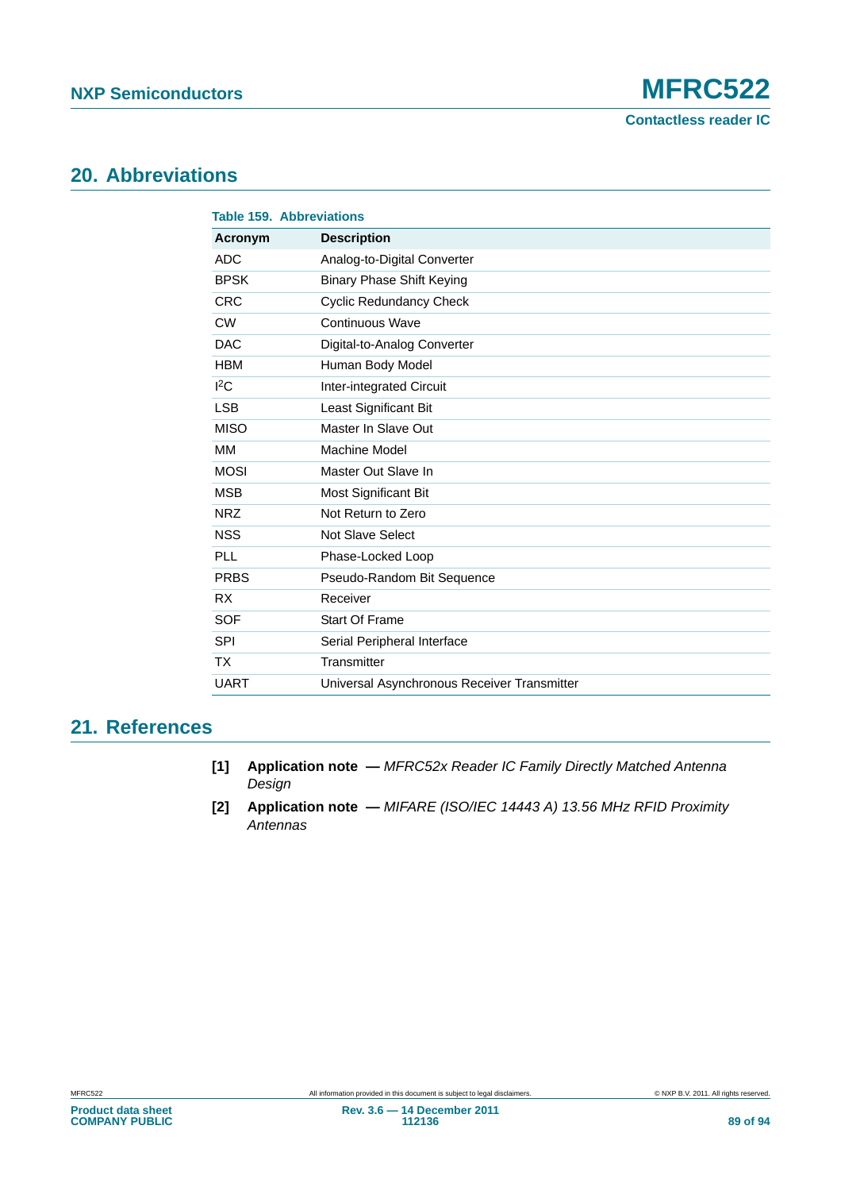## 20. Abbreviations

**Table 159. Abbreviations**

| Acronym | Description |
|---|---|
| ADC | Analog-to-Digital Converter |
| BPSK | Binary Phase Shift Keying |
| CRC | Cyclic Redundancy Check |
| CW | Continuous Wave |
| DAC | Digital-to-Analog Converter |
| HBM | Human Body Model |
| $I^2C$ | Inter-integrated Circuit |
| LSB | Least Significant Bit |
| MISO | Master In Slave Out |
| MM | Machine Model |
| MOSI | Master Out Slave In |
| MSB | Most Significant Bit |
| NRZ | Not Return to Zero |
| NSS | Not Slave Select |
| PLL | Phase-Locked Loop |
| PRBS | Pseudo-Random Bit Sequence |
| RX | Receiver |
| SOF | Start Of Frame |
| SPI | Serial Peripheral Interface |
| TX | Transmitter |
| UART | Universal Asynchronous Receiver Transmitter |

## 21. References

[1] **Application note —** *MFRC52x Reader IC Family Directly Matched Antenna Design*

[2] **Application note —** *MIFARE (ISO/IEC 14443 A) 13.56 MHz RFID Proximity Antennas*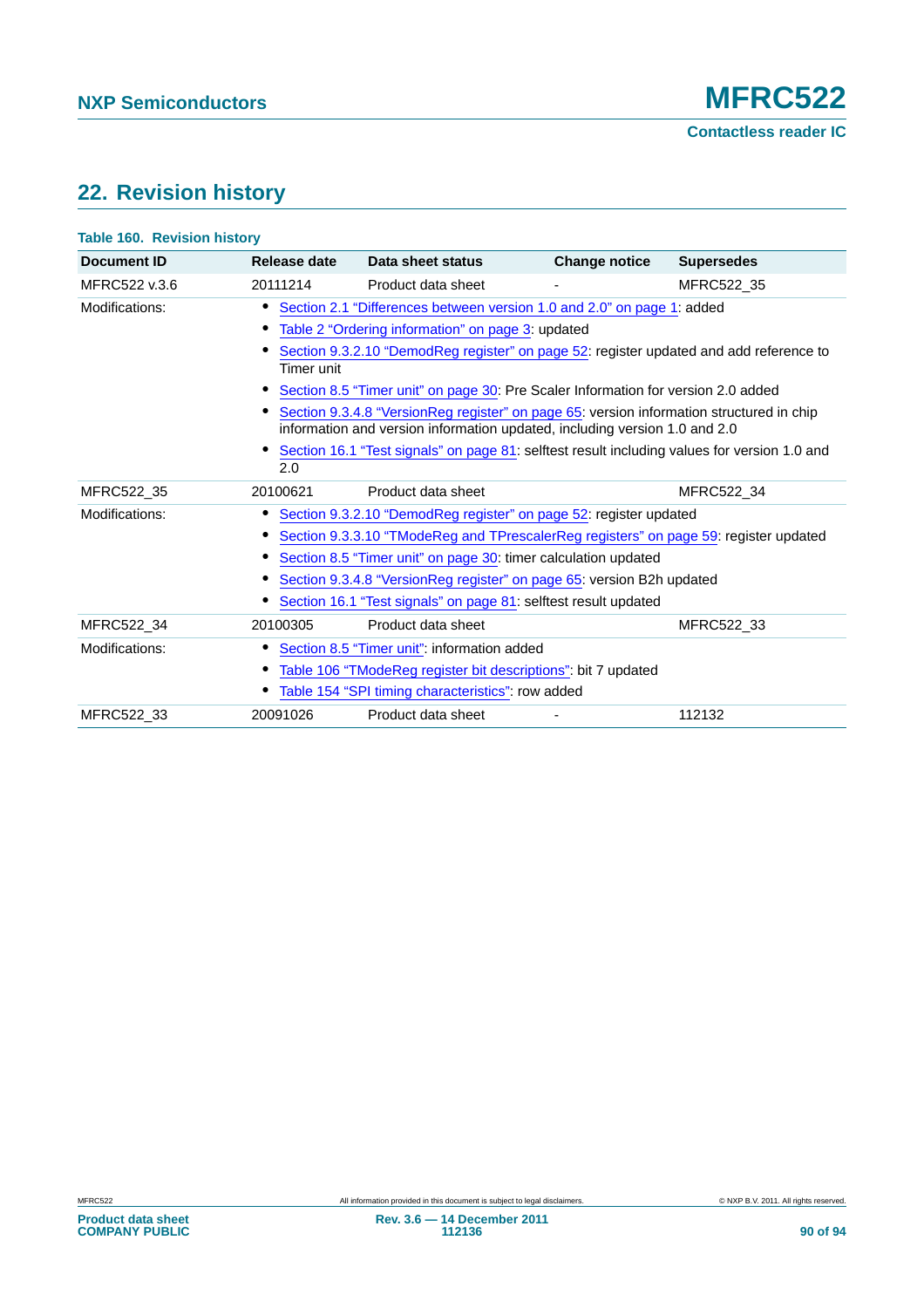## 22. Revision history

**Table 160. Revision history**

| Document ID | Release date | Data sheet status | Change notice | Supersedes |
|---|---|---|---|---|
| MFRC522 v.3.6 | 20111214 | Product data sheet | - | MFRC522_35 |
| Modifications: | • Section 2.1 “Differences between version 1.0 and 2.0” on page 1: added<br>• Table 2 “Ordering information” on page 3: updated<br>• Section 9.3.2.10 “DemodReg register” on page 52: register updated and add reference to Timer unit<br>• Section 8.5 “Timer unit” on page 30: Pre Scaler Information for version 2.0 added<br>• Section 9.3.4.8 “VersionReg register” on page 65: version information structured in chip information and version information updated, including version 1.0 and 2.0<br>• Section 16.1 “Test signals” on page 81: selftest result including values for version 1.0 and 2.0 | | | |
| MFRC522_35 | 20100621 | Product data sheet | | MFRC522_34 |
| Modifications: | • Section 9.3.2.10 “DemodReg register” on page 52: register updated<br>• Section 9.3.3.10 “TModeReg and TPrescalerReg registers” on page 59: register updated<br>• Section 8.5 “Timer unit” on page 30: timer calculation updated<br>• Section 9.3.4.8 “VersionReg register” on page 65: version B2h updated<br>• Section 16.1 “Test signals” on page 81: selftest result updated | | | |
| MFRC522_34 | 20100305 | Product data sheet | | MFRC522_33 |
| Modifications: | • Section 8.5 “Timer unit”: information added<br>• Table 106 “TModeReg register bit descriptions”: bit 7 updated<br>• Table 154 “SPI timing characteristics”: row added | | | |
| MFRC522_33 | 20091026 | Product data sheet | - | 112132 |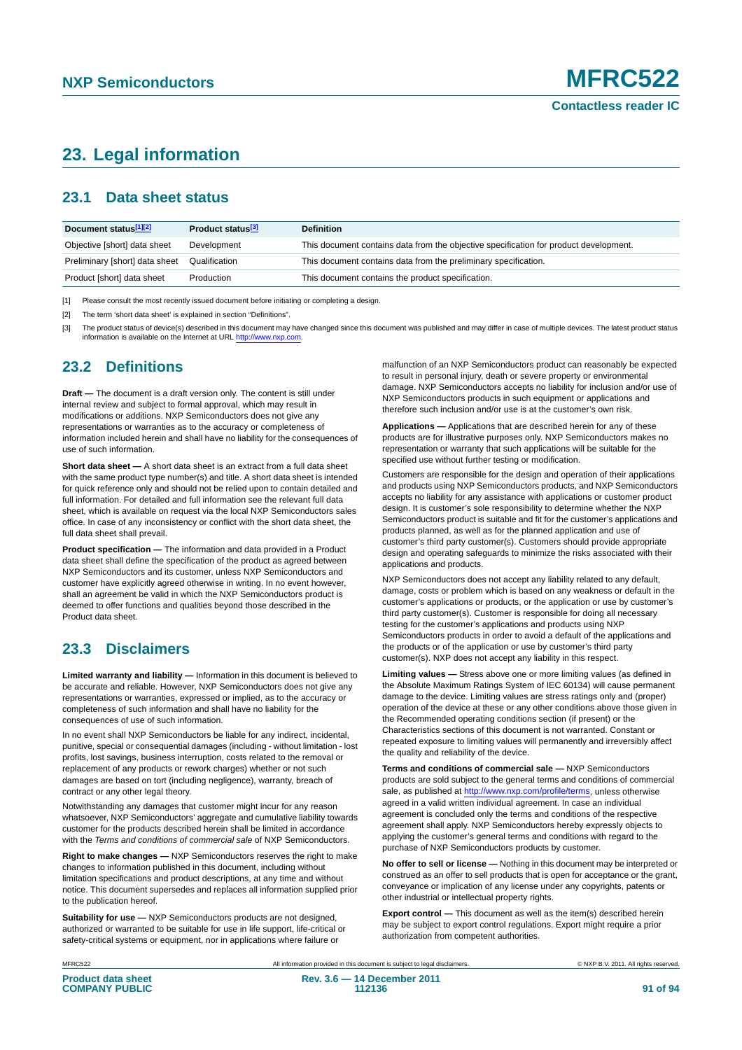# 23. Legal information

## 23.1 Data sheet status

| Document status[1][2] | Product status[3] | Definition |
|---|---|---|
| Objective [short] data sheet | Development | This document contains data from the objective specification for product development. |
| Preliminary [short] data sheet | Qualification | This document contains data from the preliminary specification. |
| Product [short] data sheet | Production | This document contains the product specification. |

[1] Please consult the most recently issued document before initiating or completing a design.

[2] The term 'short data sheet' is explained in section "Definitions".

[3] The product status of device(s) described in this document may have changed since this document was published and may differ in case of multiple devices. The latest product status information is available on the Internet at URL http://www.nxp.com.

## 23.2 Definitions

**Draft —** The document is a draft version only. The content is still under internal review and subject to formal approval, which may result in modifications or additions. NXP Semiconductors does not give any representations or warranties as to the accuracy or completeness of information included herein and shall have no liability for the consequences of use of such information.

**Short data sheet —** A short data sheet is an extract from a full data sheet with the same product type number(s) and title. A short data sheet is intended for quick reference only and should not be relied upon to contain detailed and full information. For detailed and full information see the relevant full data sheet, which is available on request via the local NXP Semiconductors sales office. In case of any inconsistency or conflict with the short data sheet, the full data sheet shall prevail.

**Product specification —** The information and data provided in a Product data sheet shall define the specification of the product as agreed between NXP Semiconductors and its customer, unless NXP Semiconductors and customer have explicitly agreed otherwise in writing. In no event however, shall an agreement be valid in which the NXP Semiconductors product is deemed to offer functions and qualities beyond those described in the Product data sheet.

## 23.3 Disclaimers

**Limited warranty and liability —** Information in this document is believed to be accurate and reliable. However, NXP Semiconductors does not give any representations or warranties, expressed or implied, as to the accuracy or completeness of such information and shall have no liability for the consequences of use of such information.

In no event shall NXP Semiconductors be liable for any indirect, incidental, punitive, special or consequential damages (including - without limitation - lost profits, lost savings, business interruption, costs related to the removal or replacement of any products or rework charges) whether or not such damages are based on tort (including negligence), warranty, breach of contract or any other legal theory.

Notwithstanding any damages that customer might incur for any reason whatsoever, NXP Semiconductors' aggregate and cumulative liability towards customer for the products described herein shall be limited in accordance with the *Terms and conditions of commercial sale* of NXP Semiconductors.

**Right to make changes —** NXP Semiconductors reserves the right to make changes to information published in this document, including without limitation specifications and product descriptions, at any time and without notice. This document supersedes and replaces all information supplied prior to the publication hereof.

**Suitability for use —** NXP Semiconductors products are not designed, authorized or warranted to be suitable for use in life support, life-critical or safety-critical systems or equipment, nor in applications where failure or malfunction of an NXP Semiconductors product can reasonably be expected to result in personal injury, death or severe property or environmental damage. NXP Semiconductors accepts no liability for inclusion and/or use of NXP Semiconductors products in such equipment or applications and therefore such inclusion and/or use is at the customer's own risk.

**Applications —** Applications that are described herein for any of these products are for illustrative purposes only. NXP Semiconductors makes no representation or warranty that such applications will be suitable for the specified use without further testing or modification.

Customers are responsible for the design and operation of their applications and products using NXP Semiconductors products, and NXP Semiconductors accepts no liability for any assistance with applications or customer product design. It is customer's sole responsibility to determine whether the NXP Semiconductors product is suitable and fit for the customer's applications and products planned, as well as for the planned application and use of customer's third party customer(s). Customers should provide appropriate design and operating safeguards to minimize the risks associated with their applications and products.

NXP Semiconductors does not accept any liability related to any default, damage, costs or problem which is based on any weakness or default in the customer's applications or products, or the application or use by customer's third party customer(s). Customer is responsible for doing all necessary testing for the customer's applications and products using NXP Semiconductors products in order to avoid a default of the applications and the products or of the application or use by customer's third party customer(s). NXP does not accept any liability in this respect.

**Limiting values —** Stress above one or more limiting values (as defined in the Absolute Maximum Ratings System of IEC 60134) will cause permanent damage to the device. Limiting values are stress ratings only and (proper) operation of the device at these or any other conditions above those given in the Recommended operating conditions section (if present) or the Characteristics sections of this document is not warranted. Constant or repeated exposure to limiting values will permanently and irreversibly affect the quality and reliability of the device.

**Terms and conditions of commercial sale —** NXP Semiconductors products are sold subject to the general terms and conditions of commercial sale, as published at http://www.nxp.com/profile/terms, unless otherwise agreed in a valid written individual agreement. In case an individual agreement is concluded only the terms and conditions of the respective agreement shall apply. NXP Semiconductors hereby expressly objects to applying the customer's general terms and conditions with regard to the purchase of NXP Semiconductors products by customer.

**No offer to sell or license —** Nothing in this document may be interpreted or construed as an offer to sell products that is open for acceptance or the grant, conveyance or implication of any license under any copyrights, patents or other industrial or intellectual property rights.

**Export control —** This document as well as the item(s) described herein may be subject to export control regulations. Export might require a prior authorization from competent authorities.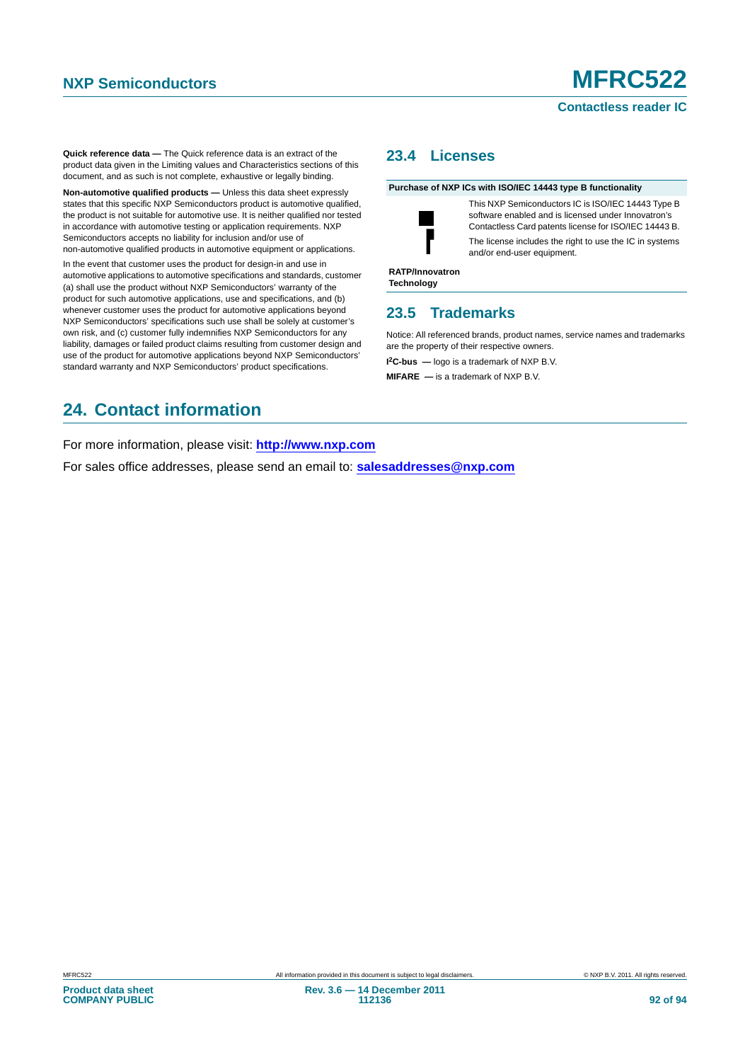**Quick reference data —** The Quick reference data is an extract of the product data given in the Limiting values and Characteristics sections of this document, and as such is not complete, exhaustive or legally binding.

**Non-automotive qualified products —** Unless this data sheet expressly states that this specific NXP Semiconductors product is automotive qualified, the product is not suitable for automotive use. It is neither qualified nor tested in accordance with automotive testing or application requirements. NXP Semiconductors accepts no liability for inclusion and/or use of non-automotive qualified products in automotive equipment or applications.

In the event that customer uses the product for design-in and use in automotive applications to automotive specifications and standards, customer (a) shall use the product without NXP Semiconductors' warranty of the product for such automotive applications, use and specifications, and (b) whenever customer uses the product for automotive applications beyond NXP Semiconductors' specifications such use shall be solely at customer's own risk, and (c) customer fully indemnifies NXP Semiconductors for any liability, damages or failed product claims resulting from customer design and use of the product for automotive applications beyond NXP Semiconductors' standard warranty and NXP Semiconductors' product specifications.

### 23.4 Licenses

| Purchase of NXP ICs with ISO/IEC 14443 type B functionality | |
|---|---|
| RATP/Innovatron Technology | This NXP Semiconductors IC is ISO/IEC 14443 Type B software enabled and is licensed under Innovatron's Contactless Card patents license for ISO/IEC 14443 B. The license includes the right to use the IC in systems and/or end-user equipment. |

### 23.5 Trademarks

Notice: All referenced brands, product names, service names and trademarks are the property of their respective owners.

**I²C-bus —** logo is a trademark of NXP B.V.

**MIFARE —** is a trademark of NXP B.V.

## 24. Contact information

For more information, please visit: **http://www.nxp.com**

For sales office addresses, please send an email to: **salesaddresses@nxp.com**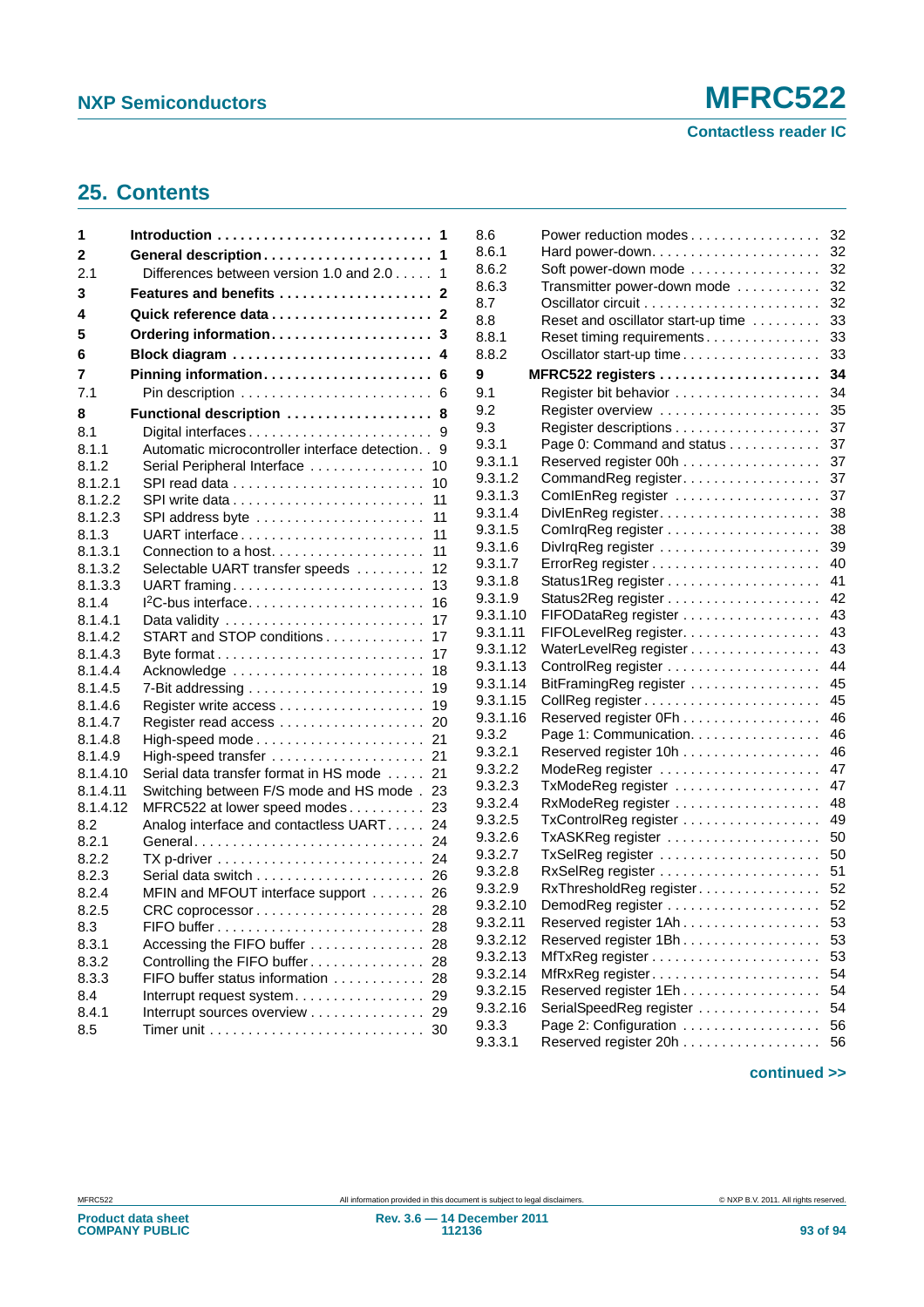## 25. Contents

| | | |
|---|---|---|
| **1** | **Introduction** | **1** |
| **2** | **General description** | **1** |
| 2.1 | Differences between version 1.0 and 2.0 | 1 |
| **3** | **Features and benefits** | **2** |
| **4** | **Quick reference data** | **2** |
| **5** | **Ordering information** | **3** |
| **6** | **Block diagram** | **4** |
| **7** | **Pinning information** | **6** |
| 7.1 | Pin description | 6 |
| **8** | **Functional description** | **8** |
| 8.1 | Digital interfaces | 9 |
| 8.1.1 | Automatic microcontroller interface detection | 9 |
| 8.1.2 | Serial Peripheral Interface | 10 |
| 8.1.2.1 | SPI read data | 10 |
| 8.1.2.2 | SPI write data | 11 |
| 8.1.2.3 | SPI address byte | 11 |
| 8.1.3 | UART interface | 11 |
| 8.1.3.1 | Connection to a host | 11 |
| 8.1.3.2 | Selectable UART transfer speeds | 12 |
| 8.1.3.3 | UART framing | 13 |
| 8.1.4 | I²C-bus interface | 16 |
| 8.1.4.1 | Data validity | 17 |
| 8.1.4.2 | START and STOP conditions | 17 |
| 8.1.4.3 | Byte format | 17 |
| 8.1.4.4 | Acknowledge | 18 |
| 8.1.4.5 | 7-Bit addressing | 19 |
| 8.1.4.6 | Register write access | 19 |
| 8.1.4.7 | Register read access | 20 |
| 8.1.4.8 | High-speed mode | 21 |
| 8.1.4.9 | High-speed transfer | 21 |
| 8.1.4.10 | Serial data transfer format in HS mode | 21 |
| 8.1.4.11 | Switching between F/S mode and HS mode | 23 |
| 8.1.4.12 | MFRC522 at lower speed modes | 23 |
| 8.2 | Analog interface and contactless UART | 24 |
| 8.2.1 | General | 24 |
| 8.2.2 | TX p-driver | 24 |
| 8.2.3 | Serial data switch | 26 |
| 8.2.4 | MFIN and MFOUT interface support | 26 |
| 8.2.5 | CRC coprocessor | 28 |
| 8.3 | FIFO buffer | 28 |
| 8.3.1 | Accessing the FIFO buffer | 28 |
| 8.3.2 | Controlling the FIFO buffer | 28 |
| 8.3.3 | FIFO buffer status information | 28 |
| 8.4 | Interrupt request system | 29 |
| 8.4.1 | Interrupt sources overview | 29 |
| 8.5 | Timer unit | 30 |
| 8.6 | Power reduction modes | 32 |
| 8.6.1 | Hard power-down | 32 |
| 8.6.2 | Soft power-down mode | 32 |
| 8.6.3 | Transmitter power-down mode | 32 |
| 8.7 | Oscillator circuit | 32 |
| 8.8 | Reset and oscillator start-up time | 33 |
| 8.8.1 | Reset timing requirements | 33 |
| 8.8.2 | Oscillator start-up time | 33 |
| **9** | **MFRC522 registers** | **34** |
| 9.1 | Register bit behavior | 34 |
| 9.2 | Register overview | 35 |
| 9.3 | Register descriptions | 37 |
| 9.3.1 | Page 0: Command and status | 37 |
| 9.3.1.1 | Reserved register 00h | 37 |
| 9.3.1.2 | CommandReg register | 37 |
| 9.3.1.3 | ComIEnReg register | 37 |
| 9.3.1.4 | DivIEnReg register | 38 |
| 9.3.1.5 | ComIrqReg register | 38 |
| 9.3.1.6 | DivIrqReg register | 39 |
| 9.3.1.7 | ErrorReg register | 40 |
| 9.3.1.8 | Status1Reg register | 41 |
| 9.3.1.9 | Status2Reg register | 42 |
| 9.3.1.10 | FIFODataReg register | 43 |
| 9.3.1.11 | FIFOLevelReg register | 43 |
| 9.3.1.12 | WaterLevelReg register | 43 |
| 9.3.1.13 | ControlReg register | 44 |
| 9.3.1.14 | BitFramingReg register | 45 |
| 9.3.1.15 | CollReg register | 45 |
| 9.3.1.16 | Reserved register 0Fh | 46 |
| 9.3.2 | Page 1: Communication | 46 |
| 9.3.2.1 | Reserved register 10h | 46 |
| 9.3.2.2 | ModeReg register | 47 |
| 9.3.2.3 | TxModeReg register | 47 |
| 9.3.2.4 | RxModeReg register | 48 |
| 9.3.2.5 | TxControlReg register | 49 |
| 9.3.2.6 | TxASKReg register | 50 |
| 9.3.2.7 | TxSelReg register | 50 |
| 9.3.2.8 | RxSelReg register | 51 |
| 9.3.2.9 | RxThresholdReg register | 52 |
| 9.3.2.10 | DemodReg register | 52 |
| 9.3.2.11 | Reserved register 1Ah | 53 |
| 9.3.2.12 | Reserved register 1Bh | 53 |
| 9.3.2.13 | MfTxReg register | 53 |
| 9.3.2.14 | MfRxReg register | 54 |
| 9.3.2.15 | Reserved register 1Eh | 54 |
| 9.3.2.16 | SerialSpeedReg register | 54 |
| 9.3.3 | Page 2: Configuration | 56 |
| 9.3.3.1 | Reserved register 20h | 56 |

**continued >>**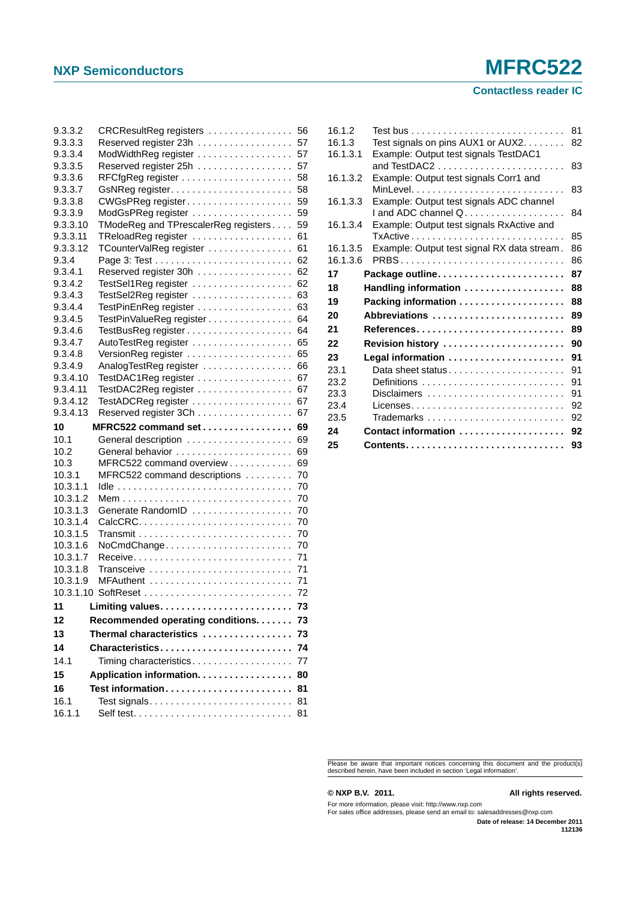| | | |
|---|---|---|
| 9.3.3.2 | CRCResultReg registers | 56 |
| 9.3.3.3 | Reserved register 23h | 57 |
| 9.3.3.4 | ModWidthReg register | 57 |
| 9.3.3.5 | Reserved register 25h | 57 |
| 9.3.3.6 | RFCfgReg register | 58 |
| 9.3.3.7 | GsNReg register | 58 |
| 9.3.3.8 | CWGsPReg register | 59 |
| 9.3.3.9 | ModGsPReg register | 59 |
| 9.3.3.10 | TModeReg and TPrescalerReg registers | 59 |
| 9.3.3.11 | TReloadReg register | 61 |
| 9.3.3.12 | TCounterValReg register | 61 |
| 9.3.4 | Page 3: Test | 62 |
| 9.3.4.1 | Reserved register 30h | 62 |
| 9.3.4.2 | TestSel1Reg register | 62 |
| 9.3.4.3 | TestSel2Reg register | 63 |
| 9.3.4.4 | TestPinEnReg register | 63 |
| 9.3.4.5 | TestPinValueReg register | 64 |
| 9.3.4.6 | TestBusReg register | 64 |
| 9.3.4.7 | AutoTestReg register | 65 |
| 9.3.4.8 | VersionReg register | 65 |
| 9.3.4.9 | AnalogTestReg register | 66 |
| 9.3.4.10 | TestDAC1Reg register | 67 |
| 9.3.4.11 | TestDAC2Reg register | 67 |
| 9.3.4.12 | TestADCReg register | 67 |
| 9.3.4.13 | Reserved register 3Ch | 67 |
| **10** | **MFRC522 command set** | **69** |
| 10.1 | General description | 69 |
| 10.2 | General behavior | 69 |
| 10.3 | MFRC522 command overview | 69 |
| 10.3.1 | MFRC522 command descriptions | 70 |
| 10.3.1.1 | Idle | 70 |
| 10.3.1.2 | Mem | 70 |
| 10.3.1.3 | Generate RandomID | 70 |
| 10.3.1.4 | CalcCRC | 70 |
| 10.3.1.5 | Transmit | 70 |
| 10.3.1.6 | NoCmdChange | 70 |
| 10.3.1.7 | Receive | 71 |
| 10.3.1.8 | Transceive | 71 |
| 10.3.1.9 | MFAuthent | 71 |
| 10.3.1.10 | SoftReset | 72 |
| **11** | **Limiting values** | **73** |
| **12** | **Recommended operating conditions** | **73** |
| **13** | **Thermal characteristics** | **73** |
| **14** | **Characteristics** | **74** |
| 14.1 | Timing characteristics | 77 |
| **15** | **Application information** | **80** |
| **16** | **Test information** | **81** |
| 16.1 | Test signals | 81 |
| 16.1.1 | Self test | 81 |
| 16.1.2 | Test bus | 81 |
| 16.1.3 | Test signals on pins AUX1 or AUX2 | 82 |
| 16.1.3.1 | Example: Output test signals TestDAC1 and TestDAC2 | 83 |
| 16.1.3.2 | Example: Output test signals Corr1 and MinLevel | 83 |
| 16.1.3.3 | Example: Output test signals ADC channel I and ADC channel Q | 84 |
| 16.1.3.4 | Example: Output test signals RxActive and TxActive | 85 |
| 16.1.3.5 | Example: Output test signal RX data stream | 86 |
| 16.1.3.6 | PRBS | 86 |
| **17** | **Package outline** | **87** |
| **18** | **Handling information** | **88** |
| **19** | **Packing information** | **88** |
| **20** | **Abbreviations** | **89** |
| **21** | **References** | **89** |
| **22** | **Revision history** | **90** |
| **23** | **Legal information** | **91** |
| 23.1 | Data sheet status | 91 |
| 23.2 | Definitions | 91 |
| 23.3 | Disclaimers | 91 |
| 23.4 | Licenses | 92 |
| 23.5 | Trademarks | 92 |
| **24** | **Contact information** | **92** |
| **25** | **Contents** | **93** |

Please be aware that important notices concerning this document and the product(s) described herein, have been included in section 'Legal information'.

**© NXP B.V. 2011.** **All rights reserved.**

For more information, please visit: http://www.nxp.com
For sales office addresses, please send an email to: salesaddresses@nxp.com

**Date of release: 14 December 2011**
**112136**